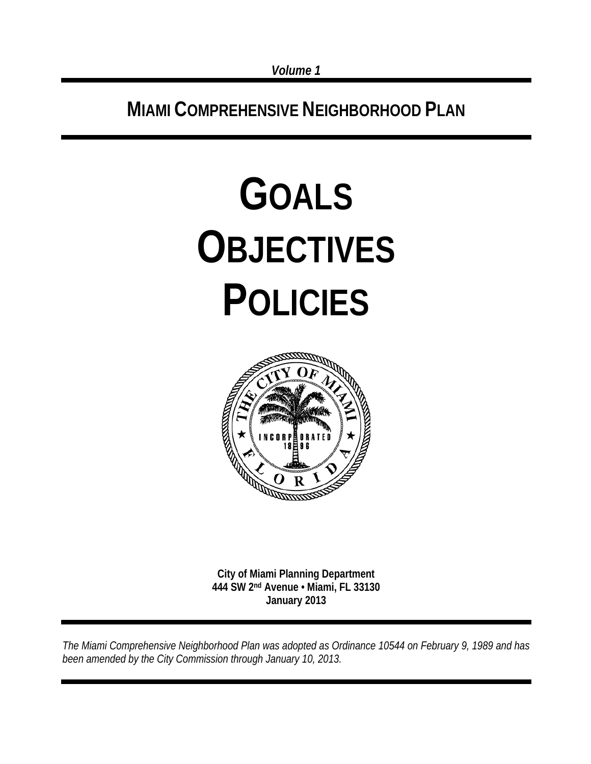*Volume 1*

# MIAMI COMPREHENSIVE NEIGHBORHOOD PLAN

# GOALS
# OBJECTIVES
# POLICIES

**City of Miami Planning Department**
**444 SW 2nd Avenue • Miami, FL 33130**
**January 2013**

*The Miami Comprehensive Neighborhood Plan was adopted as Ordinance 10544 on February 9, 1989 and has been amended by the City Commission through January 10, 2013.*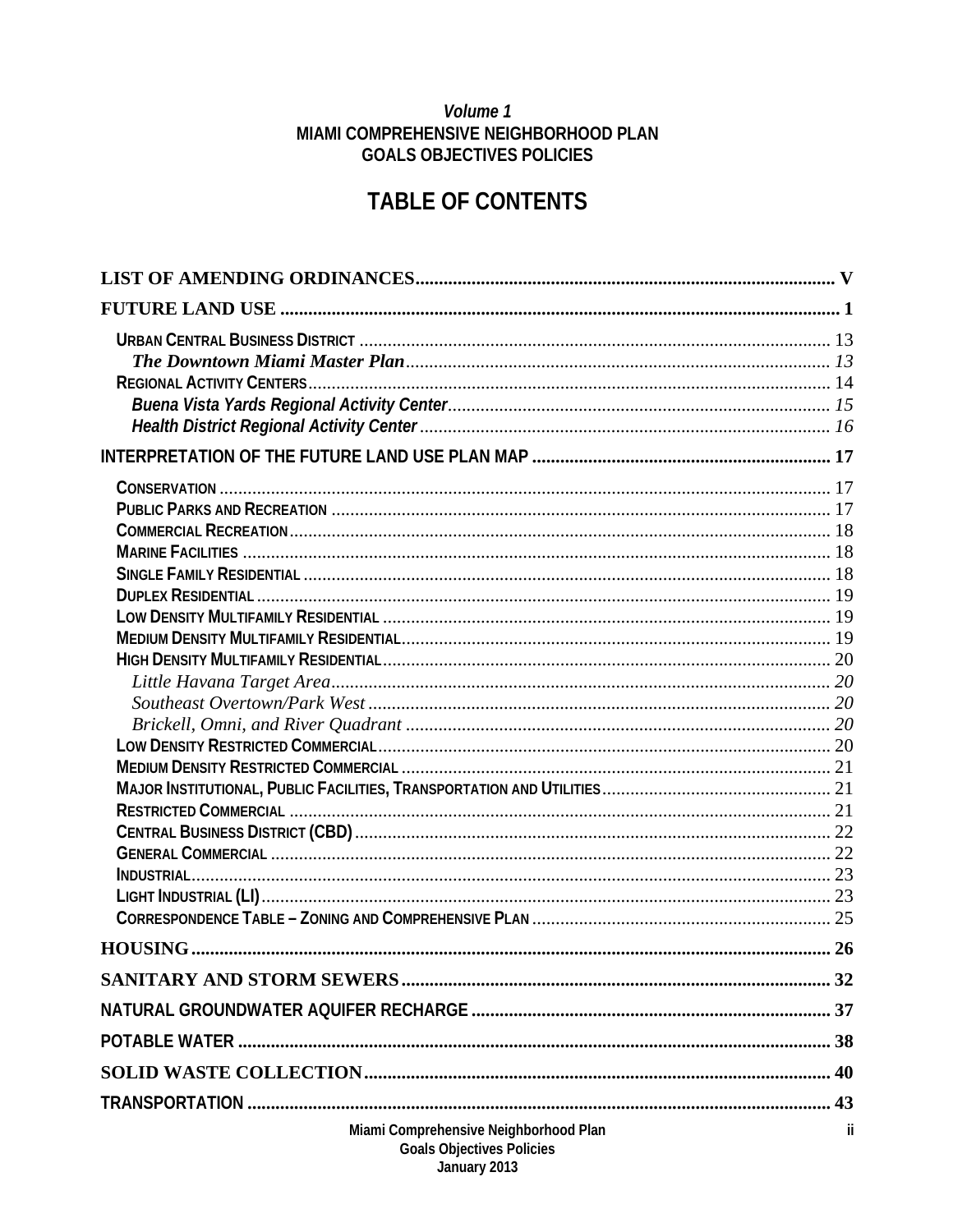*Volume 1*
**MIAMI COMPREHENSIVE NEIGHBORHOOD PLAN**
**GOALS OBJECTIVES POLICIES**

# TABLE OF CONTENTS

**LIST OF AMENDING ORDINANCES** ........ V

**FUTURE LAND USE** ........ 1

- URBAN CENTRAL BUSINESS DISTRICT ........ 13
  - *The Downtown Miami Master Plan* ........ 13
- REGIONAL ACTIVITY CENTERS ........ 14
  - *Buena Vista Yards Regional Activity Center* ........ 15
  - *Health District Regional Activity Center* ........ 16

**INTERPRETATION OF THE FUTURE LAND USE PLAN MAP** ........ 17

- CONSERVATION ........ 17
- PUBLIC PARKS AND RECREATION ........ 17
- COMMERCIAL RECREATION ........ 18
- MARINE FACILITIES ........ 18
- SINGLE FAMILY RESIDENTIAL ........ 18
- DUPLEX RESIDENTIAL ........ 19
- LOW DENSITY MULTIFAMILY RESIDENTIAL ........ 19
- MEDIUM DENSITY MULTIFAMILY RESIDENTIAL ........ 19
- HIGH DENSITY MULTIFAMILY RESIDENTIAL ........ 20
  - *Little Havana Target Area* ........ 20
  - *Southeast Overtown/Park West* ........ 20
  - *Brickell, Omni, and River Quadrant* ........ 20
- LOW DENSITY RESTRICTED COMMERCIAL ........ 20
- MEDIUM DENSITY RESTRICTED COMMERCIAL ........ 21
- MAJOR INSTITUTIONAL, PUBLIC FACILITIES, TRANSPORTATION AND UTILITIES ........ 21
- RESTRICTED COMMERCIAL ........ 21
- CENTRAL BUSINESS DISTRICT (CBD) ........ 22
- GENERAL COMMERCIAL ........ 22
- INDUSTRIAL ........ 23
- LIGHT INDUSTRIAL (LI) ........ 23
- CORRESPONDENCE TABLE – ZONING AND COMPREHENSIVE PLAN ........ 25

**HOUSING** ........ 26

**SANITARY AND STORM SEWERS** ........ 32

**NATURAL GROUNDWATER AQUIFER RECHARGE** ........ 37

**POTABLE WATER** ........ 38

**SOLID WASTE COLLECTION** ........ 40

**TRANSPORTATION** ........ 43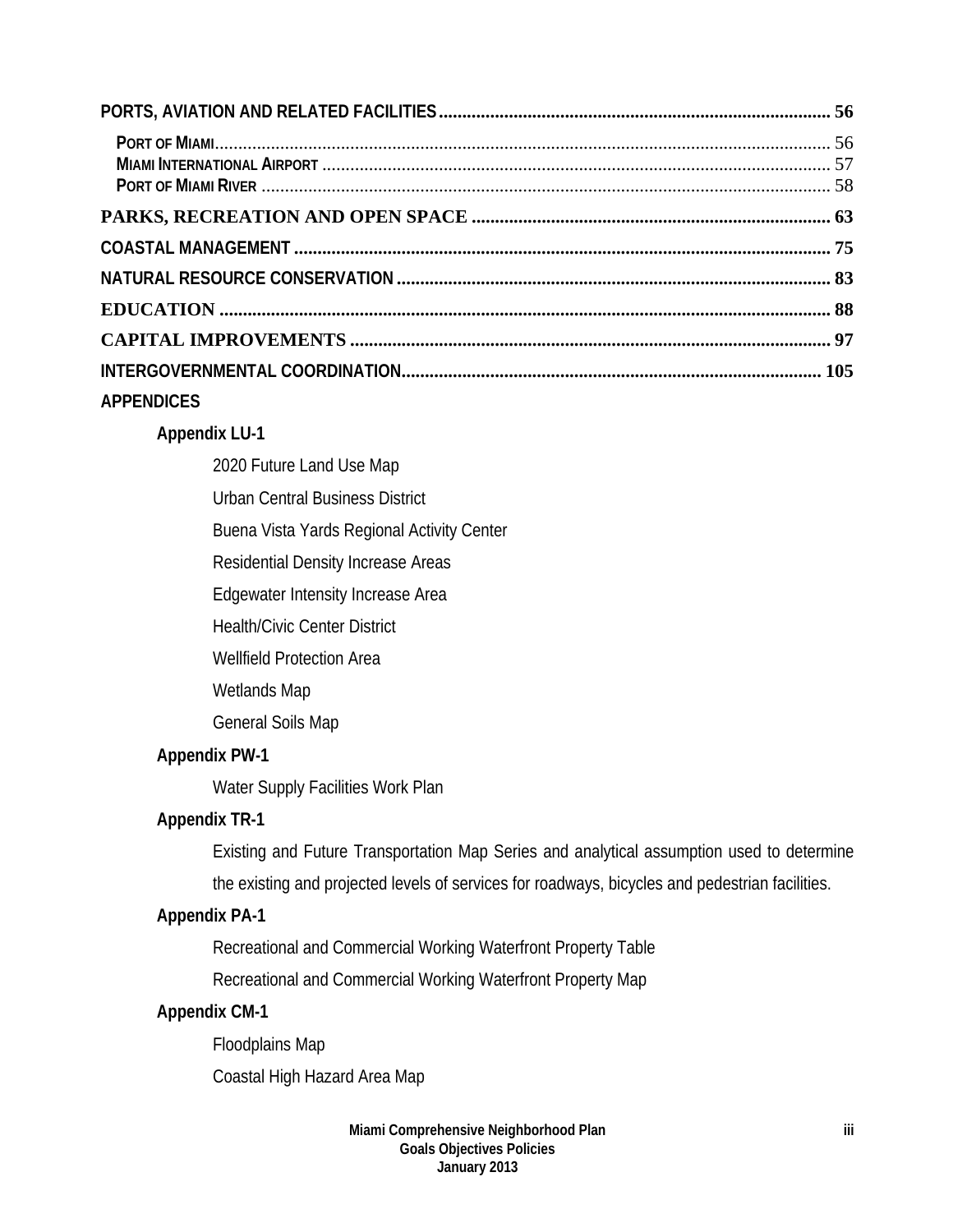**PORTS, AVIATION AND RELATED FACILITIES** .......... **56**

- PORT OF MIAMI .......... 56
- MIAMI INTERNATIONAL AIRPORT .......... 57
- PORT OF MIAMI RIVER .......... 58

**PARKS, RECREATION AND OPEN SPACE** .......... **63**

**COASTAL MANAGEMENT** .......... **75**

**NATURAL RESOURCE CONSERVATION** .......... **83**

**EDUCATION** .......... **88**

**CAPITAL IMPROVEMENTS** .......... **97**

**INTERGOVERNMENTAL COORDINATION** .......... **105**

**APPENDICES**

**Appendix LU-1**

- 2020 Future Land Use Map
- Urban Central Business District
- Buena Vista Yards Regional Activity Center
- Residential Density Increase Areas
- Edgewater Intensity Increase Area
- Health/Civic Center District
- Wellfield Protection Area
- Wetlands Map
- General Soils Map

**Appendix PW-1**

- Water Supply Facilities Work Plan

**Appendix TR-1**

- Existing and Future Transportation Map Series and analytical assumption used to determine the existing and projected levels of services for roadways, bicycles and pedestrian facilities.

**Appendix PA-1**

- Recreational and Commercial Working Waterfront Property Table
- Recreational and Commercial Working Waterfront Property Map

**Appendix CM-1**

- Floodplains Map
- Coastal High Hazard Area Map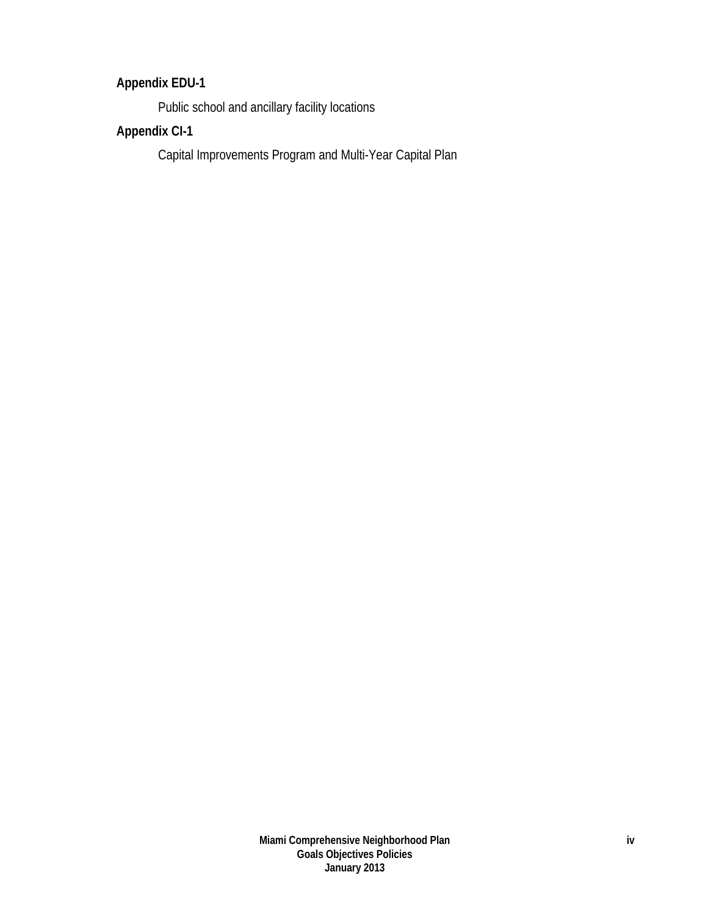**Appendix EDU-1**

Public school and ancillary facility locations

**Appendix CI-1**

Capital Improvements Program and Multi-Year Capital Plan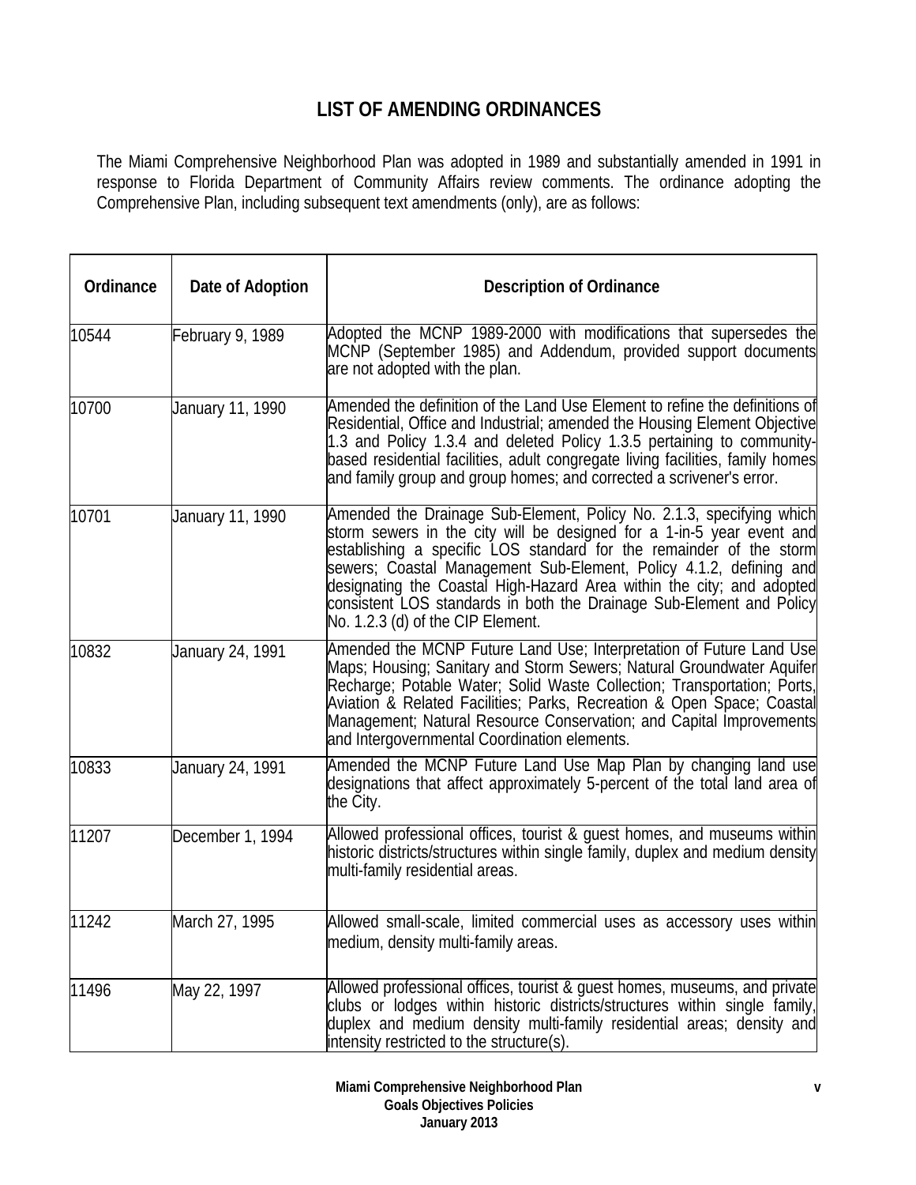# LIST OF AMENDING ORDINANCES

The Miami Comprehensive Neighborhood Plan was adopted in 1989 and substantially amended in 1991 in response to Florida Department of Community Affairs review comments. The ordinance adopting the Comprehensive Plan, including subsequent text amendments (only), are as follows:

| Ordinance | Date of Adoption | Description of Ordinance |
|---|---|---|
| 10544 | February 9, 1989 | Adopted the MCNP 1989-2000 with modifications that supersedes the MCNP (September 1985) and Addendum, provided support documents are not adopted with the plan. |
| 10700 | January 11, 1990 | Amended the definition of the Land Use Element to refine the definitions of Residential, Office and Industrial; amended the Housing Element Objective 1.3 and Policy 1.3.4 and deleted Policy 1.3.5 pertaining to community-based residential facilities, adult congregate living facilities, family homes and family group and group homes; and corrected a scrivener's error. |
| 10701 | January 11, 1990 | Amended the Drainage Sub-Element, Policy No. 2.1.3, specifying which storm sewers in the city will be designed for a 1-in-5 year event and establishing a specific LOS standard for the remainder of the storm sewers; Coastal Management Sub-Element, Policy 4.1.2, defining and designating the Coastal High-Hazard Area within the city; and adopted consistent LOS standards in both the Drainage Sub-Element and Policy No. 1.2.3 (d) of the CIP Element. |
| 10832 | January 24, 1991 | Amended the MCNP Future Land Use; Interpretation of Future Land Use Maps; Housing; Sanitary and Storm Sewers; Natural Groundwater Aquifer Recharge; Potable Water; Solid Waste Collection; Transportation; Ports, Aviation & Related Facilities; Parks, Recreation & Open Space; Coastal Management; Natural Resource Conservation; and Capital Improvements and Intergovernmental Coordination elements. |
| 10833 | January 24, 1991 | Amended the MCNP Future Land Use Map Plan by changing land use designations that affect approximately 5-percent of the total land area of the City. |
| 11207 | December 1, 1994 | Allowed professional offices, tourist & guest homes, and museums within historic districts/structures within single family, duplex and medium density multi-family residential areas. |
| 11242 | March 27, 1995 | Allowed small-scale, limited commercial uses as accessory uses within medium, density multi-family areas. |
| 11496 | May 22, 1997 | Allowed professional offices, tourist & guest homes, museums, and private clubs or lodges within historic districts/structures within single family, duplex and medium density multi-family residential areas; density and intensity restricted to the structure(s). |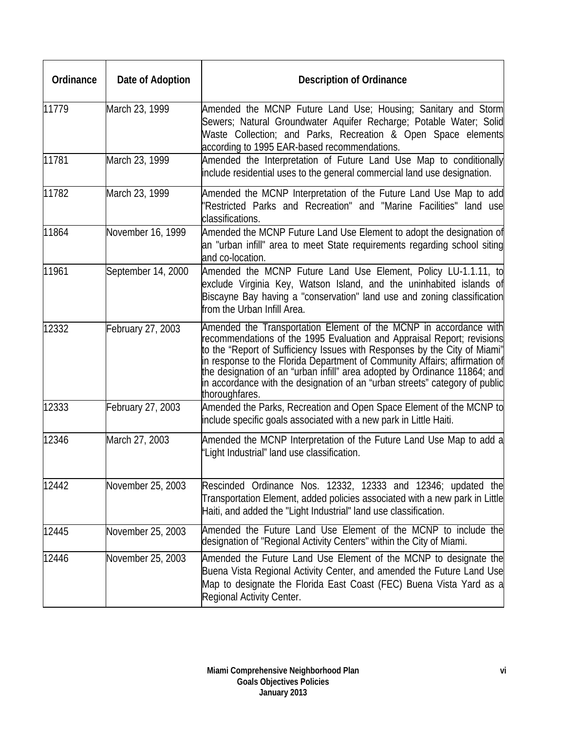| Ordinance | Date of Adoption | Description of Ordinance |
|---|---|---|
| 11779 | March 23, 1999 | Amended the MCNP Future Land Use; Housing; Sanitary and Storm Sewers; Natural Groundwater Aquifer Recharge; Potable Water; Solid Waste Collection; and Parks, Recreation & Open Space elements according to 1995 EAR-based recommendations. |
| 11781 | March 23, 1999 | Amended the Interpretation of Future Land Use Map to conditionally include residential uses to the general commercial land use designation. |
| 11782 | March 23, 1999 | Amended the MCNP Interpretation of the Future Land Use Map to add "Restricted Parks and Recreation" and "Marine Facilities" land use classifications. |
| 11864 | November 16, 1999 | Amended the MCNP Future Land Use Element to adopt the designation of an "urban infill" area to meet State requirements regarding school siting and co-location. |
| 11961 | September 14, 2000 | Amended the MCNP Future Land Use Element, Policy LU-1.1.11, to exclude Virginia Key, Watson Island, and the uninhabited islands of Biscayne Bay having a "conservation" land use and zoning classification from the Urban Infill Area. |
| 12332 | February 27, 2003 | Amended the Transportation Element of the MCNP in accordance with recommendations of the 1995 Evaluation and Appraisal Report; revisions to the "Report of Sufficiency Issues with Responses by the City of Miami" in response to the Florida Department of Community Affairs; affirmation of the designation of an "urban infill" area adopted by Ordinance 11864; and in accordance with the designation of an "urban streets" category of public thoroughfares. |
| 12333 | February 27, 2003 | Amended the Parks, Recreation and Open Space Element of the MCNP to include specific goals associated with a new park in Little Haiti. |
| 12346 | March 27, 2003 | Amended the MCNP Interpretation of the Future Land Use Map to add a "Light Industrial" land use classification. |
| 12442 | November 25, 2003 | Rescinded Ordinance Nos. 12332, 12333 and 12346; updated the Transportation Element, added policies associated with a new park in Little Haiti, and added the "Light Industrial" land use classification. |
| 12445 | November 25, 2003 | Amended the Future Land Use Element of the MCNP to include the designation of "Regional Activity Centers" within the City of Miami. |
| 12446 | November 25, 2003 | Amended the Future Land Use Element of the MCNP to designate the Buena Vista Regional Activity Center, and amended the Future Land Use Map to designate the Florida East Coast (FEC) Buena Vista Yard as a Regional Activity Center. |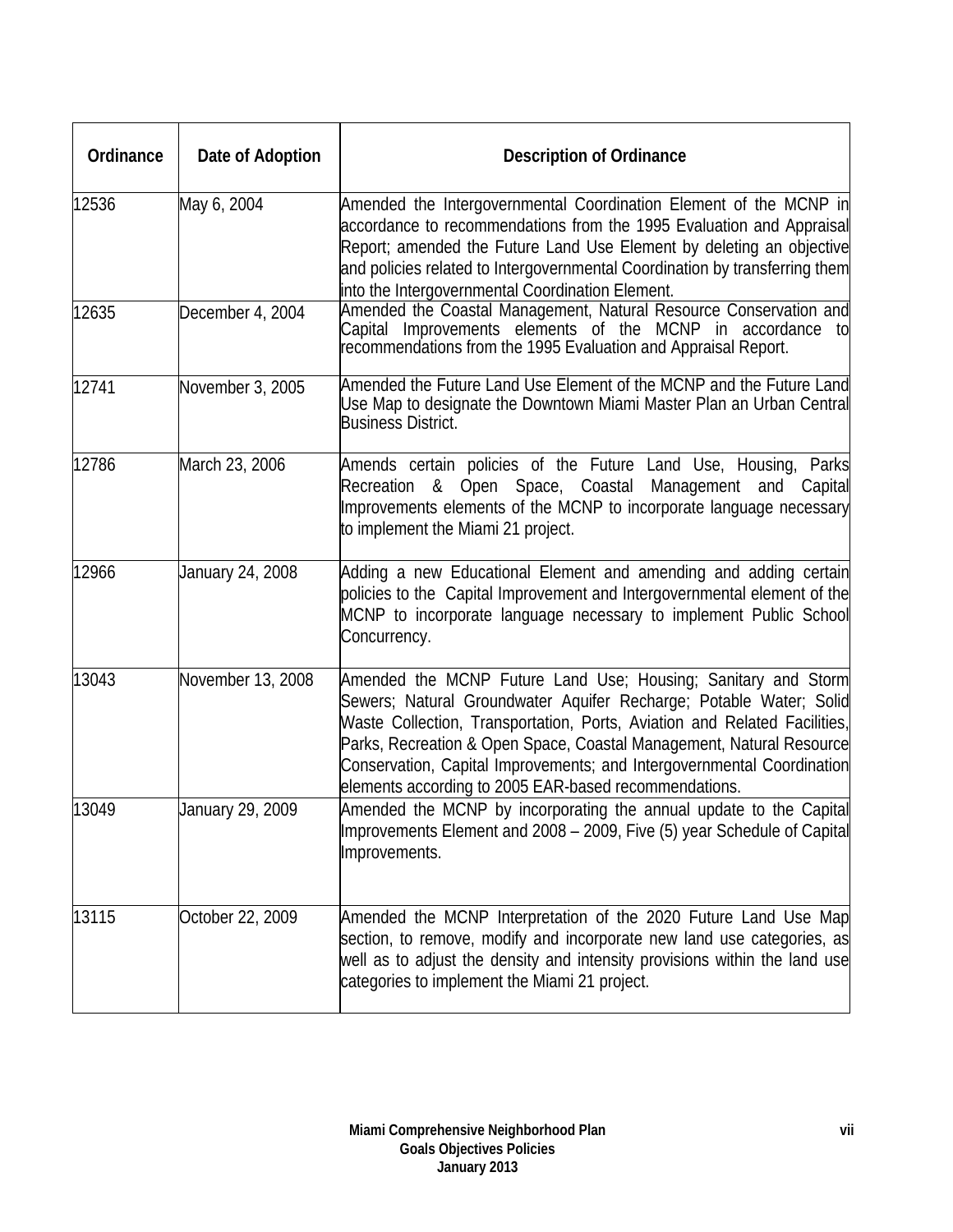| Ordinance | Date of Adoption | Description of Ordinance |
|---|---|---|
| 12536 | May 6, 2004 | Amended the Intergovernmental Coordination Element of the MCNP in accordance to recommendations from the 1995 Evaluation and Appraisal Report; amended the Future Land Use Element by deleting an objective and policies related to Intergovernmental Coordination by transferring them into the Intergovernmental Coordination Element. |
| 12635 | December 4, 2004 | Amended the Coastal Management, Natural Resource Conservation and Capital Improvements elements of the MCNP in accordance to recommendations from the 1995 Evaluation and Appraisal Report. |
| 12741 | November 3, 2005 | Amended the Future Land Use Element of the MCNP and the Future Land Use Map to designate the Downtown Miami Master Plan an Urban Central Business District. |
| 12786 | March 23, 2006 | Amends certain policies of the Future Land Use, Housing, Parks Recreation & Open Space, Coastal Management and Capital Improvements elements of the MCNP to incorporate language necessary to implement the Miami 21 project. |
| 12966 | January 24, 2008 | Adding a new Educational Element and amending and adding certain policies to the Capital Improvement and Intergovernmental element of the MCNP to incorporate language necessary to implement Public School Concurrency. |
| 13043 | November 13, 2008 | Amended the MCNP Future Land Use; Housing; Sanitary and Storm Sewers; Natural Groundwater Aquifer Recharge; Potable Water; Solid Waste Collection, Transportation, Ports, Aviation and Related Facilities, Parks, Recreation & Open Space, Coastal Management, Natural Resource Conservation, Capital Improvements; and Intergovernmental Coordination elements according to 2005 EAR-based recommendations. |
| 13049 | January 29, 2009 | Amended the MCNP by incorporating the annual update to the Capital Improvements Element and 2008 – 2009, Five (5) year Schedule of Capital Improvements. |
| 13115 | October 22, 2009 | Amended the MCNP Interpretation of the 2020 Future Land Use Map section, to remove, modify and incorporate new land use categories, as well as to adjust the density and intensity provisions within the land use categories to implement the Miami 21 project. |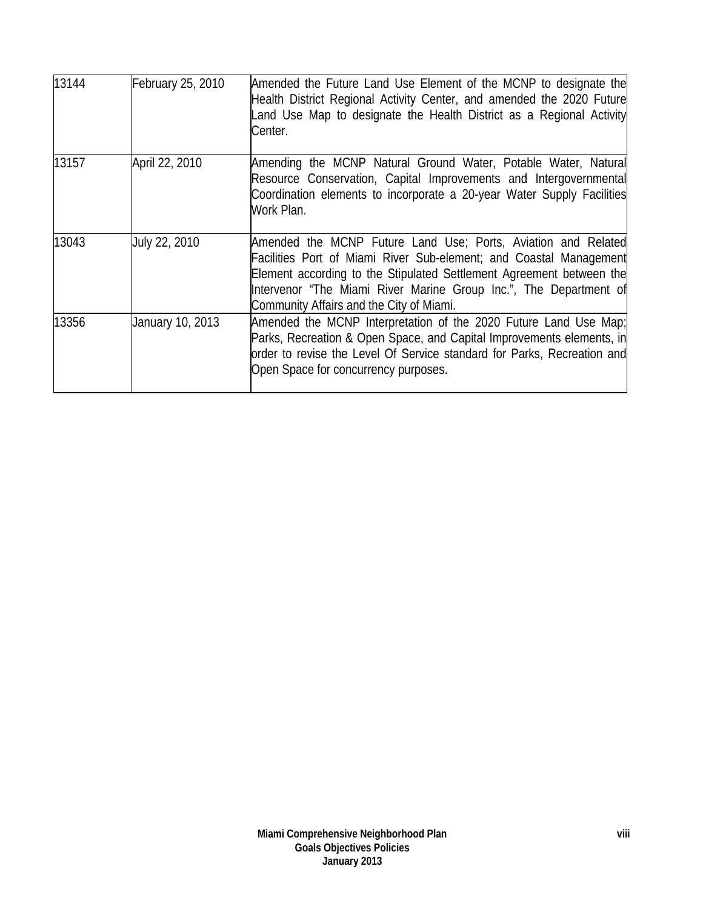| | | |
|---|---|---|
| 13144 | February 25, 2010 | Amended the Future Land Use Element of the MCNP to designate the Health District Regional Activity Center, and amended the 2020 Future Land Use Map to designate the Health District as a Regional Activity Center. |
| 13157 | April 22, 2010 | Amending the MCNP Natural Ground Water, Potable Water, Natural Resource Conservation, Capital Improvements and Intergovernmental Coordination elements to incorporate a 20-year Water Supply Facilities Work Plan. |
| 13043 | July 22, 2010 | Amended the MCNP Future Land Use; Ports, Aviation and Related Facilities Port of Miami River Sub-element; and Coastal Management Element according to the Stipulated Settlement Agreement between the Intervenor "The Miami River Marine Group Inc.", The Department of Community Affairs and the City of Miami. |
| 13356 | January 10, 2013 | Amended the MCNP Interpretation of the 2020 Future Land Use Map; Parks, Recreation & Open Space, and Capital Improvements elements, in order to revise the Level Of Service standard for Parks, Recreation and Open Space for concurrency purposes. |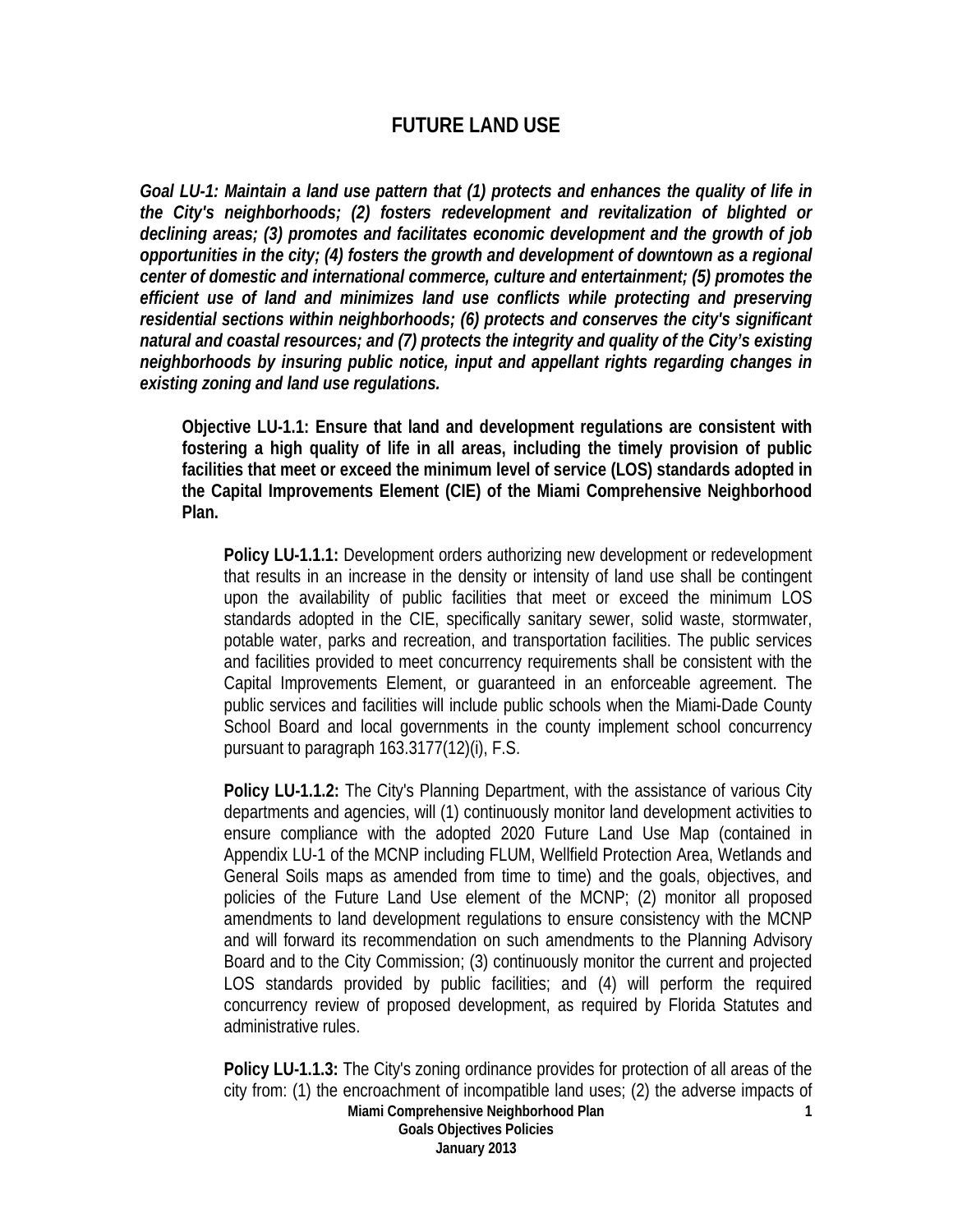# FUTURE LAND USE

***Goal LU-1: Maintain a land use pattern that (1) protects and enhances the quality of life in the City's neighborhoods; (2) fosters redevelopment and revitalization of blighted or declining areas; (3) promotes and facilitates economic development and the growth of job opportunities in the city; (4) fosters the growth and development of downtown as a regional center of domestic and international commerce, culture and entertainment; (5) promotes the efficient use of land and minimizes land use conflicts while protecting and preserving residential sections within neighborhoods; (6) protects and conserves the city's significant natural and coastal resources; and (7) protects the integrity and quality of the City's existing neighborhoods by insuring public notice, input and appellant rights regarding changes in existing zoning and land use regulations.***

**Objective LU-1.1: Ensure that land and development regulations are consistent with fostering a high quality of life in all areas, including the timely provision of public facilities that meet or exceed the minimum level of service (LOS) standards adopted in the Capital Improvements Element (CIE) of the Miami Comprehensive Neighborhood Plan.**

**Policy LU-1.1.1:** Development orders authorizing new development or redevelopment that results in an increase in the density or intensity of land use shall be contingent upon the availability of public facilities that meet or exceed the minimum LOS standards adopted in the CIE, specifically sanitary sewer, solid waste, stormwater, potable water, parks and recreation, and transportation facilities. The public services and facilities provided to meet concurrency requirements shall be consistent with the Capital Improvements Element, or guaranteed in an enforceable agreement. The public services and facilities will include public schools when the Miami-Dade County School Board and local governments in the county implement school concurrency pursuant to paragraph 163.3177(12)(i), F.S.

**Policy LU-1.1.2:** The City's Planning Department, with the assistance of various City departments and agencies, will (1) continuously monitor land development activities to ensure compliance with the adopted 2020 Future Land Use Map (contained in Appendix LU-1 of the MCNP including FLUM, Wellfield Protection Area, Wetlands and General Soils maps as amended from time to time) and the goals, objectives, and policies of the Future Land Use element of the MCNP; (2) monitor all proposed amendments to land development regulations to ensure consistency with the MCNP and will forward its recommendation on such amendments to the Planning Advisory Board and to the City Commission; (3) continuously monitor the current and projected LOS standards provided by public facilities; and (4) will perform the required concurrency review of proposed development, as required by Florida Statutes and administrative rules.

**Policy LU-1.1.3:** The City's zoning ordinance provides for protection of all areas of the city from: (1) the encroachment of incompatible land uses; (2) the adverse impacts of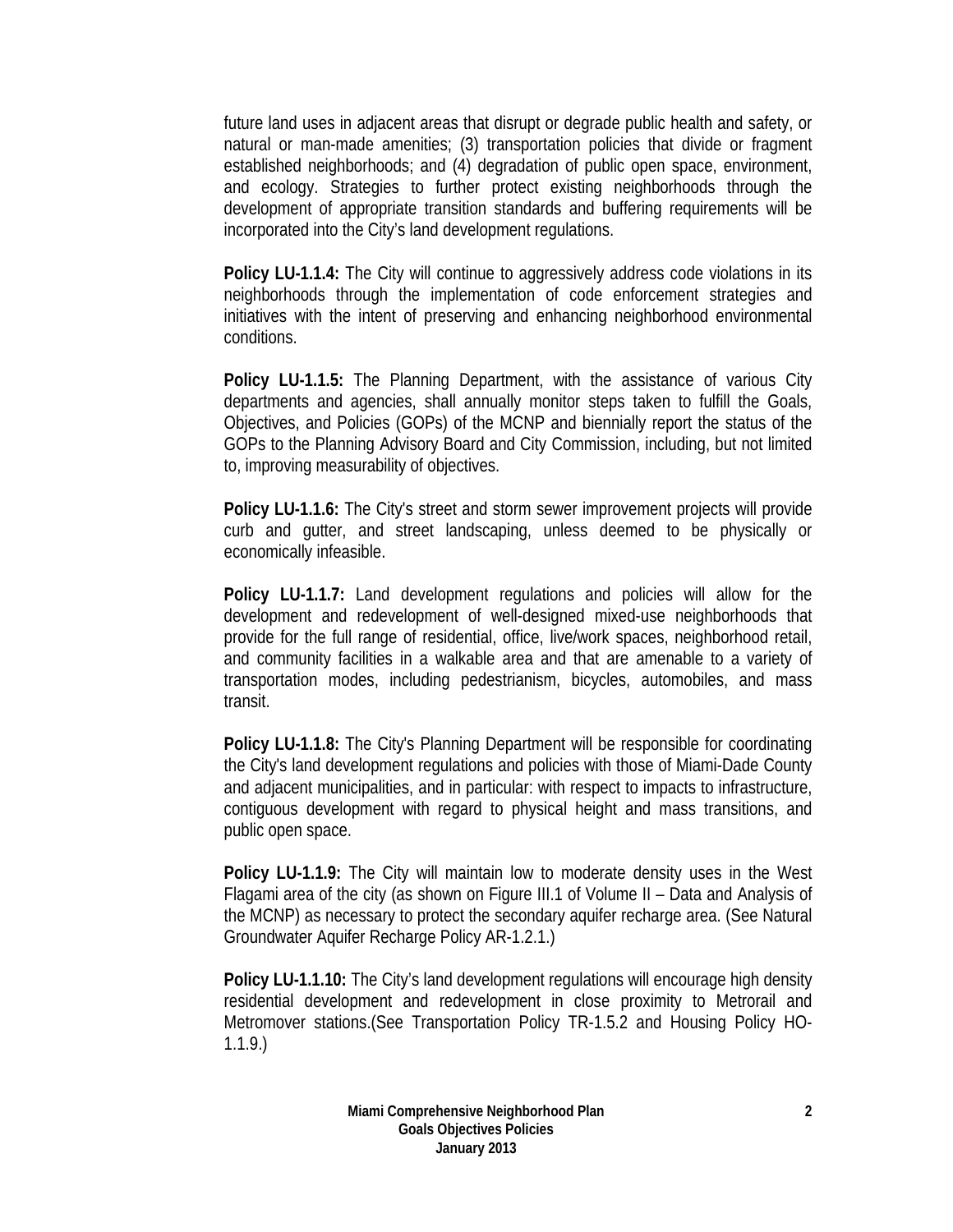future land uses in adjacent areas that disrupt or degrade public health and safety, or natural or man-made amenities; (3) transportation policies that divide or fragment established neighborhoods; and (4) degradation of public open space, environment, and ecology. Strategies to further protect existing neighborhoods through the development of appropriate transition standards and buffering requirements will be incorporated into the City's land development regulations.

**Policy LU-1.1.4:** The City will continue to aggressively address code violations in its neighborhoods through the implementation of code enforcement strategies and initiatives with the intent of preserving and enhancing neighborhood environmental conditions.

**Policy LU-1.1.5:** The Planning Department, with the assistance of various City departments and agencies, shall annually monitor steps taken to fulfill the Goals, Objectives, and Policies (GOPs) of the MCNP and biennially report the status of the GOPs to the Planning Advisory Board and City Commission, including, but not limited to, improving measurability of objectives.

**Policy LU-1.1.6:** The City's street and storm sewer improvement projects will provide curb and gutter, and street landscaping, unless deemed to be physically or economically infeasible.

**Policy LU-1.1.7:** Land development regulations and policies will allow for the development and redevelopment of well-designed mixed-use neighborhoods that provide for the full range of residential, office, live/work spaces, neighborhood retail, and community facilities in a walkable area and that are amenable to a variety of transportation modes, including pedestrianism, bicycles, automobiles, and mass transit.

**Policy LU-1.1.8:** The City's Planning Department will be responsible for coordinating the City's land development regulations and policies with those of Miami-Dade County and adjacent municipalities, and in particular: with respect to impacts to infrastructure, contiguous development with regard to physical height and mass transitions, and public open space.

**Policy LU-1.1.9:** The City will maintain low to moderate density uses in the West Flagami area of the city (as shown on Figure III.1 of Volume II – Data and Analysis of the MCNP) as necessary to protect the secondary aquifer recharge area. (See Natural Groundwater Aquifer Recharge Policy AR-1.2.1.)

**Policy LU-1.1.10:** The City's land development regulations will encourage high density residential development and redevelopment in close proximity to Metrorail and Metromover stations.(See Transportation Policy TR-1.5.2 and Housing Policy HO-1.1.9.)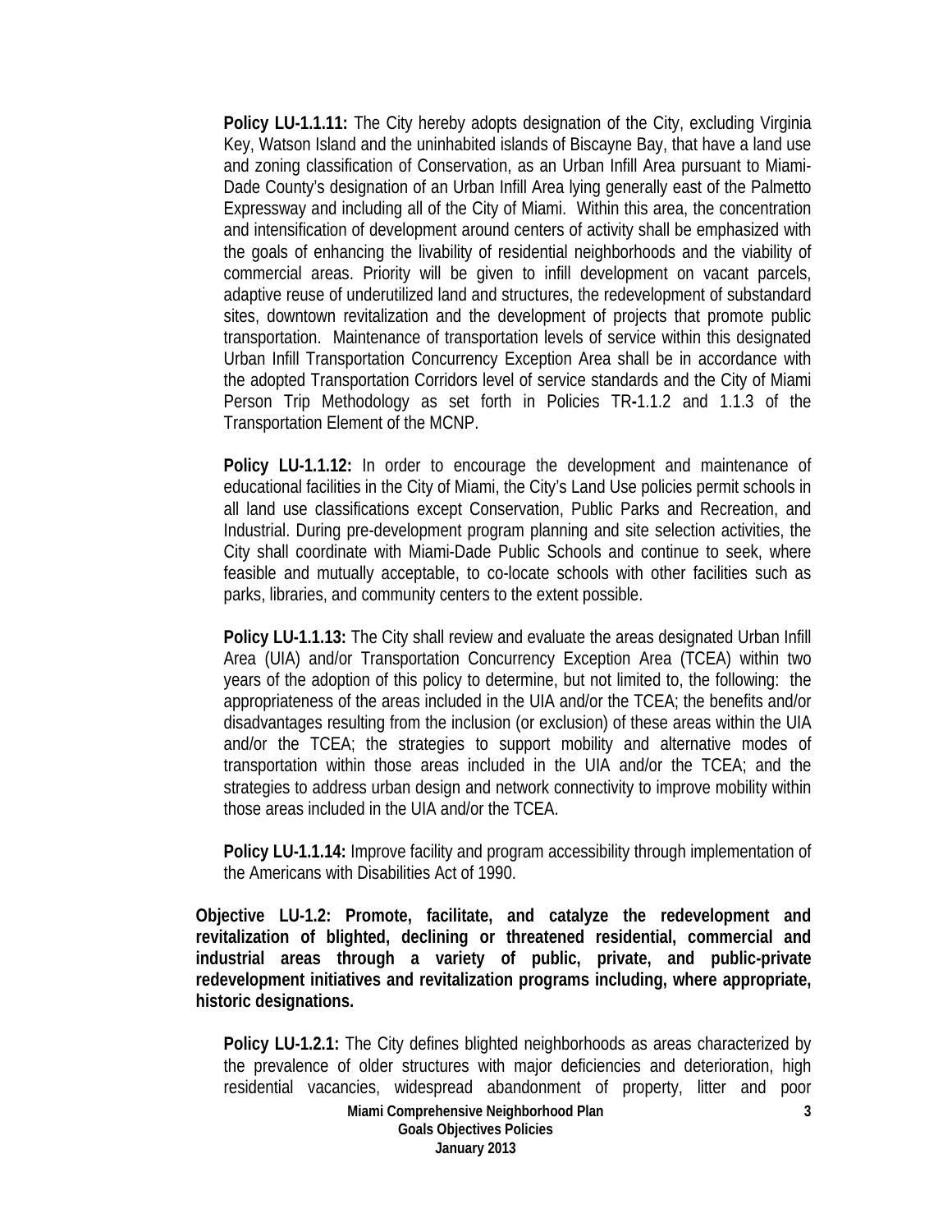**Policy LU-1.1.11:** The City hereby adopts designation of the City, excluding Virginia Key, Watson Island and the uninhabited islands of Biscayne Bay, that have a land use and zoning classification of Conservation, as an Urban Infill Area pursuant to Miami-Dade County's designation of an Urban Infill Area lying generally east of the Palmetto Expressway and including all of the City of Miami. Within this area, the concentration and intensification of development around centers of activity shall be emphasized with the goals of enhancing the livability of residential neighborhoods and the viability of commercial areas. Priority will be given to infill development on vacant parcels, adaptive reuse of underutilized land and structures, the redevelopment of substandard sites, downtown revitalization and the development of projects that promote public transportation. Maintenance of transportation levels of service within this designated Urban Infill Transportation Concurrency Exception Area shall be in accordance with the adopted Transportation Corridors level of service standards and the City of Miami Person Trip Methodology as set forth in Policies TR-1.1.2 and 1.1.3 of the Transportation Element of the MCNP.

**Policy LU-1.1.12:** In order to encourage the development and maintenance of educational facilities in the City of Miami, the City's Land Use policies permit schools in all land use classifications except Conservation, Public Parks and Recreation, and Industrial. During pre-development program planning and site selection activities, the City shall coordinate with Miami-Dade Public Schools and continue to seek, where feasible and mutually acceptable, to co-locate schools with other facilities such as parks, libraries, and community centers to the extent possible.

**Policy LU-1.1.13:** The City shall review and evaluate the areas designated Urban Infill Area (UIA) and/or Transportation Concurrency Exception Area (TCEA) within two years of the adoption of this policy to determine, but not limited to, the following: the appropriateness of the areas included in the UIA and/or the TCEA; the benefits and/or disadvantages resulting from the inclusion (or exclusion) of these areas within the UIA and/or the TCEA; the strategies to support mobility and alternative modes of transportation within those areas included in the UIA and/or the TCEA; and the strategies to address urban design and network connectivity to improve mobility within those areas included in the UIA and/or the TCEA.

**Policy LU-1.1.14:** Improve facility and program accessibility through implementation of the Americans with Disabilities Act of 1990.

**Objective LU-1.2: Promote, facilitate, and catalyze the redevelopment and revitalization of blighted, declining or threatened residential, commercial and industrial areas through a variety of public, private, and public-private redevelopment initiatives and revitalization programs including, where appropriate, historic designations.**

**Policy LU-1.2.1:** The City defines blighted neighborhoods as areas characterized by the prevalence of older structures with major deficiencies and deterioration, high residential vacancies, widespread abandonment of property, litter and poor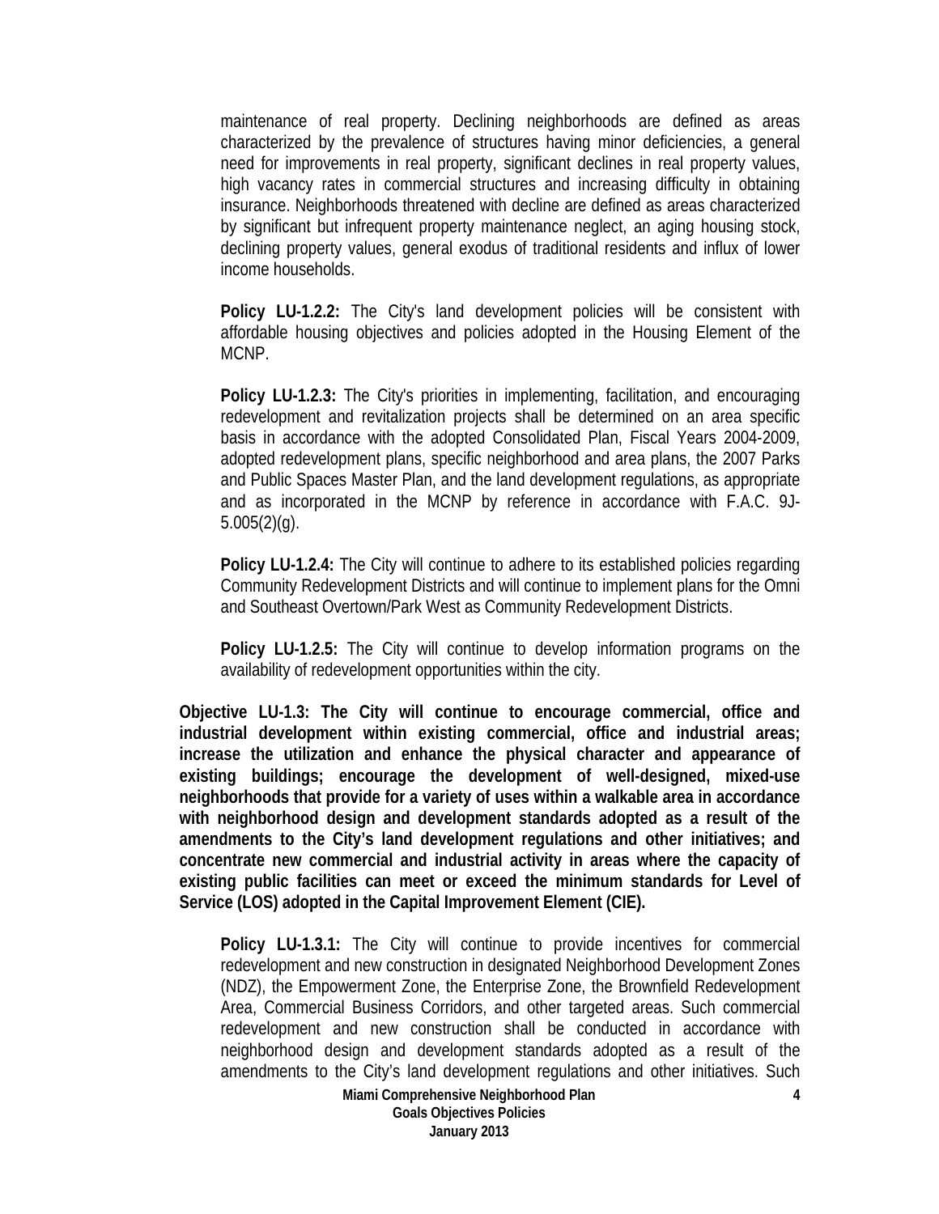maintenance of real property. Declining neighborhoods are defined as areas characterized by the prevalence of structures having minor deficiencies, a general need for improvements in real property, significant declines in real property values, high vacancy rates in commercial structures and increasing difficulty in obtaining insurance. Neighborhoods threatened with decline are defined as areas characterized by significant but infrequent property maintenance neglect, an aging housing stock, declining property values, general exodus of traditional residents and influx of lower income households.

**Policy LU-1.2.2:** The City's land development policies will be consistent with affordable housing objectives and policies adopted in the Housing Element of the MCNP.

**Policy LU-1.2.3:** The City's priorities in implementing, facilitation, and encouraging redevelopment and revitalization projects shall be determined on an area specific basis in accordance with the adopted Consolidated Plan, Fiscal Years 2004-2009, adopted redevelopment plans, specific neighborhood and area plans, the 2007 Parks and Public Spaces Master Plan, and the land development regulations, as appropriate and as incorporated in the MCNP by reference in accordance with F.A.C. 9J-5.005(2)(g).

**Policy LU-1.2.4:** The City will continue to adhere to its established policies regarding Community Redevelopment Districts and will continue to implement plans for the Omni and Southeast Overtown/Park West as Community Redevelopment Districts.

**Policy LU-1.2.5:** The City will continue to develop information programs on the availability of redevelopment opportunities within the city.

**Objective LU-1.3: The City will continue to encourage commercial, office and industrial development within existing commercial, office and industrial areas; increase the utilization and enhance the physical character and appearance of existing buildings; encourage the development of well-designed, mixed-use neighborhoods that provide for a variety of uses within a walkable area in accordance with neighborhood design and development standards adopted as a result of the amendments to the City's land development regulations and other initiatives; and concentrate new commercial and industrial activity in areas where the capacity of existing public facilities can meet or exceed the minimum standards for Level of Service (LOS) adopted in the Capital Improvement Element (CIE).**

**Policy LU-1.3.1:** The City will continue to provide incentives for commercial redevelopment and new construction in designated Neighborhood Development Zones (NDZ), the Empowerment Zone, the Enterprise Zone, the Brownfield Redevelopment Area, Commercial Business Corridors, and other targeted areas. Such commercial redevelopment and new construction shall be conducted in accordance with neighborhood design and development standards adopted as a result of the amendments to the City's land development regulations and other initiatives. Such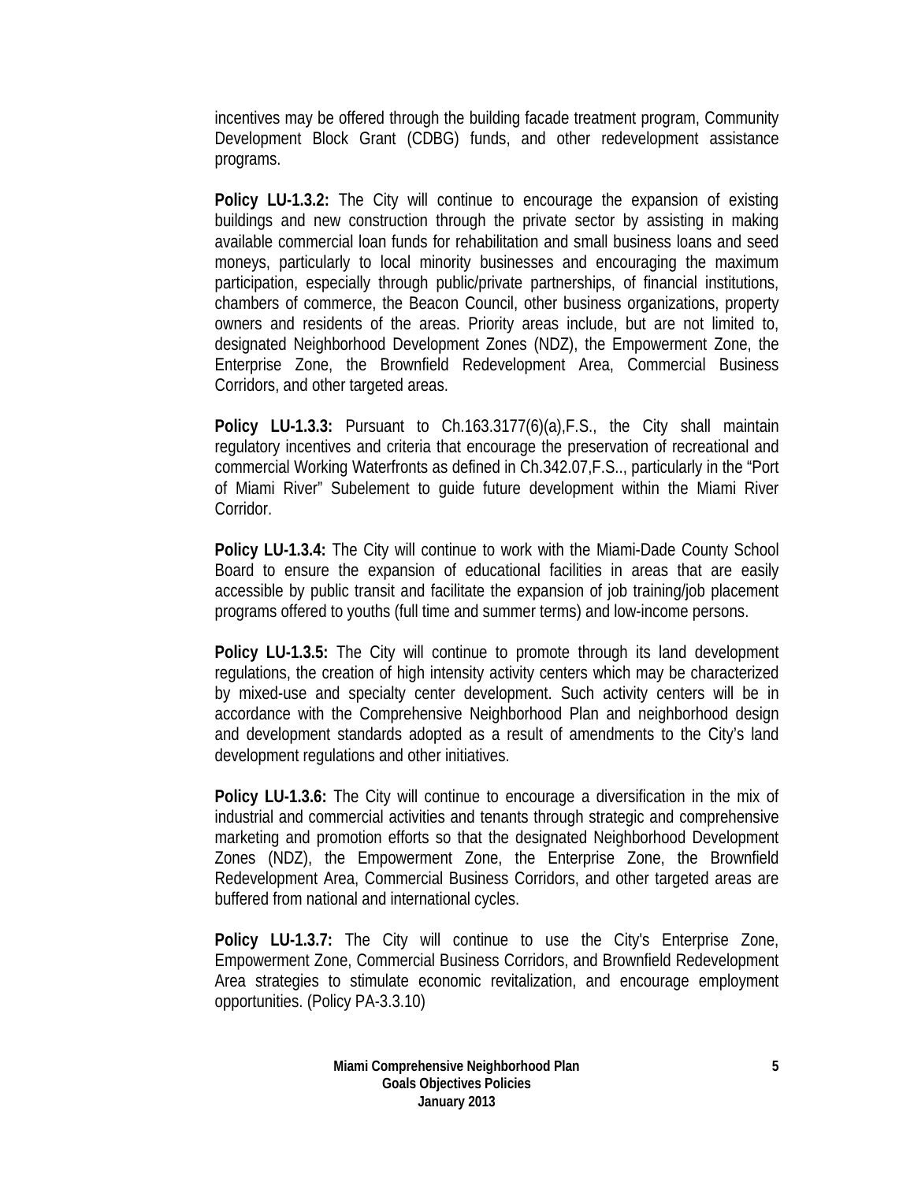incentives may be offered through the building facade treatment program, Community Development Block Grant (CDBG) funds, and other redevelopment assistance programs.

**Policy LU-1.3.2:** The City will continue to encourage the expansion of existing buildings and new construction through the private sector by assisting in making available commercial loan funds for rehabilitation and small business loans and seed moneys, particularly to local minority businesses and encouraging the maximum participation, especially through public/private partnerships, of financial institutions, chambers of commerce, the Beacon Council, other business organizations, property owners and residents of the areas. Priority areas include, but are not limited to, designated Neighborhood Development Zones (NDZ), the Empowerment Zone, the Enterprise Zone, the Brownfield Redevelopment Area, Commercial Business Corridors, and other targeted areas.

**Policy LU-1.3.3:** Pursuant to Ch.163.3177(6)(a),F.S., the City shall maintain regulatory incentives and criteria that encourage the preservation of recreational and commercial Working Waterfronts as defined in Ch.342.07,F.S.., particularly in the "Port of Miami River" Subelement to guide future development within the Miami River Corridor.

**Policy LU-1.3.4:** The City will continue to work with the Miami-Dade County School Board to ensure the expansion of educational facilities in areas that are easily accessible by public transit and facilitate the expansion of job training/job placement programs offered to youths (full time and summer terms) and low-income persons.

**Policy LU-1.3.5:** The City will continue to promote through its land development regulations, the creation of high intensity activity centers which may be characterized by mixed-use and specialty center development. Such activity centers will be in accordance with the Comprehensive Neighborhood Plan and neighborhood design and development standards adopted as a result of amendments to the City's land development regulations and other initiatives.

**Policy LU-1.3.6:** The City will continue to encourage a diversification in the mix of industrial and commercial activities and tenants through strategic and comprehensive marketing and promotion efforts so that the designated Neighborhood Development Zones (NDZ), the Empowerment Zone, the Enterprise Zone, the Brownfield Redevelopment Area, Commercial Business Corridors, and other targeted areas are buffered from national and international cycles.

**Policy LU-1.3.7:** The City will continue to use the City's Enterprise Zone, Empowerment Zone, Commercial Business Corridors, and Brownfield Redevelopment Area strategies to stimulate economic revitalization, and encourage employment opportunities. (Policy PA-3.3.10)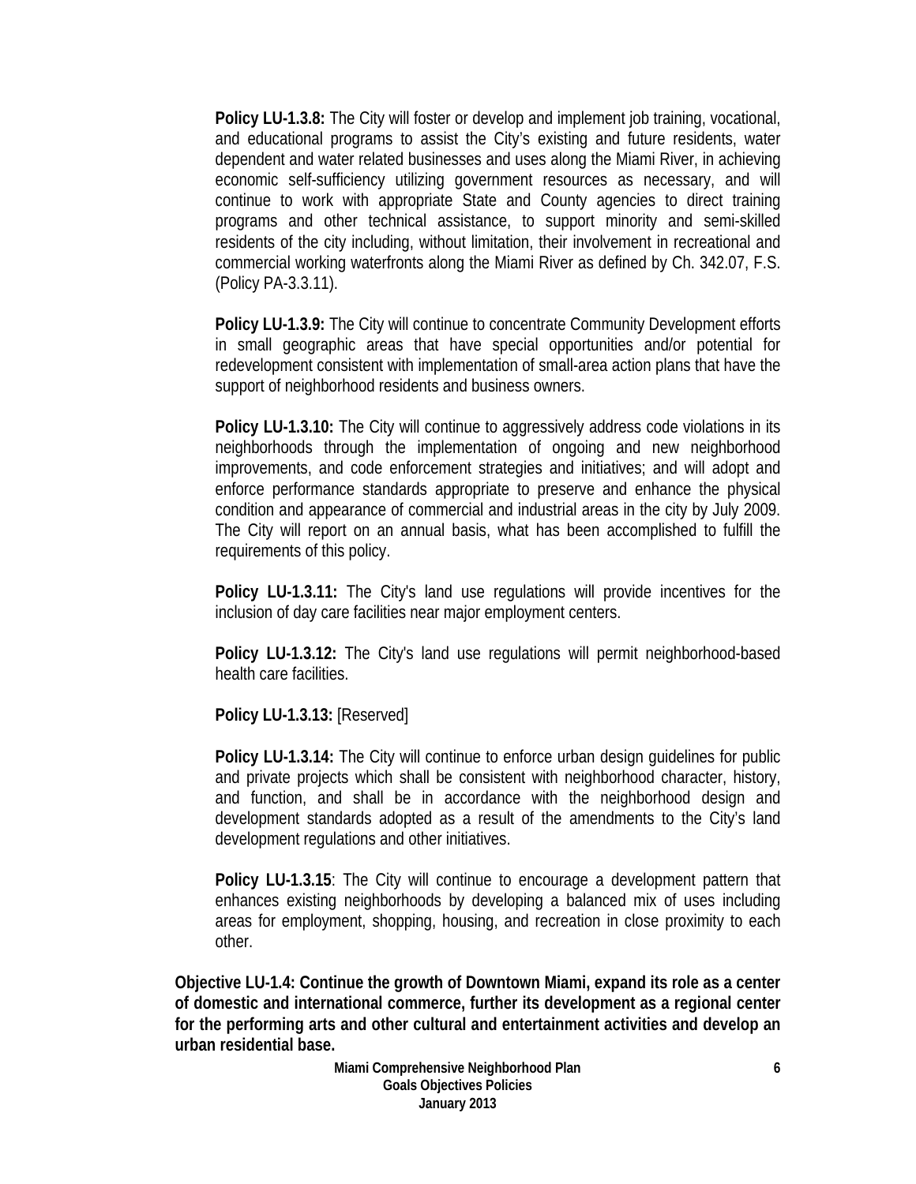**Policy LU-1.3.8:** The City will foster or develop and implement job training, vocational, and educational programs to assist the City's existing and future residents, water dependent and water related businesses and uses along the Miami River, in achieving economic self-sufficiency utilizing government resources as necessary, and will continue to work with appropriate State and County agencies to direct training programs and other technical assistance, to support minority and semi-skilled residents of the city including, without limitation, their involvement in recreational and commercial working waterfronts along the Miami River as defined by Ch. 342.07, F.S. (Policy PA-3.3.11).

**Policy LU-1.3.9:** The City will continue to concentrate Community Development efforts in small geographic areas that have special opportunities and/or potential for redevelopment consistent with implementation of small-area action plans that have the support of neighborhood residents and business owners.

**Policy LU-1.3.10:** The City will continue to aggressively address code violations in its neighborhoods through the implementation of ongoing and new neighborhood improvements, and code enforcement strategies and initiatives; and will adopt and enforce performance standards appropriate to preserve and enhance the physical condition and appearance of commercial and industrial areas in the city by July 2009. The City will report on an annual basis, what has been accomplished to fulfill the requirements of this policy.

**Policy LU-1.3.11:** The City's land use regulations will provide incentives for the inclusion of day care facilities near major employment centers.

**Policy LU-1.3.12:** The City's land use regulations will permit neighborhood-based health care facilities.

**Policy LU-1.3.13:** [Reserved]

**Policy LU-1.3.14:** The City will continue to enforce urban design guidelines for public and private projects which shall be consistent with neighborhood character, history, and function, and shall be in accordance with the neighborhood design and development standards adopted as a result of the amendments to the City's land development regulations and other initiatives.

**Policy LU-1.3.15**: The City will continue to encourage a development pattern that enhances existing neighborhoods by developing a balanced mix of uses including areas for employment, shopping, housing, and recreation in close proximity to each other.

**Objective LU-1.4: Continue the growth of Downtown Miami, expand its role as a center of domestic and international commerce, further its development as a regional center for the performing arts and other cultural and entertainment activities and develop an urban residential base.**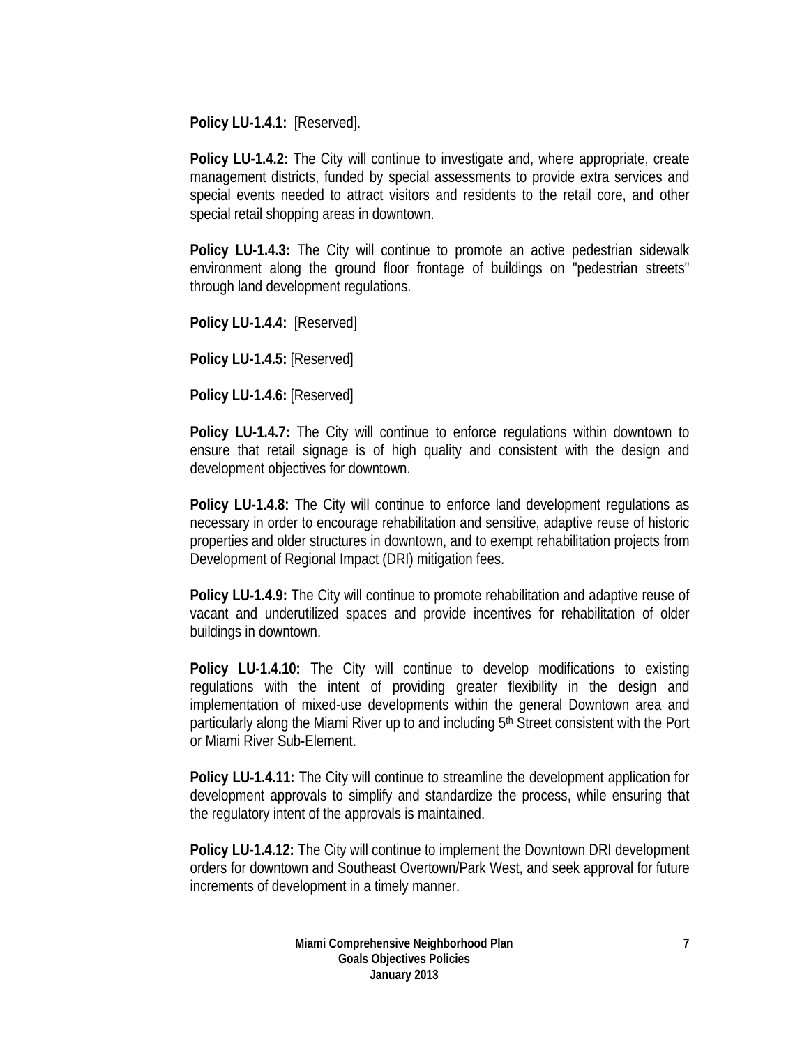**Policy LU-1.4.1:** [Reserved].

**Policy LU-1.4.2:** The City will continue to investigate and, where appropriate, create management districts, funded by special assessments to provide extra services and special events needed to attract visitors and residents to the retail core, and other special retail shopping areas in downtown.

**Policy LU-1.4.3:** The City will continue to promote an active pedestrian sidewalk environment along the ground floor frontage of buildings on "pedestrian streets" through land development regulations.

**Policy LU-1.4.4:** [Reserved]

**Policy LU-1.4.5:** [Reserved]

**Policy LU-1.4.6:** [Reserved]

**Policy LU-1.4.7:** The City will continue to enforce regulations within downtown to ensure that retail signage is of high quality and consistent with the design and development objectives for downtown.

**Policy LU-1.4.8:** The City will continue to enforce land development regulations as necessary in order to encourage rehabilitation and sensitive, adaptive reuse of historic properties and older structures in downtown, and to exempt rehabilitation projects from Development of Regional Impact (DRI) mitigation fees.

**Policy LU-1.4.9:** The City will continue to promote rehabilitation and adaptive reuse of vacant and underutilized spaces and provide incentives for rehabilitation of older buildings in downtown.

**Policy LU-1.4.10:** The City will continue to develop modifications to existing regulations with the intent of providing greater flexibility in the design and implementation of mixed-use developments within the general Downtown area and particularly along the Miami River up to and including 5th Street consistent with the Port or Miami River Sub-Element.

**Policy LU-1.4.11:** The City will continue to streamline the development application for development approvals to simplify and standardize the process, while ensuring that the regulatory intent of the approvals is maintained.

**Policy LU-1.4.12:** The City will continue to implement the Downtown DRI development orders for downtown and Southeast Overtown/Park West, and seek approval for future increments of development in a timely manner.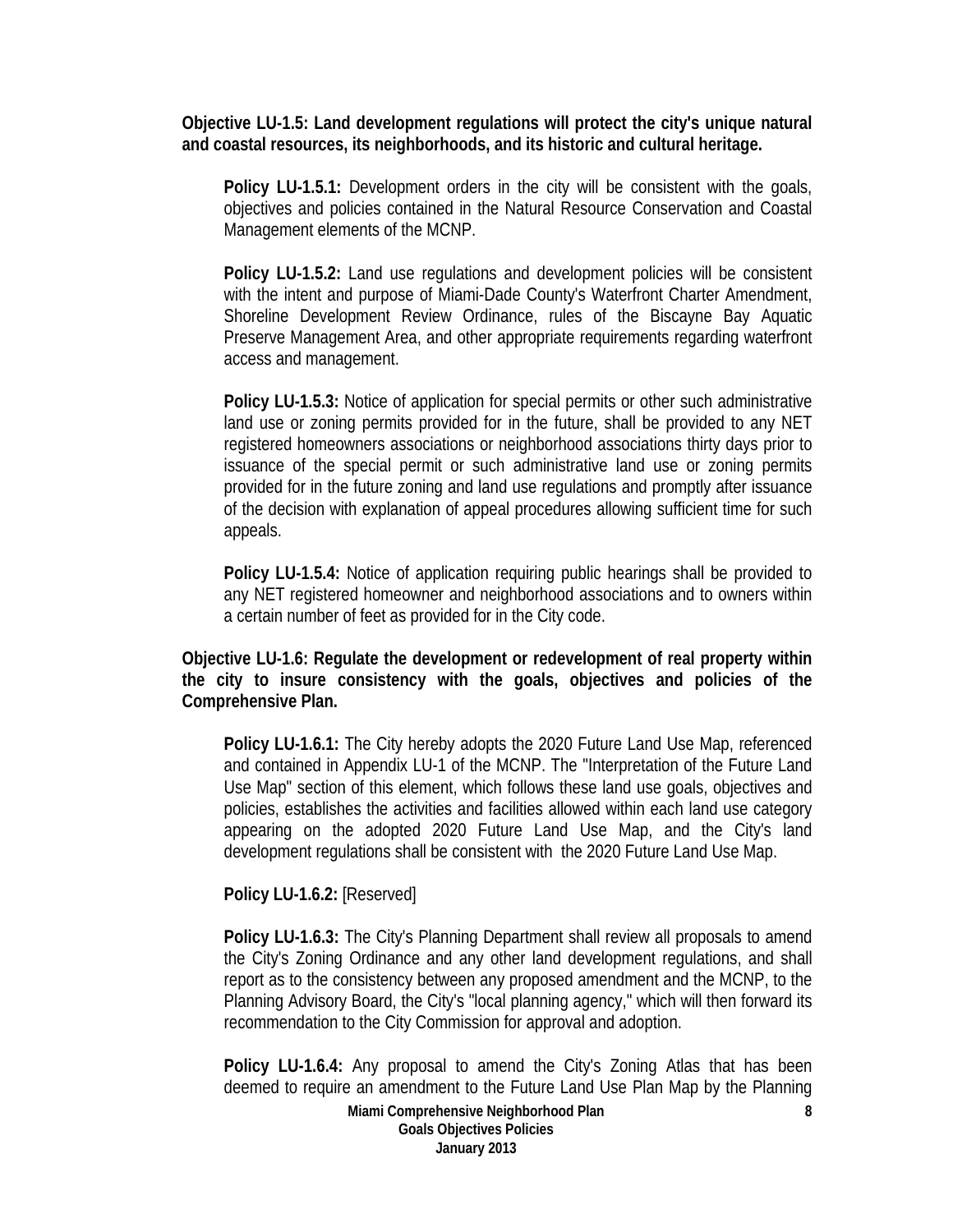**Objective LU-1.5: Land development regulations will protect the city's unique natural and coastal resources, its neighborhoods, and its historic and cultural heritage.**

**Policy LU-1.5.1:** Development orders in the city will be consistent with the goals, objectives and policies contained in the Natural Resource Conservation and Coastal Management elements of the MCNP.

**Policy LU-1.5.2:** Land use regulations and development policies will be consistent with the intent and purpose of Miami-Dade County's Waterfront Charter Amendment, Shoreline Development Review Ordinance, rules of the Biscayne Bay Aquatic Preserve Management Area, and other appropriate requirements regarding waterfront access and management.

**Policy LU-1.5.3:** Notice of application for special permits or other such administrative land use or zoning permits provided for in the future, shall be provided to any NET registered homeowners associations or neighborhood associations thirty days prior to issuance of the special permit or such administrative land use or zoning permits provided for in the future zoning and land use regulations and promptly after issuance of the decision with explanation of appeal procedures allowing sufficient time for such appeals.

**Policy LU-1.5.4:** Notice of application requiring public hearings shall be provided to any NET registered homeowner and neighborhood associations and to owners within a certain number of feet as provided for in the City code.

**Objective LU-1.6: Regulate the development or redevelopment of real property within the city to insure consistency with the goals, objectives and policies of the Comprehensive Plan.**

**Policy LU-1.6.1:** The City hereby adopts the 2020 Future Land Use Map, referenced and contained in Appendix LU-1 of the MCNP. The "Interpretation of the Future Land Use Map" section of this element, which follows these land use goals, objectives and policies, establishes the activities and facilities allowed within each land use category appearing on the adopted 2020 Future Land Use Map, and the City's land development regulations shall be consistent with the 2020 Future Land Use Map.

**Policy LU-1.6.2:** [Reserved]

**Policy LU-1.6.3:** The City's Planning Department shall review all proposals to amend the City's Zoning Ordinance and any other land development regulations, and shall report as to the consistency between any proposed amendment and the MCNP, to the Planning Advisory Board, the City's "local planning agency," which will then forward its recommendation to the City Commission for approval and adoption.

**Policy LU-1.6.4:** Any proposal to amend the City's Zoning Atlas that has been deemed to require an amendment to the Future Land Use Plan Map by the Planning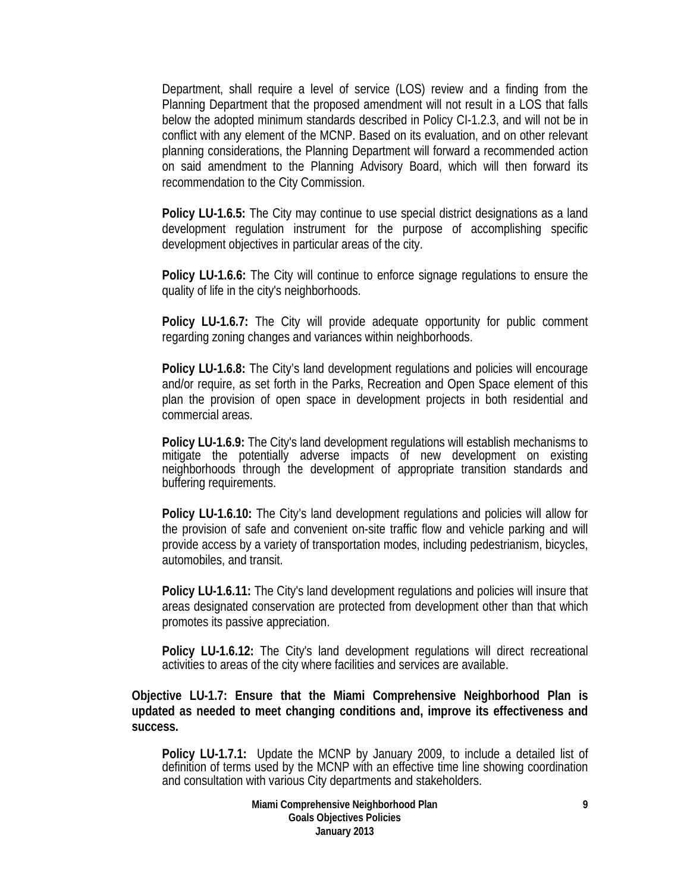Department, shall require a level of service (LOS) review and a finding from the Planning Department that the proposed amendment will not result in a LOS that falls below the adopted minimum standards described in Policy CI-1.2.3, and will not be in conflict with any element of the MCNP. Based on its evaluation, and on other relevant planning considerations, the Planning Department will forward a recommended action on said amendment to the Planning Advisory Board, which will then forward its recommendation to the City Commission.

**Policy LU-1.6.5:** The City may continue to use special district designations as a land development regulation instrument for the purpose of accomplishing specific development objectives in particular areas of the city.

**Policy LU-1.6.6:** The City will continue to enforce signage regulations to ensure the quality of life in the city's neighborhoods.

**Policy LU-1.6.7:** The City will provide adequate opportunity for public comment regarding zoning changes and variances within neighborhoods.

**Policy LU-1.6.8:** The City's land development regulations and policies will encourage and/or require, as set forth in the Parks, Recreation and Open Space element of this plan the provision of open space in development projects in both residential and commercial areas.

**Policy LU-1.6.9:** The City's land development regulations will establish mechanisms to mitigate the potentially adverse impacts of new development on existing neighborhoods through the development of appropriate transition standards and buffering requirements.

**Policy LU-1.6.10:** The City's land development regulations and policies will allow for the provision of safe and convenient on-site traffic flow and vehicle parking and will provide access by a variety of transportation modes, including pedestrianism, bicycles, automobiles, and transit.

**Policy LU-1.6.11:** The City's land development regulations and policies will insure that areas designated conservation are protected from development other than that which promotes its passive appreciation.

**Policy LU-1.6.12:** The City's land development regulations will direct recreational activities to areas of the city where facilities and services are available.

**Objective LU-1.7: Ensure that the Miami Comprehensive Neighborhood Plan is updated as needed to meet changing conditions and, improve its effectiveness and success.**

**Policy LU-1.7.1:** Update the MCNP by January 2009, to include a detailed list of definition of terms used by the MCNP with an effective time line showing coordination and consultation with various City departments and stakeholders.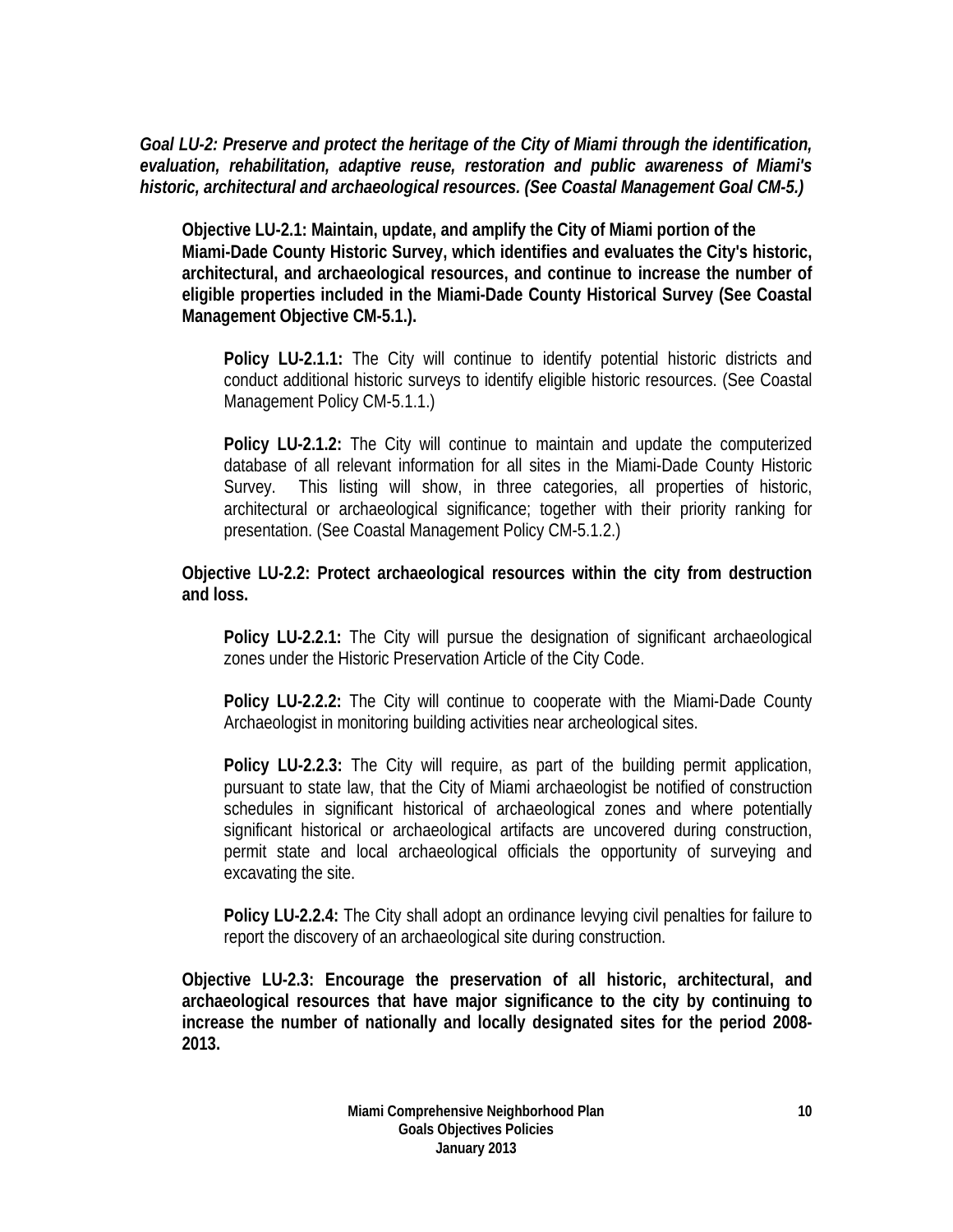***Goal LU-2: Preserve and protect the heritage of the City of Miami through the identification, evaluation, rehabilitation, adaptive reuse, restoration and public awareness of Miami's historic, architectural and archaeological resources. (See Coastal Management Goal CM-5.)***

**Objective LU-2.1: Maintain, update, and amplify the City of Miami portion of the Miami-Dade County Historic Survey, which identifies and evaluates the City's historic, architectural, and archaeological resources, and continue to increase the number of eligible properties included in the Miami-Dade County Historical Survey (See Coastal Management Objective CM-5.1.).**

**Policy LU-2.1.1:** The City will continue to identify potential historic districts and conduct additional historic surveys to identify eligible historic resources. (See Coastal Management Policy CM-5.1.1.)

**Policy LU-2.1.2:** The City will continue to maintain and update the computerized database of all relevant information for all sites in the Miami-Dade County Historic Survey. This listing will show, in three categories, all properties of historic, architectural or archaeological significance; together with their priority ranking for presentation. (See Coastal Management Policy CM-5.1.2.)

**Objective LU-2.2: Protect archaeological resources within the city from destruction and loss.**

**Policy LU-2.2.1:** The City will pursue the designation of significant archaeological zones under the Historic Preservation Article of the City Code.

**Policy LU-2.2.2:** The City will continue to cooperate with the Miami-Dade County Archaeologist in monitoring building activities near archeological sites.

**Policy LU-2.2.3:** The City will require, as part of the building permit application, pursuant to state law, that the City of Miami archaeologist be notified of construction schedules in significant historical of archaeological zones and where potentially significant historical or archaeological artifacts are uncovered during construction, permit state and local archaeological officials the opportunity of surveying and excavating the site.

**Policy LU-2.2.4:** The City shall adopt an ordinance levying civil penalties for failure to report the discovery of an archaeological site during construction.

**Objective LU-2.3: Encourage the preservation of all historic, architectural, and archaeological resources that have major significance to the city by continuing to increase the number of nationally and locally designated sites for the period 2008-2013.**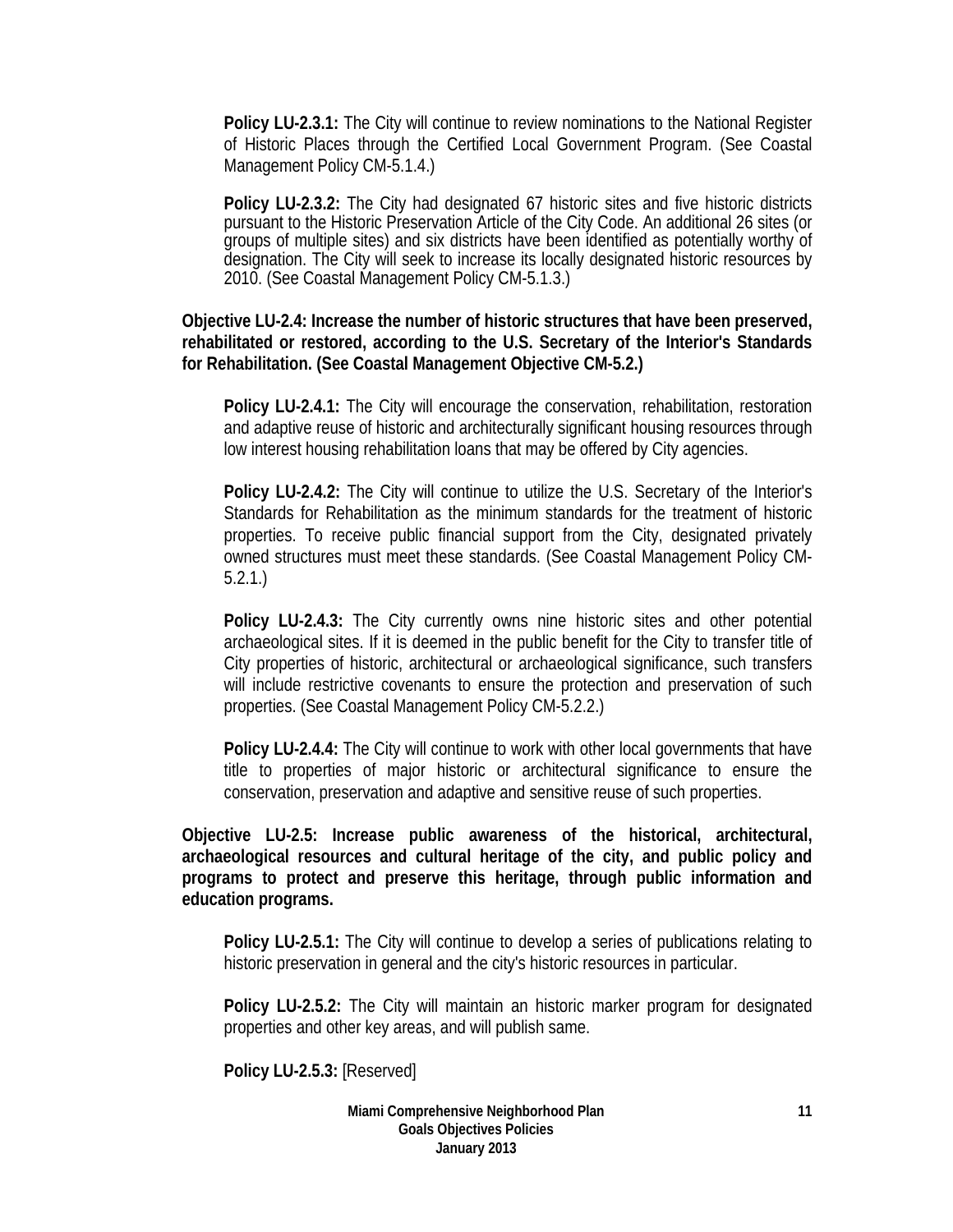**Policy LU-2.3.1:** The City will continue to review nominations to the National Register of Historic Places through the Certified Local Government Program. (See Coastal Management Policy CM-5.1.4.)

**Policy LU-2.3.2:** The City had designated 67 historic sites and five historic districts pursuant to the Historic Preservation Article of the City Code. An additional 26 sites (or groups of multiple sites) and six districts have been identified as potentially worthy of designation. The City will seek to increase its locally designated historic resources by 2010. (See Coastal Management Policy CM-5.1.3.)

**Objective LU-2.4: Increase the number of historic structures that have been preserved, rehabilitated or restored, according to the U.S. Secretary of the Interior's Standards for Rehabilitation. (See Coastal Management Objective CM-5.2.)**

**Policy LU-2.4.1:** The City will encourage the conservation, rehabilitation, restoration and adaptive reuse of historic and architecturally significant housing resources through low interest housing rehabilitation loans that may be offered by City agencies.

**Policy LU-2.4.2:** The City will continue to utilize the U.S. Secretary of the Interior's Standards for Rehabilitation as the minimum standards for the treatment of historic properties. To receive public financial support from the City, designated privately owned structures must meet these standards. (See Coastal Management Policy CM-5.2.1.)

**Policy LU-2.4.3:** The City currently owns nine historic sites and other potential archaeological sites. If it is deemed in the public benefit for the City to transfer title of City properties of historic, architectural or archaeological significance, such transfers will include restrictive covenants to ensure the protection and preservation of such properties. (See Coastal Management Policy CM-5.2.2.)

**Policy LU-2.4.4:** The City will continue to work with other local governments that have title to properties of major historic or architectural significance to ensure the conservation, preservation and adaptive and sensitive reuse of such properties.

**Objective LU-2.5: Increase public awareness of the historical, architectural, archaeological resources and cultural heritage of the city, and public policy and programs to protect and preserve this heritage, through public information and education programs.**

**Policy LU-2.5.1:** The City will continue to develop a series of publications relating to historic preservation in general and the city's historic resources in particular.

**Policy LU-2.5.2:** The City will maintain an historic marker program for designated properties and other key areas, and will publish same.

**Policy LU-2.5.3:** [Reserved]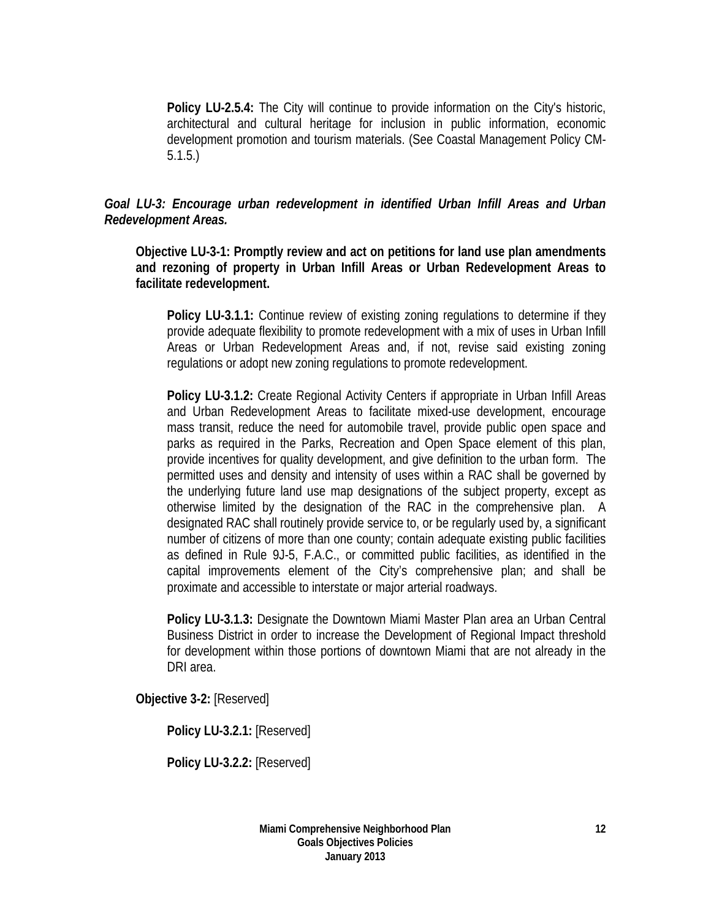**Policy LU-2.5.4:** The City will continue to provide information on the City's historic, architectural and cultural heritage for inclusion in public information, economic development promotion and tourism materials. (See Coastal Management Policy CM-5.1.5.)

***Goal LU-3: Encourage urban redevelopment in identified Urban Infill Areas and Urban Redevelopment Areas.***

**Objective LU-3-1: Promptly review and act on petitions for land use plan amendments and rezoning of property in Urban Infill Areas or Urban Redevelopment Areas to facilitate redevelopment.**

**Policy LU-3.1.1:** Continue review of existing zoning regulations to determine if they provide adequate flexibility to promote redevelopment with a mix of uses in Urban Infill Areas or Urban Redevelopment Areas and, if not, revise said existing zoning regulations or adopt new zoning regulations to promote redevelopment.

**Policy LU-3.1.2:** Create Regional Activity Centers if appropriate in Urban Infill Areas and Urban Redevelopment Areas to facilitate mixed-use development, encourage mass transit, reduce the need for automobile travel, provide public open space and parks as required in the Parks, Recreation and Open Space element of this plan, provide incentives for quality development, and give definition to the urban form. The permitted uses and density and intensity of uses within a RAC shall be governed by the underlying future land use map designations of the subject property, except as otherwise limited by the designation of the RAC in the comprehensive plan. A designated RAC shall routinely provide service to, or be regularly used by, a significant number of citizens of more than one county; contain adequate existing public facilities as defined in Rule 9J-5, F.A.C., or committed public facilities, as identified in the capital improvements element of the City's comprehensive plan; and shall be proximate and accessible to interstate or major arterial roadways.

**Policy LU-3.1.3:** Designate the Downtown Miami Master Plan area an Urban Central Business District in order to increase the Development of Regional Impact threshold for development within those portions of downtown Miami that are not already in the DRI area.

**Objective 3-2:** [Reserved]

**Policy LU-3.2.1:** [Reserved]

**Policy LU-3.2.2:** [Reserved]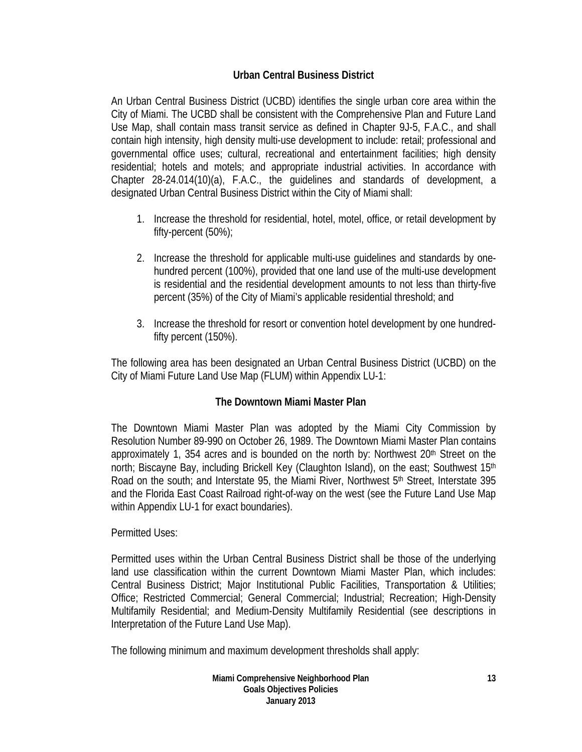### Urban Central Business District

An Urban Central Business District (UCBD) identifies the single urban core area within the City of Miami. The UCBD shall be consistent with the Comprehensive Plan and Future Land Use Map, shall contain mass transit service as defined in Chapter 9J-5, F.A.C., and shall contain high intensity, high density multi-use development to include: retail; professional and governmental office uses; cultural, recreational and entertainment facilities; high density residential; hotels and motels; and appropriate industrial activities. In accordance with Chapter 28-24.014(10)(a), F.A.C., the guidelines and standards of development, a designated Urban Central Business District within the City of Miami shall:

1. Increase the threshold for residential, hotel, motel, office, or retail development by fifty-percent (50%);

2. Increase the threshold for applicable multi-use guidelines and standards by one-hundred percent (100%), provided that one land use of the multi-use development is residential and the residential development amounts to not less than thirty-five percent (35%) of the City of Miami's applicable residential threshold; and

3. Increase the threshold for resort or convention hotel development by one hundred-fifty percent (150%).

The following area has been designated an Urban Central Business District (UCBD) on the City of Miami Future Land Use Map (FLUM) within Appendix LU-1:

### The Downtown Miami Master Plan

The Downtown Miami Master Plan was adopted by the Miami City Commission by Resolution Number 89-990 on October 26, 1989. The Downtown Miami Master Plan contains approximately 1, 354 acres and is bounded on the north by: Northwest 20th Street on the north; Biscayne Bay, including Brickell Key (Claughton Island), on the east; Southwest 15th Road on the south; and Interstate 95, the Miami River, Northwest 5th Street, Interstate 395 and the Florida East Coast Railroad right-of-way on the west (see the Future Land Use Map within Appendix LU-1 for exact boundaries).

Permitted Uses:

Permitted uses within the Urban Central Business District shall be those of the underlying land use classification within the current Downtown Miami Master Plan, which includes: Central Business District; Major Institutional Public Facilities, Transportation & Utilities; Office; Restricted Commercial; General Commercial; Industrial; Recreation; High-Density Multifamily Residential; and Medium-Density Multifamily Residential (see descriptions in Interpretation of the Future Land Use Map).

The following minimum and maximum development thresholds shall apply: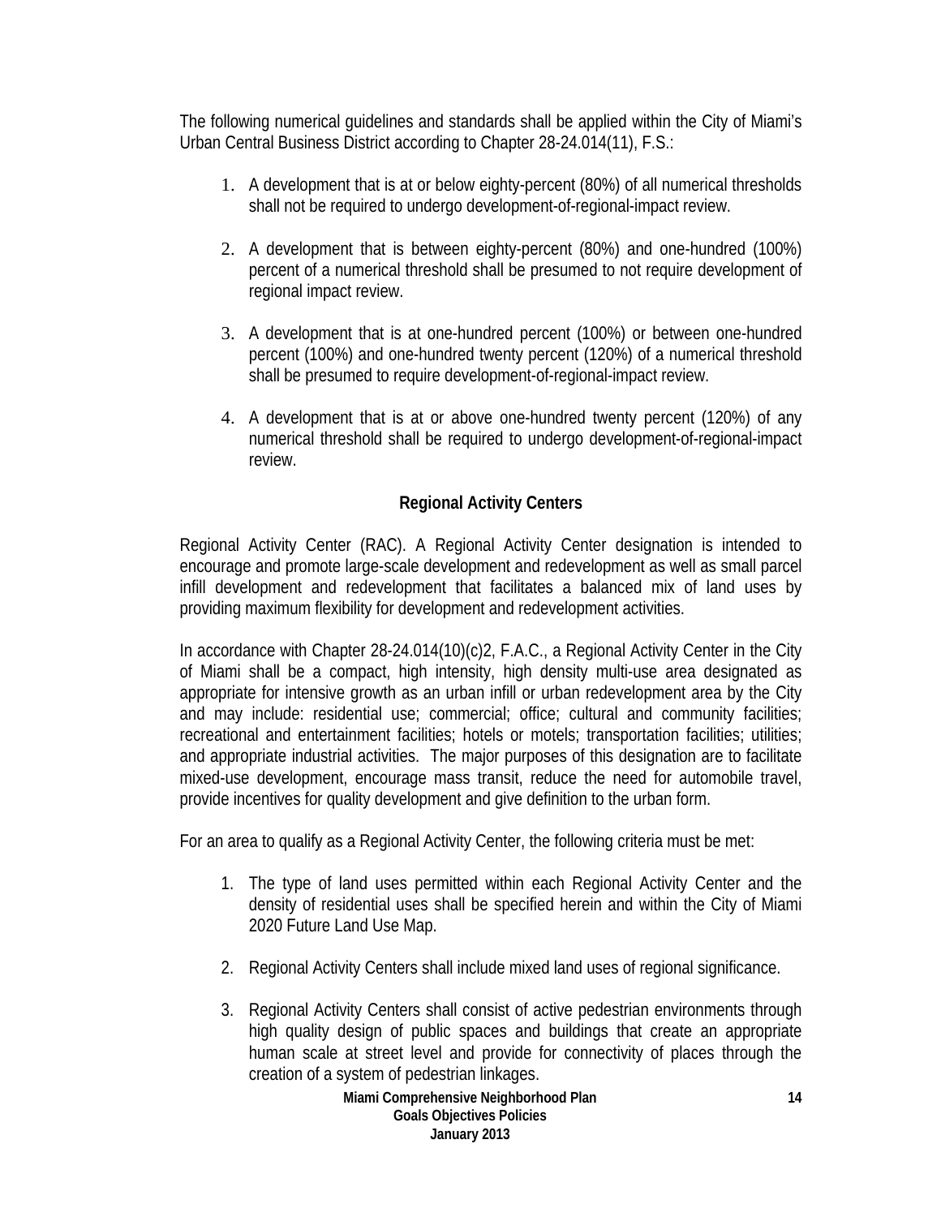The following numerical guidelines and standards shall be applied within the City of Miami's Urban Central Business District according to Chapter 28-24.014(11), F.S.:

1. A development that is at or below eighty-percent (80%) of all numerical thresholds shall not be required to undergo development-of-regional-impact review.

2. A development that is between eighty-percent (80%) and one-hundred (100%) percent of a numerical threshold shall be presumed to not require development of regional impact review.

3. A development that is at one-hundred percent (100%) or between one-hundred percent (100%) and one-hundred twenty percent (120%) of a numerical threshold shall be presumed to require development-of-regional-impact review.

4. A development that is at or above one-hundred twenty percent (120%) of any numerical threshold shall be required to undergo development-of-regional-impact review.

**Regional Activity Centers**

Regional Activity Center (RAC). A Regional Activity Center designation is intended to encourage and promote large-scale development and redevelopment as well as small parcel infill development and redevelopment that facilitates a balanced mix of land uses by providing maximum flexibility for development and redevelopment activities.

In accordance with Chapter 28-24.014(10)(c)2, F.A.C., a Regional Activity Center in the City of Miami shall be a compact, high intensity, high density multi-use area designated as appropriate for intensive growth as an urban infill or urban redevelopment area by the City and may include: residential use; commercial; office; cultural and community facilities; recreational and entertainment facilities; hotels or motels; transportation facilities; utilities; and appropriate industrial activities. The major purposes of this designation are to facilitate mixed-use development, encourage mass transit, reduce the need for automobile travel, provide incentives for quality development and give definition to the urban form.

For an area to qualify as a Regional Activity Center, the following criteria must be met:

1. The type of land uses permitted within each Regional Activity Center and the density of residential uses shall be specified herein and within the City of Miami 2020 Future Land Use Map.

2. Regional Activity Centers shall include mixed land uses of regional significance.

3. Regional Activity Centers shall consist of active pedestrian environments through high quality design of public spaces and buildings that create an appropriate human scale at street level and provide for connectivity of places through the creation of a system of pedestrian linkages.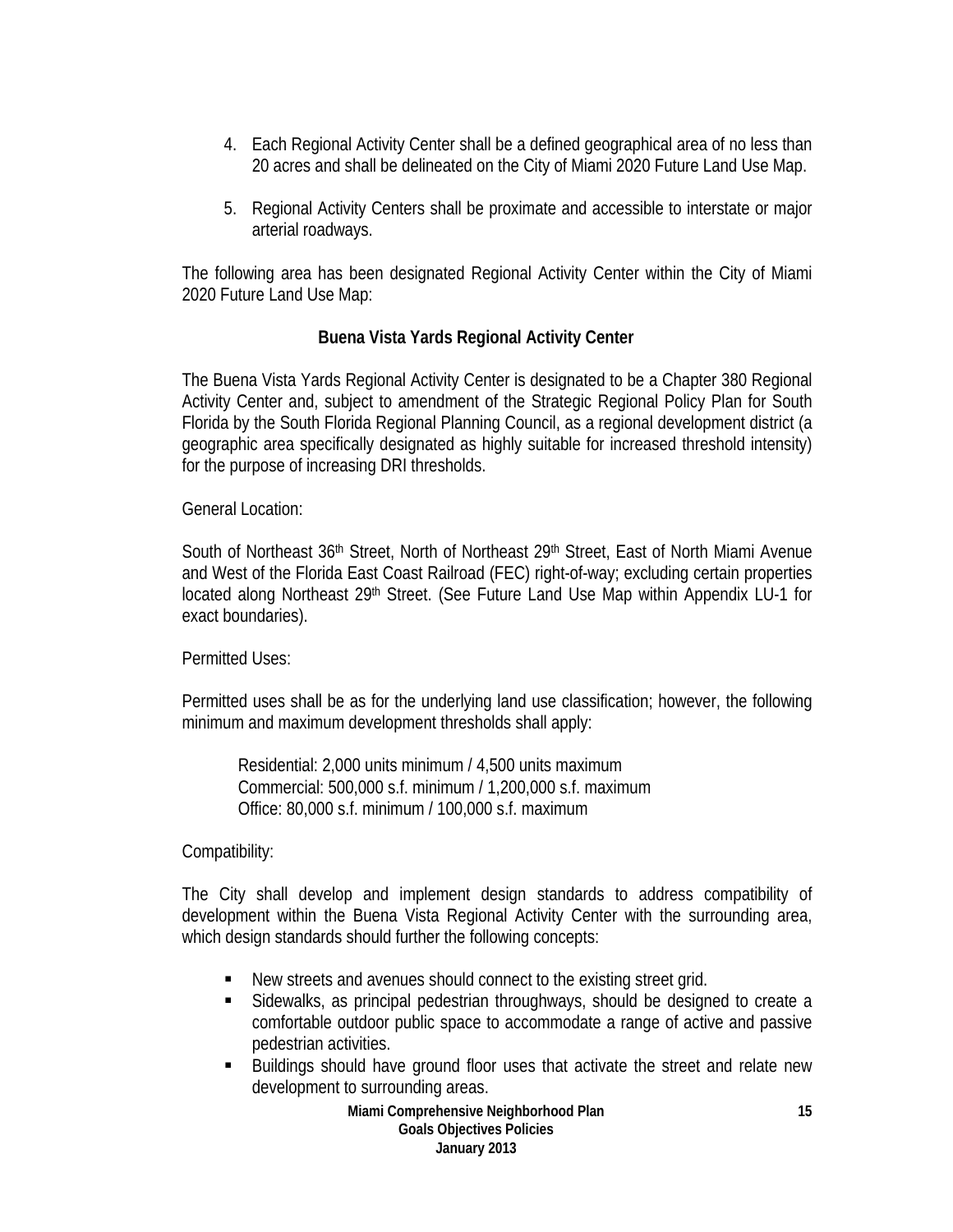4. Each Regional Activity Center shall be a defined geographical area of no less than 20 acres and shall be delineated on the City of Miami 2020 Future Land Use Map.

5. Regional Activity Centers shall be proximate and accessible to interstate or major arterial roadways.

The following area has been designated Regional Activity Center within the City of Miami 2020 Future Land Use Map:

**Buena Vista Yards Regional Activity Center**

The Buena Vista Yards Regional Activity Center is designated to be a Chapter 380 Regional Activity Center and, subject to amendment of the Strategic Regional Policy Plan for South Florida by the South Florida Regional Planning Council, as a regional development district (a geographic area specifically designated as highly suitable for increased threshold intensity) for the purpose of increasing DRI thresholds.

General Location:

South of Northeast 36th Street, North of Northeast 29th Street, East of North Miami Avenue and West of the Florida East Coast Railroad (FEC) right-of-way; excluding certain properties located along Northeast 29th Street. (See Future Land Use Map within Appendix LU-1 for exact boundaries).

Permitted Uses:

Permitted uses shall be as for the underlying land use classification; however, the following minimum and maximum development thresholds shall apply:

Residential: 2,000 units minimum / 4,500 units maximum
Commercial: 500,000 s.f. minimum / 1,200,000 s.f. maximum
Office: 80,000 s.f. minimum / 100,000 s.f. maximum

Compatibility:

The City shall develop and implement design standards to address compatibility of development within the Buena Vista Regional Activity Center with the surrounding area, which design standards should further the following concepts:

- New streets and avenues should connect to the existing street grid.
- Sidewalks, as principal pedestrian throughways, should be designed to create a comfortable outdoor public space to accommodate a range of active and passive pedestrian activities.
- Buildings should have ground floor uses that activate the street and relate new development to surrounding areas.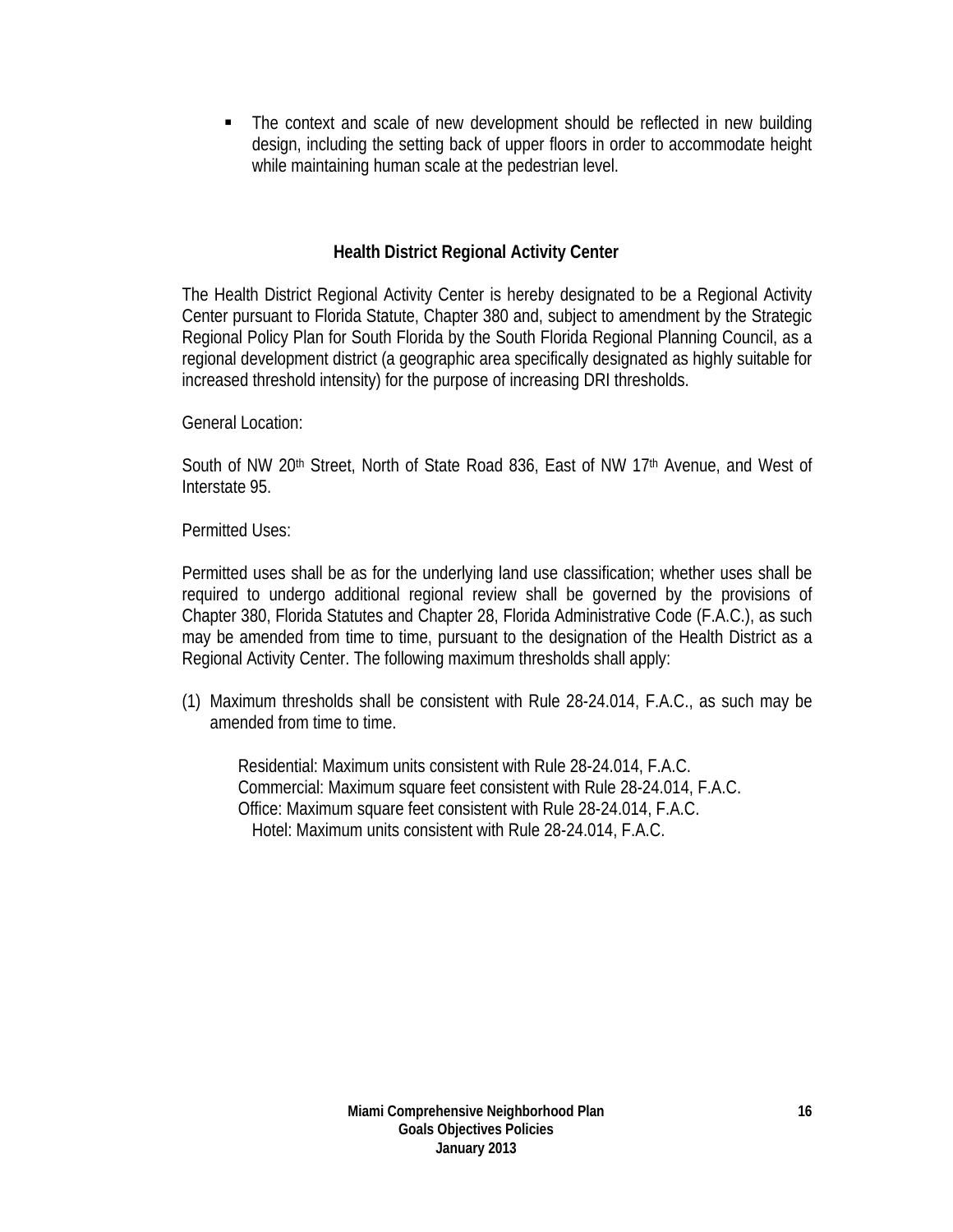- The context and scale of new development should be reflected in new building design, including the setting back of upper floors in order to accommodate height while maintaining human scale at the pedestrian level.

### Health District Regional Activity Center

The Health District Regional Activity Center is hereby designated to be a Regional Activity Center pursuant to Florida Statute, Chapter 380 and, subject to amendment by the Strategic Regional Policy Plan for South Florida by the South Florida Regional Planning Council, as a regional development district (a geographic area specifically designated as highly suitable for increased threshold intensity) for the purpose of increasing DRI thresholds.

General Location:

South of NW 20th Street, North of State Road 836, East of NW 17th Avenue, and West of Interstate 95.

Permitted Uses:

Permitted uses shall be as for the underlying land use classification; whether uses shall be required to undergo additional regional review shall be governed by the provisions of Chapter 380, Florida Statutes and Chapter 28, Florida Administrative Code (F.A.C.), as such may be amended from time to time, pursuant to the designation of the Health District as a Regional Activity Center. The following maximum thresholds shall apply:

(1) Maximum thresholds shall be consistent with Rule 28-24.014, F.A.C., as such may be amended from time to time.

Residential: Maximum units consistent with Rule 28-24.014, F.A.C.
Commercial: Maximum square feet consistent with Rule 28-24.014, F.A.C.
Office: Maximum square feet consistent with Rule 28-24.014, F.A.C.
Hotel: Maximum units consistent with Rule 28-24.014, F.A.C.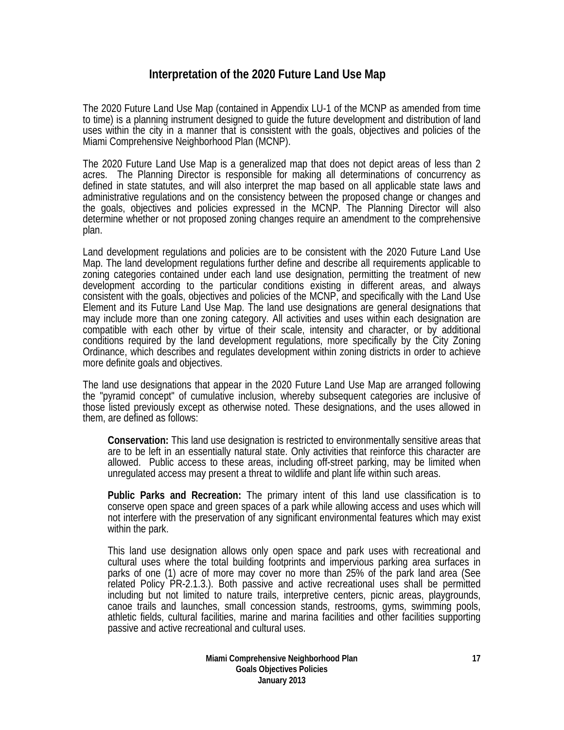## Interpretation of the 2020 Future Land Use Map

The 2020 Future Land Use Map (contained in Appendix LU-1 of the MCNP as amended from time to time) is a planning instrument designed to guide the future development and distribution of land uses within the city in a manner that is consistent with the goals, objectives and policies of the Miami Comprehensive Neighborhood Plan (MCNP).

The 2020 Future Land Use Map is a generalized map that does not depict areas of less than 2 acres. The Planning Director is responsible for making all determinations of concurrency as defined in state statutes, and will also interpret the map based on all applicable state laws and administrative regulations and on the consistency between the proposed change or changes and the goals, objectives and policies expressed in the MCNP. The Planning Director will also determine whether or not proposed zoning changes require an amendment to the comprehensive plan.

Land development regulations and policies are to be consistent with the 2020 Future Land Use Map. The land development regulations further define and describe all requirements applicable to zoning categories contained under each land use designation, permitting the treatment of new development according to the particular conditions existing in different areas, and always consistent with the goals, objectives and policies of the MCNP, and specifically with the Land Use Element and its Future Land Use Map. The land use designations are general designations that may include more than one zoning category. All activities and uses within each designation are compatible with each other by virtue of their scale, intensity and character, or by additional conditions required by the land development regulations, more specifically by the City Zoning Ordinance, which describes and regulates development within zoning districts in order to achieve more definite goals and objectives.

The land use designations that appear in the 2020 Future Land Use Map are arranged following the "pyramid concept" of cumulative inclusion, whereby subsequent categories are inclusive of those listed previously except as otherwise noted. These designations, and the uses allowed in them, are defined as follows:

**Conservation:** This land use designation is restricted to environmentally sensitive areas that are to be left in an essentially natural state. Only activities that reinforce this character are allowed. Public access to these areas, including off-street parking, may be limited when unregulated access may present a threat to wildlife and plant life within such areas.

**Public Parks and Recreation:** The primary intent of this land use classification is to conserve open space and green spaces of a park while allowing access and uses which will not interfere with the preservation of any significant environmental features which may exist within the park.

This land use designation allows only open space and park uses with recreational and cultural uses where the total building footprints and impervious parking area surfaces in parks of one (1) acre of more may cover no more than 25% of the park land area (See related Policy PR-2.1.3.). Both passive and active recreational uses shall be permitted including but not limited to nature trails, interpretive centers, picnic areas, playgrounds, canoe trails and launches, small concession stands, restrooms, gyms, swimming pools, athletic fields, cultural facilities, marine and marina facilities and other facilities supporting passive and active recreational and cultural uses.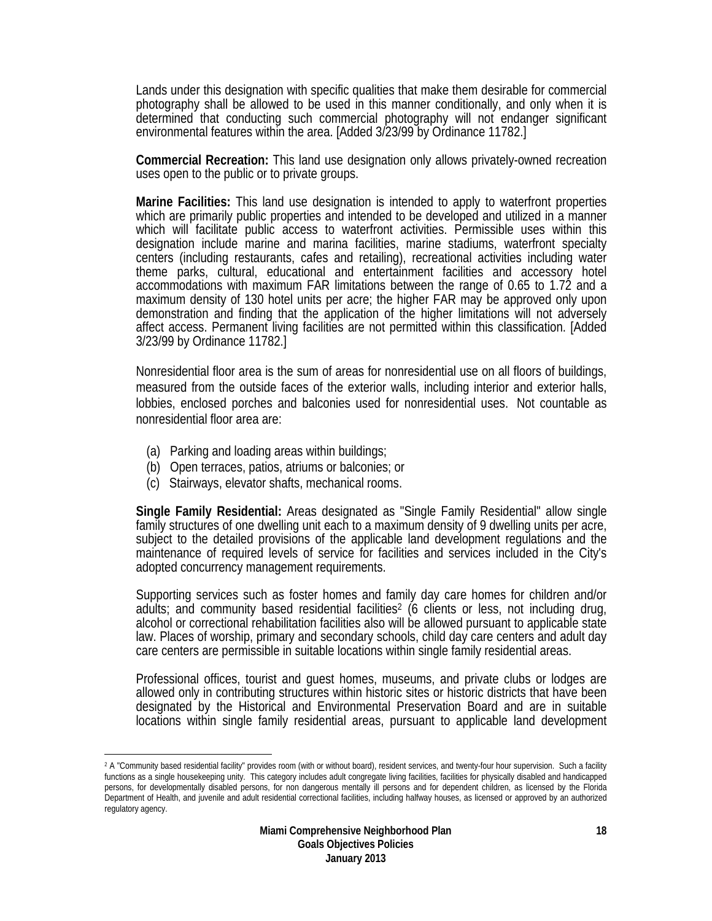Lands under this designation with specific qualities that make them desirable for commercial photography shall be allowed to be used in this manner conditionally, and only when it is determined that conducting such commercial photography will not endanger significant environmental features within the area. [Added 3/23/99 by Ordinance 11782.]

**Commercial Recreation:** This land use designation only allows privately-owned recreation uses open to the public or to private groups.

**Marine Facilities:** This land use designation is intended to apply to waterfront properties which are primarily public properties and intended to be developed and utilized in a manner which will facilitate public access to waterfront activities. Permissible uses within this designation include marine and marina facilities, marine stadiums, waterfront specialty centers (including restaurants, cafes and retailing), recreational activities including water theme parks, cultural, educational and entertainment facilities and accessory hotel accommodations with maximum FAR limitations between the range of 0.65 to 1.72 and a maximum density of 130 hotel units per acre; the higher FAR may be approved only upon demonstration and finding that the application of the higher limitations will not adversely affect access. Permanent living facilities are not permitted within this classification. [Added 3/23/99 by Ordinance 11782.]

Nonresidential floor area is the sum of areas for nonresidential use on all floors of buildings, measured from the outside faces of the exterior walls, including interior and exterior halls, lobbies, enclosed porches and balconies used for nonresidential uses. Not countable as nonresidential floor area are:

(a) Parking and loading areas within buildings;
(b) Open terraces, patios, atriums or balconies; or
(c) Stairways, elevator shafts, mechanical rooms.

**Single Family Residential:** Areas designated as "Single Family Residential" allow single family structures of one dwelling unit each to a maximum density of 9 dwelling units per acre, subject to the detailed provisions of the applicable land development regulations and the maintenance of required levels of service for facilities and services included in the City's adopted concurrency management requirements.

Supporting services such as foster homes and family day care homes for children and/or adults; and community based residential facilities[2] (6 clients or less, not including drug, alcohol or correctional rehabilitation facilities also will be allowed pursuant to applicable state law. Places of worship, primary and secondary schools, child day care centers and adult day care centers are permissible in suitable locations within single family residential areas.

Professional offices, tourist and guest homes, museums, and private clubs or lodges are allowed only in contributing structures within historic sites or historic districts that have been designated by the Historical and Environmental Preservation Board and are in suitable locations within single family residential areas, pursuant to applicable land development

[2] A "Community based residential facility" provides room (with or without board), resident services, and twenty-four hour supervision. Such a facility functions as a single housekeeping unity. This category includes adult congregate living facilities, facilities for physically disabled and handicapped persons, for developmentally disabled persons, for non dangerous mentally ill persons and for dependent children, as licensed by the Florida Department of Health, and juvenile and adult residential correctional facilities, including halfway houses, as licensed or approved by an authorized regulatory agency.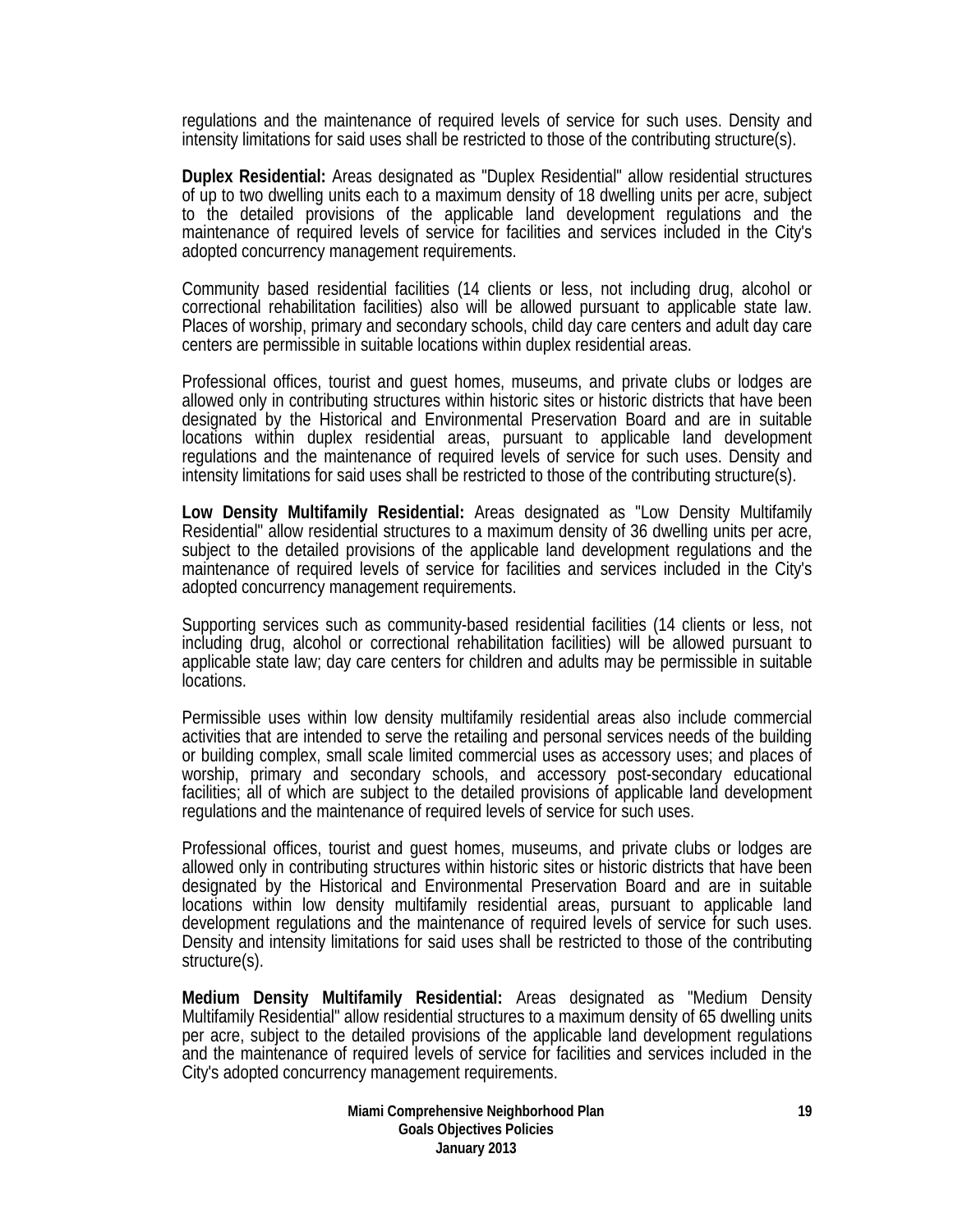regulations and the maintenance of required levels of service for such uses. Density and intensity limitations for said uses shall be restricted to those of the contributing structure(s).

**Duplex Residential:** Areas designated as "Duplex Residential" allow residential structures of up to two dwelling units each to a maximum density of 18 dwelling units per acre, subject to the detailed provisions of the applicable land development regulations and the maintenance of required levels of service for facilities and services included in the City's adopted concurrency management requirements.

Community based residential facilities (14 clients or less, not including drug, alcohol or correctional rehabilitation facilities) also will be allowed pursuant to applicable state law. Places of worship, primary and secondary schools, child day care centers and adult day care centers are permissible in suitable locations within duplex residential areas.

Professional offices, tourist and guest homes, museums, and private clubs or lodges are allowed only in contributing structures within historic sites or historic districts that have been designated by the Historical and Environmental Preservation Board and are in suitable locations within duplex residential areas, pursuant to applicable land development regulations and the maintenance of required levels of service for such uses. Density and intensity limitations for said uses shall be restricted to those of the contributing structure(s).

**Low Density Multifamily Residential:** Areas designated as "Low Density Multifamily Residential" allow residential structures to a maximum density of 36 dwelling units per acre, subject to the detailed provisions of the applicable land development regulations and the maintenance of required levels of service for facilities and services included in the City's adopted concurrency management requirements.

Supporting services such as community-based residential facilities (14 clients or less, not including drug, alcohol or correctional rehabilitation facilities) will be allowed pursuant to applicable state law; day care centers for children and adults may be permissible in suitable locations.

Permissible uses within low density multifamily residential areas also include commercial activities that are intended to serve the retailing and personal services needs of the building or building complex, small scale limited commercial uses as accessory uses; and places of worship, primary and secondary schools, and accessory post-secondary educational facilities; all of which are subject to the detailed provisions of applicable land development regulations and the maintenance of required levels of service for such uses.

Professional offices, tourist and guest homes, museums, and private clubs or lodges are allowed only in contributing structures within historic sites or historic districts that have been designated by the Historical and Environmental Preservation Board and are in suitable locations within low density multifamily residential areas, pursuant to applicable land development regulations and the maintenance of required levels of service for such uses. Density and intensity limitations for said uses shall be restricted to those of the contributing structure(s).

**Medium Density Multifamily Residential:** Areas designated as "Medium Density Multifamily Residential" allow residential structures to a maximum density of 65 dwelling units per acre, subject to the detailed provisions of the applicable land development regulations and the maintenance of required levels of service for facilities and services included in the City's adopted concurrency management requirements.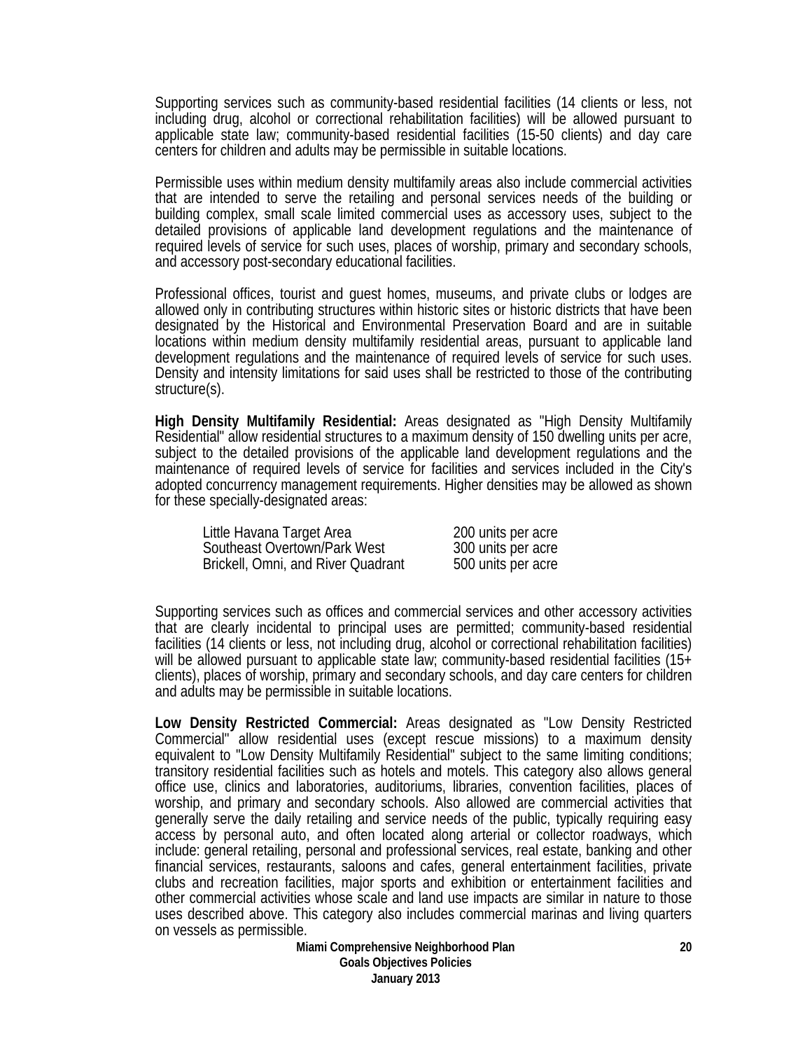Supporting services such as community-based residential facilities (14 clients or less, not including drug, alcohol or correctional rehabilitation facilities) will be allowed pursuant to applicable state law; community-based residential facilities (15-50 clients) and day care centers for children and adults may be permissible in suitable locations.

Permissible uses within medium density multifamily areas also include commercial activities that are intended to serve the retailing and personal services needs of the building or building complex, small scale limited commercial uses as accessory uses, subject to the detailed provisions of applicable land development regulations and the maintenance of required levels of service for such uses, places of worship, primary and secondary schools, and accessory post-secondary educational facilities.

Professional offices, tourist and guest homes, museums, and private clubs or lodges are allowed only in contributing structures within historic sites or historic districts that have been designated by the Historical and Environmental Preservation Board and are in suitable locations within medium density multifamily residential areas, pursuant to applicable land development regulations and the maintenance of required levels of service for such uses. Density and intensity limitations for said uses shall be restricted to those of the contributing structure(s).

**High Density Multifamily Residential:** Areas designated as "High Density Multifamily Residential" allow residential structures to a maximum density of 150 dwelling units per acre, subject to the detailed provisions of the applicable land development regulations and the maintenance of required levels of service for facilities and services included in the City's adopted concurrency management requirements. Higher densities may be allowed as shown for these specially-designated areas:

| | |
|---|---|
| Little Havana Target Area | 200 units per acre |
| Southeast Overtown/Park West | 300 units per acre |
| Brickell, Omni, and River Quadrant | 500 units per acre |

Supporting services such as offices and commercial services and other accessory activities that are clearly incidental to principal uses are permitted; community-based residential facilities (14 clients or less, not including drug, alcohol or correctional rehabilitation facilities) will be allowed pursuant to applicable state law; community-based residential facilities (15+ clients), places of worship, primary and secondary schools, and day care centers for children and adults may be permissible in suitable locations.

**Low Density Restricted Commercial:** Areas designated as "Low Density Restricted Commercial" allow residential uses (except rescue missions) to a maximum density equivalent to "Low Density Multifamily Residential" subject to the same limiting conditions; transitory residential facilities such as hotels and motels. This category also allows general office use, clinics and laboratories, auditoriums, libraries, convention facilities, places of worship, and primary and secondary schools. Also allowed are commercial activities that generally serve the daily retailing and service needs of the public, typically requiring easy access by personal auto, and often located along arterial or collector roadways, which include: general retailing, personal and professional services, real estate, banking and other financial services, restaurants, saloons and cafes, general entertainment facilities, private clubs and recreation facilities, major sports and exhibition or entertainment facilities and other commercial activities whose scale and land use impacts are similar in nature to those uses described above. This category also includes commercial marinas and living quarters on vessels as permissible.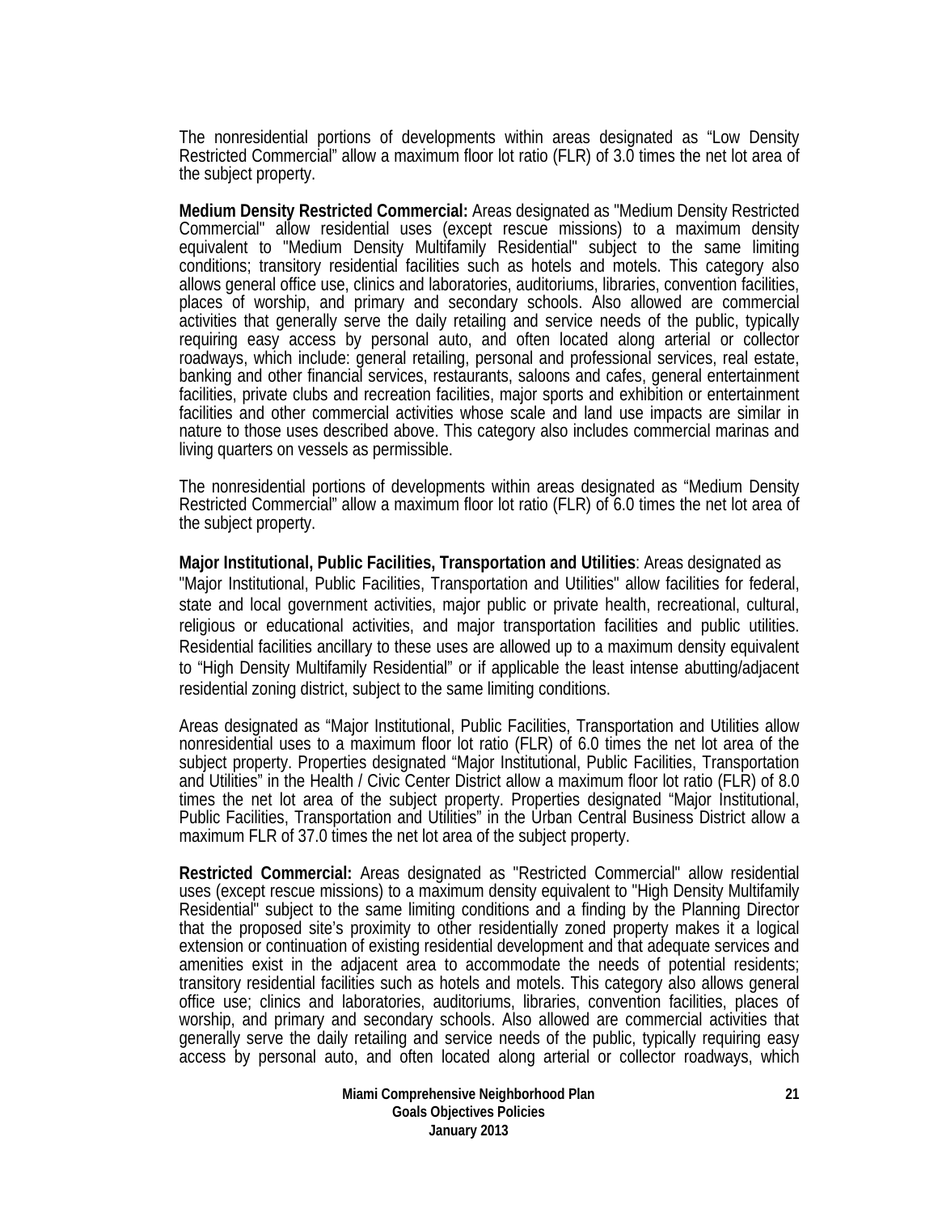The nonresidential portions of developments within areas designated as “Low Density Restricted Commercial” allow a maximum floor lot ratio (FLR) of 3.0 times the net lot area of the subject property.

**Medium Density Restricted Commercial:** Areas designated as "Medium Density Restricted Commercial" allow residential uses (except rescue missions) to a maximum density equivalent to "Medium Density Multifamily Residential" subject to the same limiting conditions; transitory residential facilities such as hotels and motels. This category also allows general office use, clinics and laboratories, auditoriums, libraries, convention facilities, places of worship, and primary and secondary schools. Also allowed are commercial activities that generally serve the daily retailing and service needs of the public, typically requiring easy access by personal auto, and often located along arterial or collector roadways, which include: general retailing, personal and professional services, real estate, banking and other financial services, restaurants, saloons and cafes, general entertainment facilities, private clubs and recreation facilities, major sports and exhibition or entertainment facilities and other commercial activities whose scale and land use impacts are similar in nature to those uses described above. This category also includes commercial marinas and living quarters on vessels as permissible.

The nonresidential portions of developments within areas designated as “Medium Density Restricted Commercial” allow a maximum floor lot ratio (FLR) of 6.0 times the net lot area of the subject property.

**Major Institutional, Public Facilities, Transportation and Utilities**: Areas designated as "Major Institutional, Public Facilities, Transportation and Utilities" allow facilities for federal, state and local government activities, major public or private health, recreational, cultural, religious or educational activities, and major transportation facilities and public utilities. Residential facilities ancillary to these uses are allowed up to a maximum density equivalent to “High Density Multifamily Residential” or if applicable the least intense abutting/adjacent residential zoning district, subject to the same limiting conditions.

Areas designated as “Major Institutional, Public Facilities, Transportation and Utilities allow nonresidential uses to a maximum floor lot ratio (FLR) of 6.0 times the net lot area of the subject property. Properties designated “Major Institutional, Public Facilities, Transportation and Utilities” in the Health / Civic Center District allow a maximum floor lot ratio (FLR) of 8.0 times the net lot area of the subject property. Properties designated “Major Institutional, Public Facilities, Transportation and Utilities” in the Urban Central Business District allow a maximum FLR of 37.0 times the net lot area of the subject property.

**Restricted Commercial:** Areas designated as "Restricted Commercial" allow residential uses (except rescue missions) to a maximum density equivalent to "High Density Multifamily Residential" subject to the same limiting conditions and a finding by the Planning Director that the proposed site’s proximity to other residentially zoned property makes it a logical extension or continuation of existing residential development and that adequate services and amenities exist in the adjacent area to accommodate the needs of potential residents; transitory residential facilities such as hotels and motels. This category also allows general office use; clinics and laboratories, auditoriums, libraries, convention facilities, places of worship, and primary and secondary schools. Also allowed are commercial activities that generally serve the daily retailing and service needs of the public, typically requiring easy access by personal auto, and often located along arterial or collector roadways, which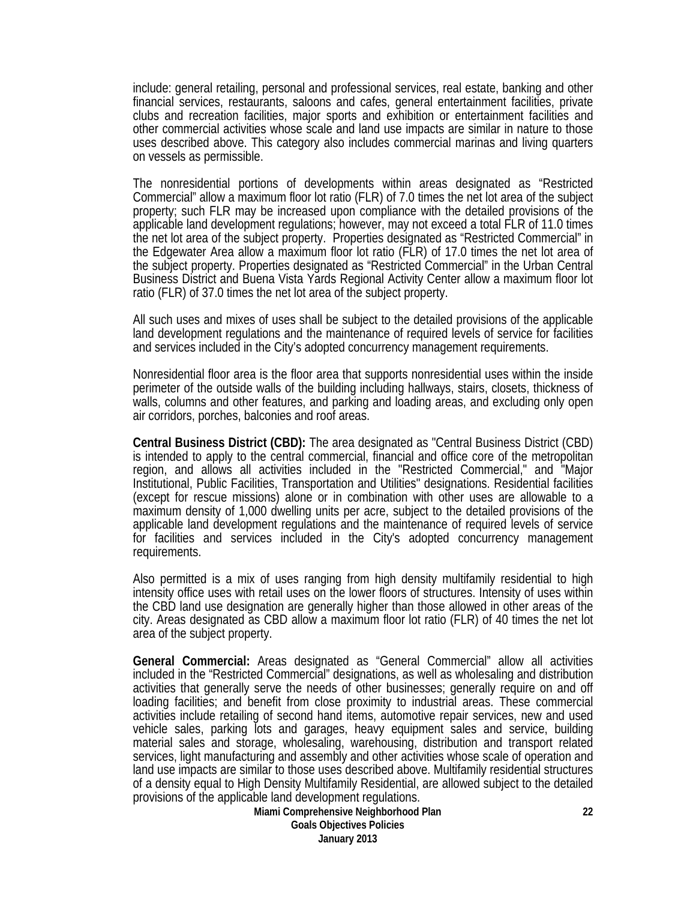include: general retailing, personal and professional services, real estate, banking and other financial services, restaurants, saloons and cafes, general entertainment facilities, private clubs and recreation facilities, major sports and exhibition or entertainment facilities and other commercial activities whose scale and land use impacts are similar in nature to those uses described above. This category also includes commercial marinas and living quarters on vessels as permissible.

The nonresidential portions of developments within areas designated as “Restricted Commercial” allow a maximum floor lot ratio (FLR) of 7.0 times the net lot area of the subject property; such FLR may be increased upon compliance with the detailed provisions of the applicable land development regulations; however, may not exceed a total FLR of 11.0 times the net lot area of the subject property. Properties designated as “Restricted Commercial” in the Edgewater Area allow a maximum floor lot ratio (FLR) of 17.0 times the net lot area of the subject property. Properties designated as “Restricted Commercial” in the Urban Central Business District and Buena Vista Yards Regional Activity Center allow a maximum floor lot ratio (FLR) of 37.0 times the net lot area of the subject property.

All such uses and mixes of uses shall be subject to the detailed provisions of the applicable land development regulations and the maintenance of required levels of service for facilities and services included in the City’s adopted concurrency management requirements.

Nonresidential floor area is the floor area that supports nonresidential uses within the inside perimeter of the outside walls of the building including hallways, stairs, closets, thickness of walls, columns and other features, and parking and loading areas, and excluding only open air corridors, porches, balconies and roof areas.

**Central Business District (CBD):** The area designated as "Central Business District (CBD) is intended to apply to the central commercial, financial and office core of the metropolitan region, and allows all activities included in the "Restricted Commercial," and "Major Institutional, Public Facilities, Transportation and Utilities" designations. Residential facilities (except for rescue missions) alone or in combination with other uses are allowable to a maximum density of 1,000 dwelling units per acre, subject to the detailed provisions of the applicable land development regulations and the maintenance of required levels of service for facilities and services included in the City's adopted concurrency management requirements.

Also permitted is a mix of uses ranging from high density multifamily residential to high intensity office uses with retail uses on the lower floors of structures. Intensity of uses within the CBD land use designation are generally higher than those allowed in other areas of the city. Areas designated as CBD allow a maximum floor lot ratio (FLR) of 40 times the net lot area of the subject property.

**General Commercial:** Areas designated as “General Commercial” allow all activities included in the “Restricted Commercial” designations, as well as wholesaling and distribution activities that generally serve the needs of other businesses; generally require on and off loading facilities; and benefit from close proximity to industrial areas. These commercial activities include retailing of second hand items, automotive repair services, new and used vehicle sales, parking lots and garages, heavy equipment sales and service, building material sales and storage, wholesaling, warehousing, distribution and transport related services, light manufacturing and assembly and other activities whose scale of operation and land use impacts are similar to those uses described above. Multifamily residential structures of a density equal to High Density Multifamily Residential, are allowed subject to the detailed provisions of the applicable land development regulations.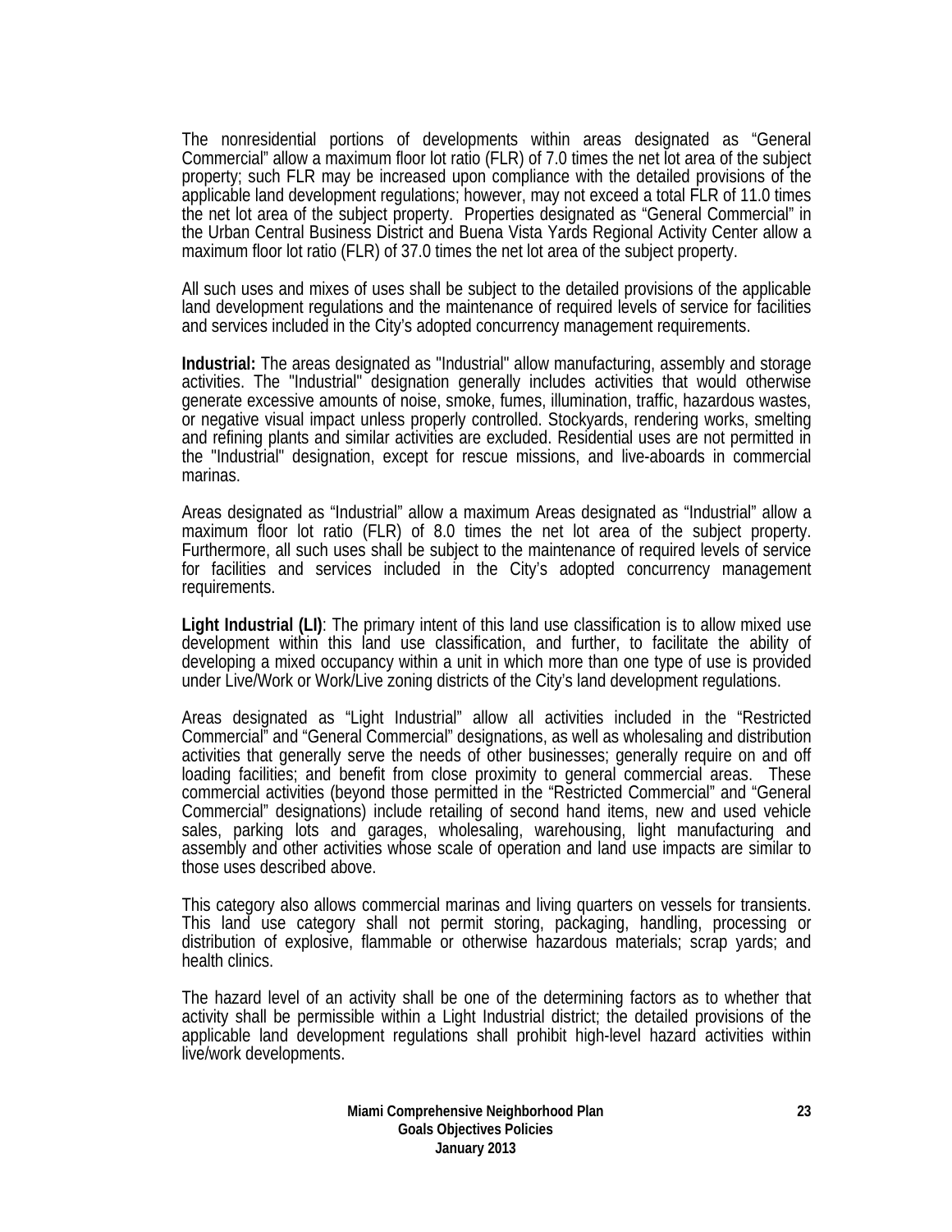The nonresidential portions of developments within areas designated as "General Commercial" allow a maximum floor lot ratio (FLR) of 7.0 times the net lot area of the subject property; such FLR may be increased upon compliance with the detailed provisions of the applicable land development regulations; however, may not exceed a total FLR of 11.0 times the net lot area of the subject property. Properties designated as "General Commercial" in the Urban Central Business District and Buena Vista Yards Regional Activity Center allow a maximum floor lot ratio (FLR) of 37.0 times the net lot area of the subject property.

All such uses and mixes of uses shall be subject to the detailed provisions of the applicable land development regulations and the maintenance of required levels of service for facilities and services included in the City's adopted concurrency management requirements.

**Industrial:** The areas designated as "Industrial" allow manufacturing, assembly and storage activities. The "Industrial" designation generally includes activities that would otherwise generate excessive amounts of noise, smoke, fumes, illumination, traffic, hazardous wastes, or negative visual impact unless properly controlled. Stockyards, rendering works, smelting and refining plants and similar activities are excluded. Residential uses are not permitted in the "Industrial" designation, except for rescue missions, and live-aboards in commercial marinas.

Areas designated as "Industrial" allow a maximum Areas designated as "Industrial" allow a maximum floor lot ratio (FLR) of 8.0 times the net lot area of the subject property. Furthermore, all such uses shall be subject to the maintenance of required levels of service for facilities and services included in the City's adopted concurrency management requirements.

**Light Industrial (LI)**: The primary intent of this land use classification is to allow mixed use development within this land use classification, and further, to facilitate the ability of developing a mixed occupancy within a unit in which more than one type of use is provided under Live/Work or Work/Live zoning districts of the City's land development regulations.

Areas designated as "Light Industrial" allow all activities included in the "Restricted Commercial" and "General Commercial" designations, as well as wholesaling and distribution activities that generally serve the needs of other businesses; generally require on and off loading facilities; and benefit from close proximity to general commercial areas. These commercial activities (beyond those permitted in the "Restricted Commercial" and "General Commercial" designations) include retailing of second hand items, new and used vehicle sales, parking lots and garages, wholesaling, warehousing, light manufacturing and assembly and other activities whose scale of operation and land use impacts are similar to those uses described above.

This category also allows commercial marinas and living quarters on vessels for transients. This land use category shall not permit storing, packaging, handling, processing or distribution of explosive, flammable or otherwise hazardous materials; scrap yards; and health clinics.

The hazard level of an activity shall be one of the determining factors as to whether that activity shall be permissible within a Light Industrial district; the detailed provisions of the applicable land development regulations shall prohibit high-level hazard activities within live/work developments.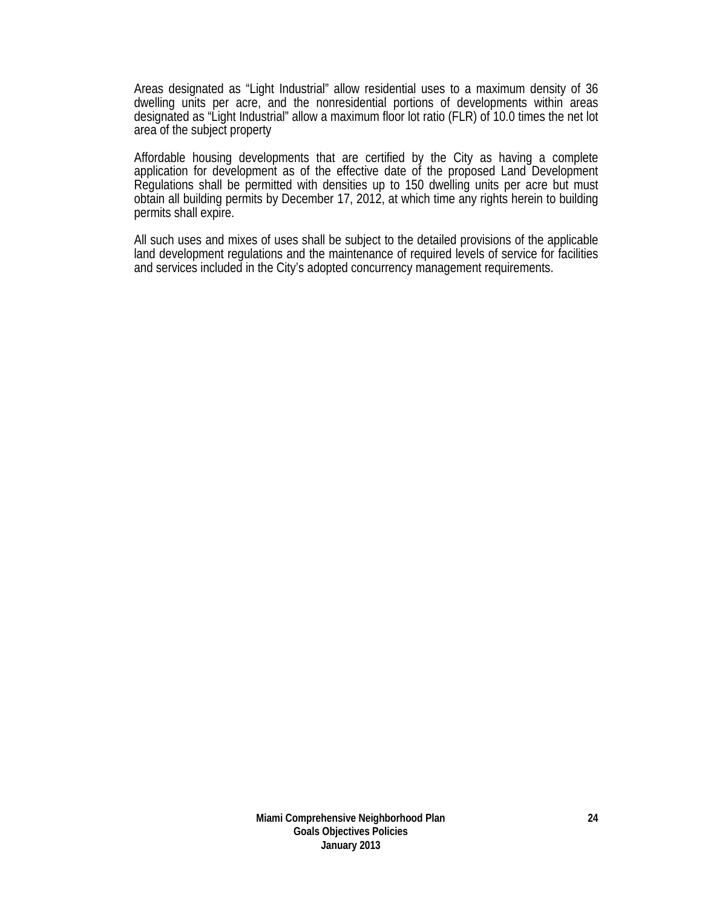Areas designated as “Light Industrial” allow residential uses to a maximum density of 36 dwelling units per acre, and the nonresidential portions of developments within areas designated as “Light Industrial” allow a maximum floor lot ratio (FLR) of 10.0 times the net lot area of the subject property

Affordable housing developments that are certified by the City as having a complete application for development as of the effective date of the proposed Land Development Regulations shall be permitted with densities up to 150 dwelling units per acre but must obtain all building permits by December 17, 2012, at which time any rights herein to building permits shall expire.

All such uses and mixes of uses shall be subject to the detailed provisions of the applicable land development regulations and the maintenance of required levels of service for facilities and services included in the City’s adopted concurrency management requirements.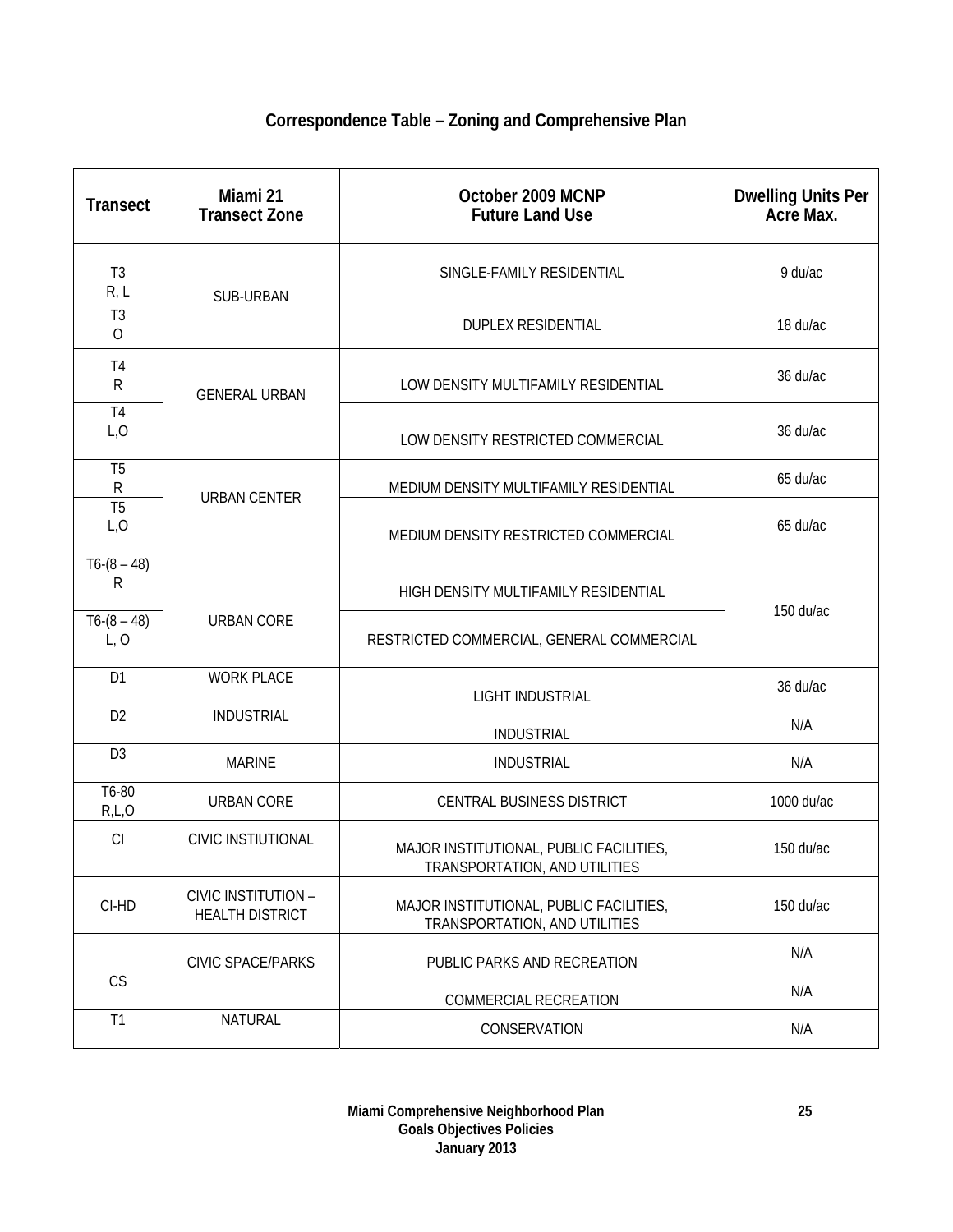## Correspondence Table – Zoning and Comprehensive Plan

| Transect | Miami 21 Transect Zone | October 2009 MCNP Future Land Use | Dwelling Units Per Acre Max. |
|---|---|---|---|
| T3 R, L | SUB-URBAN | SINGLE-FAMILY RESIDENTIAL | 9 du/ac |
| T3 O | | DUPLEX RESIDENTIAL | 18 du/ac |
| T4 R | GENERAL URBAN | LOW DENSITY MULTIFAMILY RESIDENTIAL | 36 du/ac |
| T4 L,O | | LOW DENSITY RESTRICTED COMMERCIAL | 36 du/ac |
| T5 R | URBAN CENTER | MEDIUM DENSITY MULTIFAMILY RESIDENTIAL | 65 du/ac |
| T5 L,O | | MEDIUM DENSITY RESTRICTED COMMERCIAL | 65 du/ac |
| T6-(8 – 48) R | URBAN CORE | HIGH DENSITY MULTIFAMILY RESIDENTIAL | 150 du/ac |
| T6-(8 – 48) L, O | | RESTRICTED COMMERCIAL, GENERAL COMMERCIAL | |
| D1 | WORK PLACE | LIGHT INDUSTRIAL | 36 du/ac |
| D2 | INDUSTRIAL | INDUSTRIAL | N/A |
| D3 | MARINE | INDUSTRIAL | N/A |
| T6-80 R,L,O | URBAN CORE | CENTRAL BUSINESS DISTRICT | 1000 du/ac |
| CI | CIVIC INSTIUTIONAL | MAJOR INSTITUTIONAL, PUBLIC FACILITIES, TRANSPORTATION, AND UTILITIES | 150 du/ac |
| CI-HD | CIVIC INSTITUTION – HEALTH DISTRICT | MAJOR INSTITUTIONAL, PUBLIC FACILITIES, TRANSPORTATION, AND UTILITIES | 150 du/ac |
| CS | CIVIC SPACE/PARKS | PUBLIC PARKS AND RECREATION | N/A |
| | | COMMERCIAL RECREATION | N/A |
| T1 | NATURAL | CONSERVATION | N/A |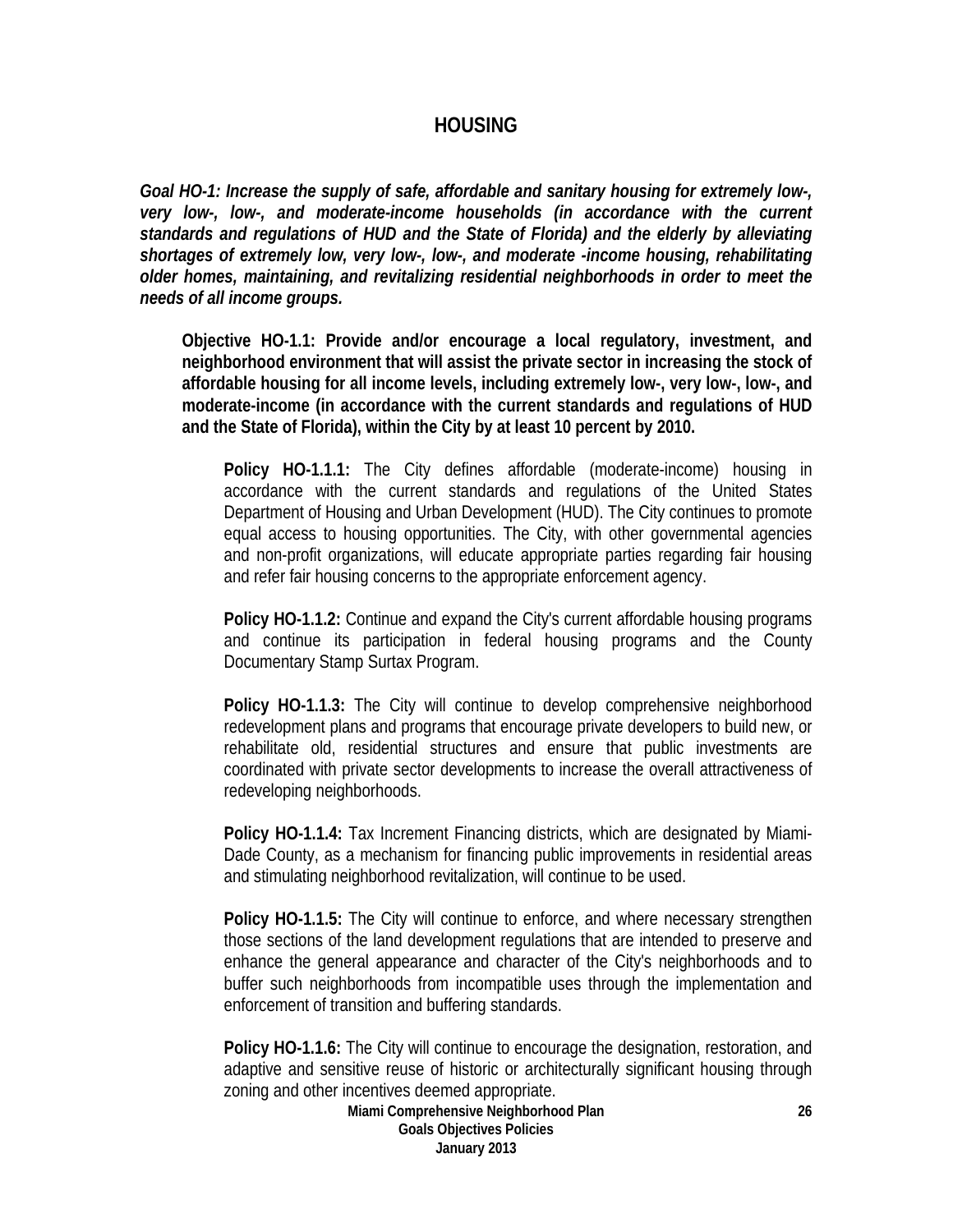# HOUSING

***Goal HO-1: Increase the supply of safe, affordable and sanitary housing for extremely low-, very low-, low-, and moderate-income households (in accordance with the current standards and regulations of HUD and the State of Florida) and the elderly by alleviating shortages of extremely low, very low-, low-, and moderate -income housing, rehabilitating older homes, maintaining, and revitalizing residential neighborhoods in order to meet the needs of all income groups.***

**Objective HO-1.1: Provide and/or encourage a local regulatory, investment, and neighborhood environment that will assist the private sector in increasing the stock of affordable housing for all income levels, including extremely low-, very low-, low-, and moderate-income (in accordance with the current standards and regulations of HUD and the State of Florida), within the City by at least 10 percent by 2010.**

**Policy HO-1.1.1:** The City defines affordable (moderate-income) housing in accordance with the current standards and regulations of the United States Department of Housing and Urban Development (HUD). The City continues to promote equal access to housing opportunities. The City, with other governmental agencies and non-profit organizations, will educate appropriate parties regarding fair housing and refer fair housing concerns to the appropriate enforcement agency.

**Policy HO-1.1.2:** Continue and expand the City's current affordable housing programs and continue its participation in federal housing programs and the County Documentary Stamp Surtax Program.

**Policy HO-1.1.3:** The City will continue to develop comprehensive neighborhood redevelopment plans and programs that encourage private developers to build new, or rehabilitate old, residential structures and ensure that public investments are coordinated with private sector developments to increase the overall attractiveness of redeveloping neighborhoods.

**Policy HO-1.1.4:** Tax Increment Financing districts, which are designated by Miami-Dade County, as a mechanism for financing public improvements in residential areas and stimulating neighborhood revitalization, will continue to be used.

**Policy HO-1.1.5:** The City will continue to enforce, and where necessary strengthen those sections of the land development regulations that are intended to preserve and enhance the general appearance and character of the City's neighborhoods and to buffer such neighborhoods from incompatible uses through the implementation and enforcement of transition and buffering standards.

**Policy HO-1.1.6:** The City will continue to encourage the designation, restoration, and adaptive and sensitive reuse of historic or architecturally significant housing through zoning and other incentives deemed appropriate.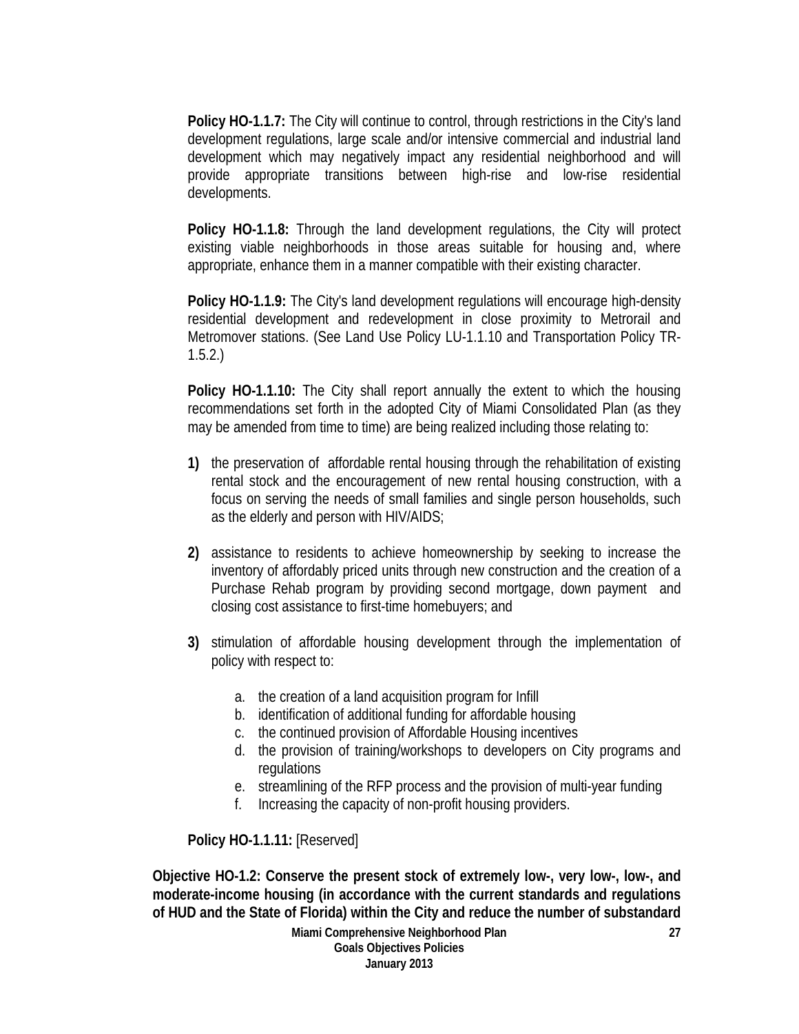**Policy HO-1.1.7:** The City will continue to control, through restrictions in the City's land development regulations, large scale and/or intensive commercial and industrial land development which may negatively impact any residential neighborhood and will provide appropriate transitions between high-rise and low-rise residential developments.

**Policy HO-1.1.8:** Through the land development regulations, the City will protect existing viable neighborhoods in those areas suitable for housing and, where appropriate, enhance them in a manner compatible with their existing character.

**Policy HO-1.1.9:** The City's land development regulations will encourage high-density residential development and redevelopment in close proximity to Metrorail and Metromover stations. (See Land Use Policy LU-1.1.10 and Transportation Policy TR-1.5.2.)

**Policy HO-1.1.10:** The City shall report annually the extent to which the housing recommendations set forth in the adopted City of Miami Consolidated Plan (as they may be amended from time to time) are being realized including those relating to:

1) the preservation of affordable rental housing through the rehabilitation of existing rental stock and the encouragement of new rental housing construction, with a focus on serving the needs of small families and single person households, such as the elderly and person with HIV/AIDS;

2) assistance to residents to achieve homeownership by seeking to increase the inventory of affordably priced units through new construction and the creation of a Purchase Rehab program by providing second mortgage, down payment and closing cost assistance to first-time homebuyers; and

3) stimulation of affordable housing development through the implementation of policy with respect to:

    a. the creation of a land acquisition program for Infill
    b. identification of additional funding for affordable housing
    c. the continued provision of Affordable Housing incentives
    d. the provision of training/workshops to developers on City programs and regulations
    e. streamlining of the RFP process and the provision of multi-year funding
    f. Increasing the capacity of non-profit housing providers.

**Policy HO-1.1.11:** [Reserved]

**Objective HO-1.2: Conserve the present stock of extremely low-, very low-, low-, and moderate-income housing (in accordance with the current standards and regulations of HUD and the State of Florida) within the City and reduce the number of substandard**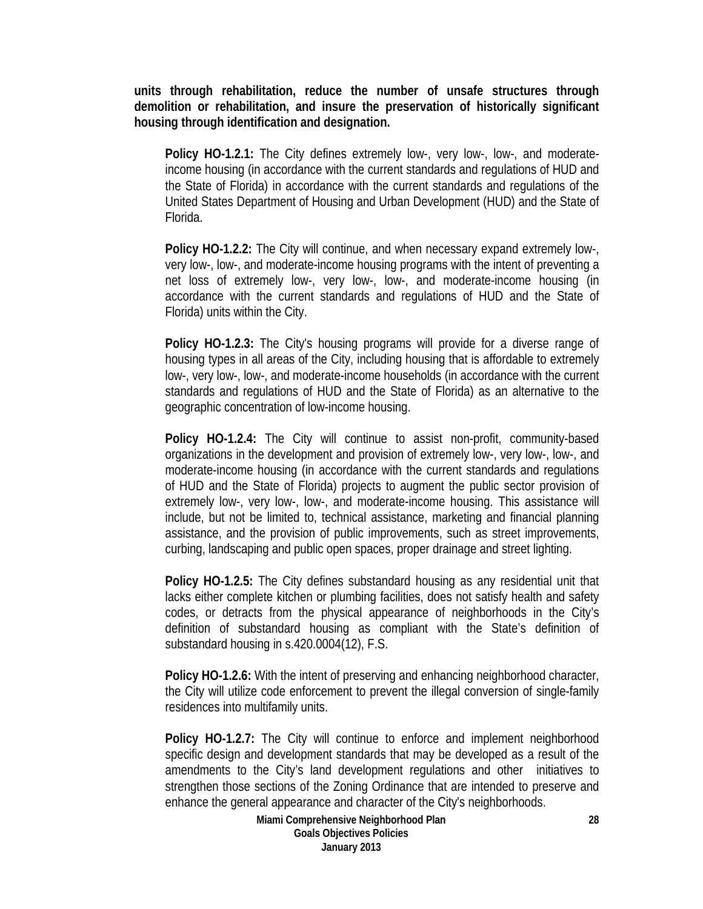**units through rehabilitation, reduce the number of unsafe structures through demolition or rehabilitation, and insure the preservation of historically significant housing through identification and designation.**

**Policy HO-1.2.1:** The City defines extremely low-, very low-, low-, and moderate-income housing (in accordance with the current standards and regulations of HUD and the State of Florida) in accordance with the current standards and regulations of the United States Department of Housing and Urban Development (HUD) and the State of Florida.

**Policy HO-1.2.2:** The City will continue, and when necessary expand extremely low-, very low-, low-, and moderate-income housing programs with the intent of preventing a net loss of extremely low-, very low-, low-, and moderate-income housing (in accordance with the current standards and regulations of HUD and the State of Florida) units within the City.

**Policy HO-1.2.3:** The City's housing programs will provide for a diverse range of housing types in all areas of the City, including housing that is affordable to extremely low-, very low-, low-, and moderate-income households (in accordance with the current standards and regulations of HUD and the State of Florida) as an alternative to the geographic concentration of low-income housing.

**Policy HO-1.2.4:** The City will continue to assist non-profit, community-based organizations in the development and provision of extremely low-, very low-, low-, and moderate-income housing (in accordance with the current standards and regulations of HUD and the State of Florida) projects to augment the public sector provision of extremely low-, very low-, low-, and moderate-income housing. This assistance will include, but not be limited to, technical assistance, marketing and financial planning assistance, and the provision of public improvements, such as street improvements, curbing, landscaping and public open spaces, proper drainage and street lighting.

**Policy HO-1.2.5:** The City defines substandard housing as any residential unit that lacks either complete kitchen or plumbing facilities, does not satisfy health and safety codes, or detracts from the physical appearance of neighborhoods in the City's definition of substandard housing as compliant with the State's definition of substandard housing in s.420.0004(12), F.S.

**Policy HO-1.2.6:** With the intent of preserving and enhancing neighborhood character, the City will utilize code enforcement to prevent the illegal conversion of single-family residences into multifamily units.

**Policy HO-1.2.7:** The City will continue to enforce and implement neighborhood specific design and development standards that may be developed as a result of the amendments to the City's land development regulations and other initiatives to strengthen those sections of the Zoning Ordinance that are intended to preserve and enhance the general appearance and character of the City's neighborhoods.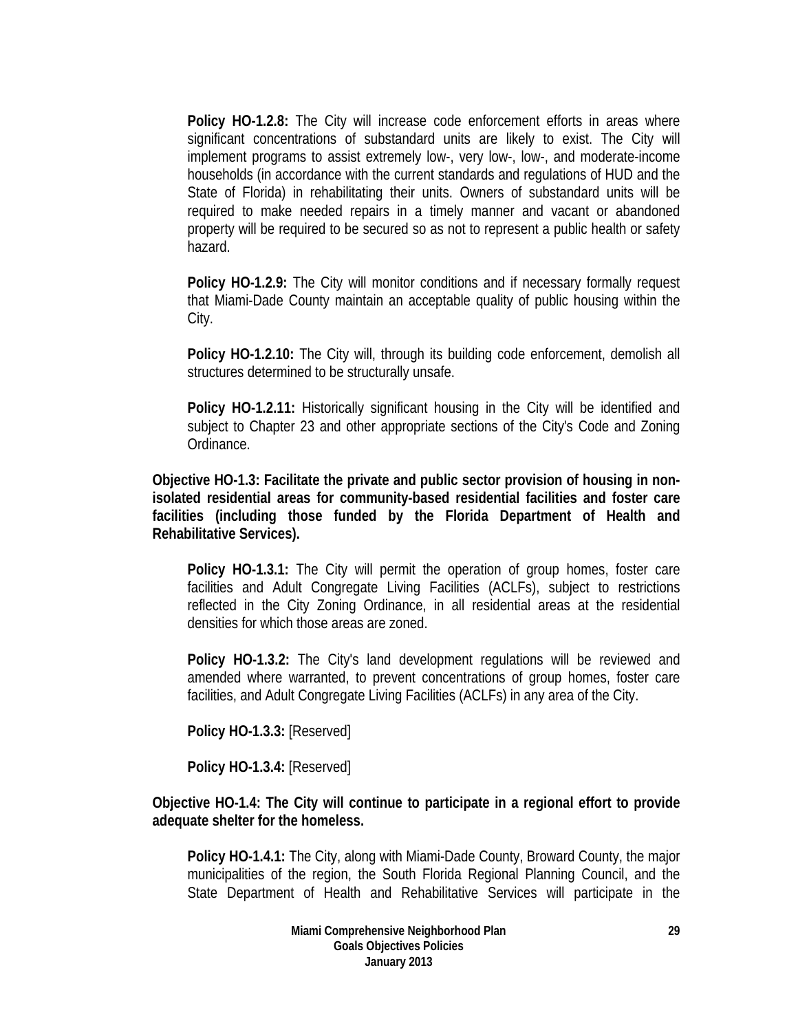**Policy HO-1.2.8:** The City will increase code enforcement efforts in areas where significant concentrations of substandard units are likely to exist. The City will implement programs to assist extremely low-, very low-, low-, and moderate-income households (in accordance with the current standards and regulations of HUD and the State of Florida) in rehabilitating their units. Owners of substandard units will be required to make needed repairs in a timely manner and vacant or abandoned property will be required to be secured so as not to represent a public health or safety hazard.

**Policy HO-1.2.9:** The City will monitor conditions and if necessary formally request that Miami-Dade County maintain an acceptable quality of public housing within the City.

**Policy HO-1.2.10:** The City will, through its building code enforcement, demolish all structures determined to be structurally unsafe.

**Policy HO-1.2.11:** Historically significant housing in the City will be identified and subject to Chapter 23 and other appropriate sections of the City's Code and Zoning Ordinance.

**Objective HO-1.3: Facilitate the private and public sector provision of housing in non-isolated residential areas for community-based residential facilities and foster care facilities (including those funded by the Florida Department of Health and Rehabilitative Services).**

**Policy HO-1.3.1:** The City will permit the operation of group homes, foster care facilities and Adult Congregate Living Facilities (ACLFs), subject to restrictions reflected in the City Zoning Ordinance, in all residential areas at the residential densities for which those areas are zoned.

**Policy HO-1.3.2:** The City's land development regulations will be reviewed and amended where warranted, to prevent concentrations of group homes, foster care facilities, and Adult Congregate Living Facilities (ACLFs) in any area of the City.

**Policy HO-1.3.3:** [Reserved]

**Policy HO-1.3.4:** [Reserved]

**Objective HO-1.4: The City will continue to participate in a regional effort to provide adequate shelter for the homeless.**

**Policy HO-1.4.1:** The City, along with Miami-Dade County, Broward County, the major municipalities of the region, the South Florida Regional Planning Council, and the State Department of Health and Rehabilitative Services will participate in the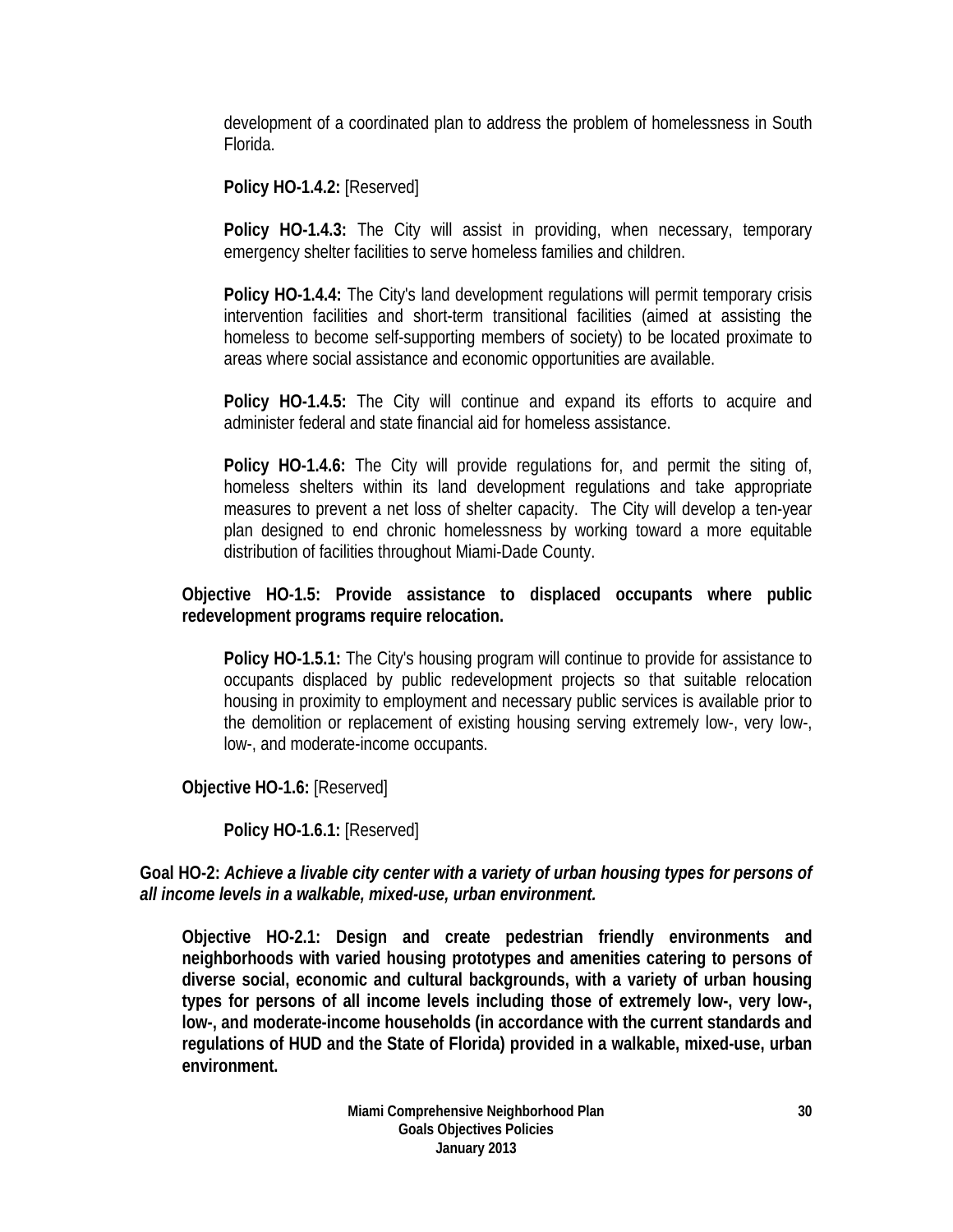development of a coordinated plan to address the problem of homelessness in South Florida.

**Policy HO-1.4.2:** [Reserved]

**Policy HO-1.4.3:** The City will assist in providing, when necessary, temporary emergency shelter facilities to serve homeless families and children.

**Policy HO-1.4.4:** The City's land development regulations will permit temporary crisis intervention facilities and short-term transitional facilities (aimed at assisting the homeless to become self-supporting members of society) to be located proximate to areas where social assistance and economic opportunities are available.

**Policy HO-1.4.5:** The City will continue and expand its efforts to acquire and administer federal and state financial aid for homeless assistance.

**Policy HO-1.4.6:** The City will provide regulations for, and permit the siting of, homeless shelters within its land development regulations and take appropriate measures to prevent a net loss of shelter capacity. The City will develop a ten-year plan designed to end chronic homelessness by working toward a more equitable distribution of facilities throughout Miami-Dade County.

**Objective HO-1.5: Provide assistance to displaced occupants where public redevelopment programs require relocation.**

**Policy HO-1.5.1:** The City's housing program will continue to provide for assistance to occupants displaced by public redevelopment projects so that suitable relocation housing in proximity to employment and necessary public services is available prior to the demolition or replacement of existing housing serving extremely low-, very low-, low-, and moderate-income occupants.

**Objective HO-1.6:** [Reserved]

**Policy HO-1.6.1:** [Reserved]

**Goal HO-2:** ***Achieve a livable city center with a variety of urban housing types for persons of all income levels in a walkable, mixed-use, urban environment.***

**Objective HO-2.1: Design and create pedestrian friendly environments and neighborhoods with varied housing prototypes and amenities catering to persons of diverse social, economic and cultural backgrounds, with a variety of urban housing types for persons of all income levels including those of extremely low-, very low-, low-, and moderate-income households (in accordance with the current standards and regulations of HUD and the State of Florida) provided in a walkable, mixed-use, urban environment.**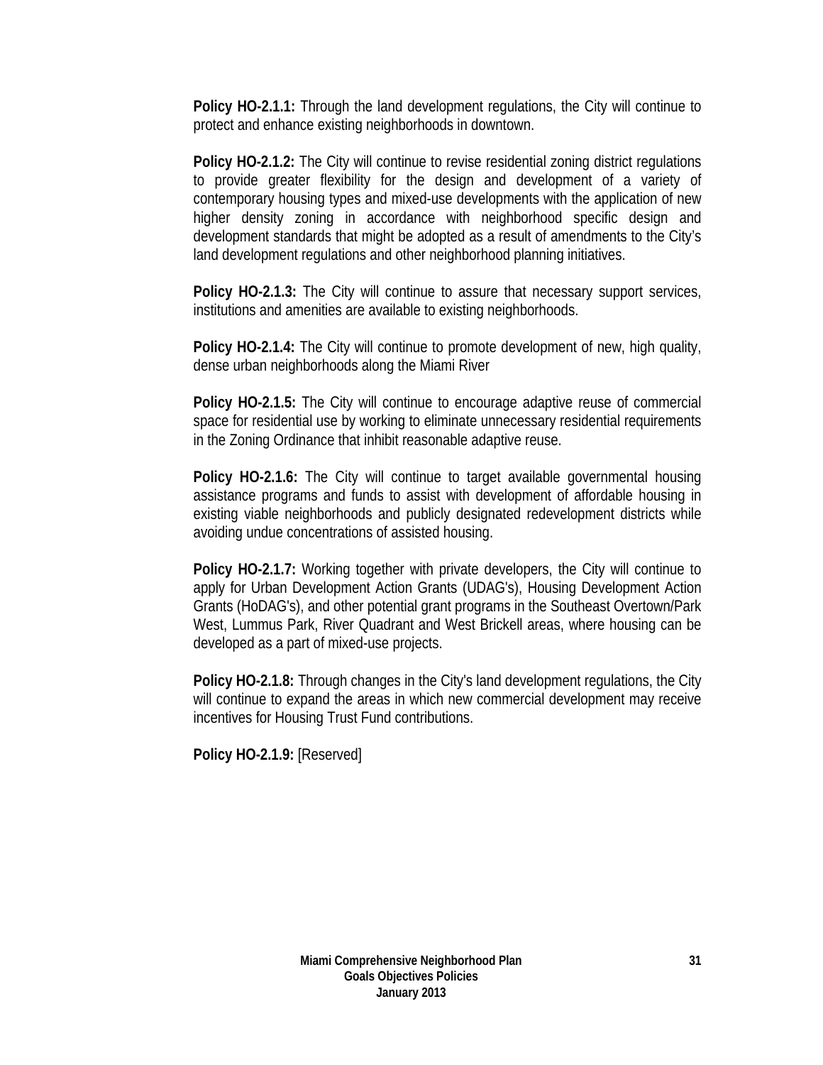**Policy HO-2.1.1:** Through the land development regulations, the City will continue to protect and enhance existing neighborhoods in downtown.

**Policy HO-2.1.2:** The City will continue to revise residential zoning district regulations to provide greater flexibility for the design and development of a variety of contemporary housing types and mixed-use developments with the application of new higher density zoning in accordance with neighborhood specific design and development standards that might be adopted as a result of amendments to the City's land development regulations and other neighborhood planning initiatives.

**Policy HO-2.1.3:** The City will continue to assure that necessary support services, institutions and amenities are available to existing neighborhoods.

**Policy HO-2.1.4:** The City will continue to promote development of new, high quality, dense urban neighborhoods along the Miami River

**Policy HO-2.1.5:** The City will continue to encourage adaptive reuse of commercial space for residential use by working to eliminate unnecessary residential requirements in the Zoning Ordinance that inhibit reasonable adaptive reuse.

**Policy HO-2.1.6:** The City will continue to target available governmental housing assistance programs and funds to assist with development of affordable housing in existing viable neighborhoods and publicly designated redevelopment districts while avoiding undue concentrations of assisted housing.

**Policy HO-2.1.7:** Working together with private developers, the City will continue to apply for Urban Development Action Grants (UDAG's), Housing Development Action Grants (HoDAG's), and other potential grant programs in the Southeast Overtown/Park West, Lummus Park, River Quadrant and West Brickell areas, where housing can be developed as a part of mixed-use projects.

**Policy HO-2.1.8:** Through changes in the City's land development regulations, the City will continue to expand the areas in which new commercial development may receive incentives for Housing Trust Fund contributions.

**Policy HO-2.1.9:** [Reserved]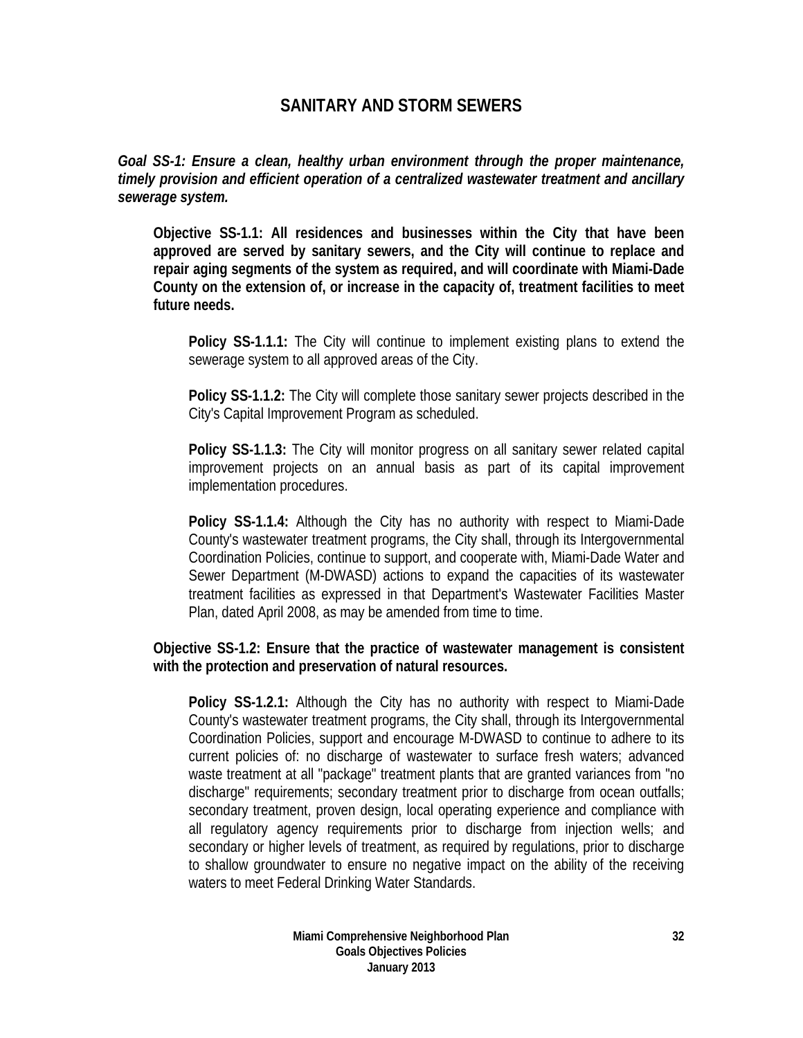# SANITARY AND STORM SEWERS

***Goal SS-1: Ensure a clean, healthy urban environment through the proper maintenance, timely provision and efficient operation of a centralized wastewater treatment and ancillary sewerage system.***

**Objective SS-1.1: All residences and businesses within the City that have been approved are served by sanitary sewers, and the City will continue to replace and repair aging segments of the system as required, and will coordinate with Miami-Dade County on the extension of, or increase in the capacity of, treatment facilities to meet future needs.**

**Policy SS-1.1.1:** The City will continue to implement existing plans to extend the sewerage system to all approved areas of the City.

**Policy SS-1.1.2:** The City will complete those sanitary sewer projects described in the City's Capital Improvement Program as scheduled.

**Policy SS-1.1.3:** The City will monitor progress on all sanitary sewer related capital improvement projects on an annual basis as part of its capital improvement implementation procedures.

**Policy SS-1.1.4:** Although the City has no authority with respect to Miami-Dade County's wastewater treatment programs, the City shall, through its Intergovernmental Coordination Policies, continue to support, and cooperate with, Miami-Dade Water and Sewer Department (M-DWASD) actions to expand the capacities of its wastewater treatment facilities as expressed in that Department's Wastewater Facilities Master Plan, dated April 2008, as may be amended from time to time.

**Objective SS-1.2: Ensure that the practice of wastewater management is consistent with the protection and preservation of natural resources.**

**Policy SS-1.2.1:** Although the City has no authority with respect to Miami-Dade County's wastewater treatment programs, the City shall, through its Intergovernmental Coordination Policies, support and encourage M-DWASD to continue to adhere to its current policies of: no discharge of wastewater to surface fresh waters; advanced waste treatment at all "package" treatment plants that are granted variances from "no discharge" requirements; secondary treatment prior to discharge from ocean outfalls; secondary treatment, proven design, local operating experience and compliance with all regulatory agency requirements prior to discharge from injection wells; and secondary or higher levels of treatment, as required by regulations, prior to discharge to shallow groundwater to ensure no negative impact on the ability of the receiving waters to meet Federal Drinking Water Standards.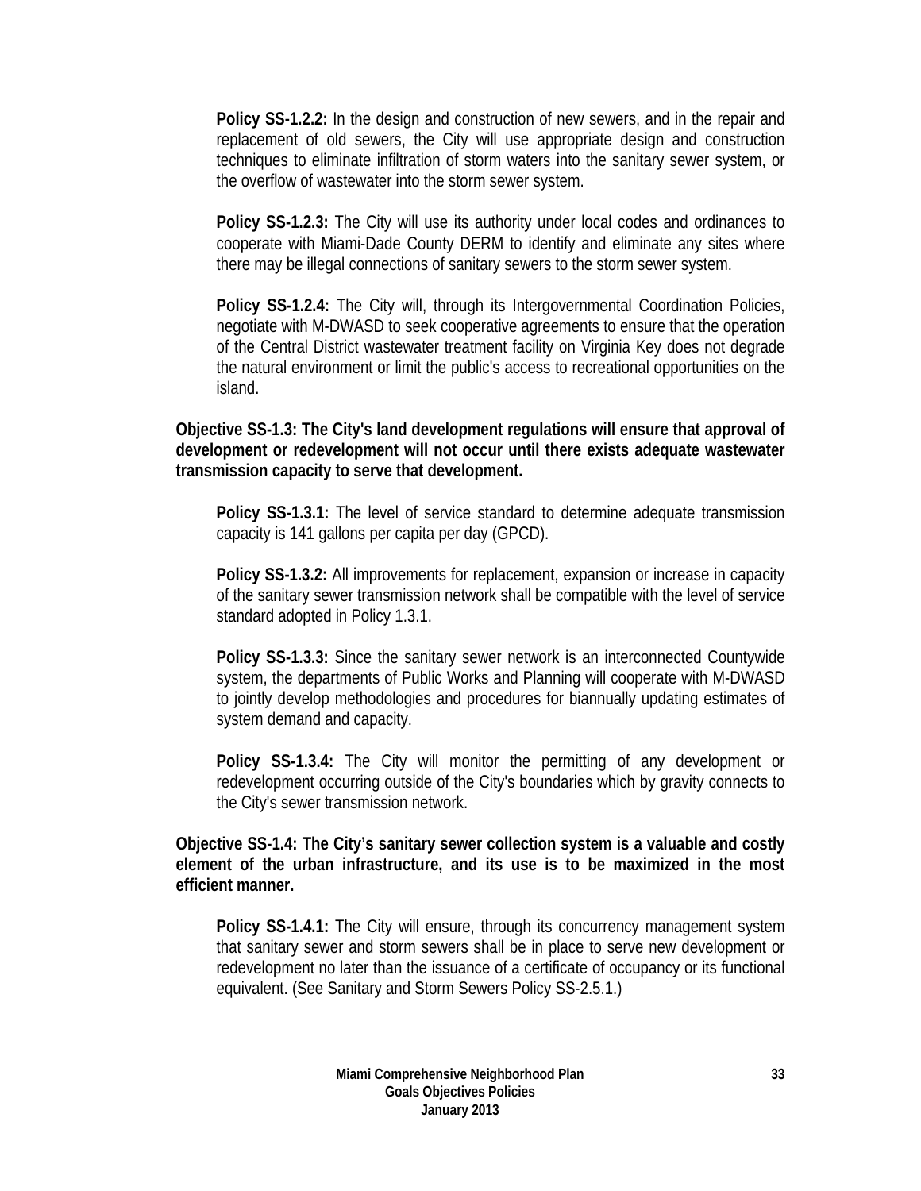**Policy SS-1.2.2:** In the design and construction of new sewers, and in the repair and replacement of old sewers, the City will use appropriate design and construction techniques to eliminate infiltration of storm waters into the sanitary sewer system, or the overflow of wastewater into the storm sewer system.

**Policy SS-1.2.3:** The City will use its authority under local codes and ordinances to cooperate with Miami-Dade County DERM to identify and eliminate any sites where there may be illegal connections of sanitary sewers to the storm sewer system.

**Policy SS-1.2.4:** The City will, through its Intergovernmental Coordination Policies, negotiate with M-DWASD to seek cooperative agreements to ensure that the operation of the Central District wastewater treatment facility on Virginia Key does not degrade the natural environment or limit the public's access to recreational opportunities on the island.

**Objective SS-1.3: The City's land development regulations will ensure that approval of development or redevelopment will not occur until there exists adequate wastewater transmission capacity to serve that development.**

**Policy SS-1.3.1:** The level of service standard to determine adequate transmission capacity is 141 gallons per capita per day (GPCD).

**Policy SS-1.3.2:** All improvements for replacement, expansion or increase in capacity of the sanitary sewer transmission network shall be compatible with the level of service standard adopted in Policy 1.3.1.

**Policy SS-1.3.3:** Since the sanitary sewer network is an interconnected Countywide system, the departments of Public Works and Planning will cooperate with M-DWASD to jointly develop methodologies and procedures for biannually updating estimates of system demand and capacity.

**Policy SS-1.3.4:** The City will monitor the permitting of any development or redevelopment occurring outside of the City's boundaries which by gravity connects to the City's sewer transmission network.

**Objective SS-1.4: The City's sanitary sewer collection system is a valuable and costly element of the urban infrastructure, and its use is to be maximized in the most efficient manner.**

**Policy SS-1.4.1:** The City will ensure, through its concurrency management system that sanitary sewer and storm sewers shall be in place to serve new development or redevelopment no later than the issuance of a certificate of occupancy or its functional equivalent. (See Sanitary and Storm Sewers Policy SS-2.5.1.)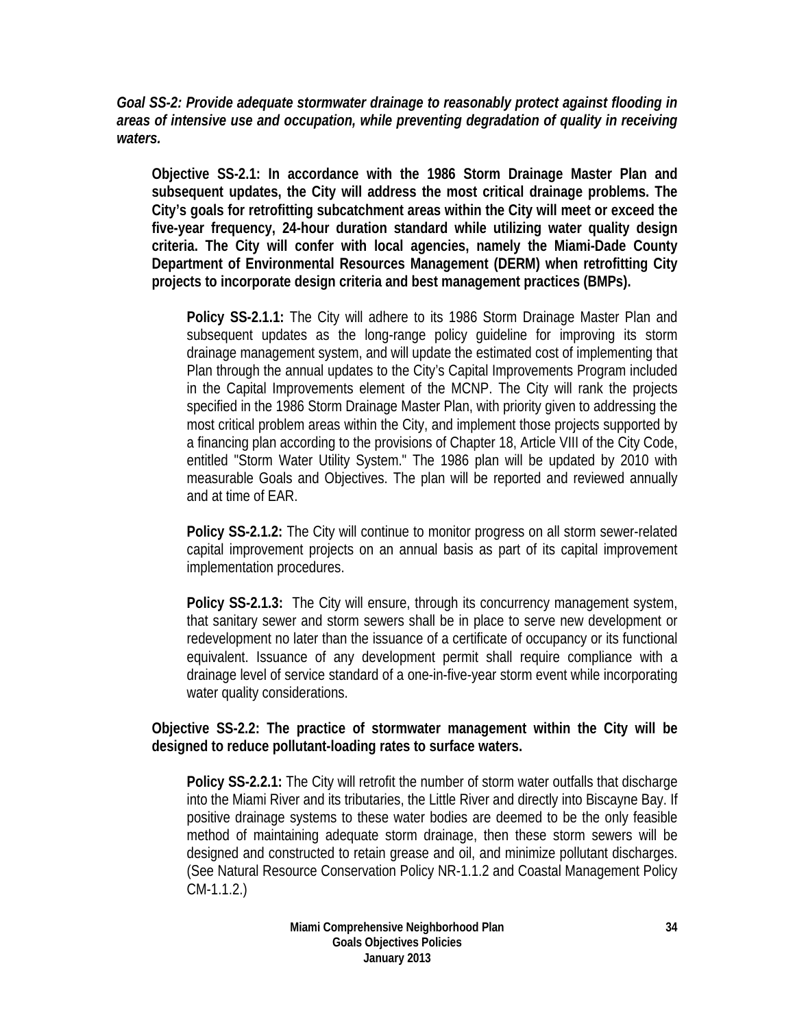***Goal SS-2: Provide adequate stormwater drainage to reasonably protect against flooding in areas of intensive use and occupation, while preventing degradation of quality in receiving waters.***

**Objective SS-2.1: In accordance with the 1986 Storm Drainage Master Plan and subsequent updates, the City will address the most critical drainage problems. The City's goals for retrofitting subcatchment areas within the City will meet or exceed the five-year frequency, 24-hour duration standard while utilizing water quality design criteria. The City will confer with local agencies, namely the Miami-Dade County Department of Environmental Resources Management (DERM) when retrofitting City projects to incorporate design criteria and best management practices (BMPs).**

**Policy SS-2.1.1:** The City will adhere to its 1986 Storm Drainage Master Plan and subsequent updates as the long-range policy guideline for improving its storm drainage management system, and will update the estimated cost of implementing that Plan through the annual updates to the City's Capital Improvements Program included in the Capital Improvements element of the MCNP. The City will rank the projects specified in the 1986 Storm Drainage Master Plan, with priority given to addressing the most critical problem areas within the City, and implement those projects supported by a financing plan according to the provisions of Chapter 18, Article VIII of the City Code, entitled "Storm Water Utility System." The 1986 plan will be updated by 2010 with measurable Goals and Objectives. The plan will be reported and reviewed annually and at time of EAR.

**Policy SS-2.1.2:** The City will continue to monitor progress on all storm sewer-related capital improvement projects on an annual basis as part of its capital improvement implementation procedures.

**Policy SS-2.1.3:** The City will ensure, through its concurrency management system, that sanitary sewer and storm sewers shall be in place to serve new development or redevelopment no later than the issuance of a certificate of occupancy or its functional equivalent. Issuance of any development permit shall require compliance with a drainage level of service standard of a one-in-five-year storm event while incorporating water quality considerations.

**Objective SS-2.2: The practice of stormwater management within the City will be designed to reduce pollutant-loading rates to surface waters.**

**Policy SS-2.2.1:** The City will retrofit the number of storm water outfalls that discharge into the Miami River and its tributaries, the Little River and directly into Biscayne Bay. If positive drainage systems to these water bodies are deemed to be the only feasible method of maintaining adequate storm drainage, then these storm sewers will be designed and constructed to retain grease and oil, and minimize pollutant discharges. (See Natural Resource Conservation Policy NR-1.1.2 and Coastal Management Policy CM-1.1.2.)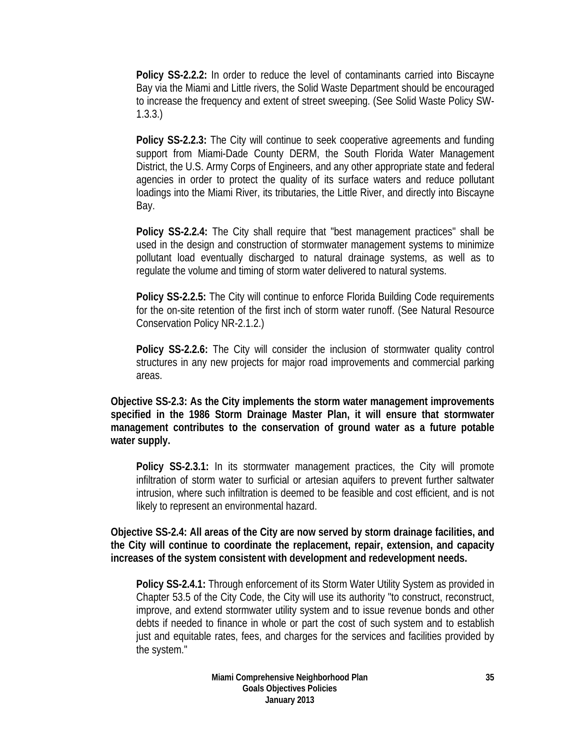**Policy SS-2.2.2:** In order to reduce the level of contaminants carried into Biscayne Bay via the Miami and Little rivers, the Solid Waste Department should be encouraged to increase the frequency and extent of street sweeping. (See Solid Waste Policy SW-1.3.3.)

**Policy SS-2.2.3:** The City will continue to seek cooperative agreements and funding support from Miami-Dade County DERM, the South Florida Water Management District, the U.S. Army Corps of Engineers, and any other appropriate state and federal agencies in order to protect the quality of its surface waters and reduce pollutant loadings into the Miami River, its tributaries, the Little River, and directly into Biscayne Bay.

**Policy SS-2.2.4:** The City shall require that "best management practices" shall be used in the design and construction of stormwater management systems to minimize pollutant load eventually discharged to natural drainage systems, as well as to regulate the volume and timing of storm water delivered to natural systems.

**Policy SS-2.2.5:** The City will continue to enforce Florida Building Code requirements for the on-site retention of the first inch of storm water runoff. (See Natural Resource Conservation Policy NR-2.1.2.)

**Policy SS-2.2.6:** The City will consider the inclusion of stormwater quality control structures in any new projects for major road improvements and commercial parking areas.

**Objective SS-2.3: As the City implements the storm water management improvements specified in the 1986 Storm Drainage Master Plan, it will ensure that stormwater management contributes to the conservation of ground water as a future potable water supply.**

**Policy SS-2.3.1:** In its stormwater management practices, the City will promote infiltration of storm water to surficial or artesian aquifers to prevent further saltwater intrusion, where such infiltration is deemed to be feasible and cost efficient, and is not likely to represent an environmental hazard.

**Objective SS-2.4: All areas of the City are now served by storm drainage facilities, and the City will continue to coordinate the replacement, repair, extension, and capacity increases of the system consistent with development and redevelopment needs.**

**Policy SS-2.4.1:** Through enforcement of its Storm Water Utility System as provided in Chapter 53.5 of the City Code, the City will use its authority "to construct, reconstruct, improve, and extend stormwater utility system and to issue revenue bonds and other debts if needed to finance in whole or part the cost of such system and to establish just and equitable rates, fees, and charges for the services and facilities provided by the system."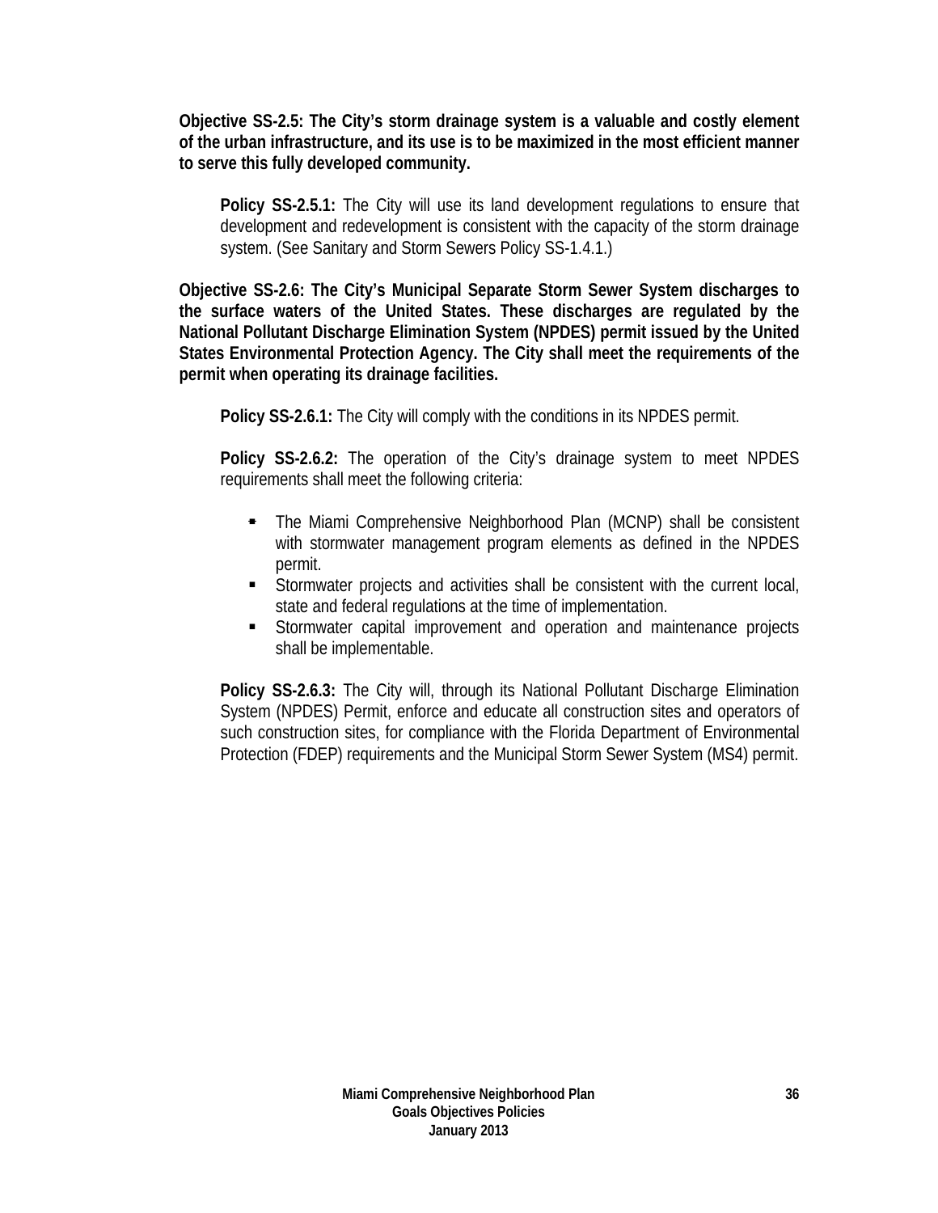**Objective SS-2.5: The City's storm drainage system is a valuable and costly element of the urban infrastructure, and its use is to be maximized in the most efficient manner to serve this fully developed community.**

**Policy SS-2.5.1:** The City will use its land development regulations to ensure that development and redevelopment is consistent with the capacity of the storm drainage system. (See Sanitary and Storm Sewers Policy SS-1.4.1.)

**Objective SS-2.6: The City's Municipal Separate Storm Sewer System discharges to the surface waters of the United States. These discharges are regulated by the National Pollutant Discharge Elimination System (NPDES) permit issued by the United States Environmental Protection Agency. The City shall meet the requirements of the permit when operating its drainage facilities.**

**Policy SS-2.6.1:** The City will comply with the conditions in its NPDES permit.

**Policy SS-2.6.2:** The operation of the City's drainage system to meet NPDES requirements shall meet the following criteria:

- The Miami Comprehensive Neighborhood Plan (MCNP) shall be consistent with stormwater management program elements as defined in the NPDES permit.
- Stormwater projects and activities shall be consistent with the current local, state and federal regulations at the time of implementation.
- Stormwater capital improvement and operation and maintenance projects shall be implementable.

**Policy SS-2.6.3:** The City will, through its National Pollutant Discharge Elimination System (NPDES) Permit, enforce and educate all construction sites and operators of such construction sites, for compliance with the Florida Department of Environmental Protection (FDEP) requirements and the Municipal Storm Sewer System (MS4) permit.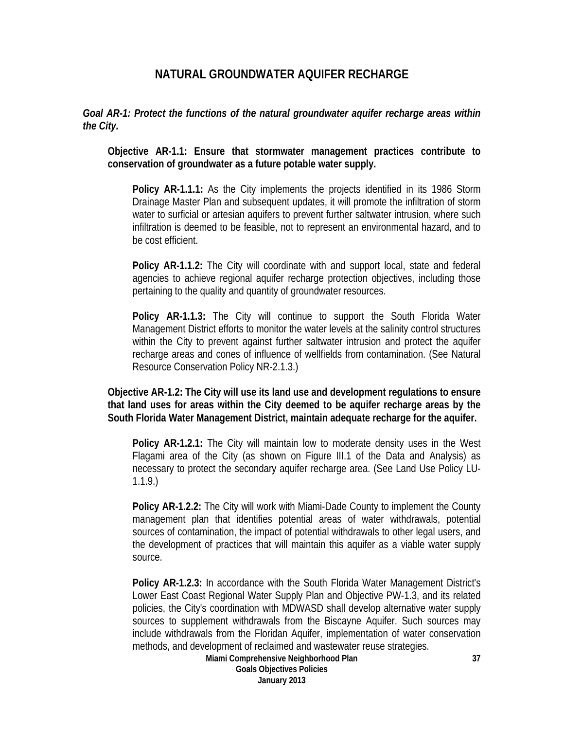# NATURAL GROUNDWATER AQUIFER RECHARGE

***Goal AR-1: Protect the functions of the natural groundwater aquifer recharge areas within the City.***

**Objective AR-1.1: Ensure that stormwater management practices contribute to conservation of groundwater as a future potable water supply.**

**Policy AR-1.1.1:** As the City implements the projects identified in its 1986 Storm Drainage Master Plan and subsequent updates, it will promote the infiltration of storm water to surficial or artesian aquifers to prevent further saltwater intrusion, where such infiltration is deemed to be feasible, not to represent an environmental hazard, and to be cost efficient.

**Policy AR-1.1.2:** The City will coordinate with and support local, state and federal agencies to achieve regional aquifer recharge protection objectives, including those pertaining to the quality and quantity of groundwater resources.

**Policy AR-1.1.3:** The City will continue to support the South Florida Water Management District efforts to monitor the water levels at the salinity control structures within the City to prevent against further saltwater intrusion and protect the aquifer recharge areas and cones of influence of wellfields from contamination. (See Natural Resource Conservation Policy NR-2.1.3.)

**Objective AR-1.2: The City will use its land use and development regulations to ensure that land uses for areas within the City deemed to be aquifer recharge areas by the South Florida Water Management District, maintain adequate recharge for the aquifer.**

**Policy AR-1.2.1:** The City will maintain low to moderate density uses in the West Flagami area of the City (as shown on Figure III.1 of the Data and Analysis) as necessary to protect the secondary aquifer recharge area. (See Land Use Policy LU-1.1.9.)

**Policy AR-1.2.2:** The City will work with Miami-Dade County to implement the County management plan that identifies potential areas of water withdrawals, potential sources of contamination, the impact of potential withdrawals to other legal users, and the development of practices that will maintain this aquifer as a viable water supply source.

**Policy AR-1.2.3:** In accordance with the South Florida Water Management District's Lower East Coast Regional Water Supply Plan and Objective PW-1.3, and its related policies, the City's coordination with MDWASD shall develop alternative water supply sources to supplement withdrawals from the Biscayne Aquifer. Such sources may include withdrawals from the Floridan Aquifer, implementation of water conservation methods, and development of reclaimed and wastewater reuse strategies.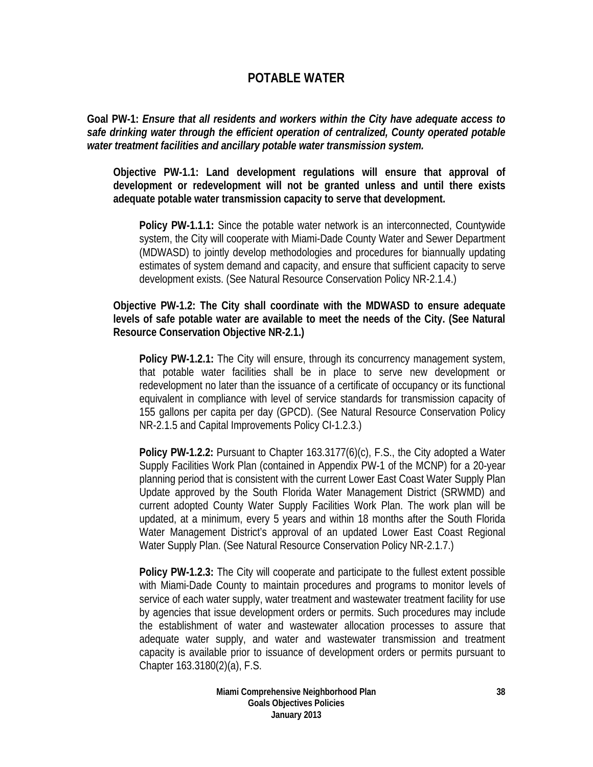# POTABLE WATER

**Goal PW-1:** ***Ensure that all residents and workers within the City have adequate access to safe drinking water through the efficient operation of centralized, County operated potable water treatment facilities and ancillary potable water transmission system.***

**Objective PW-1.1: Land development regulations will ensure that approval of development or redevelopment will not be granted unless and until there exists adequate potable water transmission capacity to serve that development.**

**Policy PW-1.1.1:** Since the potable water network is an interconnected, Countywide system, the City will cooperate with Miami-Dade County Water and Sewer Department (MDWASD) to jointly develop methodologies and procedures for biannually updating estimates of system demand and capacity, and ensure that sufficient capacity to serve development exists. (See Natural Resource Conservation Policy NR-2.1.4.)

**Objective PW-1.2: The City shall coordinate with the MDWASD to ensure adequate levels of safe potable water are available to meet the needs of the City. (See Natural Resource Conservation Objective NR-2.1.)**

**Policy PW-1.2.1:** The City will ensure, through its concurrency management system, that potable water facilities shall be in place to serve new development or redevelopment no later than the issuance of a certificate of occupancy or its functional equivalent in compliance with level of service standards for transmission capacity of 155 gallons per capita per day (GPCD). (See Natural Resource Conservation Policy NR-2.1.5 and Capital Improvements Policy CI-1.2.3.)

**Policy PW-1.2.2:** Pursuant to Chapter 163.3177(6)(c), F.S., the City adopted a Water Supply Facilities Work Plan (contained in Appendix PW-1 of the MCNP) for a 20-year planning period that is consistent with the current Lower East Coast Water Supply Plan Update approved by the South Florida Water Management District (SRWMD) and current adopted County Water Supply Facilities Work Plan. The work plan will be updated, at a minimum, every 5 years and within 18 months after the South Florida Water Management District's approval of an updated Lower East Coast Regional Water Supply Plan. (See Natural Resource Conservation Policy NR-2.1.7.)

**Policy PW-1.2.3:** The City will cooperate and participate to the fullest extent possible with Miami-Dade County to maintain procedures and programs to monitor levels of service of each water supply, water treatment and wastewater treatment facility for use by agencies that issue development orders or permits. Such procedures may include the establishment of water and wastewater allocation processes to assure that adequate water supply, and water and wastewater transmission and treatment capacity is available prior to issuance of development orders or permits pursuant to Chapter 163.3180(2)(a), F.S.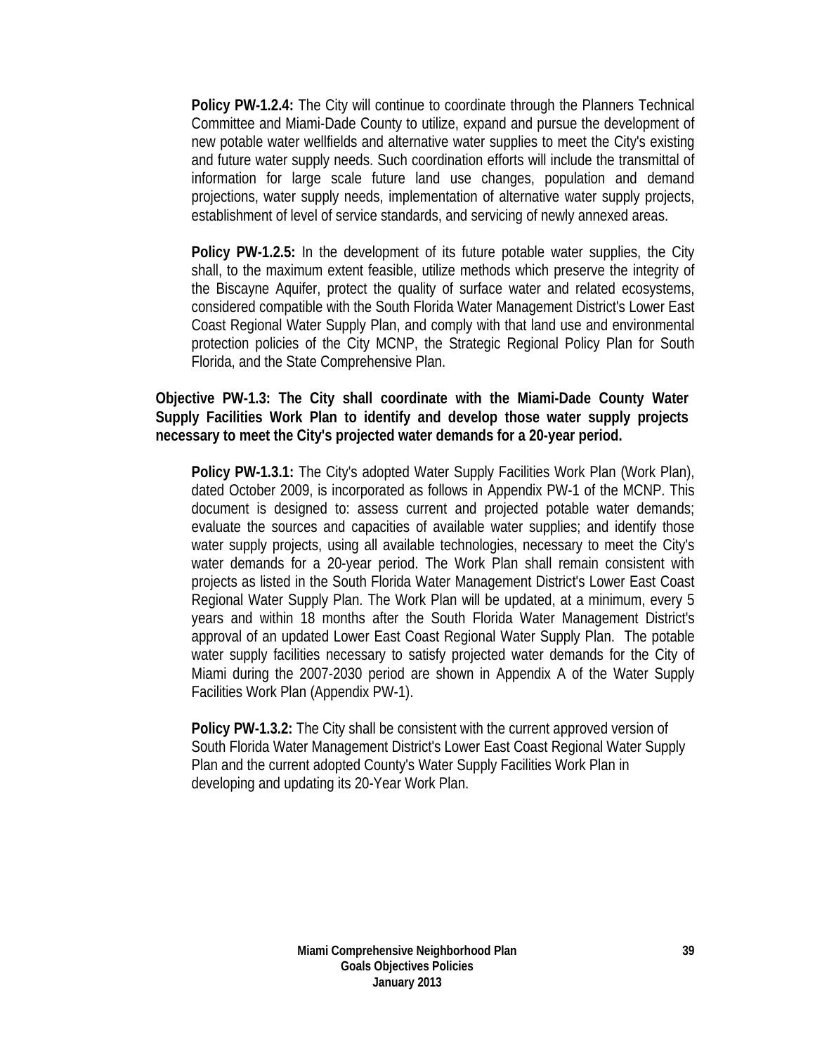**Policy PW-1.2.4:** The City will continue to coordinate through the Planners Technical Committee and Miami-Dade County to utilize, expand and pursue the development of new potable water wellfields and alternative water supplies to meet the City's existing and future water supply needs. Such coordination efforts will include the transmittal of information for large scale future land use changes, population and demand projections, water supply needs, implementation of alternative water supply projects, establishment of level of service standards, and servicing of newly annexed areas.

**Policy PW-1.2.5:** In the development of its future potable water supplies, the City shall, to the maximum extent feasible, utilize methods which preserve the integrity of the Biscayne Aquifer, protect the quality of surface water and related ecosystems, considered compatible with the South Florida Water Management District's Lower East Coast Regional Water Supply Plan, and comply with that land use and environmental protection policies of the City MCNP, the Strategic Regional Policy Plan for South Florida, and the State Comprehensive Plan.

**Objective PW-1.3: The City shall coordinate with the Miami-Dade County Water Supply Facilities Work Plan to identify and develop those water supply projects necessary to meet the City's projected water demands for a 20-year period.**

**Policy PW-1.3.1:** The City's adopted Water Supply Facilities Work Plan (Work Plan), dated October 2009, is incorporated as follows in Appendix PW-1 of the MCNP. This document is designed to: assess current and projected potable water demands; evaluate the sources and capacities of available water supplies; and identify those water supply projects, using all available technologies, necessary to meet the City's water demands for a 20-year period. The Work Plan shall remain consistent with projects as listed in the South Florida Water Management District's Lower East Coast Regional Water Supply Plan. The Work Plan will be updated, at a minimum, every 5 years and within 18 months after the South Florida Water Management District's approval of an updated Lower East Coast Regional Water Supply Plan. The potable water supply facilities necessary to satisfy projected water demands for the City of Miami during the 2007-2030 period are shown in Appendix A of the Water Supply Facilities Work Plan (Appendix PW-1).

**Policy PW-1.3.2:** The City shall be consistent with the current approved version of South Florida Water Management District's Lower East Coast Regional Water Supply Plan and the current adopted County's Water Supply Facilities Work Plan in developing and updating its 20-Year Work Plan.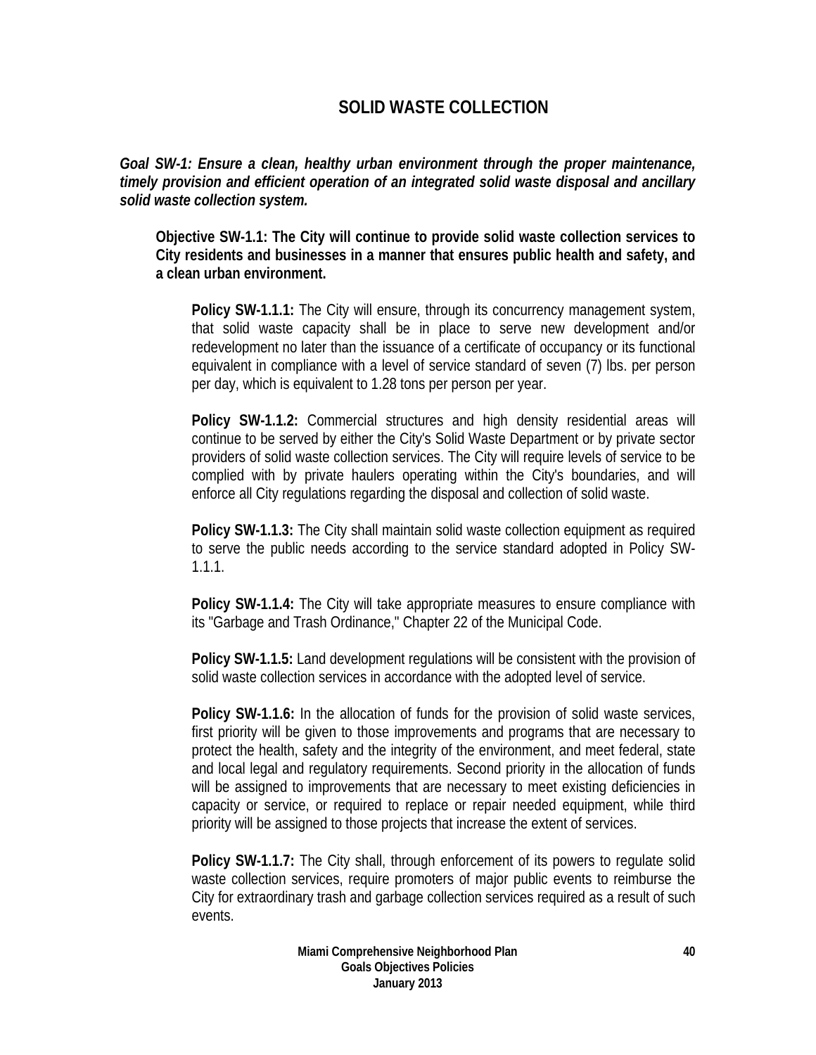## SOLID WASTE COLLECTION

***Goal SW-1: Ensure a clean, healthy urban environment through the proper maintenance, timely provision and efficient operation of an integrated solid waste disposal and ancillary solid waste collection system.***

**Objective SW-1.1: The City will continue to provide solid waste collection services to City residents and businesses in a manner that ensures public health and safety, and a clean urban environment.**

**Policy SW-1.1.1:** The City will ensure, through its concurrency management system, that solid waste capacity shall be in place to serve new development and/or redevelopment no later than the issuance of a certificate of occupancy or its functional equivalent in compliance with a level of service standard of seven (7) lbs. per person per day, which is equivalent to 1.28 tons per person per year.

**Policy SW-1.1.2:** Commercial structures and high density residential areas will continue to be served by either the City's Solid Waste Department or by private sector providers of solid waste collection services. The City will require levels of service to be complied with by private haulers operating within the City's boundaries, and will enforce all City regulations regarding the disposal and collection of solid waste.

**Policy SW-1.1.3:** The City shall maintain solid waste collection equipment as required to serve the public needs according to the service standard adopted in Policy SW-1.1.1.

**Policy SW-1.1.4:** The City will take appropriate measures to ensure compliance with its "Garbage and Trash Ordinance," Chapter 22 of the Municipal Code.

**Policy SW-1.1.5:** Land development regulations will be consistent with the provision of solid waste collection services in accordance with the adopted level of service.

**Policy SW-1.1.6:** In the allocation of funds for the provision of solid waste services, first priority will be given to those improvements and programs that are necessary to protect the health, safety and the integrity of the environment, and meet federal, state and local legal and regulatory requirements. Second priority in the allocation of funds will be assigned to improvements that are necessary to meet existing deficiencies in capacity or service, or required to replace or repair needed equipment, while third priority will be assigned to those projects that increase the extent of services.

**Policy SW-1.1.7:** The City shall, through enforcement of its powers to regulate solid waste collection services, require promoters of major public events to reimburse the City for extraordinary trash and garbage collection services required as a result of such events.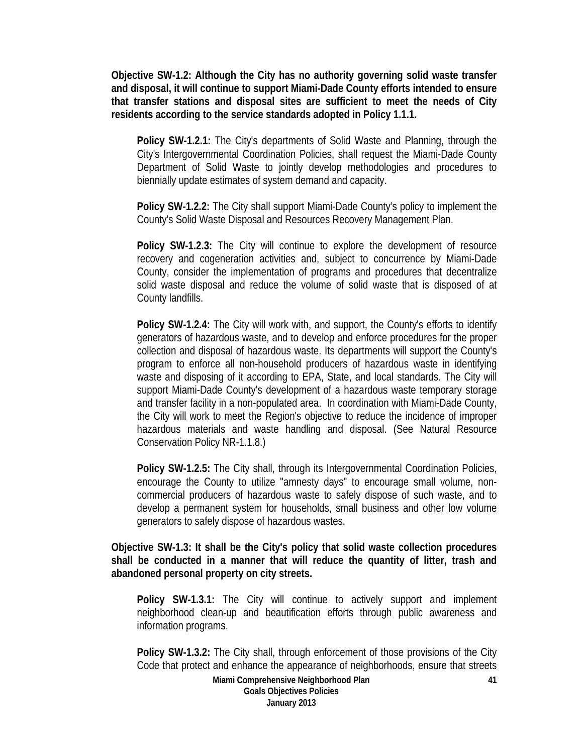**Objective SW-1.2: Although the City has no authority governing solid waste transfer and disposal, it will continue to support Miami-Dade County efforts intended to ensure that transfer stations and disposal sites are sufficient to meet the needs of City residents according to the service standards adopted in Policy 1.1.1.**

**Policy SW-1.2.1:** The City's departments of Solid Waste and Planning, through the City's Intergovernmental Coordination Policies, shall request the Miami-Dade County Department of Solid Waste to jointly develop methodologies and procedures to biennially update estimates of system demand and capacity.

**Policy SW-1.2.2:** The City shall support Miami-Dade County's policy to implement the County's Solid Waste Disposal and Resources Recovery Management Plan.

**Policy SW-1.2.3:** The City will continue to explore the development of resource recovery and cogeneration activities and, subject to concurrence by Miami-Dade County, consider the implementation of programs and procedures that decentralize solid waste disposal and reduce the volume of solid waste that is disposed of at County landfills.

**Policy SW-1.2.4:** The City will work with, and support, the County's efforts to identify generators of hazardous waste, and to develop and enforce procedures for the proper collection and disposal of hazardous waste. Its departments will support the County's program to enforce all non-household producers of hazardous waste in identifying waste and disposing of it according to EPA, State, and local standards. The City will support Miami-Dade County's development of a hazardous waste temporary storage and transfer facility in a non-populated area. In coordination with Miami-Dade County, the City will work to meet the Region's objective to reduce the incidence of improper hazardous materials and waste handling and disposal. (See Natural Resource Conservation Policy NR-1.1.8.)

**Policy SW-1.2.5:** The City shall, through its Intergovernmental Coordination Policies, encourage the County to utilize "amnesty days" to encourage small volume, non-commercial producers of hazardous waste to safely dispose of such waste, and to develop a permanent system for households, small business and other low volume generators to safely dispose of hazardous wastes.

**Objective SW-1.3: It shall be the City's policy that solid waste collection procedures shall be conducted in a manner that will reduce the quantity of litter, trash and abandoned personal property on city streets.**

**Policy SW-1.3.1:** The City will continue to actively support and implement neighborhood clean-up and beautification efforts through public awareness and information programs.

**Policy SW-1.3.2:** The City shall, through enforcement of those provisions of the City Code that protect and enhance the appearance of neighborhoods, ensure that streets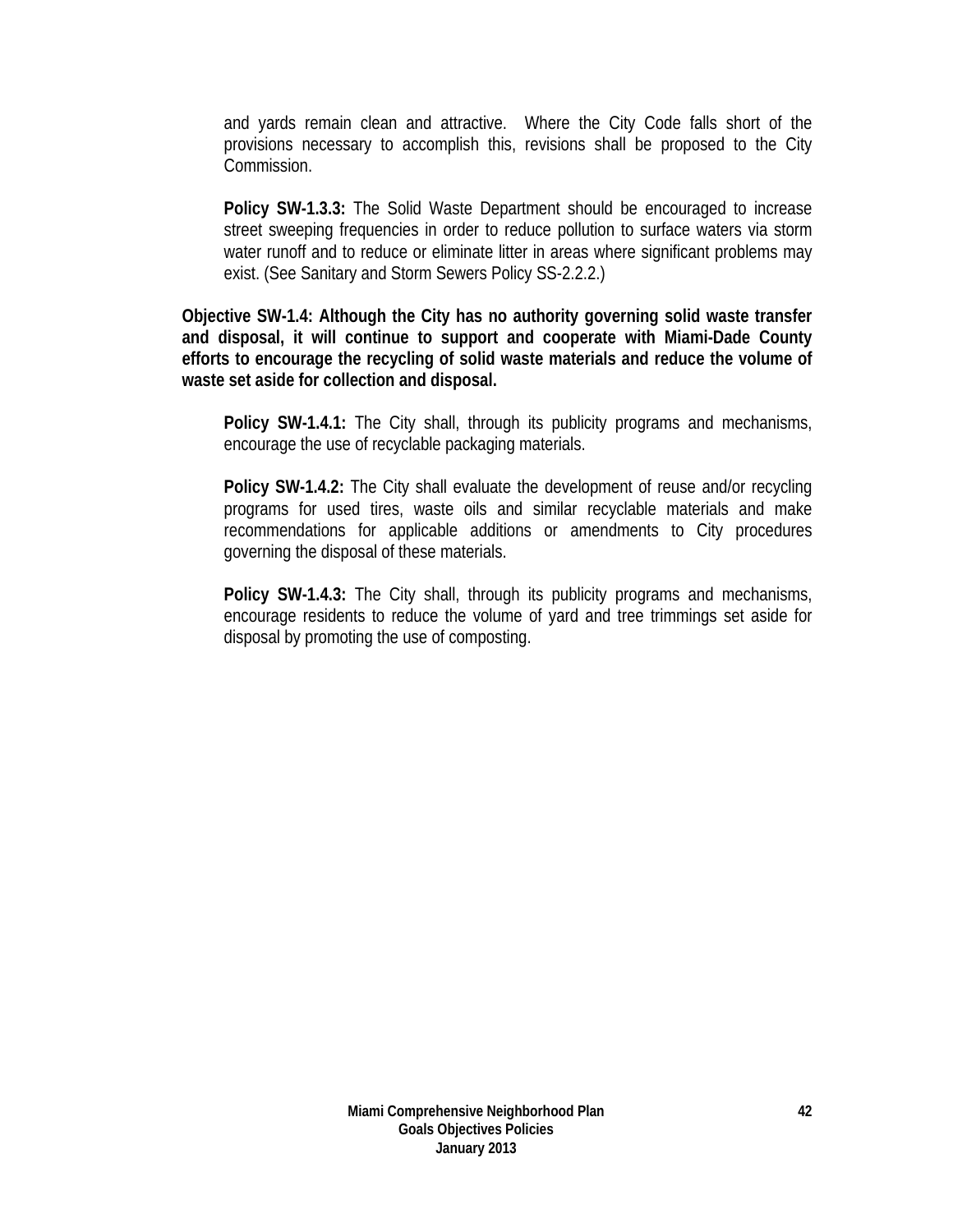and yards remain clean and attractive. Where the City Code falls short of the provisions necessary to accomplish this, revisions shall be proposed to the City Commission.

**Policy SW-1.3.3:** The Solid Waste Department should be encouraged to increase street sweeping frequencies in order to reduce pollution to surface waters via storm water runoff and to reduce or eliminate litter in areas where significant problems may exist. (See Sanitary and Storm Sewers Policy SS-2.2.2.)

**Objective SW-1.4: Although the City has no authority governing solid waste transfer and disposal, it will continue to support and cooperate with Miami-Dade County efforts to encourage the recycling of solid waste materials and reduce the volume of waste set aside for collection and disposal.**

**Policy SW-1.4.1:** The City shall, through its publicity programs and mechanisms, encourage the use of recyclable packaging materials.

**Policy SW-1.4.2:** The City shall evaluate the development of reuse and/or recycling programs for used tires, waste oils and similar recyclable materials and make recommendations for applicable additions or amendments to City procedures governing the disposal of these materials.

**Policy SW-1.4.3:** The City shall, through its publicity programs and mechanisms, encourage residents to reduce the volume of yard and tree trimmings set aside for disposal by promoting the use of composting.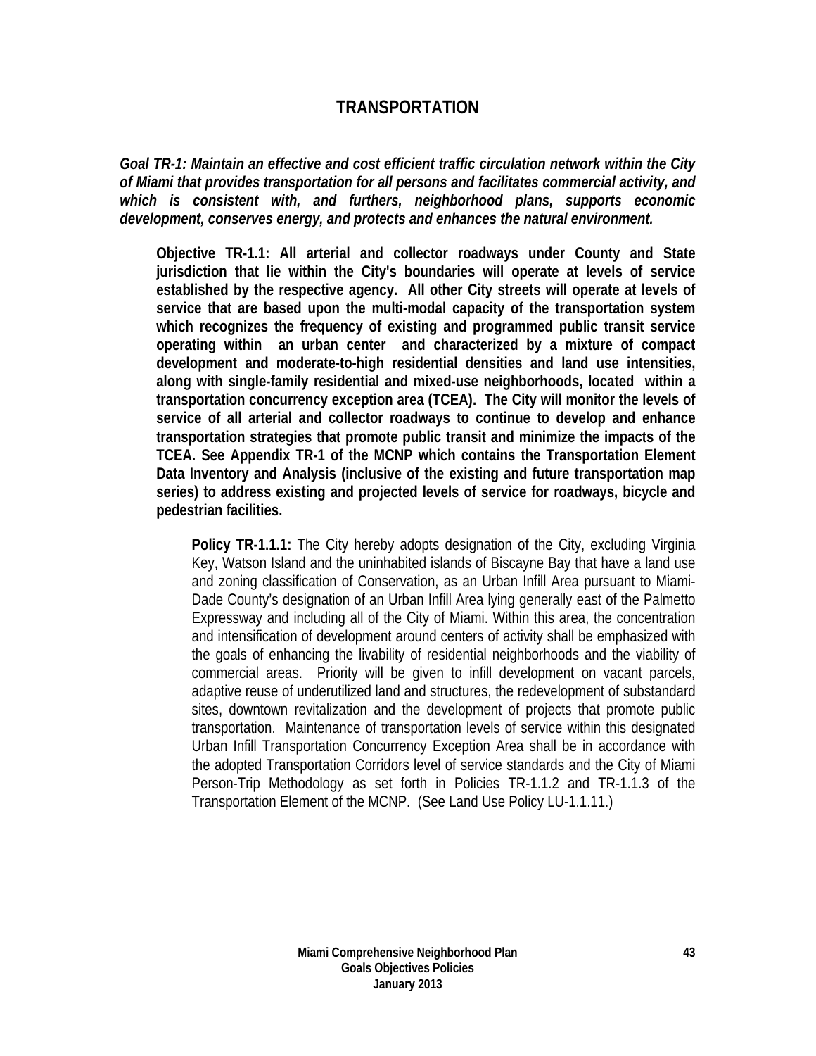# TRANSPORTATION

***Goal TR-1: Maintain an effective and cost efficient traffic circulation network within the City of Miami that provides transportation for all persons and facilitates commercial activity, and which is consistent with, and furthers, neighborhood plans, supports economic development, conserves energy, and protects and enhances the natural environment.***

**Objective TR-1.1: All arterial and collector roadways under County and State jurisdiction that lie within the City's boundaries will operate at levels of service established by the respective agency. All other City streets will operate at levels of service that are based upon the multi-modal capacity of the transportation system which recognizes the frequency of existing and programmed public transit service operating within an urban center and characterized by a mixture of compact development and moderate-to-high residential densities and land use intensities, along with single-family residential and mixed-use neighborhoods, located within a transportation concurrency exception area (TCEA). The City will monitor the levels of service of all arterial and collector roadways to continue to develop and enhance transportation strategies that promote public transit and minimize the impacts of the TCEA. See Appendix TR-1 of the MCNP which contains the Transportation Element Data Inventory and Analysis (inclusive of the existing and future transportation map series) to address existing and projected levels of service for roadways, bicycle and pedestrian facilities.**

**Policy TR-1.1.1:** The City hereby adopts designation of the City, excluding Virginia Key, Watson Island and the uninhabited islands of Biscayne Bay that have a land use and zoning classification of Conservation, as an Urban Infill Area pursuant to Miami-Dade County's designation of an Urban Infill Area lying generally east of the Palmetto Expressway and including all of the City of Miami. Within this area, the concentration and intensification of development around centers of activity shall be emphasized with the goals of enhancing the livability of residential neighborhoods and the viability of commercial areas. Priority will be given to infill development on vacant parcels, adaptive reuse of underutilized land and structures, the redevelopment of substandard sites, downtown revitalization and the development of projects that promote public transportation. Maintenance of transportation levels of service within this designated Urban Infill Transportation Concurrency Exception Area shall be in accordance with the adopted Transportation Corridors level of service standards and the City of Miami Person-Trip Methodology as set forth in Policies TR-1.1.2 and TR-1.1.3 of the Transportation Element of the MCNP. (See Land Use Policy LU-1.1.11.)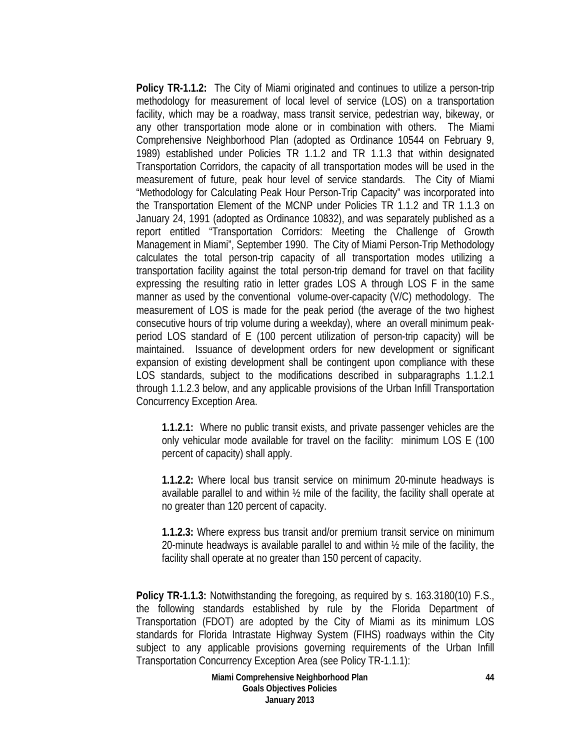**Policy TR-1.1.2:** The City of Miami originated and continues to utilize a person-trip methodology for measurement of local level of service (LOS) on a transportation facility, which may be a roadway, mass transit service, pedestrian way, bikeway, or any other transportation mode alone or in combination with others. The Miami Comprehensive Neighborhood Plan (adopted as Ordinance 10544 on February 9, 1989) established under Policies TR 1.1.2 and TR 1.1.3 that within designated Transportation Corridors, the capacity of all transportation modes will be used in the measurement of future, peak hour level of service standards. The City of Miami "Methodology for Calculating Peak Hour Person-Trip Capacity" was incorporated into the Transportation Element of the MCNP under Policies TR 1.1.2 and TR 1.1.3 on January 24, 1991 (adopted as Ordinance 10832), and was separately published as a report entitled "Transportation Corridors: Meeting the Challenge of Growth Management in Miami", September 1990. The City of Miami Person-Trip Methodology calculates the total person-trip capacity of all transportation modes utilizing a transportation facility against the total person-trip demand for travel on that facility expressing the resulting ratio in letter grades LOS A through LOS F in the same manner as used by the conventional volume-over-capacity (V/C) methodology. The measurement of LOS is made for the peak period (the average of the two highest consecutive hours of trip volume during a weekday), where an overall minimum peak-period LOS standard of E (100 percent utilization of person-trip capacity) will be maintained. Issuance of development orders for new development or significant expansion of existing development shall be contingent upon compliance with these LOS standards, subject to the modifications described in subparagraphs 1.1.2.1 through 1.1.2.3 below, and any applicable provisions of the Urban Infill Transportation Concurrency Exception Area.

> **1.1.2.1:** Where no public transit exists, and private passenger vehicles are the only vehicular mode available for travel on the facility: minimum LOS E (100 percent of capacity) shall apply.
>
> **1.1.2.2:** Where local bus transit service on minimum 20-minute headways is available parallel to and within ½ mile of the facility, the facility shall operate at no greater than 120 percent of capacity.
>
> **1.1.2.3:** Where express bus transit and/or premium transit service on minimum 20-minute headways is available parallel to and within ½ mile of the facility, the facility shall operate at no greater than 150 percent of capacity.

**Policy TR-1.1.3:** Notwithstanding the foregoing, as required by s. 163.3180(10) F.S., the following standards established by rule by the Florida Department of Transportation (FDOT) are adopted by the City of Miami as its minimum LOS standards for Florida Intrastate Highway System (FIHS) roadways within the City subject to any applicable provisions governing requirements of the Urban Infill Transportation Concurrency Exception Area (see Policy TR-1.1.1):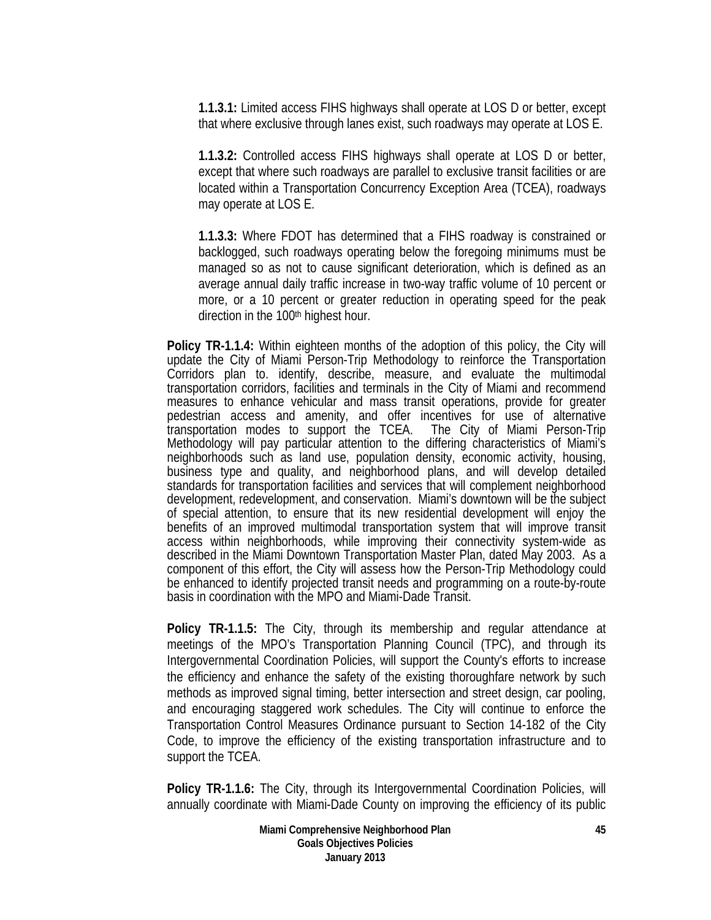**1.1.3.1:** Limited access FIHS highways shall operate at LOS D or better, except that where exclusive through lanes exist, such roadways may operate at LOS E.

**1.1.3.2:** Controlled access FIHS highways shall operate at LOS D or better, except that where such roadways are parallel to exclusive transit facilities or are located within a Transportation Concurrency Exception Area (TCEA), roadways may operate at LOS E.

**1.1.3.3:** Where FDOT has determined that a FIHS roadway is constrained or backlogged, such roadways operating below the foregoing minimums must be managed so as not to cause significant deterioration, which is defined as an average annual daily traffic increase in two-way traffic volume of 10 percent or more, or a 10 percent or greater reduction in operating speed for the peak direction in the 100th highest hour.

**Policy TR-1.1.4:** Within eighteen months of the adoption of this policy, the City will update the City of Miami Person-Trip Methodology to reinforce the Transportation Corridors plan to. identify, describe, measure, and evaluate the multimodal transportation corridors, facilities and terminals in the City of Miami and recommend measures to enhance vehicular and mass transit operations, provide for greater pedestrian access and amenity, and offer incentives for use of alternative transportation modes to support the TCEA. The City of Miami Person-Trip Methodology will pay particular attention to the differing characteristics of Miami's neighborhoods such as land use, population density, economic activity, housing, business type and quality, and neighborhood plans, and will develop detailed standards for transportation facilities and services that will complement neighborhood development, redevelopment, and conservation. Miami's downtown will be the subject of special attention, to ensure that its new residential development will enjoy the benefits of an improved multimodal transportation system that will improve transit access within neighborhoods, while improving their connectivity system-wide as described in the Miami Downtown Transportation Master Plan, dated May 2003. As a component of this effort, the City will assess how the Person-Trip Methodology could be enhanced to identify projected transit needs and programming on a route-by-route basis in coordination with the MPO and Miami-Dade Transit.

**Policy TR-1.1.5:** The City, through its membership and regular attendance at meetings of the MPO's Transportation Planning Council (TPC), and through its Intergovernmental Coordination Policies, will support the County's efforts to increase the efficiency and enhance the safety of the existing thoroughfare network by such methods as improved signal timing, better intersection and street design, car pooling, and encouraging staggered work schedules. The City will continue to enforce the Transportation Control Measures Ordinance pursuant to Section 14-182 of the City Code, to improve the efficiency of the existing transportation infrastructure and to support the TCEA.

**Policy TR-1.1.6:** The City, through its Intergovernmental Coordination Policies, will annually coordinate with Miami-Dade County on improving the efficiency of its public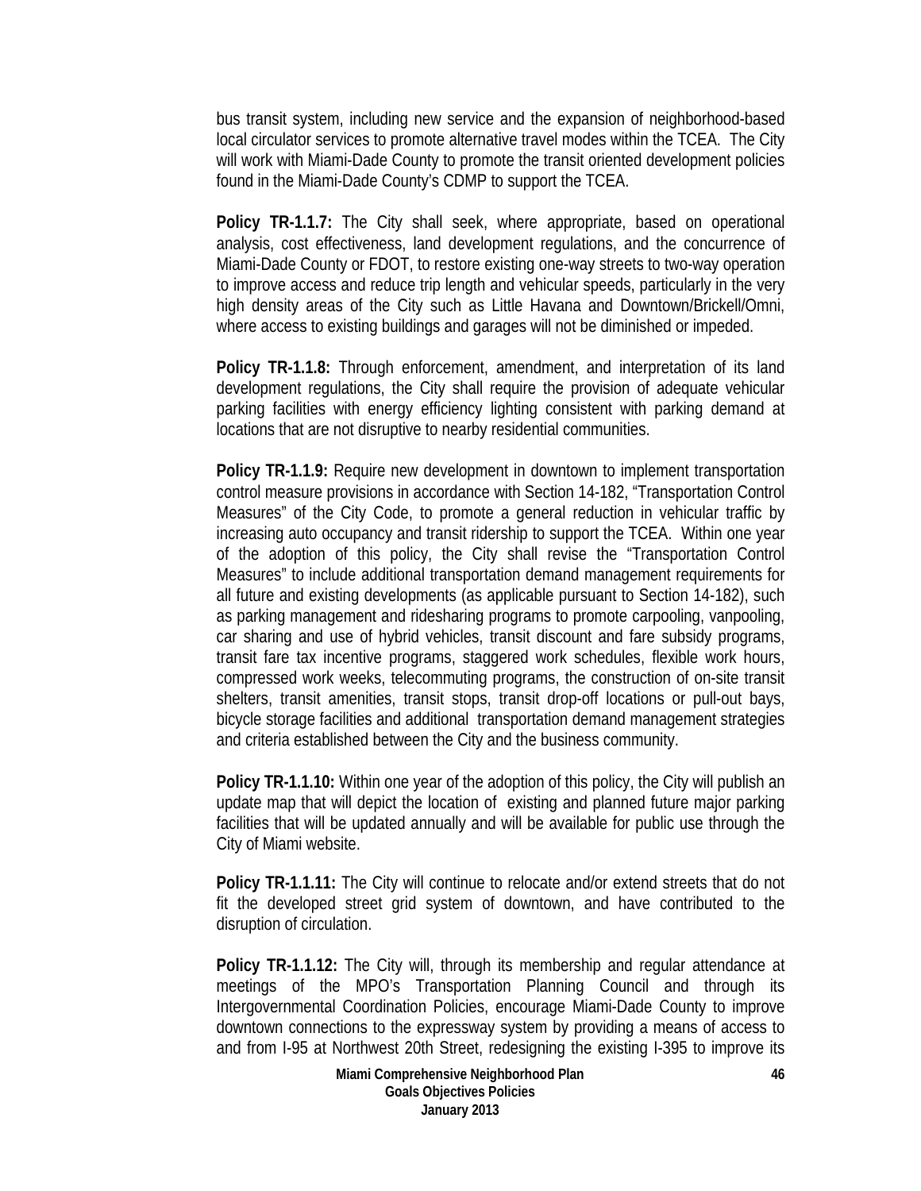bus transit system, including new service and the expansion of neighborhood-based local circulator services to promote alternative travel modes within the TCEA. The City will work with Miami-Dade County to promote the transit oriented development policies found in the Miami-Dade County's CDMP to support the TCEA.

**Policy TR-1.1.7:** The City shall seek, where appropriate, based on operational analysis, cost effectiveness, land development regulations, and the concurrence of Miami-Dade County or FDOT, to restore existing one-way streets to two-way operation to improve access and reduce trip length and vehicular speeds, particularly in the very high density areas of the City such as Little Havana and Downtown/Brickell/Omni, where access to existing buildings and garages will not be diminished or impeded.

**Policy TR-1.1.8:** Through enforcement, amendment, and interpretation of its land development regulations, the City shall require the provision of adequate vehicular parking facilities with energy efficiency lighting consistent with parking demand at locations that are not disruptive to nearby residential communities.

**Policy TR-1.1.9:** Require new development in downtown to implement transportation control measure provisions in accordance with Section 14-182, "Transportation Control Measures" of the City Code, to promote a general reduction in vehicular traffic by increasing auto occupancy and transit ridership to support the TCEA. Within one year of the adoption of this policy, the City shall revise the "Transportation Control Measures" to include additional transportation demand management requirements for all future and existing developments (as applicable pursuant to Section 14-182), such as parking management and ridesharing programs to promote carpooling, vanpooling, car sharing and use of hybrid vehicles, transit discount and fare subsidy programs, transit fare tax incentive programs, staggered work schedules, flexible work hours, compressed work weeks, telecommuting programs, the construction of on-site transit shelters, transit amenities, transit stops, transit drop-off locations or pull-out bays, bicycle storage facilities and additional transportation demand management strategies and criteria established between the City and the business community.

**Policy TR-1.1.10:** Within one year of the adoption of this policy, the City will publish an update map that will depict the location of existing and planned future major parking facilities that will be updated annually and will be available for public use through the City of Miami website.

**Policy TR-1.1.11:** The City will continue to relocate and/or extend streets that do not fit the developed street grid system of downtown, and have contributed to the disruption of circulation.

**Policy TR-1.1.12:** The City will, through its membership and regular attendance at meetings of the MPO's Transportation Planning Council and through its Intergovernmental Coordination Policies, encourage Miami-Dade County to improve downtown connections to the expressway system by providing a means of access to and from I-95 at Northwest 20th Street, redesigning the existing I-395 to improve its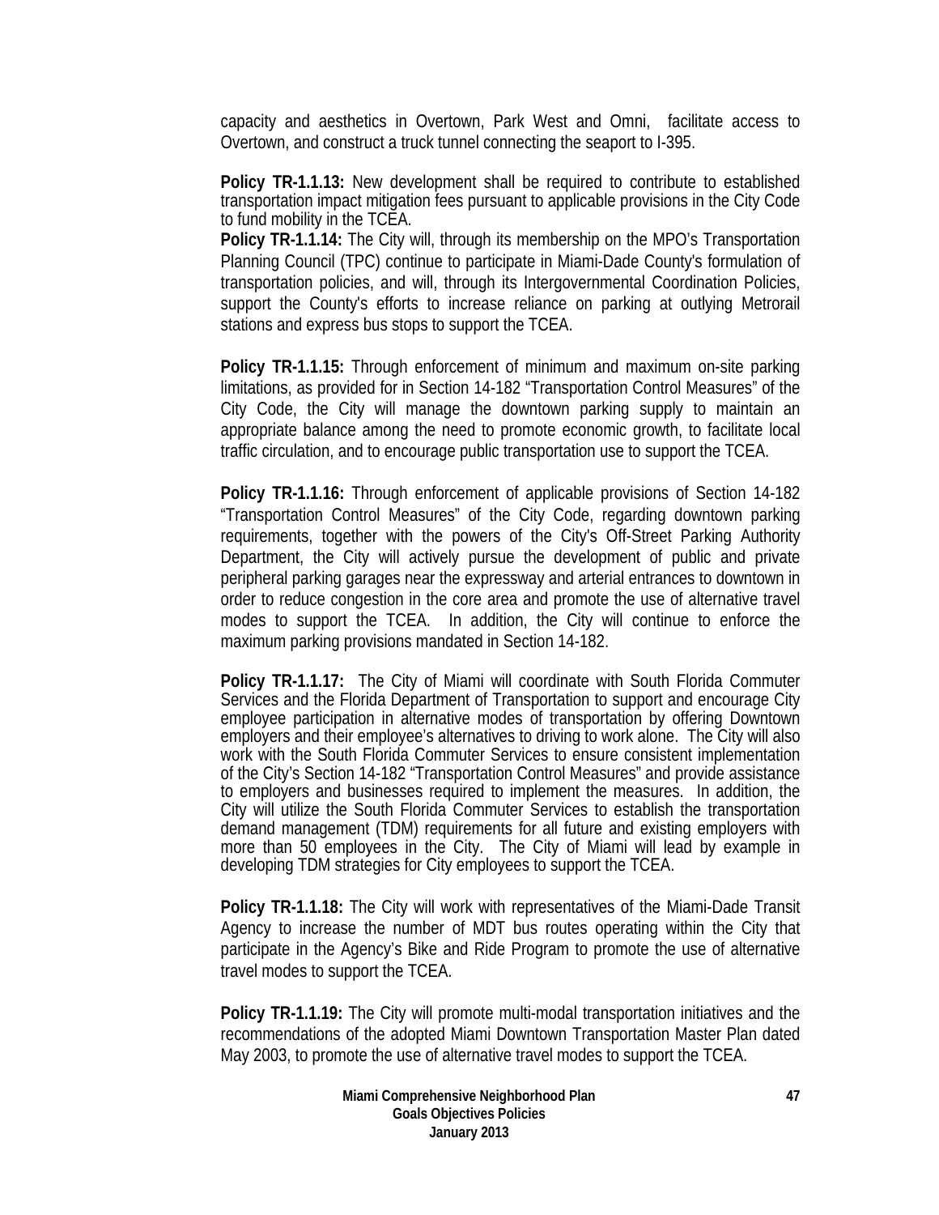capacity and aesthetics in Overtown, Park West and Omni, facilitate access to Overtown, and construct a truck tunnel connecting the seaport to I-395.

**Policy TR-1.1.13:** New development shall be required to contribute to established transportation impact mitigation fees pursuant to applicable provisions in the City Code to fund mobility in the TCEA.

**Policy TR-1.1.14:** The City will, through its membership on the MPO's Transportation Planning Council (TPC) continue to participate in Miami-Dade County's formulation of transportation policies, and will, through its Intergovernmental Coordination Policies, support the County's efforts to increase reliance on parking at outlying Metrorail stations and express bus stops to support the TCEA.

**Policy TR-1.1.15:** Through enforcement of minimum and maximum on-site parking limitations, as provided for in Section 14-182 "Transportation Control Measures" of the City Code, the City will manage the downtown parking supply to maintain an appropriate balance among the need to promote economic growth, to facilitate local traffic circulation, and to encourage public transportation use to support the TCEA.

**Policy TR-1.1.16:** Through enforcement of applicable provisions of Section 14-182 "Transportation Control Measures" of the City Code, regarding downtown parking requirements, together with the powers of the City's Off-Street Parking Authority Department, the City will actively pursue the development of public and private peripheral parking garages near the expressway and arterial entrances to downtown in order to reduce congestion in the core area and promote the use of alternative travel modes to support the TCEA. In addition, the City will continue to enforce the maximum parking provisions mandated in Section 14-182.

**Policy TR-1.1.17:** The City of Miami will coordinate with South Florida Commuter Services and the Florida Department of Transportation to support and encourage City employee participation in alternative modes of transportation by offering Downtown employers and their employee's alternatives to driving to work alone. The City will also work with the South Florida Commuter Services to ensure consistent implementation of the City's Section 14-182 "Transportation Control Measures" and provide assistance to employers and businesses required to implement the measures. In addition, the City will utilize the South Florida Commuter Services to establish the transportation demand management (TDM) requirements for all future and existing employers with more than 50 employees in the City. The City of Miami will lead by example in developing TDM strategies for City employees to support the TCEA.

**Policy TR-1.1.18:** The City will work with representatives of the Miami-Dade Transit Agency to increase the number of MDT bus routes operating within the City that participate in the Agency's Bike and Ride Program to promote the use of alternative travel modes to support the TCEA.

**Policy TR-1.1.19:** The City will promote multi-modal transportation initiatives and the recommendations of the adopted Miami Downtown Transportation Master Plan dated May 2003, to promote the use of alternative travel modes to support the TCEA.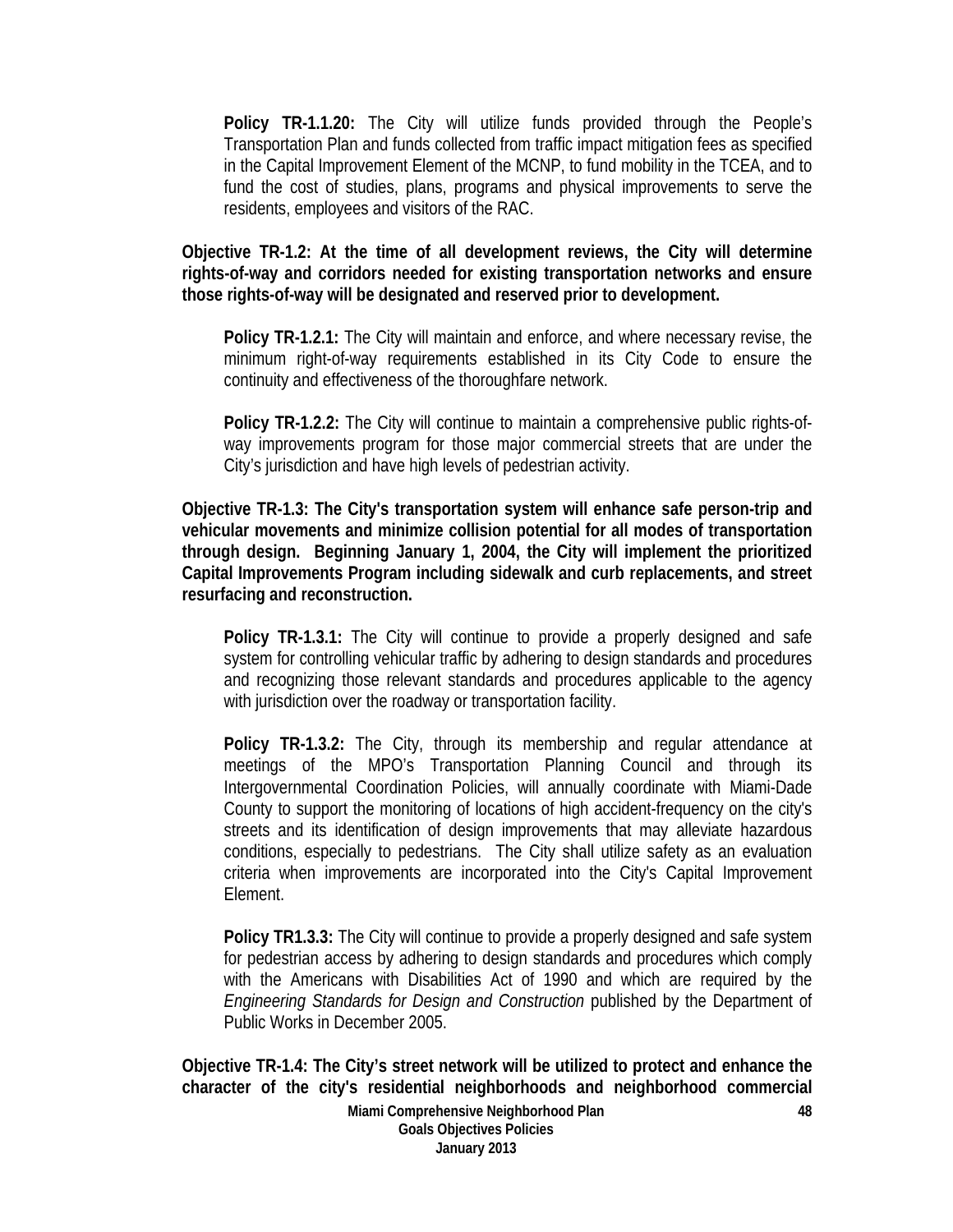**Policy TR-1.1.20:** The City will utilize funds provided through the People's Transportation Plan and funds collected from traffic impact mitigation fees as specified in the Capital Improvement Element of the MCNP, to fund mobility in the TCEA, and to fund the cost of studies, plans, programs and physical improvements to serve the residents, employees and visitors of the RAC.

**Objective TR-1.2: At the time of all development reviews, the City will determine rights-of-way and corridors needed for existing transportation networks and ensure those rights-of-way will be designated and reserved prior to development.**

**Policy TR-1.2.1:** The City will maintain and enforce, and where necessary revise, the minimum right-of-way requirements established in its City Code to ensure the continuity and effectiveness of the thoroughfare network.

**Policy TR-1.2.2:** The City will continue to maintain a comprehensive public rights-of-way improvements program for those major commercial streets that are under the City's jurisdiction and have high levels of pedestrian activity.

**Objective TR-1.3: The City's transportation system will enhance safe person-trip and vehicular movements and minimize collision potential for all modes of transportation through design. Beginning January 1, 2004, the City will implement the prioritized Capital Improvements Program including sidewalk and curb replacements, and street resurfacing and reconstruction.**

**Policy TR-1.3.1:** The City will continue to provide a properly designed and safe system for controlling vehicular traffic by adhering to design standards and procedures and recognizing those relevant standards and procedures applicable to the agency with jurisdiction over the roadway or transportation facility.

**Policy TR-1.3.2:** The City, through its membership and regular attendance at meetings of the MPO's Transportation Planning Council and through its Intergovernmental Coordination Policies, will annually coordinate with Miami-Dade County to support the monitoring of locations of high accident-frequency on the city's streets and its identification of design improvements that may alleviate hazardous conditions, especially to pedestrians. The City shall utilize safety as an evaluation criteria when improvements are incorporated into the City's Capital Improvement Element.

**Policy TR1.3.3:** The City will continue to provide a properly designed and safe system for pedestrian access by adhering to design standards and procedures which comply with the Americans with Disabilities Act of 1990 and which are required by the *Engineering Standards for Design and Construction* published by the Department of Public Works in December 2005.

**Objective TR-1.4: The City's street network will be utilized to protect and enhance the character of the city's residential neighborhoods and neighborhood commercial**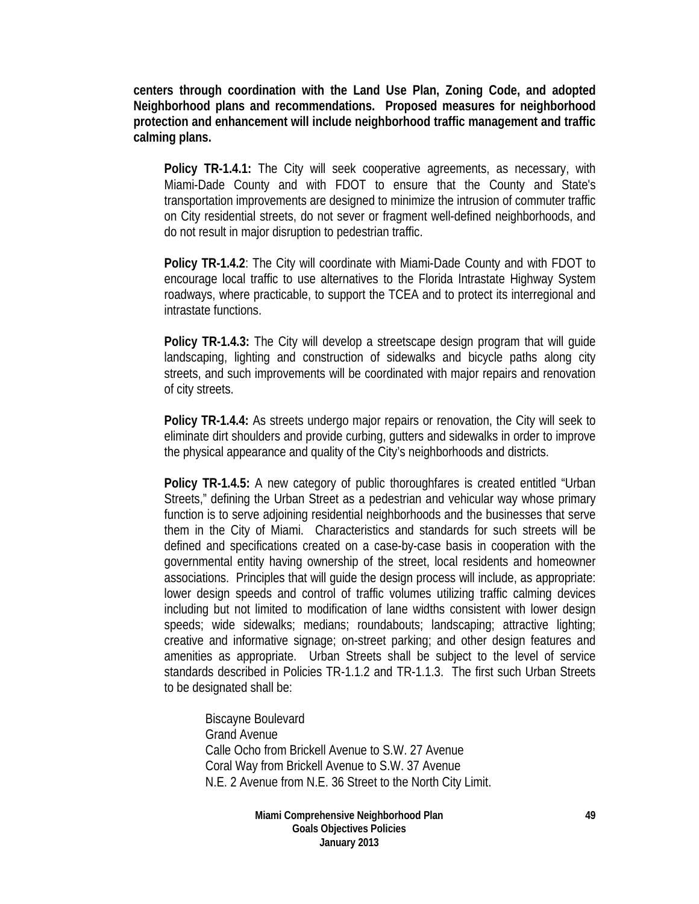**centers through coordination with the Land Use Plan, Zoning Code, and adopted Neighborhood plans and recommendations. Proposed measures for neighborhood protection and enhancement will include neighborhood traffic management and traffic calming plans.**

**Policy TR-1.4.1:** The City will seek cooperative agreements, as necessary, with Miami-Dade County and with FDOT to ensure that the County and State's transportation improvements are designed to minimize the intrusion of commuter traffic on City residential streets, do not sever or fragment well-defined neighborhoods, and do not result in major disruption to pedestrian traffic.

**Policy TR-1.4.2**: The City will coordinate with Miami-Dade County and with FDOT to encourage local traffic to use alternatives to the Florida Intrastate Highway System roadways, where practicable, to support the TCEA and to protect its interregional and intrastate functions.

**Policy TR-1.4.3:** The City will develop a streetscape design program that will guide landscaping, lighting and construction of sidewalks and bicycle paths along city streets, and such improvements will be coordinated with major repairs and renovation of city streets.

**Policy TR-1.4.4:** As streets undergo major repairs or renovation, the City will seek to eliminate dirt shoulders and provide curbing, gutters and sidewalks in order to improve the physical appearance and quality of the City's neighborhoods and districts.

**Policy TR-1.4.5:** A new category of public thoroughfares is created entitled "Urban Streets," defining the Urban Street as a pedestrian and vehicular way whose primary function is to serve adjoining residential neighborhoods and the businesses that serve them in the City of Miami. Characteristics and standards for such streets will be defined and specifications created on a case-by-case basis in cooperation with the governmental entity having ownership of the street, local residents and homeowner associations. Principles that will guide the design process will include, as appropriate: lower design speeds and control of traffic volumes utilizing traffic calming devices including but not limited to modification of lane widths consistent with lower design speeds; wide sidewalks; medians; roundabouts; landscaping; attractive lighting; creative and informative signage; on-street parking; and other design features and amenities as appropriate. Urban Streets shall be subject to the level of service standards described in Policies TR-1.1.2 and TR-1.1.3. The first such Urban Streets to be designated shall be:

Biscayne Boulevard
Grand Avenue
Calle Ocho from Brickell Avenue to S.W. 27 Avenue
Coral Way from Brickell Avenue to S.W. 37 Avenue
N.E. 2 Avenue from N.E. 36 Street to the North City Limit.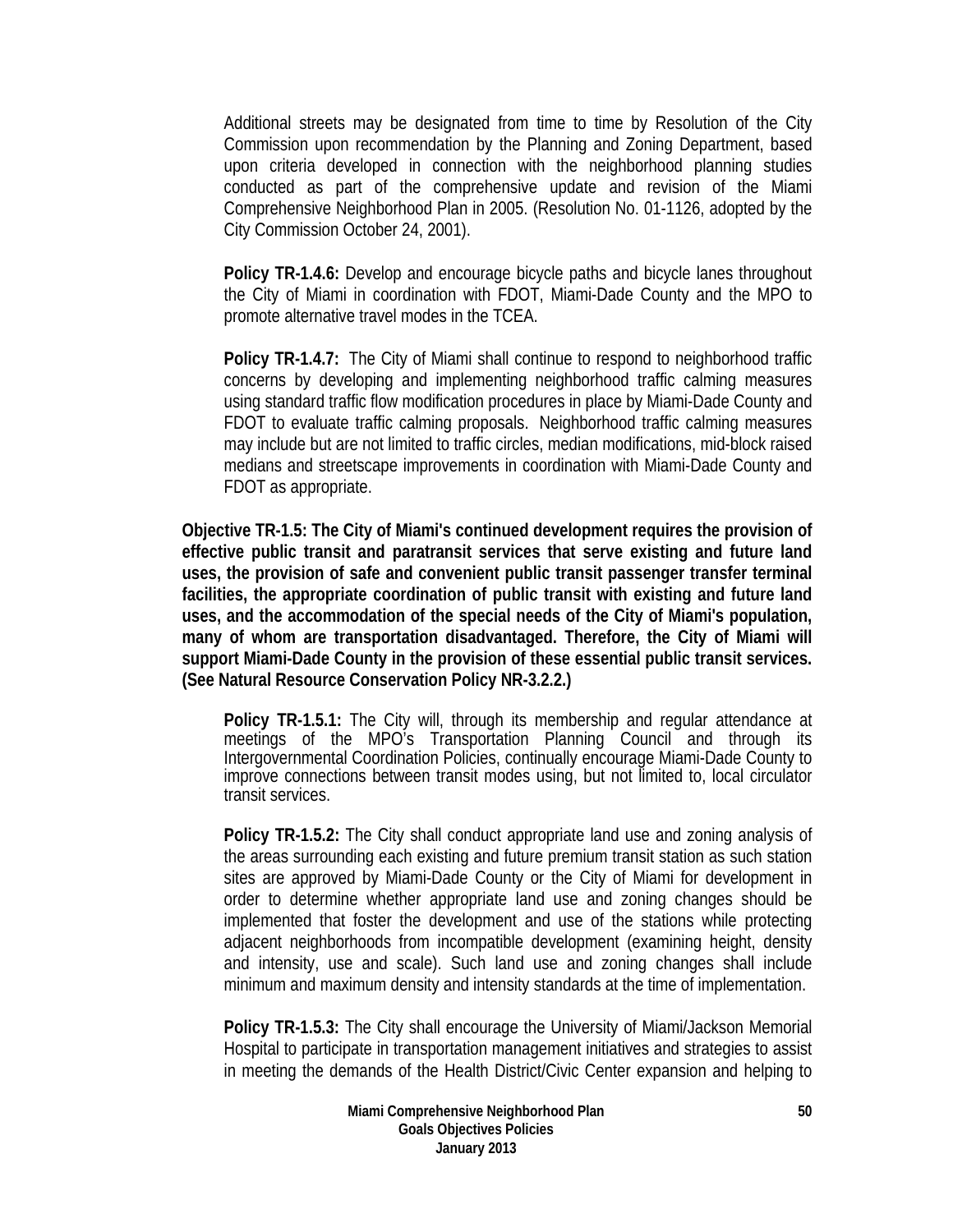Additional streets may be designated from time to time by Resolution of the City Commission upon recommendation by the Planning and Zoning Department, based upon criteria developed in connection with the neighborhood planning studies conducted as part of the comprehensive update and revision of the Miami Comprehensive Neighborhood Plan in 2005. (Resolution No. 01-1126, adopted by the City Commission October 24, 2001).

**Policy TR-1.4.6:** Develop and encourage bicycle paths and bicycle lanes throughout the City of Miami in coordination with FDOT, Miami-Dade County and the MPO to promote alternative travel modes in the TCEA.

**Policy TR-1.4.7:** The City of Miami shall continue to respond to neighborhood traffic concerns by developing and implementing neighborhood traffic calming measures using standard traffic flow modification procedures in place by Miami-Dade County and FDOT to evaluate traffic calming proposals. Neighborhood traffic calming measures may include but are not limited to traffic circles, median modifications, mid-block raised medians and streetscape improvements in coordination with Miami-Dade County and FDOT as appropriate.

**Objective TR-1.5: The City of Miami's continued development requires the provision of effective public transit and paratransit services that serve existing and future land uses, the provision of safe and convenient public transit passenger transfer terminal facilities, the appropriate coordination of public transit with existing and future land uses, and the accommodation of the special needs of the City of Miami's population, many of whom are transportation disadvantaged. Therefore, the City of Miami will support Miami-Dade County in the provision of these essential public transit services. (See Natural Resource Conservation Policy NR-3.2.2.)**

**Policy TR-1.5.1:** The City will, through its membership and regular attendance at meetings of the MPO's Transportation Planning Council and through its Intergovernmental Coordination Policies, continually encourage Miami-Dade County to improve connections between transit modes using, but not limited to, local circulator transit services.

**Policy TR-1.5.2:** The City shall conduct appropriate land use and zoning analysis of the areas surrounding each existing and future premium transit station as such station sites are approved by Miami-Dade County or the City of Miami for development in order to determine whether appropriate land use and zoning changes should be implemented that foster the development and use of the stations while protecting adjacent neighborhoods from incompatible development (examining height, density and intensity, use and scale). Such land use and zoning changes shall include minimum and maximum density and intensity standards at the time of implementation.

**Policy TR-1.5.3:** The City shall encourage the University of Miami/Jackson Memorial Hospital to participate in transportation management initiatives and strategies to assist in meeting the demands of the Health District/Civic Center expansion and helping to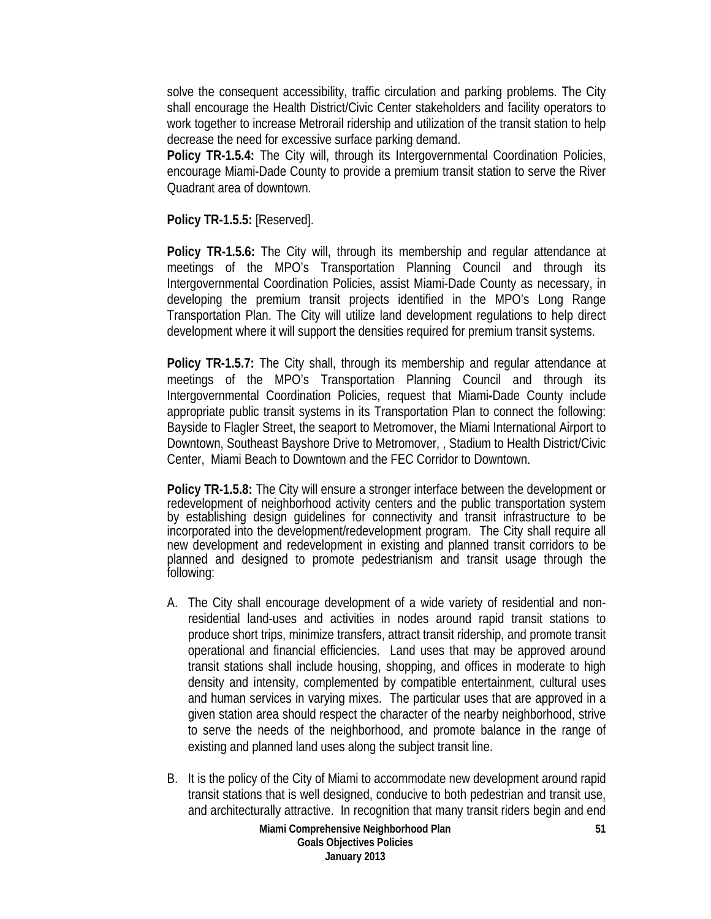solve the consequent accessibility, traffic circulation and parking problems. The City shall encourage the Health District/Civic Center stakeholders and facility operators to work together to increase Metrorail ridership and utilization of the transit station to help decrease the need for excessive surface parking demand.

**Policy TR-1.5.4:** The City will, through its Intergovernmental Coordination Policies, encourage Miami-Dade County to provide a premium transit station to serve the River Quadrant area of downtown.

**Policy TR-1.5.5:** [Reserved].

**Policy TR-1.5.6:** The City will, through its membership and regular attendance at meetings of the MPO's Transportation Planning Council and through its Intergovernmental Coordination Policies, assist Miami-Dade County as necessary, in developing the premium transit projects identified in the MPO's Long Range Transportation Plan. The City will utilize land development regulations to help direct development where it will support the densities required for premium transit systems.

**Policy TR-1.5.7:** The City shall, through its membership and regular attendance at meetings of the MPO's Transportation Planning Council and through its Intergovernmental Coordination Policies, request that Miami-Dade County include appropriate public transit systems in its Transportation Plan to connect the following: Bayside to Flagler Street, the seaport to Metromover, the Miami International Airport to Downtown, Southeast Bayshore Drive to Metromover, , Stadium to Health District/Civic Center, Miami Beach to Downtown and the FEC Corridor to Downtown.

**Policy TR-1.5.8:** The City will ensure a stronger interface between the development or redevelopment of neighborhood activity centers and the public transportation system by establishing design guidelines for connectivity and transit infrastructure to be incorporated into the development/redevelopment program. The City shall require all new development and redevelopment in existing and planned transit corridors to be planned and designed to promote pedestrianism and transit usage through the following:

A. The City shall encourage development of a wide variety of residential and non-residential land-uses and activities in nodes around rapid transit stations to produce short trips, minimize transfers, attract transit ridership, and promote transit operational and financial efficiencies. Land uses that may be approved around transit stations shall include housing, shopping, and offices in moderate to high density and intensity, complemented by compatible entertainment, cultural uses and human services in varying mixes. The particular uses that are approved in a given station area should respect the character of the nearby neighborhood, strive to serve the needs of the neighborhood, and promote balance in the range of existing and planned land uses along the subject transit line.

B. It is the policy of the City of Miami to accommodate new development around rapid transit stations that is well designed, conducive to both pedestrian and transit use, and architecturally attractive. In recognition that many transit riders begin and end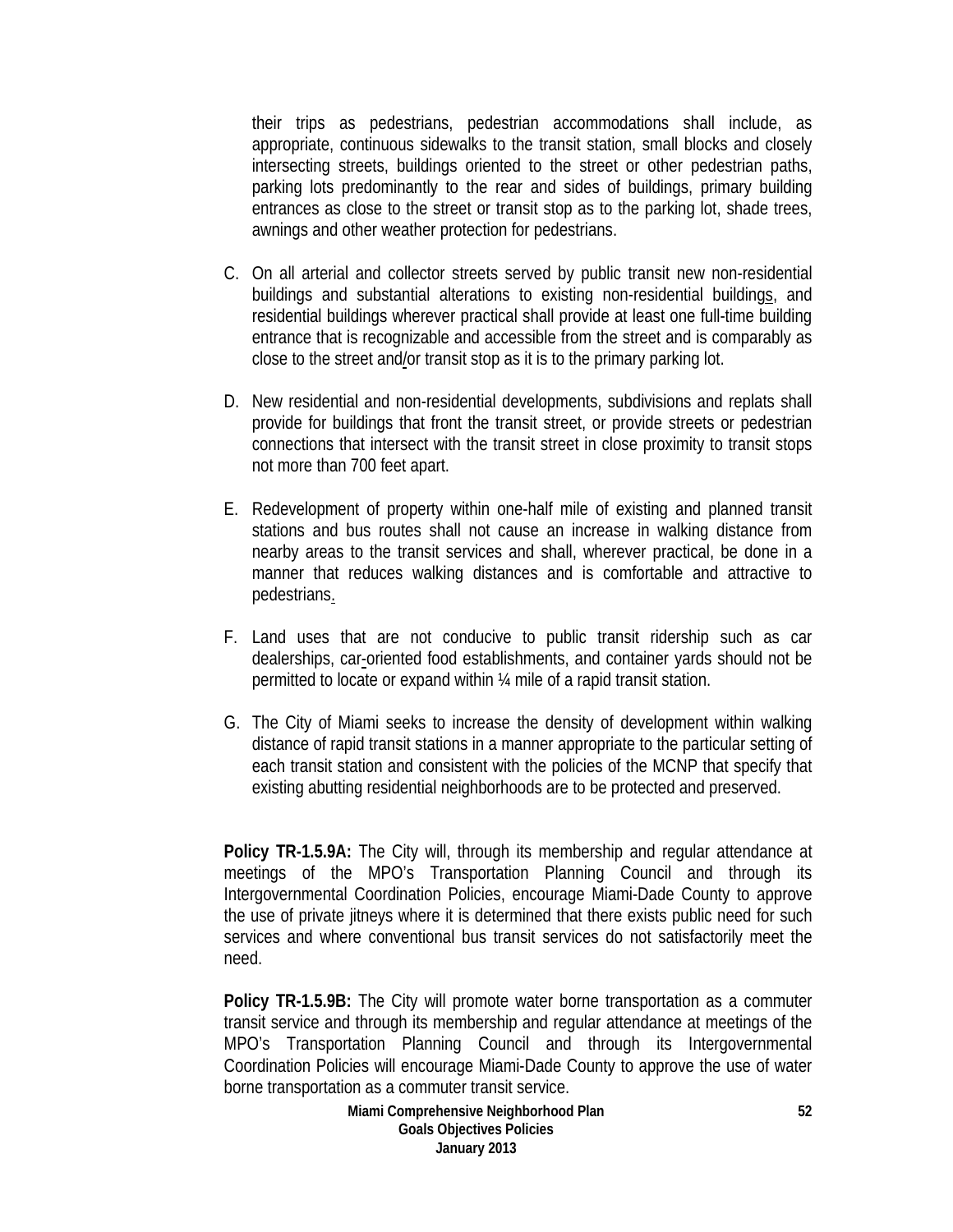their trips as pedestrians, pedestrian accommodations shall include, as appropriate, continuous sidewalks to the transit station, small blocks and closely intersecting streets, buildings oriented to the street or other pedestrian paths, parking lots predominantly to the rear and sides of buildings, primary building entrances as close to the street or transit stop as to the parking lot, shade trees, awnings and other weather protection for pedestrians.

C. On all arterial and collector streets served by public transit new non-residential buildings and substantial alterations to existing non-residential buildings, and residential buildings wherever practical shall provide at least one full-time building entrance that is recognizable and accessible from the street and is comparably as close to the street and/or transit stop as it is to the primary parking lot.

D. New residential and non-residential developments, subdivisions and replats shall provide for buildings that front the transit street, or provide streets or pedestrian connections that intersect with the transit street in close proximity to transit stops not more than 700 feet apart.

E. Redevelopment of property within one-half mile of existing and planned transit stations and bus routes shall not cause an increase in walking distance from nearby areas to the transit services and shall, wherever practical, be done in a manner that reduces walking distances and is comfortable and attractive to pedestrians.

F. Land uses that are not conducive to public transit ridership such as car dealerships, car-oriented food establishments, and container yards should not be permitted to locate or expand within ¼ mile of a rapid transit station.

G. The City of Miami seeks to increase the density of development within walking distance of rapid transit stations in a manner appropriate to the particular setting of each transit station and consistent with the policies of the MCNP that specify that existing abutting residential neighborhoods are to be protected and preserved.

**Policy TR-1.5.9A:** The City will, through its membership and regular attendance at meetings of the MPO's Transportation Planning Council and through its Intergovernmental Coordination Policies, encourage Miami-Dade County to approve the use of private jitneys where it is determined that there exists public need for such services and where conventional bus transit services do not satisfactorily meet the need.

**Policy TR-1.5.9B:** The City will promote water borne transportation as a commuter transit service and through its membership and regular attendance at meetings of the MPO's Transportation Planning Council and through its Intergovernmental Coordination Policies will encourage Miami-Dade County to approve the use of water borne transportation as a commuter transit service.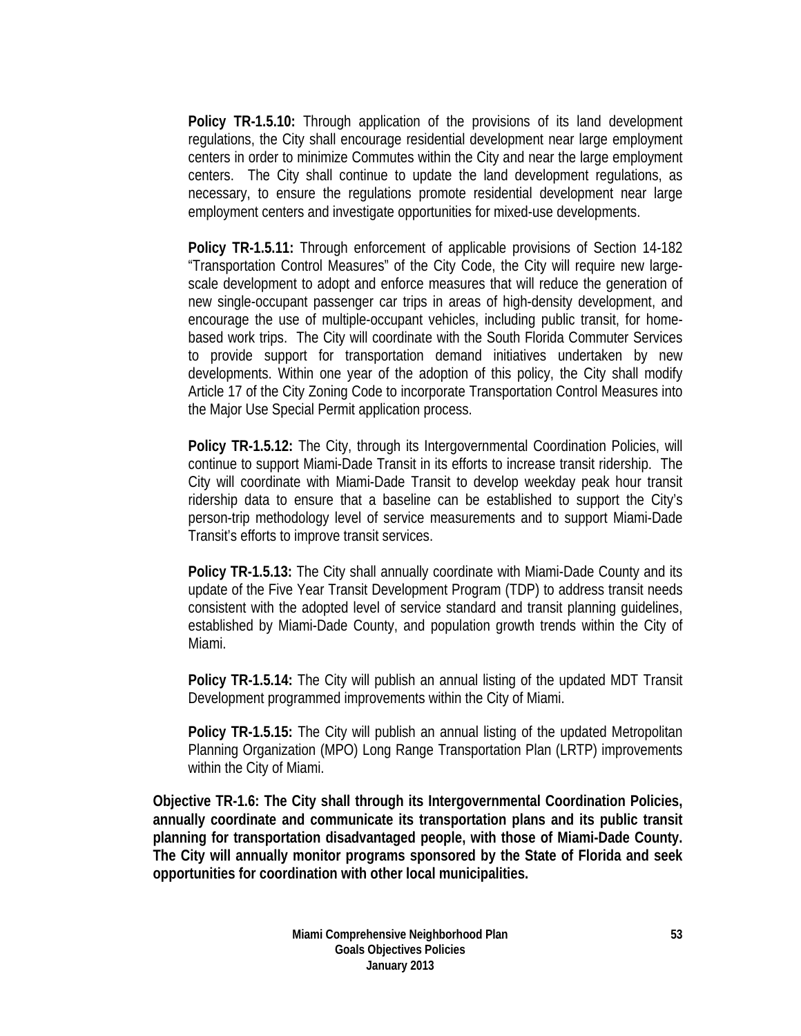**Policy TR-1.5.10:** Through application of the provisions of its land development regulations, the City shall encourage residential development near large employment centers in order to minimize Commutes within the City and near the large employment centers. The City shall continue to update the land development regulations, as necessary, to ensure the regulations promote residential development near large employment centers and investigate opportunities for mixed-use developments.

**Policy TR-1.5.11:** Through enforcement of applicable provisions of Section 14-182 "Transportation Control Measures" of the City Code, the City will require new large-scale development to adopt and enforce measures that will reduce the generation of new single-occupant passenger car trips in areas of high-density development, and encourage the use of multiple-occupant vehicles, including public transit, for home-based work trips. The City will coordinate with the South Florida Commuter Services to provide support for transportation demand initiatives undertaken by new developments. Within one year of the adoption of this policy, the City shall modify Article 17 of the City Zoning Code to incorporate Transportation Control Measures into the Major Use Special Permit application process.

**Policy TR-1.5.12:** The City, through its Intergovernmental Coordination Policies, will continue to support Miami-Dade Transit in its efforts to increase transit ridership. The City will coordinate with Miami-Dade Transit to develop weekday peak hour transit ridership data to ensure that a baseline can be established to support the City's person-trip methodology level of service measurements and to support Miami-Dade Transit's efforts to improve transit services.

**Policy TR-1.5.13:** The City shall annually coordinate with Miami-Dade County and its update of the Five Year Transit Development Program (TDP) to address transit needs consistent with the adopted level of service standard and transit planning guidelines, established by Miami-Dade County, and population growth trends within the City of Miami.

**Policy TR-1.5.14:** The City will publish an annual listing of the updated MDT Transit Development programmed improvements within the City of Miami.

**Policy TR-1.5.15:** The City will publish an annual listing of the updated Metropolitan Planning Organization (MPO) Long Range Transportation Plan (LRTP) improvements within the City of Miami.

**Objective TR-1.6: The City shall through its Intergovernmental Coordination Policies, annually coordinate and communicate its transportation plans and its public transit planning for transportation disadvantaged people, with those of Miami-Dade County. The City will annually monitor programs sponsored by the State of Florida and seek opportunities for coordination with other local municipalities.**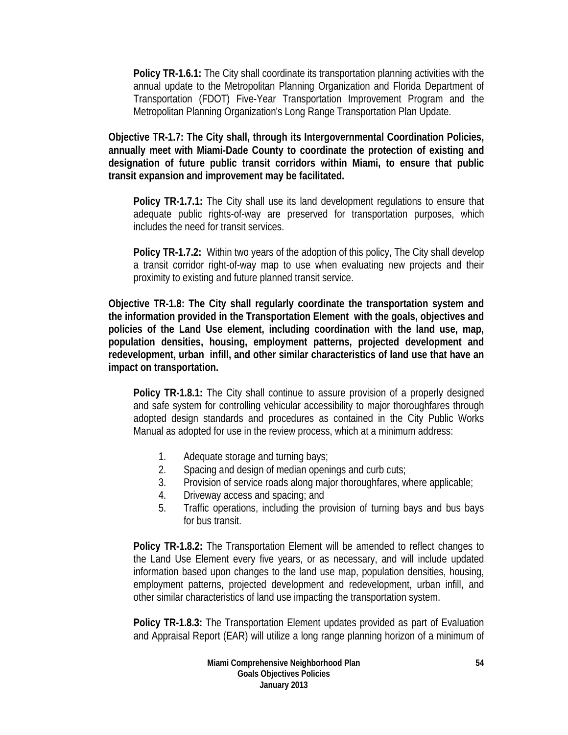**Policy TR-1.6.1:** The City shall coordinate its transportation planning activities with the annual update to the Metropolitan Planning Organization and Florida Department of Transportation (FDOT) Five-Year Transportation Improvement Program and the Metropolitan Planning Organization's Long Range Transportation Plan Update.

**Objective TR-1.7: The City shall, through its Intergovernmental Coordination Policies, annually meet with Miami-Dade County to coordinate the protection of existing and designation of future public transit corridors within Miami, to ensure that public transit expansion and improvement may be facilitated.**

**Policy TR-1.7.1:** The City shall use its land development regulations to ensure that adequate public rights-of-way are preserved for transportation purposes, which includes the need for transit services.

**Policy TR-1.7.2:** Within two years of the adoption of this policy, The City shall develop a transit corridor right-of-way map to use when evaluating new projects and their proximity to existing and future planned transit service.

**Objective TR-1.8: The City shall regularly coordinate the transportation system and the information provided in the Transportation Element with the goals, objectives and policies of the Land Use element, including coordination with the land use, map, population densities, housing, employment patterns, projected development and redevelopment, urban infill, and other similar characteristics of land use that have an impact on transportation.**

**Policy TR-1.8.1:** The City shall continue to assure provision of a properly designed and safe system for controlling vehicular accessibility to major thoroughfares through adopted design standards and procedures as contained in the City Public Works Manual as adopted for use in the review process, which at a minimum address:

1. Adequate storage and turning bays;
2. Spacing and design of median openings and curb cuts;
3. Provision of service roads along major thoroughfares, where applicable;
4. Driveway access and spacing; and
5. Traffic operations, including the provision of turning bays and bus bays for bus transit.

**Policy TR-1.8.2:** The Transportation Element will be amended to reflect changes to the Land Use Element every five years, or as necessary, and will include updated information based upon changes to the land use map, population densities, housing, employment patterns, projected development and redevelopment, urban infill, and other similar characteristics of land use impacting the transportation system.

**Policy TR-1.8.3:** The Transportation Element updates provided as part of Evaluation and Appraisal Report (EAR) will utilize a long range planning horizon of a minimum of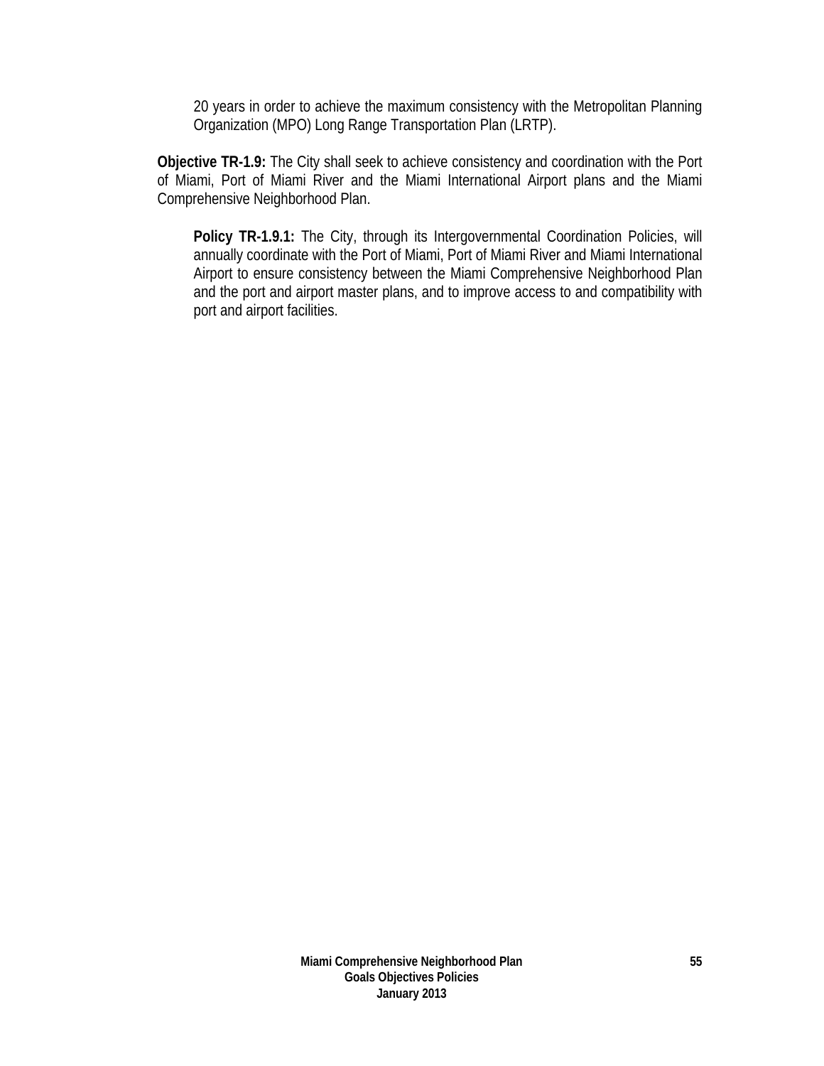20 years in order to achieve the maximum consistency with the Metropolitan Planning Organization (MPO) Long Range Transportation Plan (LRTP).

**Objective TR-1.9:** The City shall seek to achieve consistency and coordination with the Port of Miami, Port of Miami River and the Miami International Airport plans and the Miami Comprehensive Neighborhood Plan.

**Policy TR-1.9.1:** The City, through its Intergovernmental Coordination Policies, will annually coordinate with the Port of Miami, Port of Miami River and Miami International Airport to ensure consistency between the Miami Comprehensive Neighborhood Plan and the port and airport master plans, and to improve access to and compatibility with port and airport facilities.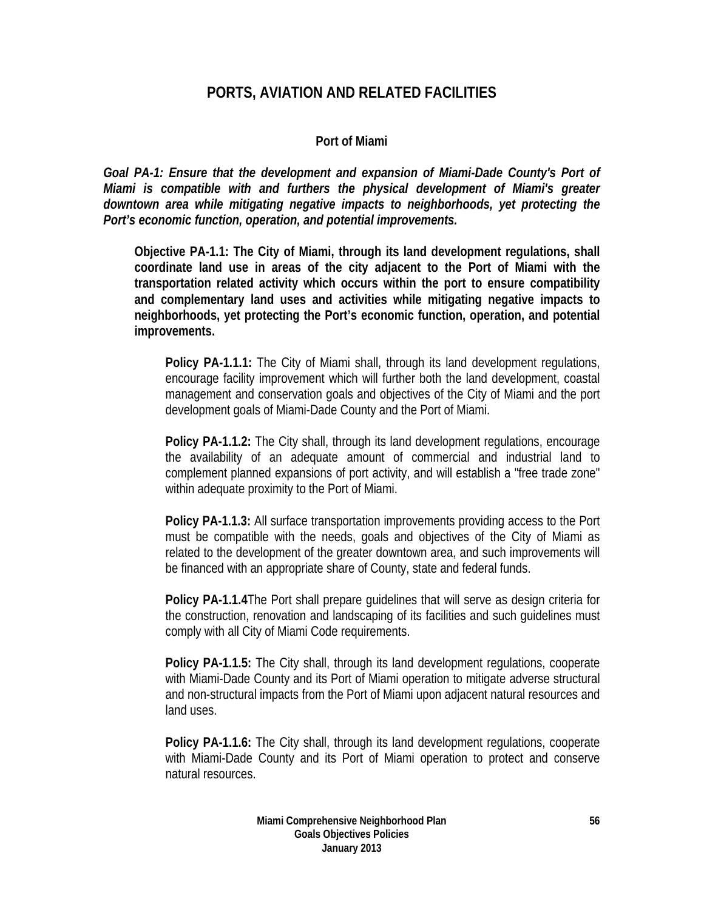# PORTS, AVIATION AND RELATED FACILITIES

## Port of Miami

***Goal PA-1: Ensure that the development and expansion of Miami-Dade County's Port of Miami is compatible with and furthers the physical development of Miami's greater downtown area while mitigating negative impacts to neighborhoods, yet protecting the Port's economic function, operation, and potential improvements.***

**Objective PA-1.1: The City of Miami, through its land development regulations, shall coordinate land use in areas of the city adjacent to the Port of Miami with the transportation related activity which occurs within the port to ensure compatibility and complementary land uses and activities while mitigating negative impacts to neighborhoods, yet protecting the Port's economic function, operation, and potential improvements.**

**Policy PA-1.1.1:** The City of Miami shall, through its land development regulations, encourage facility improvement which will further both the land development, coastal management and conservation goals and objectives of the City of Miami and the port development goals of Miami-Dade County and the Port of Miami.

**Policy PA-1.1.2:** The City shall, through its land development regulations, encourage the availability of an adequate amount of commercial and industrial land to complement planned expansions of port activity, and will establish a "free trade zone" within adequate proximity to the Port of Miami.

**Policy PA-1.1.3:** All surface transportation improvements providing access to the Port must be compatible with the needs, goals and objectives of the City of Miami as related to the development of the greater downtown area, and such improvements will be financed with an appropriate share of County, state and federal funds.

**Policy PA-1.1.4**The Port shall prepare guidelines that will serve as design criteria for the construction, renovation and landscaping of its facilities and such guidelines must comply with all City of Miami Code requirements.

**Policy PA-1.1.5:** The City shall, through its land development regulations, cooperate with Miami-Dade County and its Port of Miami operation to mitigate adverse structural and non-structural impacts from the Port of Miami upon adjacent natural resources and land uses.

**Policy PA-1.1.6:** The City shall, through its land development regulations, cooperate with Miami-Dade County and its Port of Miami operation to protect and conserve natural resources.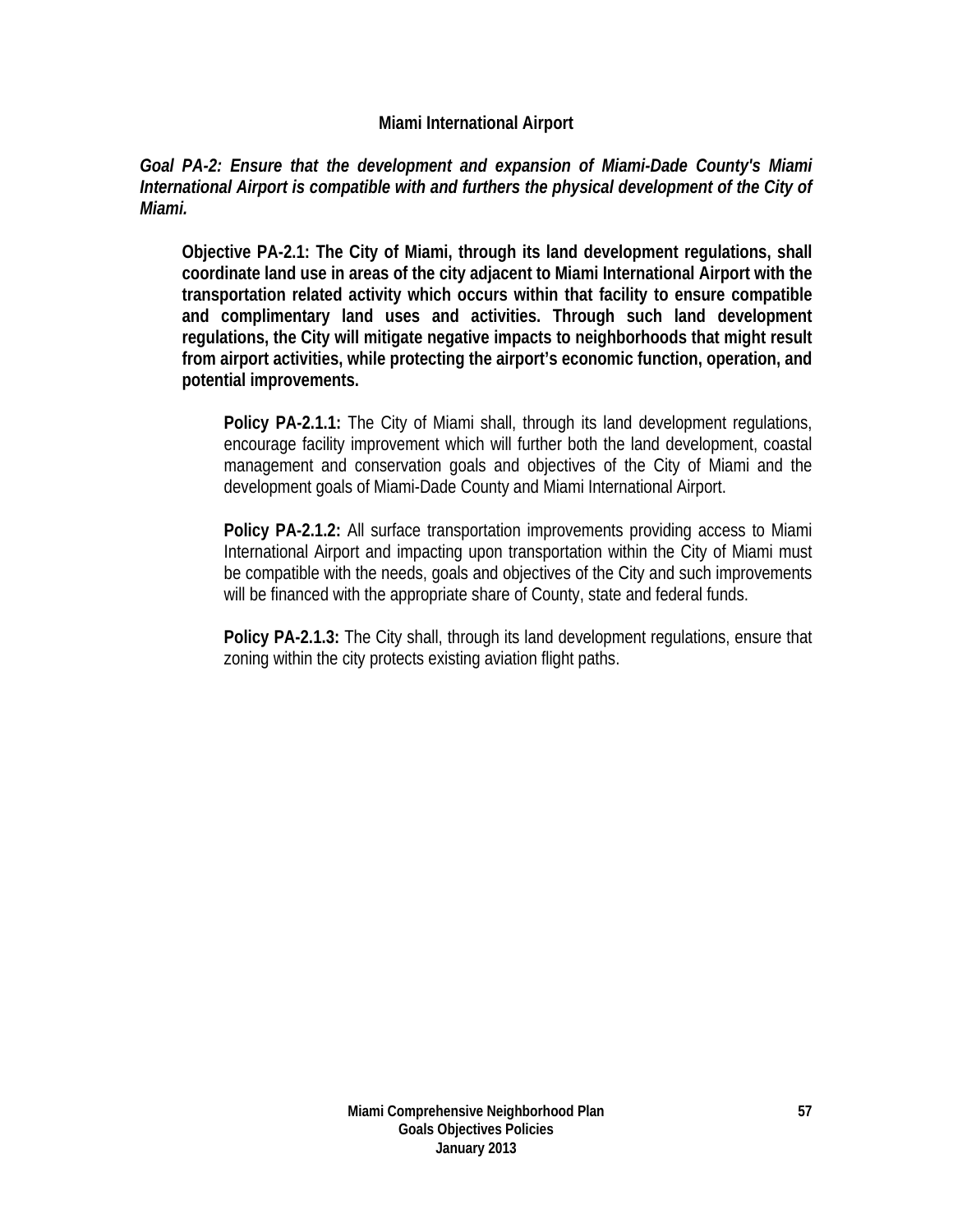## Miami International Airport

***Goal PA-2: Ensure that the development and expansion of Miami-Dade County's Miami International Airport is compatible with and furthers the physical development of the City of Miami.***

**Objective PA-2.1: The City of Miami, through its land development regulations, shall coordinate land use in areas of the city adjacent to Miami International Airport with the transportation related activity which occurs within that facility to ensure compatible and complimentary land uses and activities. Through such land development regulations, the City will mitigate negative impacts to neighborhoods that might result from airport activities, while protecting the airport's economic function, operation, and potential improvements.**

**Policy PA-2.1.1:** The City of Miami shall, through its land development regulations, encourage facility improvement which will further both the land development, coastal management and conservation goals and objectives of the City of Miami and the development goals of Miami-Dade County and Miami International Airport.

**Policy PA-2.1.2:** All surface transportation improvements providing access to Miami International Airport and impacting upon transportation within the City of Miami must be compatible with the needs, goals and objectives of the City and such improvements will be financed with the appropriate share of County, state and federal funds.

**Policy PA-2.1.3:** The City shall, through its land development regulations, ensure that zoning within the city protects existing aviation flight paths.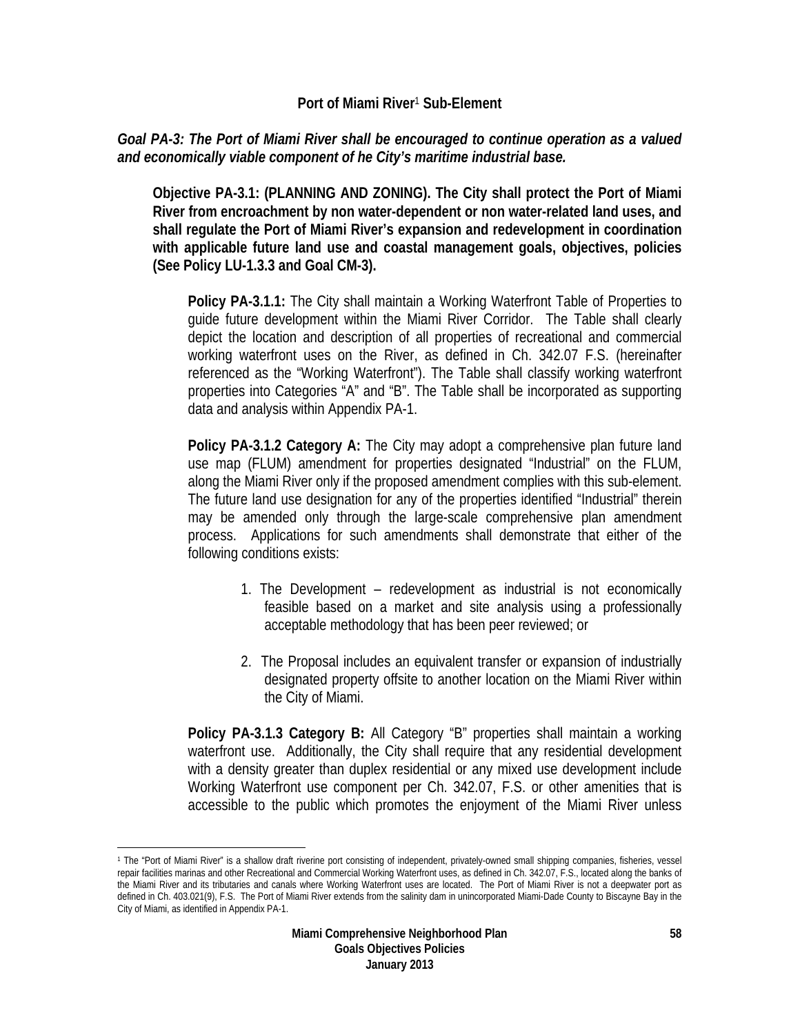## Port of Miami River[1] Sub-Element

***Goal PA-3: The Port of Miami River shall be encouraged to continue operation as a valued and economically viable component of he City's maritime industrial base.***

**Objective PA-3.1: (PLANNING AND ZONING). The City shall protect the Port of Miami River from encroachment by non water-dependent or non water-related land uses, and shall regulate the Port of Miami River's expansion and redevelopment in coordination with applicable future land use and coastal management goals, objectives, policies (See Policy LU-1.3.3 and Goal CM-3).**

**Policy PA-3.1.1:** The City shall maintain a Working Waterfront Table of Properties to guide future development within the Miami River Corridor. The Table shall clearly depict the location and description of all properties of recreational and commercial working waterfront uses on the River, as defined in Ch. 342.07 F.S. (hereinafter referenced as the "Working Waterfront"). The Table shall classify working waterfront properties into Categories "A" and "B". The Table shall be incorporated as supporting data and analysis within Appendix PA-1.

**Policy PA-3.1.2 Category A:** The City may adopt a comprehensive plan future land use map (FLUM) amendment for properties designated "Industrial" on the FLUM, along the Miami River only if the proposed amendment complies with this sub-element. The future land use designation for any of the properties identified "Industrial" therein may be amended only through the large-scale comprehensive plan amendment process. Applications for such amendments shall demonstrate that either of the following conditions exists:

1. The Development – redevelopment as industrial is not economically feasible based on a market and site analysis using a professionally acceptable methodology that has been peer reviewed; or
2. The Proposal includes an equivalent transfer or expansion of industrially designated property offsite to another location on the Miami River within the City of Miami.

**Policy PA-3.1.3 Category B:** All Category "B" properties shall maintain a working waterfront use. Additionally, the City shall require that any residential development with a density greater than duplex residential or any mixed use development include Working Waterfront use component per Ch. 342.07, F.S. or other amenities that is accessible to the public which promotes the enjoyment of the Miami River unless

---

[1] The "Port of Miami River" is a shallow draft riverine port consisting of independent, privately-owned small shipping companies, fisheries, vessel repair facilities marinas and other Recreational and Commercial Working Waterfront uses, as defined in Ch. 342.07, F.S., located along the banks of the Miami River and its tributaries and canals where Working Waterfront uses are located. The Port of Miami River is not a deepwater port as defined in Ch. 403.021(9), F.S. The Port of Miami River extends from the salinity dam in unincorporated Miami-Dade County to Biscayne Bay in the City of Miami, as identified in Appendix PA-1.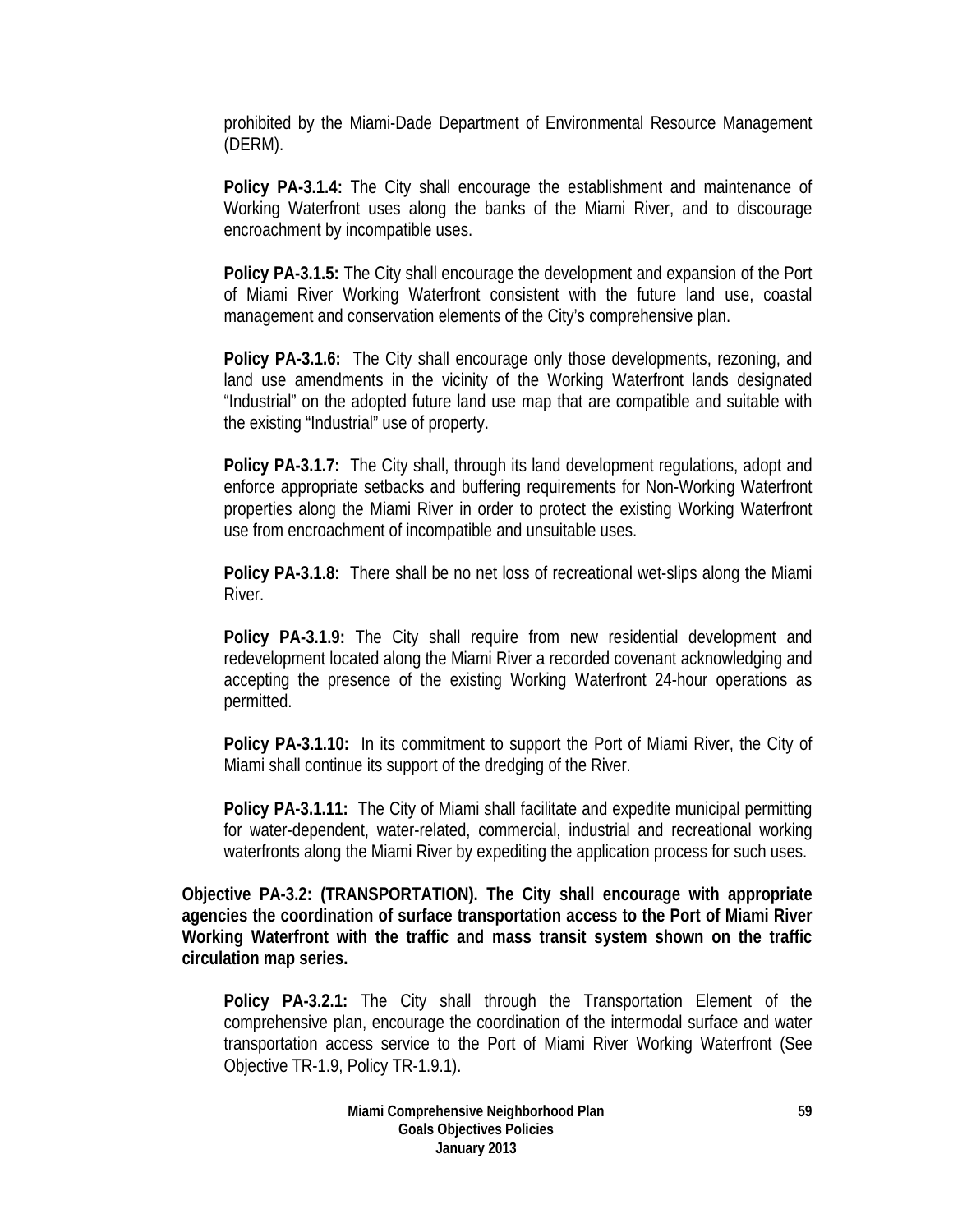prohibited by the Miami-Dade Department of Environmental Resource Management (DERM).

**Policy PA-3.1.4:** The City shall encourage the establishment and maintenance of Working Waterfront uses along the banks of the Miami River, and to discourage encroachment by incompatible uses.

**Policy PA-3.1.5:** The City shall encourage the development and expansion of the Port of Miami River Working Waterfront consistent with the future land use, coastal management and conservation elements of the City's comprehensive plan.

**Policy PA-3.1.6:** The City shall encourage only those developments, rezoning, and land use amendments in the vicinity of the Working Waterfront lands designated "Industrial" on the adopted future land use map that are compatible and suitable with the existing "Industrial" use of property.

**Policy PA-3.1.7:** The City shall, through its land development regulations, adopt and enforce appropriate setbacks and buffering requirements for Non-Working Waterfront properties along the Miami River in order to protect the existing Working Waterfront use from encroachment of incompatible and unsuitable uses.

**Policy PA-3.1.8:** There shall be no net loss of recreational wet-slips along the Miami River.

**Policy PA-3.1.9:** The City shall require from new residential development and redevelopment located along the Miami River a recorded covenant acknowledging and accepting the presence of the existing Working Waterfront 24-hour operations as permitted.

**Policy PA-3.1.10:** In its commitment to support the Port of Miami River, the City of Miami shall continue its support of the dredging of the River.

**Policy PA-3.1.11:** The City of Miami shall facilitate and expedite municipal permitting for water-dependent, water-related, commercial, industrial and recreational working waterfronts along the Miami River by expediting the application process for such uses.

**Objective PA-3.2: (TRANSPORTATION). The City shall encourage with appropriate agencies the coordination of surface transportation access to the Port of Miami River Working Waterfront with the traffic and mass transit system shown on the traffic circulation map series.**

**Policy PA-3.2.1:** The City shall through the Transportation Element of the comprehensive plan, encourage the coordination of the intermodal surface and water transportation access service to the Port of Miami River Working Waterfront (See Objective TR-1.9, Policy TR-1.9.1).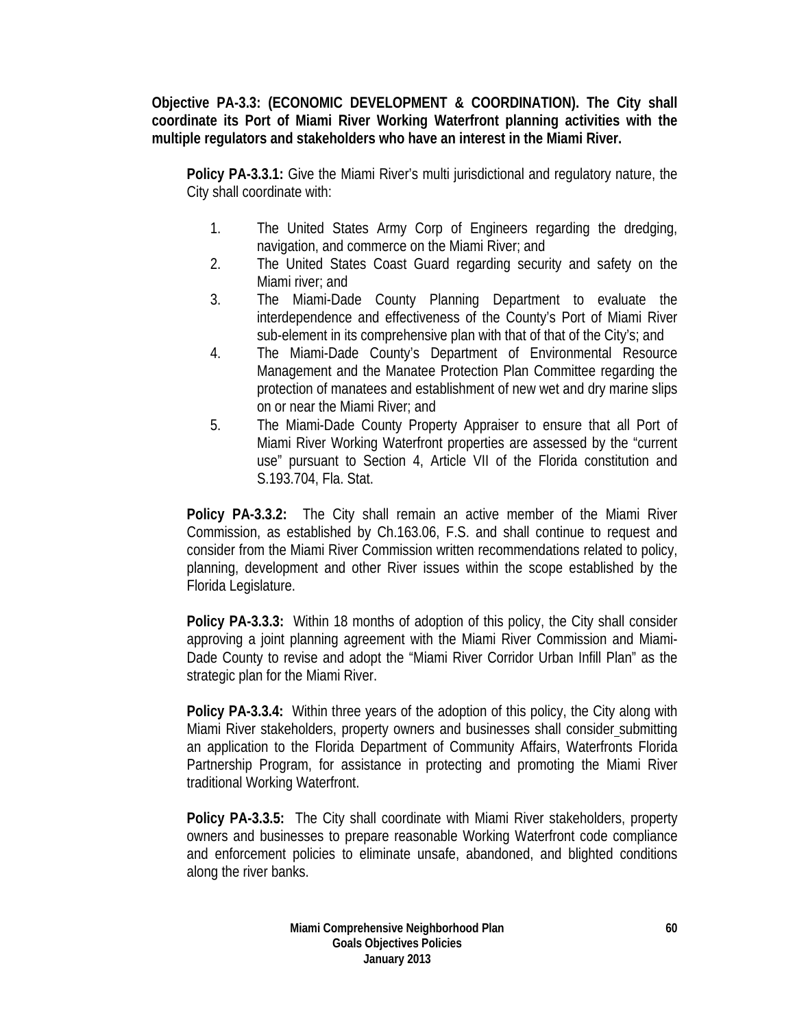**Objective PA-3.3: (ECONOMIC DEVELOPMENT & COORDINATION). The City shall coordinate its Port of Miami River Working Waterfront planning activities with the multiple regulators and stakeholders who have an interest in the Miami River.**

**Policy PA-3.3.1:** Give the Miami River's multi jurisdictional and regulatory nature, the City shall coordinate with:

1. The United States Army Corp of Engineers regarding the dredging, navigation, and commerce on the Miami River; and
2. The United States Coast Guard regarding security and safety on the Miami river; and
3. The Miami-Dade County Planning Department to evaluate the interdependence and effectiveness of the County's Port of Miami River sub-element in its comprehensive plan with that of that of the City's; and
4. The Miami-Dade County's Department of Environmental Resource Management and the Manatee Protection Plan Committee regarding the protection of manatees and establishment of new wet and dry marine slips on or near the Miami River; and
5. The Miami-Dade County Property Appraiser to ensure that all Port of Miami River Working Waterfront properties are assessed by the "current use" pursuant to Section 4, Article VII of the Florida constitution and S.193.704, Fla. Stat.

**Policy PA-3.3.2:** The City shall remain an active member of the Miami River Commission, as established by Ch.163.06, F.S. and shall continue to request and consider from the Miami River Commission written recommendations related to policy, planning, development and other River issues within the scope established by the Florida Legislature.

**Policy PA-3.3.3:** Within 18 months of adoption of this policy, the City shall consider approving a joint planning agreement with the Miami River Commission and Miami-Dade County to revise and adopt the "Miami River Corridor Urban Infill Plan" as the strategic plan for the Miami River.

**Policy PA-3.3.4:** Within three years of the adoption of this policy, the City along with Miami River stakeholders, property owners and businesses shall consider submitting an application to the Florida Department of Community Affairs, Waterfronts Florida Partnership Program, for assistance in protecting and promoting the Miami River traditional Working Waterfront.

**Policy PA-3.3.5:** The City shall coordinate with Miami River stakeholders, property owners and businesses to prepare reasonable Working Waterfront code compliance and enforcement policies to eliminate unsafe, abandoned, and blighted conditions along the river banks.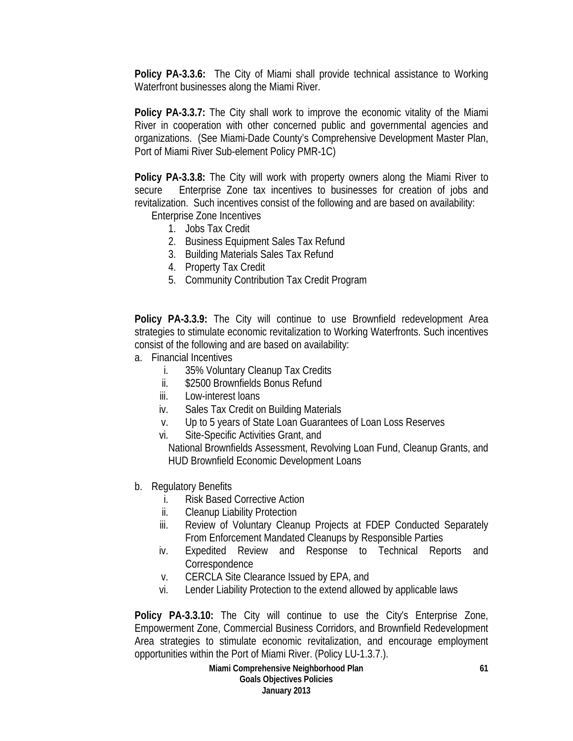**Policy PA-3.3.6:** The City of Miami shall provide technical assistance to Working Waterfront businesses along the Miami River.

**Policy PA-3.3.7:** The City shall work to improve the economic vitality of the Miami River in cooperation with other concerned public and governmental agencies and organizations. (See Miami-Dade County's Comprehensive Development Master Plan, Port of Miami River Sub-element Policy PMR-1C)

**Policy PA-3.3.8:** The City will work with property owners along the Miami River to secure Enterprise Zone tax incentives to businesses for creation of jobs and revitalization. Such incentives consist of the following and are based on availability:

Enterprise Zone Incentives

1. Jobs Tax Credit
2. Business Equipment Sales Tax Refund
3. Building Materials Sales Tax Refund
4. Property Tax Credit
5. Community Contribution Tax Credit Program

**Policy PA-3.3.9:** The City will continue to use Brownfield redevelopment Area strategies to stimulate economic revitalization to Working Waterfronts. Such incentives consist of the following and are based on availability:

a. Financial Incentives
   - i. 35% Voluntary Cleanup Tax Credits
   - ii. $2500 Brownfields Bonus Refund
   - iii. Low-interest loans
   - iv. Sales Tax Credit on Building Materials
   - v. Up to 5 years of State Loan Guarantees of Loan Loss Reserves
   - vi. Site-Specific Activities Grant, and

   National Brownfields Assessment, Revolving Loan Fund, Cleanup Grants, and HUD Brownfield Economic Development Loans

b. Regulatory Benefits
   - i. Risk Based Corrective Action
   - ii. Cleanup Liability Protection
   - iii. Review of Voluntary Cleanup Projects at FDEP Conducted Separately From Enforcement Mandated Cleanups by Responsible Parties
   - iv. Expedited Review and Response to Technical Reports and Correspondence
   - v. CERCLA Site Clearance Issued by EPA, and
   - vi. Lender Liability Protection to the extend allowed by applicable laws

**Policy PA-3.3.10:** The City will continue to use the City's Enterprise Zone, Empowerment Zone, Commercial Business Corridors, and Brownfield Redevelopment Area strategies to stimulate economic revitalization, and encourage employment opportunities within the Port of Miami River. (Policy LU-1.3.7.).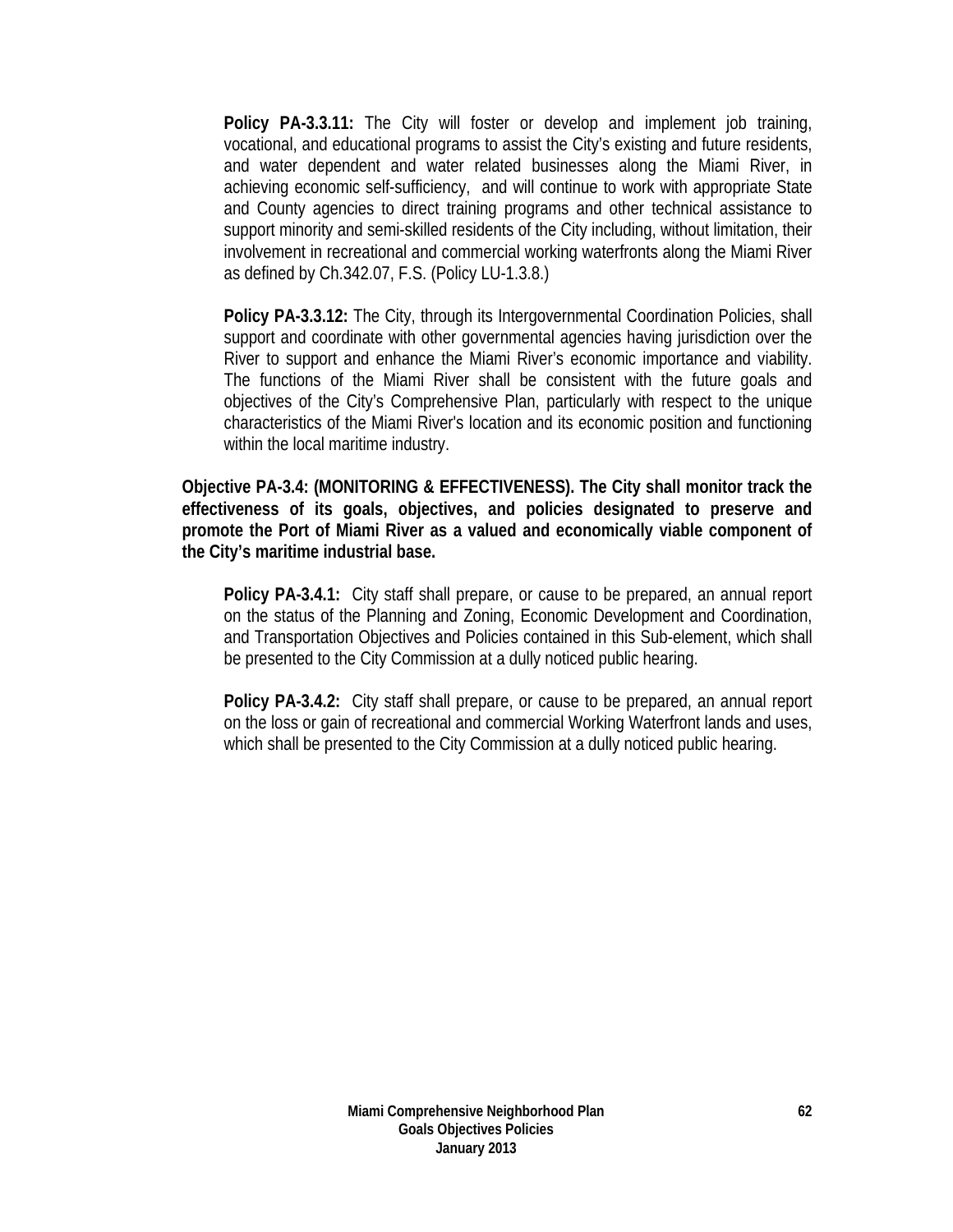**Policy PA-3.3.11:** The City will foster or develop and implement job training, vocational, and educational programs to assist the City's existing and future residents, and water dependent and water related businesses along the Miami River, in achieving economic self-sufficiency, and will continue to work with appropriate State and County agencies to direct training programs and other technical assistance to support minority and semi-skilled residents of the City including, without limitation, their involvement in recreational and commercial working waterfronts along the Miami River as defined by Ch.342.07, F.S. (Policy LU-1.3.8.)

**Policy PA-3.3.12:** The City, through its Intergovernmental Coordination Policies, shall support and coordinate with other governmental agencies having jurisdiction over the River to support and enhance the Miami River's economic importance and viability. The functions of the Miami River shall be consistent with the future goals and objectives of the City's Comprehensive Plan, particularly with respect to the unique characteristics of the Miami River's location and its economic position and functioning within the local maritime industry.

**Objective PA-3.4: (MONITORING & EFFECTIVENESS). The City shall monitor track the effectiveness of its goals, objectives, and policies designated to preserve and promote the Port of Miami River as a valued and economically viable component of the City's maritime industrial base.**

**Policy PA-3.4.1:** City staff shall prepare, or cause to be prepared, an annual report on the status of the Planning and Zoning, Economic Development and Coordination, and Transportation Objectives and Policies contained in this Sub-element, which shall be presented to the City Commission at a dully noticed public hearing.

**Policy PA-3.4.2:** City staff shall prepare, or cause to be prepared, an annual report on the loss or gain of recreational and commercial Working Waterfront lands and uses, which shall be presented to the City Commission at a dully noticed public hearing.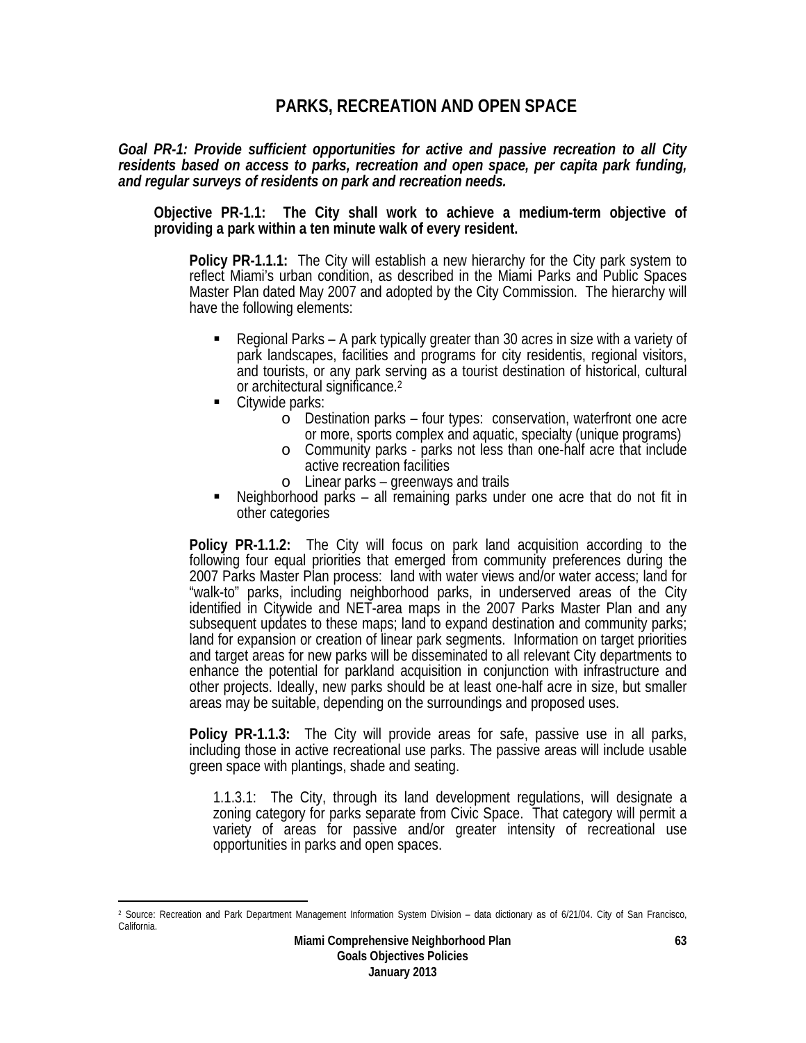# PARKS, RECREATION AND OPEN SPACE

***Goal PR-1: Provide sufficient opportunities for active and passive recreation to all City residents based on access to parks, recreation and open space, per capita park funding, and regular surveys of residents on park and recreation needs.***

**Objective PR-1.1: The City shall work to achieve a medium-term objective of providing a park within a ten minute walk of every resident.**

**Policy PR-1.1.1:** The City will establish a new hierarchy for the City park system to reflect Miami's urban condition, as described in the Miami Parks and Public Spaces Master Plan dated May 2007 and adopted by the City Commission. The hierarchy will have the following elements:

- Regional Parks – A park typically greater than 30 acres in size with a variety of park landscapes, facilities and programs for city residentis, regional visitors, and tourists, or any park serving as a tourist destination of historical, cultural or architectural significance.[2]
- Citywide parks:
  - Destination parks – four types: conservation, waterfront one acre or more, sports complex and aquatic, specialty (unique programs)
  - Community parks - parks not less than one-half acre that include active recreation facilities
  - Linear parks – greenways and trails
- Neighborhood parks – all remaining parks under one acre that do not fit in other categories

**Policy PR-1.1.2:** The City will focus on park land acquisition according to the following four equal priorities that emerged from community preferences during the 2007 Parks Master Plan process: land with water views and/or water access; land for "walk-to" parks, including neighborhood parks, in underserved areas of the City identified in Citywide and NET-area maps in the 2007 Parks Master Plan and any subsequent updates to these maps; land to expand destination and community parks; land for expansion or creation of linear park segments. Information on target priorities and target areas for new parks will be disseminated to all relevant City departments to enhance the potential for parkland acquisition in conjunction with infrastructure and other projects. Ideally, new parks should be at least one-half acre in size, but smaller areas may be suitable, depending on the surroundings and proposed uses.

**Policy PR-1.1.3:** The City will provide areas for safe, passive use in all parks, including those in active recreational use parks. The passive areas will include usable green space with plantings, shade and seating.

1.1.3.1: The City, through its land development regulations, will designate a zoning category for parks separate from Civic Space. That category will permit a variety of areas for passive and/or greater intensity of recreational use opportunities in parks and open spaces.

[2] Source: Recreation and Park Department Management Information System Division – data dictionary as of 6/21/04. City of San Francisco, California.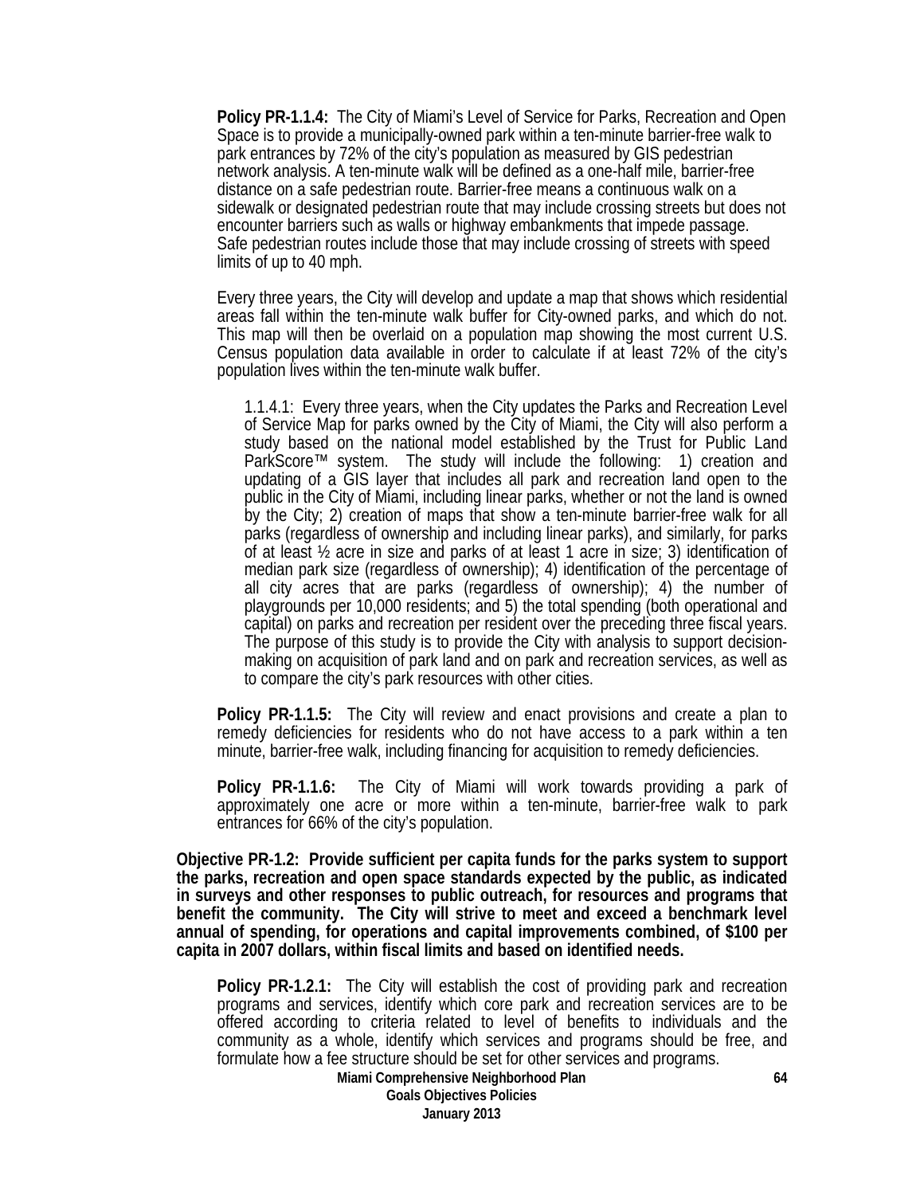**Policy PR-1.1.4:** The City of Miami's Level of Service for Parks, Recreation and Open Space is to provide a municipally-owned park within a ten-minute barrier-free walk to park entrances by 72% of the city's population as measured by GIS pedestrian network analysis. A ten-minute walk will be defined as a one-half mile, barrier-free distance on a safe pedestrian route. Barrier-free means a continuous walk on a sidewalk or designated pedestrian route that may include crossing streets but does not encounter barriers such as walls or highway embankments that impede passage. Safe pedestrian routes include those that may include crossing of streets with speed limits of up to 40 mph.

Every three years, the City will develop and update a map that shows which residential areas fall within the ten-minute walk buffer for City-owned parks, and which do not. This map will then be overlaid on a population map showing the most current U.S. Census population data available in order to calculate if at least 72% of the city's population lives within the ten-minute walk buffer.

1.1.4.1: Every three years, when the City updates the Parks and Recreation Level of Service Map for parks owned by the City of Miami, the City will also perform a study based on the national model established by the Trust for Public Land ParkScore™ system. The study will include the following: 1) creation and updating of a GIS layer that includes all park and recreation land open to the public in the City of Miami, including linear parks, whether or not the land is owned by the City; 2) creation of maps that show a ten-minute barrier-free walk for all parks (regardless of ownership and including linear parks), and similarly, for parks of at least ½ acre in size and parks of at least 1 acre in size; 3) identification of median park size (regardless of ownership); 4) identification of the percentage of all city acres that are parks (regardless of ownership); 4) the number of playgrounds per 10,000 residents; and 5) the total spending (both operational and capital) on parks and recreation per resident over the preceding three fiscal years. The purpose of this study is to provide the City with analysis to support decision-making on acquisition of park land and on park and recreation services, as well as to compare the city's park resources with other cities.

**Policy PR-1.1.5:** The City will review and enact provisions and create a plan to remedy deficiencies for residents who do not have access to a park within a ten minute, barrier-free walk, including financing for acquisition to remedy deficiencies.

**Policy PR-1.1.6:** The City of Miami will work towards providing a park of approximately one acre or more within a ten-minute, barrier-free walk to park entrances for 66% of the city's population.

**Objective PR-1.2: Provide sufficient per capita funds for the parks system to support the parks, recreation and open space standards expected by the public, as indicated in surveys and other responses to public outreach, for resources and programs that benefit the community. The City will strive to meet and exceed a benchmark level annual of spending, for operations and capital improvements combined, of $100 per capita in 2007 dollars, within fiscal limits and based on identified needs.**

**Policy PR-1.2.1:** The City will establish the cost of providing park and recreation programs and services, identify which core park and recreation services are to be offered according to criteria related to level of benefits to individuals and the community as a whole, identify which services and programs should be free, and formulate how a fee structure should be set for other services and programs.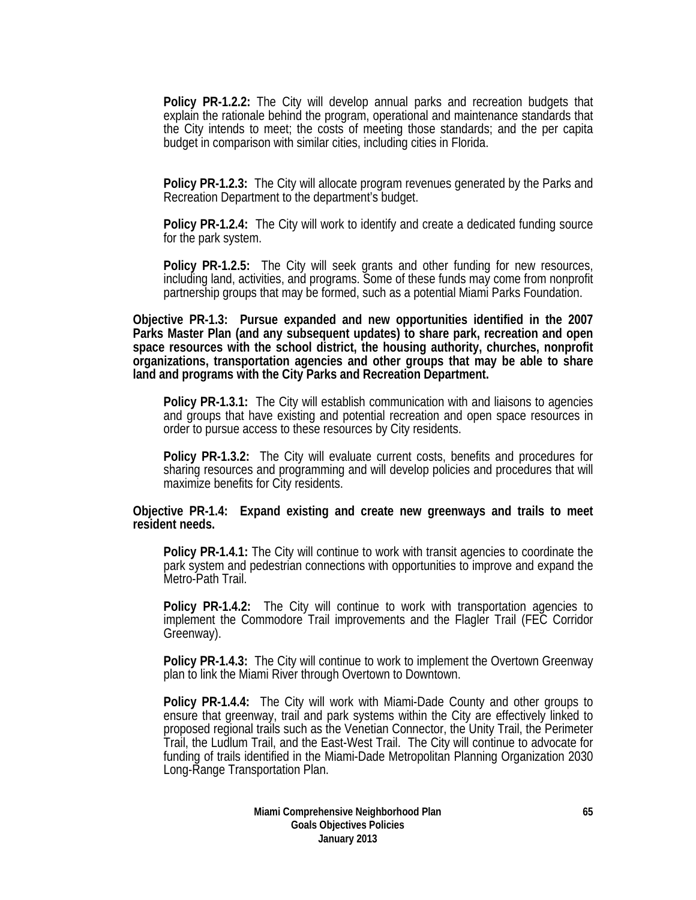**Policy PR-1.2.2:** The City will develop annual parks and recreation budgets that explain the rationale behind the program, operational and maintenance standards that the City intends to meet; the costs of meeting those standards; and the per capita budget in comparison with similar cities, including cities in Florida.

**Policy PR-1.2.3:** The City will allocate program revenues generated by the Parks and Recreation Department to the department's budget.

**Policy PR-1.2.4:** The City will work to identify and create a dedicated funding source for the park system.

**Policy PR-1.2.5:** The City will seek grants and other funding for new resources, including land, activities, and programs. Some of these funds may come from nonprofit partnership groups that may be formed, such as a potential Miami Parks Foundation.

**Objective PR-1.3: Pursue expanded and new opportunities identified in the 2007 Parks Master Plan (and any subsequent updates) to share park, recreation and open space resources with the school district, the housing authority, churches, nonprofit organizations, transportation agencies and other groups that may be able to share land and programs with the City Parks and Recreation Department.**

**Policy PR-1.3.1:** The City will establish communication with and liaisons to agencies and groups that have existing and potential recreation and open space resources in order to pursue access to these resources by City residents.

**Policy PR-1.3.2:** The City will evaluate current costs, benefits and procedures for sharing resources and programming and will develop policies and procedures that will maximize benefits for City residents.

**Objective PR-1.4: Expand existing and create new greenways and trails to meet resident needs.**

**Policy PR-1.4.1:** The City will continue to work with transit agencies to coordinate the park system and pedestrian connections with opportunities to improve and expand the Metro-Path Trail.

**Policy PR-1.4.2:** The City will continue to work with transportation agencies to implement the Commodore Trail improvements and the Flagler Trail (FEC Corridor Greenway).

**Policy PR-1.4.3:** The City will continue to work to implement the Overtown Greenway plan to link the Miami River through Overtown to Downtown.

**Policy PR-1.4.4:** The City will work with Miami-Dade County and other groups to ensure that greenway, trail and park systems within the City are effectively linked to proposed regional trails such as the Venetian Connector, the Unity Trail, the Perimeter Trail, the Ludlum Trail, and the East-West Trail. The City will continue to advocate for funding of trails identified in the Miami-Dade Metropolitan Planning Organization 2030 Long-Range Transportation Plan.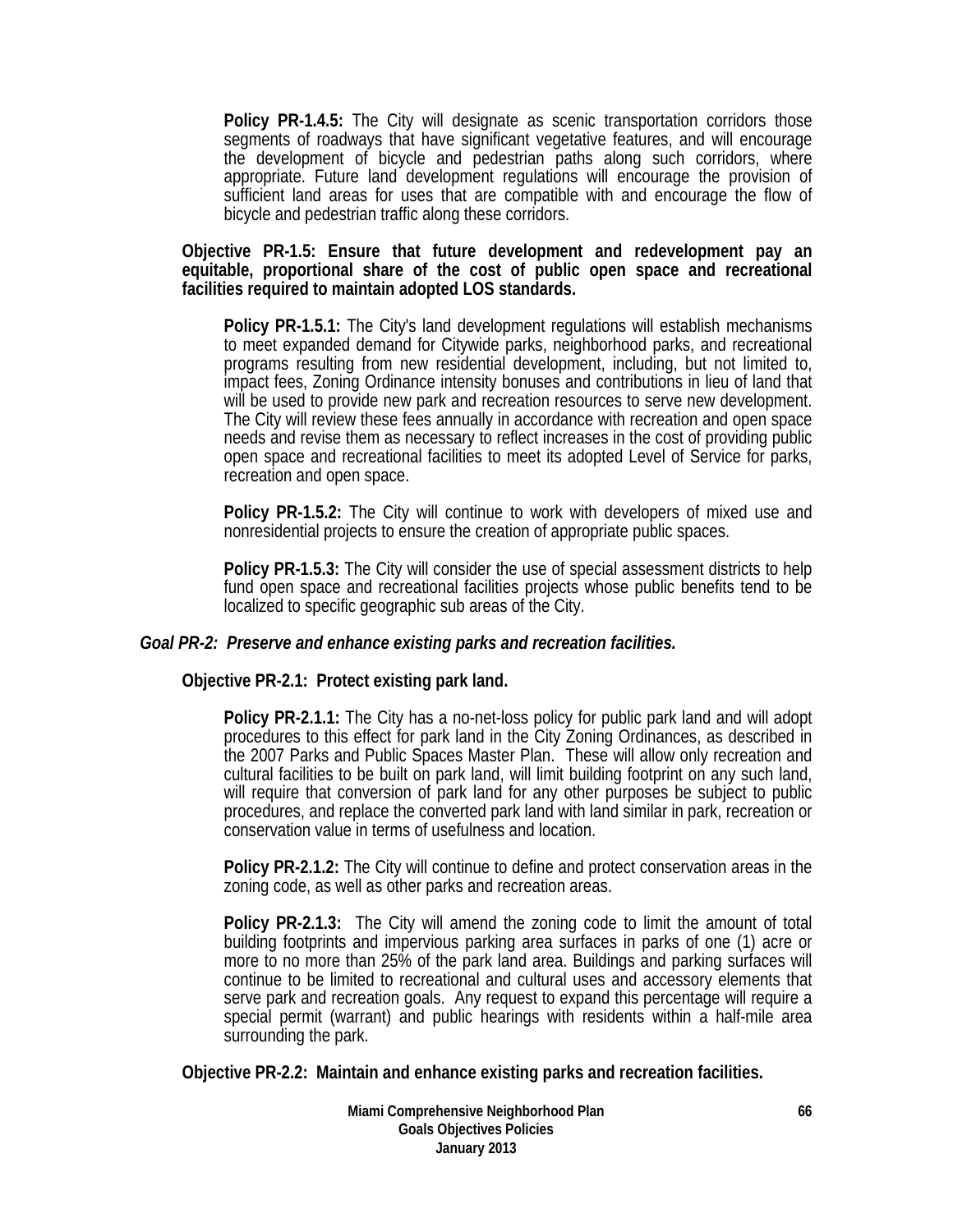**Policy PR-1.4.5:** The City will designate as scenic transportation corridors those segments of roadways that have significant vegetative features, and will encourage the development of bicycle and pedestrian paths along such corridors, where appropriate. Future land development regulations will encourage the provision of sufficient land areas for uses that are compatible with and encourage the flow of bicycle and pedestrian traffic along these corridors.

**Objective PR-1.5: Ensure that future development and redevelopment pay an equitable, proportional share of the cost of public open space and recreational facilities required to maintain adopted LOS standards.**

**Policy PR-1.5.1:** The City's land development regulations will establish mechanisms to meet expanded demand for Citywide parks, neighborhood parks, and recreational programs resulting from new residential development, including, but not limited to, impact fees, Zoning Ordinance intensity bonuses and contributions in lieu of land that will be used to provide new park and recreation resources to serve new development. The City will review these fees annually in accordance with recreation and open space needs and revise them as necessary to reflect increases in the cost of providing public open space and recreational facilities to meet its adopted Level of Service for parks, recreation and open space.

**Policy PR-1.5.2:** The City will continue to work with developers of mixed use and nonresidential projects to ensure the creation of appropriate public spaces.

**Policy PR-1.5.3:** The City will consider the use of special assessment districts to help fund open space and recreational facilities projects whose public benefits tend to be localized to specific geographic sub areas of the City.

***Goal PR-2: Preserve and enhance existing parks and recreation facilities.***

**Objective PR-2.1: Protect existing park land.**

**Policy PR-2.1.1:** The City has a no-net-loss policy for public park land and will adopt procedures to this effect for park land in the City Zoning Ordinances, as described in the 2007 Parks and Public Spaces Master Plan. These will allow only recreation and cultural facilities to be built on park land, will limit building footprint on any such land, will require that conversion of park land for any other purposes be subject to public procedures, and replace the converted park land with land similar in park, recreation or conservation value in terms of usefulness and location.

**Policy PR-2.1.2:** The City will continue to define and protect conservation areas in the zoning code, as well as other parks and recreation areas.

**Policy PR-2.1.3:** The City will amend the zoning code to limit the amount of total building footprints and impervious parking area surfaces in parks of one (1) acre or more to no more than 25% of the park land area. Buildings and parking surfaces will continue to be limited to recreational and cultural uses and accessory elements that serve park and recreation goals. Any request to expand this percentage will require a special permit (warrant) and public hearings with residents within a half-mile area surrounding the park.

**Objective PR-2.2: Maintain and enhance existing parks and recreation facilities.**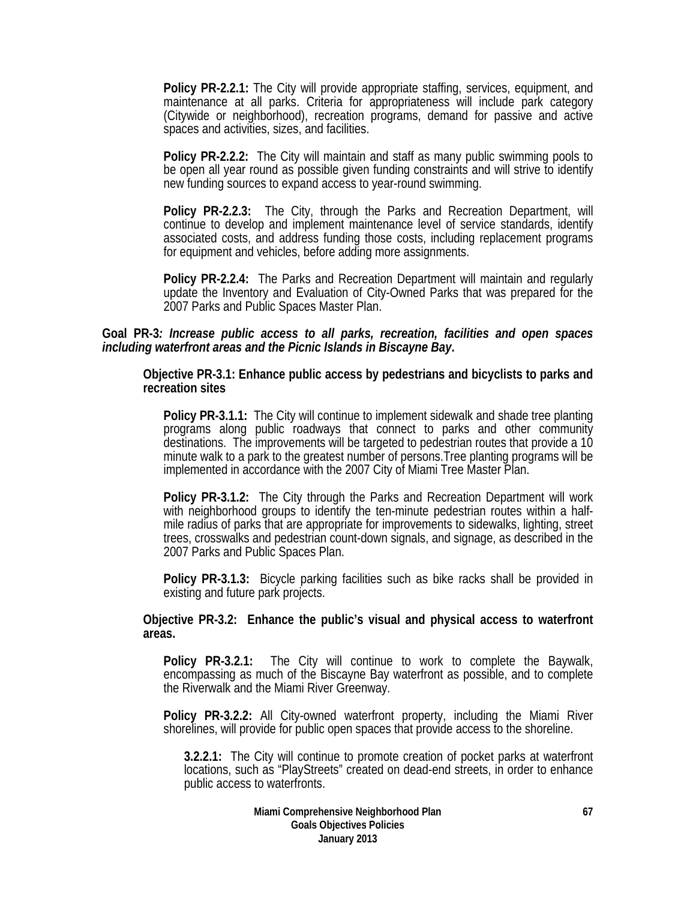**Policy PR-2.2.1:** The City will provide appropriate staffing, services, equipment, and maintenance at all parks. Criteria for appropriateness will include park category (Citywide or neighborhood), recreation programs, demand for passive and active spaces and activities, sizes, and facilities.

**Policy PR-2.2.2:** The City will maintain and staff as many public swimming pools to be open all year round as possible given funding constraints and will strive to identify new funding sources to expand access to year-round swimming.

**Policy PR-2.2.3:** The City, through the Parks and Recreation Department, will continue to develop and implement maintenance level of service standards, identify associated costs, and address funding those costs, including replacement programs for equipment and vehicles, before adding more assignments.

**Policy PR-2.2.4:** The Parks and Recreation Department will maintain and regularly update the Inventory and Evaluation of City-Owned Parks that was prepared for the 2007 Parks and Public Spaces Master Plan.

**Goal PR-3*: Increase public access to all parks, recreation, facilities and open spaces including waterfront areas and the Picnic Islands in Biscayne Bay*.**

**Objective PR-3.1: Enhance public access by pedestrians and bicyclists to parks and recreation sites**

**Policy PR-3.1.1:** The City will continue to implement sidewalk and shade tree planting programs along public roadways that connect to parks and other community destinations. The improvements will be targeted to pedestrian routes that provide a 10 minute walk to a park to the greatest number of persons.Tree planting programs will be implemented in accordance with the 2007 City of Miami Tree Master Plan.

**Policy PR-3.1.2:** The City through the Parks and Recreation Department will work with neighborhood groups to identify the ten-minute pedestrian routes within a half-mile radius of parks that are appropriate for improvements to sidewalks, lighting, street trees, crosswalks and pedestrian count-down signals, and signage, as described in the 2007 Parks and Public Spaces Plan.

**Policy PR-3.1.3:** Bicycle parking facilities such as bike racks shall be provided in existing and future park projects.

**Objective PR-3.2: Enhance the public's visual and physical access to waterfront areas.**

**Policy PR-3.2.1:** The City will continue to work to complete the Baywalk, encompassing as much of the Biscayne Bay waterfront as possible, and to complete the Riverwalk and the Miami River Greenway.

**Policy PR-3.2.2:** All City-owned waterfront property, including the Miami River shorelines, will provide for public open spaces that provide access to the shoreline.

**3.2.2.1:** The City will continue to promote creation of pocket parks at waterfront locations, such as "PlayStreets" created on dead-end streets, in order to enhance public access to waterfronts.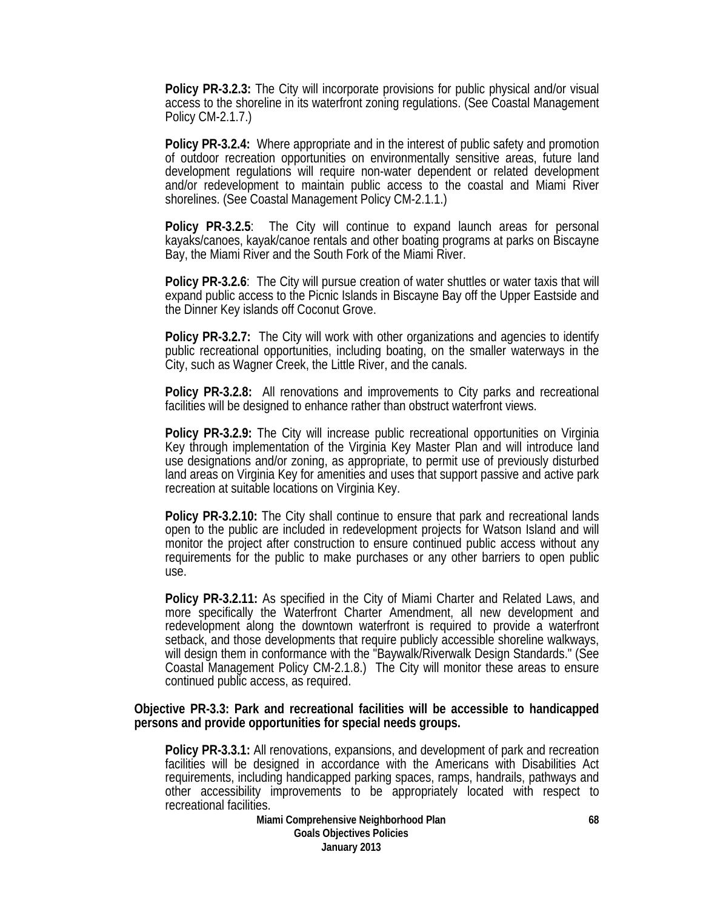**Policy PR-3.2.3:** The City will incorporate provisions for public physical and/or visual access to the shoreline in its waterfront zoning regulations. (See Coastal Management Policy CM-2.1.7.)

**Policy PR-3.2.4:** Where appropriate and in the interest of public safety and promotion of outdoor recreation opportunities on environmentally sensitive areas, future land development regulations will require non-water dependent or related development and/or redevelopment to maintain public access to the coastal and Miami River shorelines. (See Coastal Management Policy CM-2.1.1.)

**Policy PR-3.2.5**: The City will continue to expand launch areas for personal kayaks/canoes, kayak/canoe rentals and other boating programs at parks on Biscayne Bay, the Miami River and the South Fork of the Miami River.

**Policy PR-3.2.6**: The City will pursue creation of water shuttles or water taxis that will expand public access to the Picnic Islands in Biscayne Bay off the Upper Eastside and the Dinner Key islands off Coconut Grove.

**Policy PR-3.2.7:** The City will work with other organizations and agencies to identify public recreational opportunities, including boating, on the smaller waterways in the City, such as Wagner Creek, the Little River, and the canals.

**Policy PR-3.2.8:** All renovations and improvements to City parks and recreational facilities will be designed to enhance rather than obstruct waterfront views.

**Policy PR-3.2.9:** The City will increase public recreational opportunities on Virginia Key through implementation of the Virginia Key Master Plan and will introduce land use designations and/or zoning, as appropriate, to permit use of previously disturbed land areas on Virginia Key for amenities and uses that support passive and active park recreation at suitable locations on Virginia Key.

**Policy PR-3.2.10:** The City shall continue to ensure that park and recreational lands open to the public are included in redevelopment projects for Watson Island and will monitor the project after construction to ensure continued public access without any requirements for the public to make purchases or any other barriers to open public use.

**Policy PR-3.2.11:** As specified in the City of Miami Charter and Related Laws, and more specifically the Waterfront Charter Amendment, all new development and redevelopment along the downtown waterfront is required to provide a waterfront setback, and those developments that require publicly accessible shoreline walkways, will design them in conformance with the "Baywalk/Riverwalk Design Standards." (See Coastal Management Policy CM-2.1.8.) The City will monitor these areas to ensure continued public access, as required.

**Objective PR-3.3: Park and recreational facilities will be accessible to handicapped persons and provide opportunities for special needs groups.**

**Policy PR-3.3.1:** All renovations, expansions, and development of park and recreation facilities will be designed in accordance with the Americans with Disabilities Act requirements, including handicapped parking spaces, ramps, handrails, pathways and other accessibility improvements to be appropriately located with respect to recreational facilities.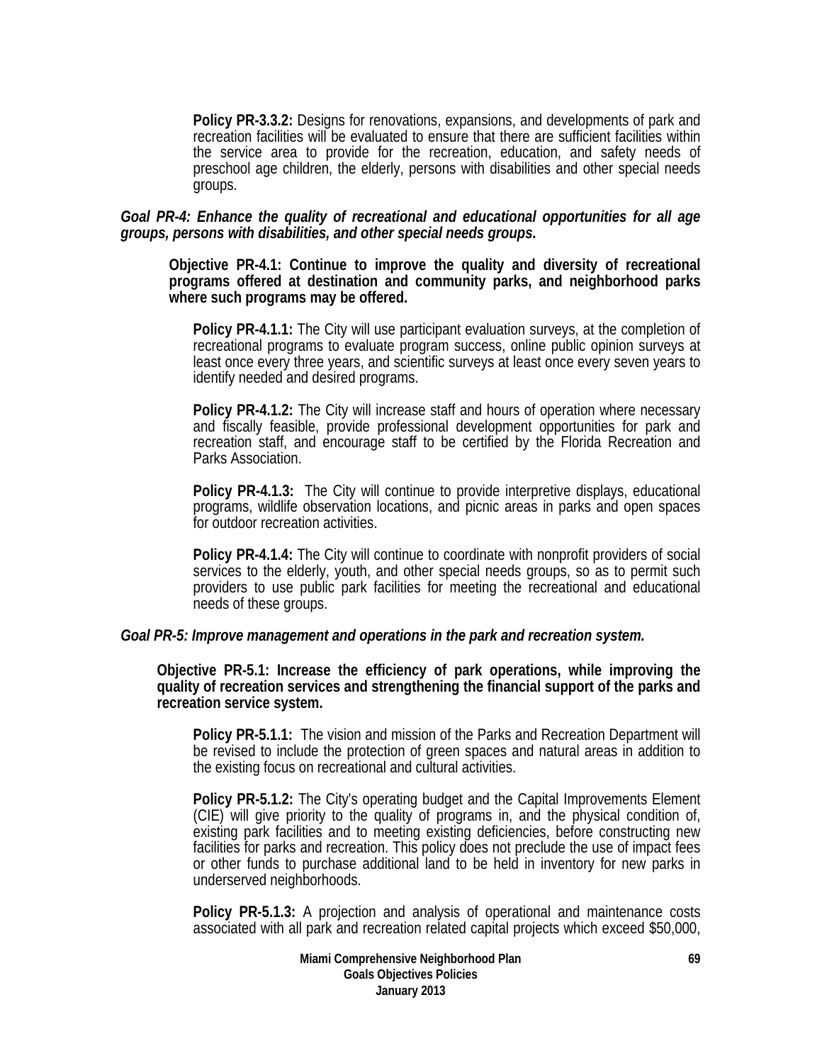**Policy PR-3.3.2:** Designs for renovations, expansions, and developments of park and recreation facilities will be evaluated to ensure that there are sufficient facilities within the service area to provide for the recreation, education, and safety needs of preschool age children, the elderly, persons with disabilities and other special needs groups.

***Goal PR-4: Enhance the quality of recreational and educational opportunities for all age groups, persons with disabilities, and other special needs groups.***

**Objective PR-4.1: Continue to improve the quality and diversity of recreational programs offered at destination and community parks, and neighborhood parks where such programs may be offered.**

**Policy PR-4.1.1:** The City will use participant evaluation surveys, at the completion of recreational programs to evaluate program success, online public opinion surveys at least once every three years, and scientific surveys at least once every seven years to identify needed and desired programs.

**Policy PR-4.1.2:** The City will increase staff and hours of operation where necessary and fiscally feasible, provide professional development opportunities for park and recreation staff, and encourage staff to be certified by the Florida Recreation and Parks Association.

**Policy PR-4.1.3:** The City will continue to provide interpretive displays, educational programs, wildlife observation locations, and picnic areas in parks and open spaces for outdoor recreation activities.

**Policy PR-4.1.4:** The City will continue to coordinate with nonprofit providers of social services to the elderly, youth, and other special needs groups, so as to permit such providers to use public park facilities for meeting the recreational and educational needs of these groups.

***Goal PR-5: Improve management and operations in the park and recreation system.***

**Objective PR-5.1: Increase the efficiency of park operations, while improving the quality of recreation services and strengthening the financial support of the parks and recreation service system.**

**Policy PR-5.1.1:** The vision and mission of the Parks and Recreation Department will be revised to include the protection of green spaces and natural areas in addition to the existing focus on recreational and cultural activities.

**Policy PR-5.1.2:** The City's operating budget and the Capital Improvements Element (CIE) will give priority to the quality of programs in, and the physical condition of, existing park facilities and to meeting existing deficiencies, before constructing new facilities for parks and recreation. This policy does not preclude the use of impact fees or other funds to purchase additional land to be held in inventory for new parks in underserved neighborhoods.

**Policy PR-5.1.3:** A projection and analysis of operational and maintenance costs associated with all park and recreation related capital projects which exceed $50,000,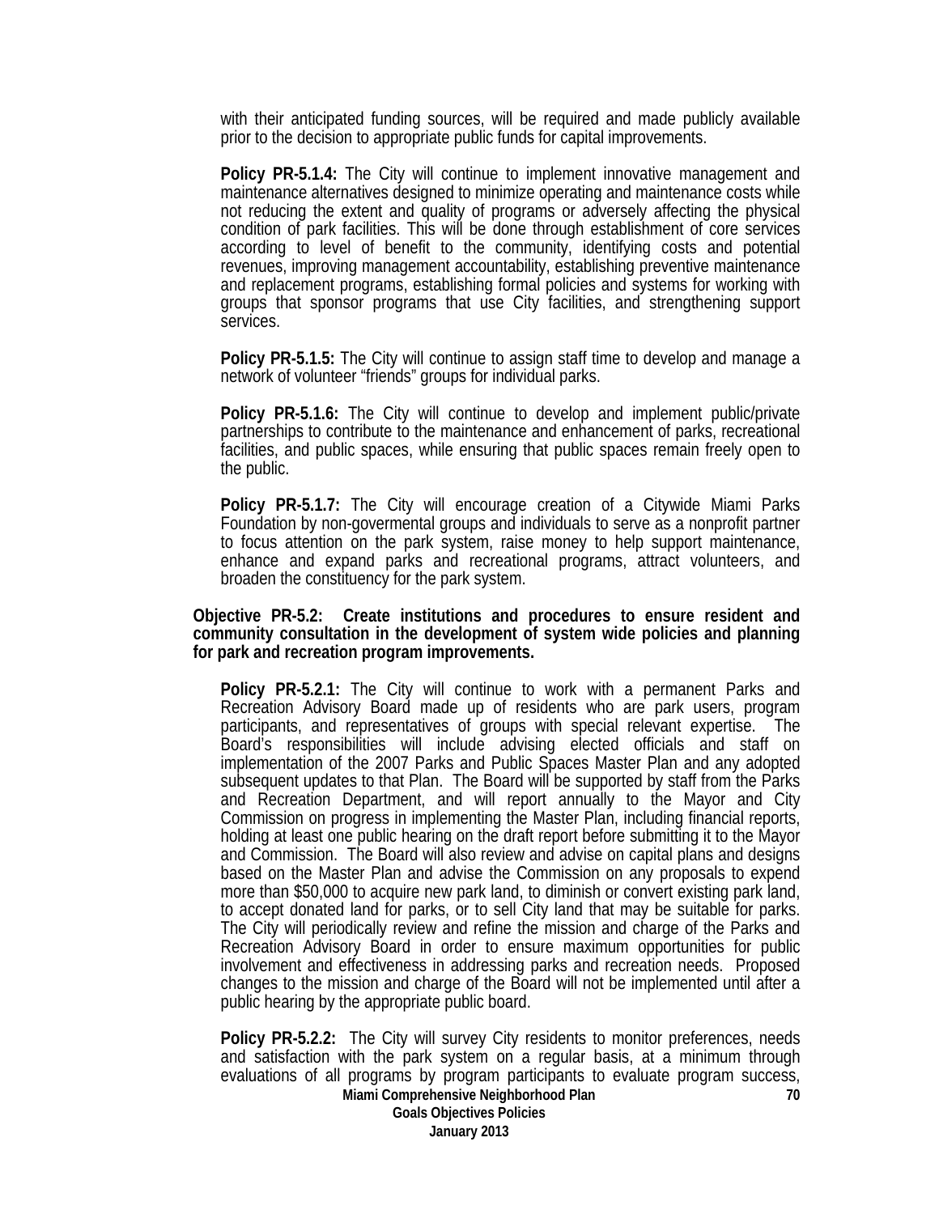with their anticipated funding sources, will be required and made publicly available prior to the decision to appropriate public funds for capital improvements.

**Policy PR-5.1.4:** The City will continue to implement innovative management and maintenance alternatives designed to minimize operating and maintenance costs while not reducing the extent and quality of programs or adversely affecting the physical condition of park facilities. This will be done through establishment of core services according to level of benefit to the community, identifying costs and potential revenues, improving management accountability, establishing preventive maintenance and replacement programs, establishing formal policies and systems for working with groups that sponsor programs that use City facilities, and strengthening support services.

**Policy PR-5.1.5:** The City will continue to assign staff time to develop and manage a network of volunteer "friends" groups for individual parks.

**Policy PR-5.1.6:** The City will continue to develop and implement public/private partnerships to contribute to the maintenance and enhancement of parks, recreational facilities, and public spaces, while ensuring that public spaces remain freely open to the public.

**Policy PR-5.1.7:** The City will encourage creation of a Citywide Miami Parks Foundation by non-govermental groups and individuals to serve as a nonprofit partner to focus attention on the park system, raise money to help support maintenance, enhance and expand parks and recreational programs, attract volunteers, and broaden the constituency for the park system.

**Objective PR-5.2: Create institutions and procedures to ensure resident and community consultation in the development of system wide policies and planning for park and recreation program improvements.**

**Policy PR-5.2.1:** The City will continue to work with a permanent Parks and Recreation Advisory Board made up of residents who are park users, program participants, and representatives of groups with special relevant expertise. The Board's responsibilities will include advising elected officials and staff on implementation of the 2007 Parks and Public Spaces Master Plan and any adopted subsequent updates to that Plan. The Board will be supported by staff from the Parks and Recreation Department, and will report annually to the Mayor and City Commission on progress in implementing the Master Plan, including financial reports, holding at least one public hearing on the draft report before submitting it to the Mayor and Commission. The Board will also review and advise on capital plans and designs based on the Master Plan and advise the Commission on any proposals to expend more than $50,000 to acquire new park land, to diminish or convert existing park land, to accept donated land for parks, or to sell City land that may be suitable for parks. The City will periodically review and refine the mission and charge of the Parks and Recreation Advisory Board in order to ensure maximum opportunities for public involvement and effectiveness in addressing parks and recreation needs. Proposed changes to the mission and charge of the Board will not be implemented until after a public hearing by the appropriate public board.

**Policy PR-5.2.2:** The City will survey City residents to monitor preferences, needs and satisfaction with the park system on a regular basis, at a minimum through evaluations of all programs by program participants to evaluate program success,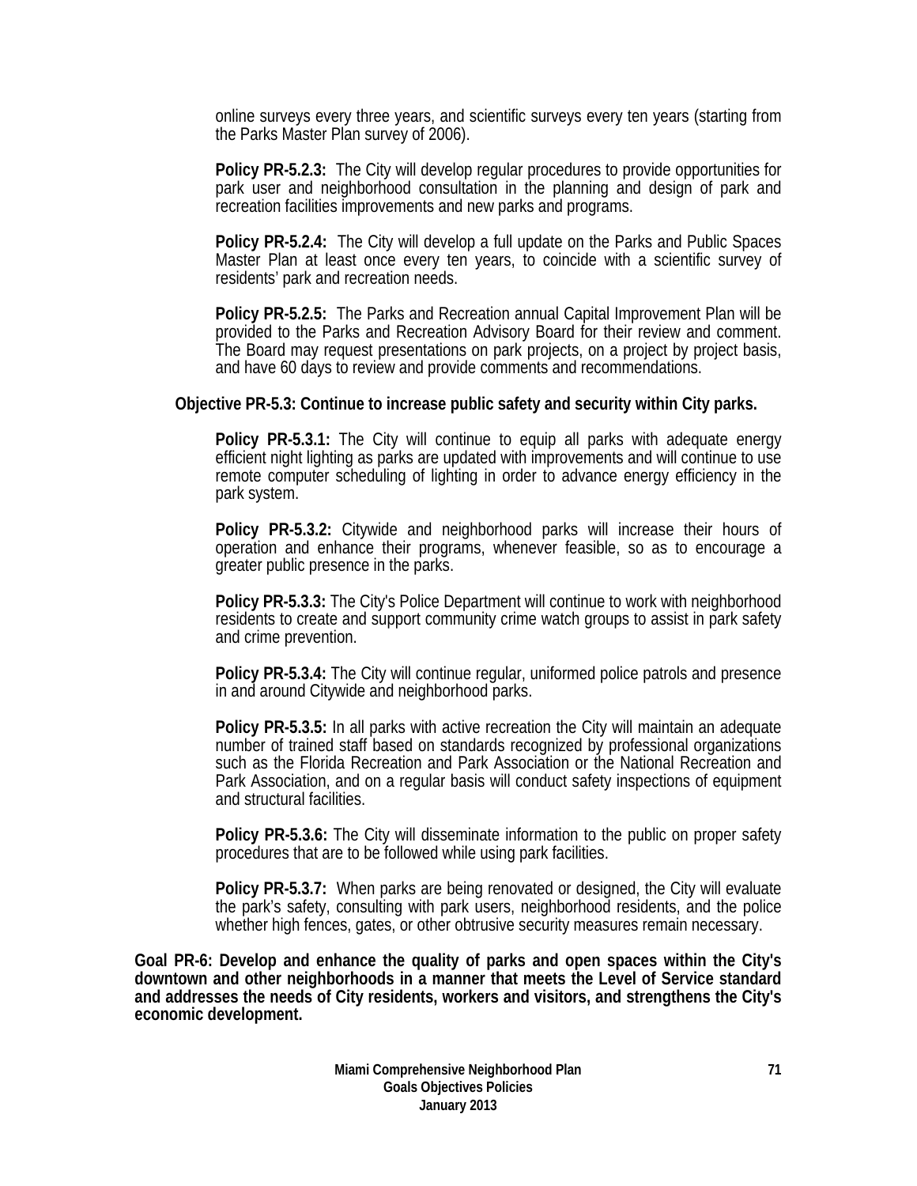online surveys every three years, and scientific surveys every ten years (starting from the Parks Master Plan survey of 2006).

**Policy PR-5.2.3:** The City will develop regular procedures to provide opportunities for park user and neighborhood consultation in the planning and design of park and recreation facilities improvements and new parks and programs.

**Policy PR-5.2.4:** The City will develop a full update on the Parks and Public Spaces Master Plan at least once every ten years, to coincide with a scientific survey of residents' park and recreation needs.

**Policy PR-5.2.5:** The Parks and Recreation annual Capital Improvement Plan will be provided to the Parks and Recreation Advisory Board for their review and comment. The Board may request presentations on park projects, on a project by project basis, and have 60 days to review and provide comments and recommendations.

**Objective PR-5.3: Continue to increase public safety and security within City parks.**

**Policy PR-5.3.1:** The City will continue to equip all parks with adequate energy efficient night lighting as parks are updated with improvements and will continue to use remote computer scheduling of lighting in order to advance energy efficiency in the park system.

**Policy PR-5.3.2:** Citywide and neighborhood parks will increase their hours of operation and enhance their programs, whenever feasible, so as to encourage a greater public presence in the parks.

**Policy PR-5.3.3:** The City's Police Department will continue to work with neighborhood residents to create and support community crime watch groups to assist in park safety and crime prevention.

**Policy PR-5.3.4:** The City will continue regular, uniformed police patrols and presence in and around Citywide and neighborhood parks.

**Policy PR-5.3.5:** In all parks with active recreation the City will maintain an adequate number of trained staff based on standards recognized by professional organizations such as the Florida Recreation and Park Association or the National Recreation and Park Association, and on a regular basis will conduct safety inspections of equipment and structural facilities.

**Policy PR-5.3.6:** The City will disseminate information to the public on proper safety procedures that are to be followed while using park facilities.

**Policy PR-5.3.7:** When parks are being renovated or designed, the City will evaluate the park's safety, consulting with park users, neighborhood residents, and the police whether high fences, gates, or other obtrusive security measures remain necessary.

**Goal PR-6: Develop and enhance the quality of parks and open spaces within the City's downtown and other neighborhoods in a manner that meets the Level of Service standard and addresses the needs of City residents, workers and visitors, and strengthens the City's economic development.**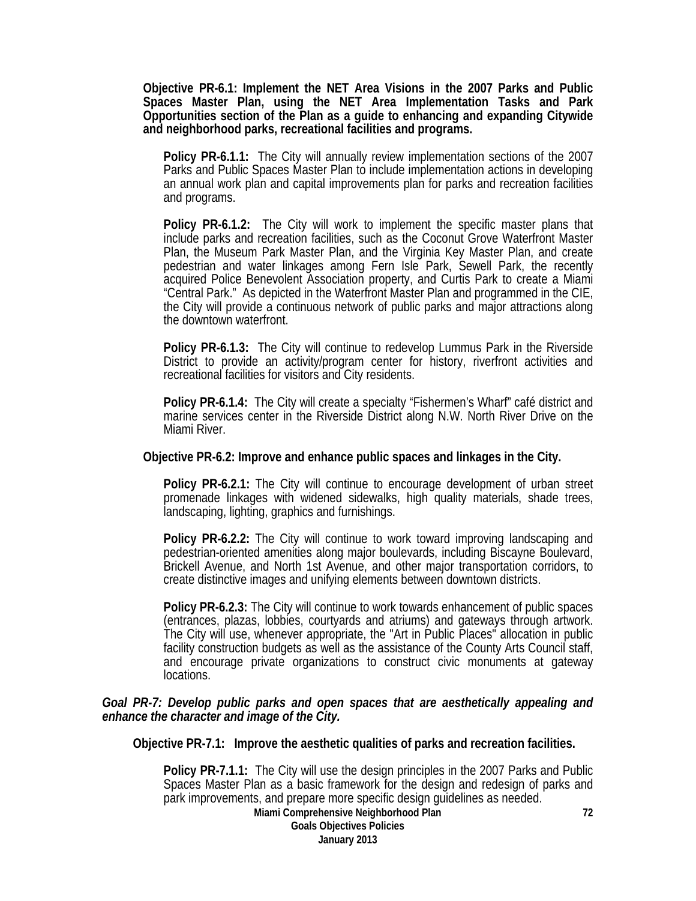**Objective PR-6.1: Implement the NET Area Visions in the 2007 Parks and Public Spaces Master Plan, using the NET Area Implementation Tasks and Park Opportunities section of the Plan as a guide to enhancing and expanding Citywide and neighborhood parks, recreational facilities and programs.**

**Policy PR-6.1.1:** The City will annually review implementation sections of the 2007 Parks and Public Spaces Master Plan to include implementation actions in developing an annual work plan and capital improvements plan for parks and recreation facilities and programs.

**Policy PR-6.1.2:** The City will work to implement the specific master plans that include parks and recreation facilities, such as the Coconut Grove Waterfront Master Plan, the Museum Park Master Plan, and the Virginia Key Master Plan, and create pedestrian and water linkages among Fern Isle Park, Sewell Park, the recently acquired Police Benevolent Association property, and Curtis Park to create a Miami "Central Park." As depicted in the Waterfront Master Plan and programmed in the CIE, the City will provide a continuous network of public parks and major attractions along the downtown waterfront.

**Policy PR-6.1.3:** The City will continue to redevelop Lummus Park in the Riverside District to provide an activity/program center for history, riverfront activities and recreational facilities for visitors and City residents.

**Policy PR-6.1.4:** The City will create a specialty "Fishermen's Wharf" café district and marine services center in the Riverside District along N.W. North River Drive on the Miami River.

**Objective PR-6.2: Improve and enhance public spaces and linkages in the City.**

**Policy PR-6.2.1:** The City will continue to encourage development of urban street promenade linkages with widened sidewalks, high quality materials, shade trees, landscaping, lighting, graphics and furnishings.

**Policy PR-6.2.2:** The City will continue to work toward improving landscaping and pedestrian-oriented amenities along major boulevards, including Biscayne Boulevard, Brickell Avenue, and North 1st Avenue, and other major transportation corridors, to create distinctive images and unifying elements between downtown districts.

**Policy PR-6.2.3:** The City will continue to work towards enhancement of public spaces (entrances, plazas, lobbies, courtyards and atriums) and gateways through artwork. The City will use, whenever appropriate, the "Art in Public Places" allocation in public facility construction budgets as well as the assistance of the County Arts Council staff, and encourage private organizations to construct civic monuments at gateway locations.

***Goal PR-7: Develop public parks and open spaces that are aesthetically appealing and enhance the character and image of the City.***

**Objective PR-7.1: Improve the aesthetic qualities of parks and recreation facilities.**

**Policy PR-7.1.1:** The City will use the design principles in the 2007 Parks and Public Spaces Master Plan as a basic framework for the design and redesign of parks and park improvements, and prepare more specific design guidelines as needed.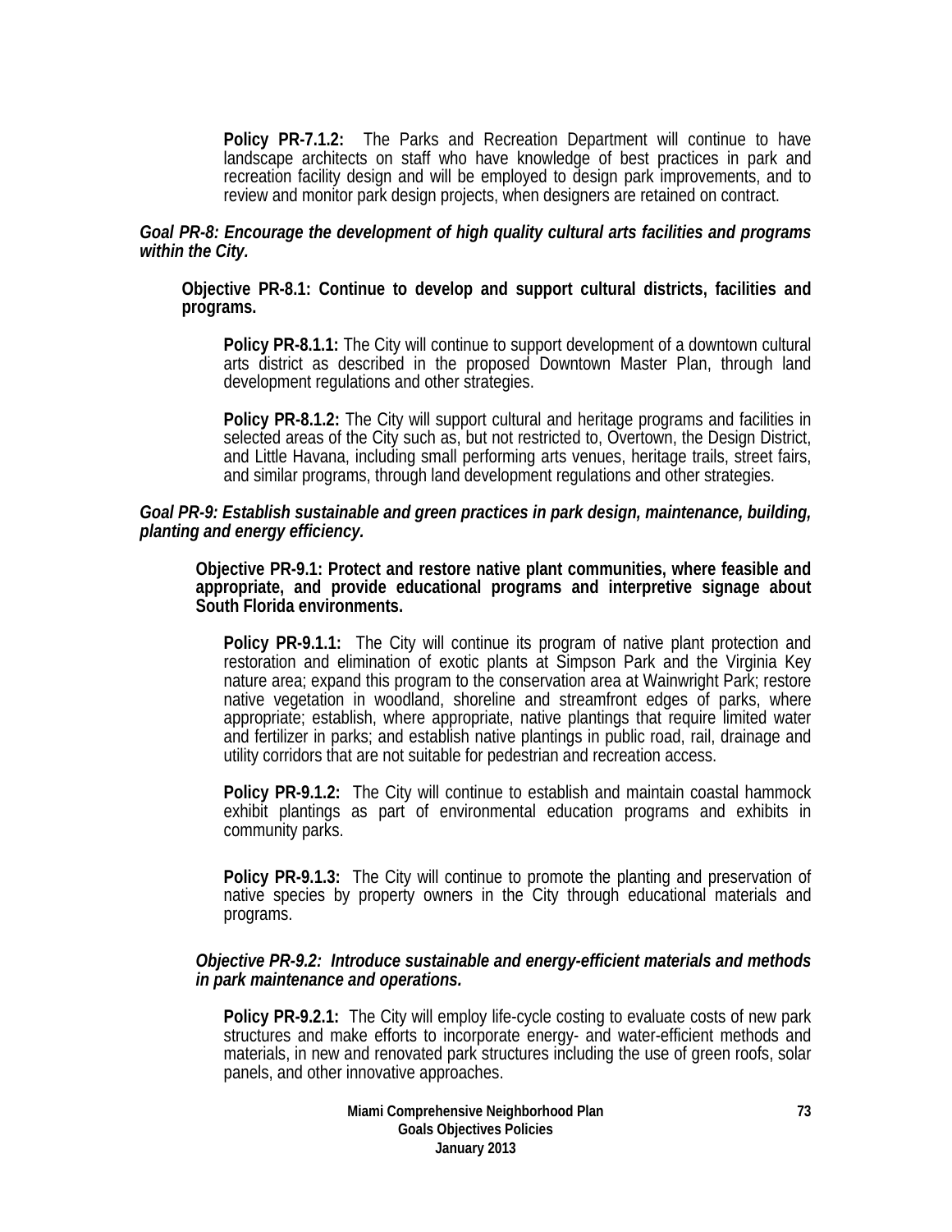**Policy PR-7.1.2:** The Parks and Recreation Department will continue to have landscape architects on staff who have knowledge of best practices in park and recreation facility design and will be employed to design park improvements, and to review and monitor park design projects, when designers are retained on contract.

***Goal PR-8: Encourage the development of high quality cultural arts facilities and programs within the City.***

**Objective PR-8.1: Continue to develop and support cultural districts, facilities and programs.**

**Policy PR-8.1.1:** The City will continue to support development of a downtown cultural arts district as described in the proposed Downtown Master Plan, through land development regulations and other strategies.

**Policy PR-8.1.2:** The City will support cultural and heritage programs and facilities in selected areas of the City such as, but not restricted to, Overtown, the Design District, and Little Havana, including small performing arts venues, heritage trails, street fairs, and similar programs, through land development regulations and other strategies.

***Goal PR-9: Establish sustainable and green practices in park design, maintenance, building, planting and energy efficiency.***

**Objective PR-9.1: Protect and restore native plant communities, where feasible and appropriate, and provide educational programs and interpretive signage about South Florida environments.**

**Policy PR-9.1.1:** The City will continue its program of native plant protection and restoration and elimination of exotic plants at Simpson Park and the Virginia Key nature area; expand this program to the conservation area at Wainwright Park; restore native vegetation in woodland, shoreline and streamfront edges of parks, where appropriate; establish, where appropriate, native plantings that require limited water and fertilizer in parks; and establish native plantings in public road, rail, drainage and utility corridors that are not suitable for pedestrian and recreation access.

**Policy PR-9.1.2:** The City will continue to establish and maintain coastal hammock exhibit plantings as part of environmental education programs and exhibits in community parks.

**Policy PR-9.1.3:** The City will continue to promote the planting and preservation of native species by property owners in the City through educational materials and programs.

***Objective PR-9.2: Introduce sustainable and energy-efficient materials and methods in park maintenance and operations.***

**Policy PR-9.2.1:** The City will employ life-cycle costing to evaluate costs of new park structures and make efforts to incorporate energy- and water-efficient methods and materials, in new and renovated park structures including the use of green roofs, solar panels, and other innovative approaches.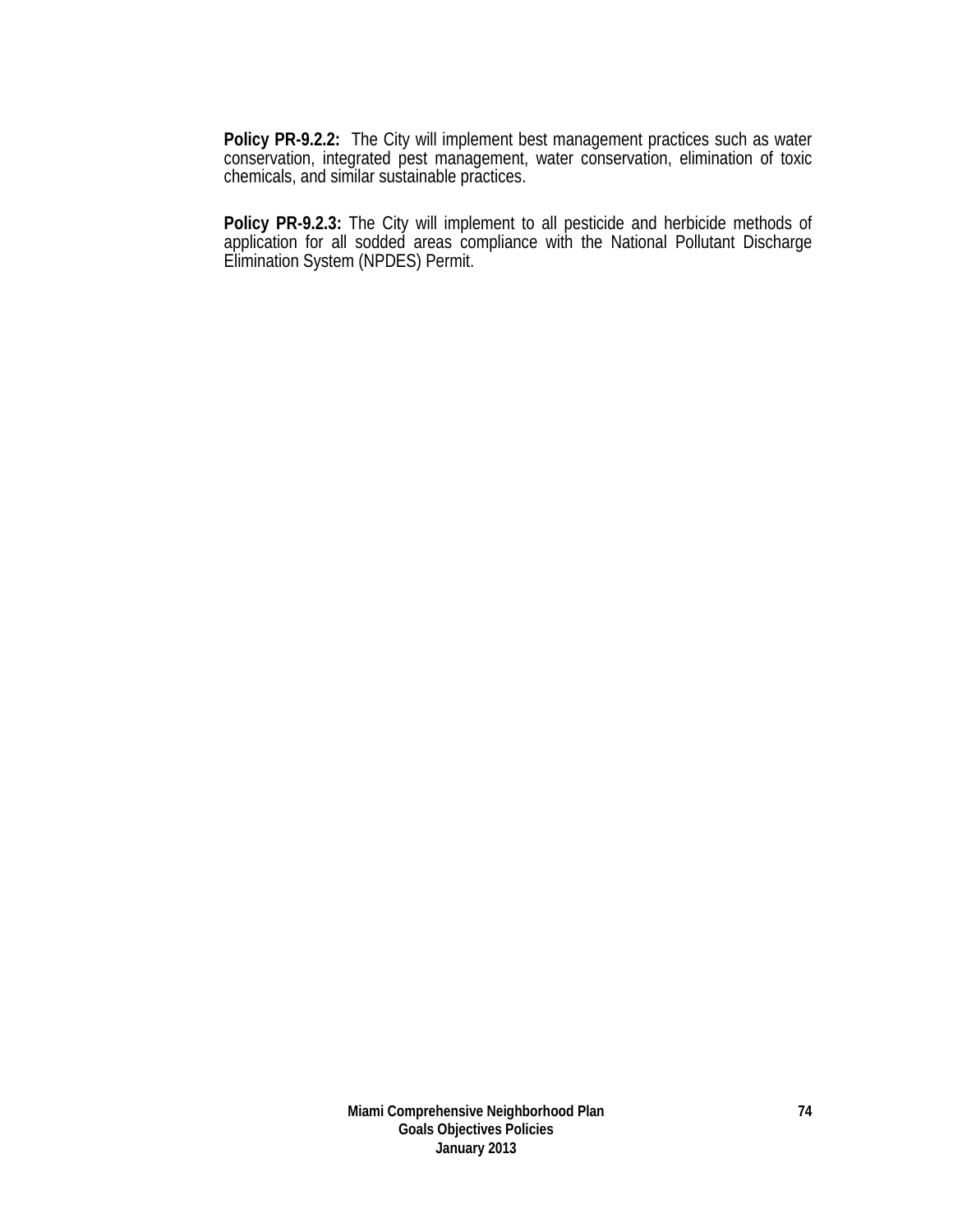**Policy PR-9.2.2:** The City will implement best management practices such as water conservation, integrated pest management, water conservation, elimination of toxic chemicals, and similar sustainable practices.

**Policy PR-9.2.3:** The City will implement to all pesticide and herbicide methods of application for all sodded areas compliance with the National Pollutant Discharge Elimination System (NPDES) Permit.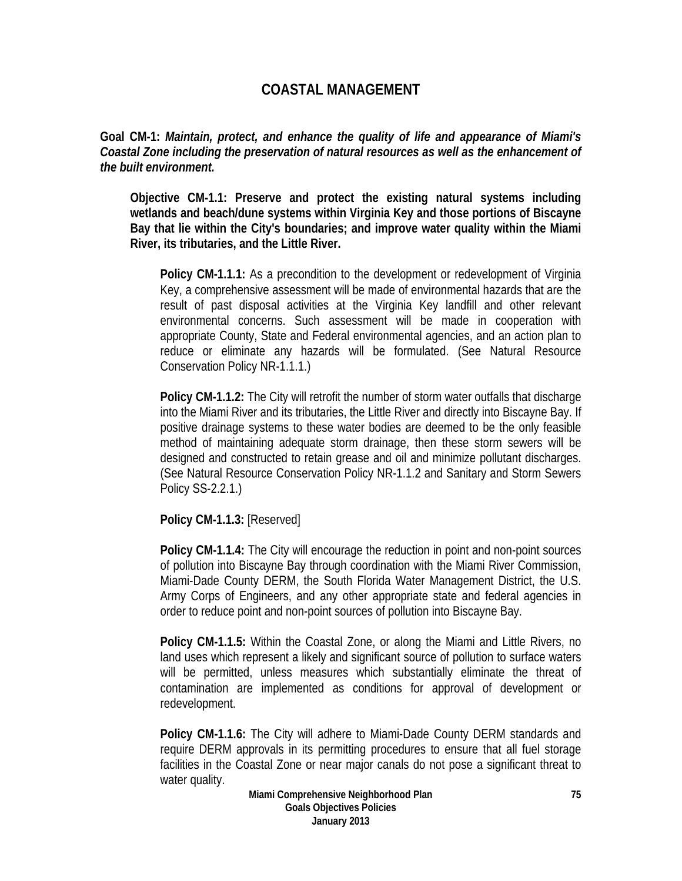# COASTAL MANAGEMENT

**Goal CM-1:** ***Maintain, protect, and enhance the quality of life and appearance of Miami's Coastal Zone including the preservation of natural resources as well as the enhancement of the built environment.***

**Objective CM-1.1: Preserve and protect the existing natural systems including wetlands and beach/dune systems within Virginia Key and those portions of Biscayne Bay that lie within the City's boundaries; and improve water quality within the Miami River, its tributaries, and the Little River.**

**Policy CM-1.1.1:** As a precondition to the development or redevelopment of Virginia Key, a comprehensive assessment will be made of environmental hazards that are the result of past disposal activities at the Virginia Key landfill and other relevant environmental concerns. Such assessment will be made in cooperation with appropriate County, State and Federal environmental agencies, and an action plan to reduce or eliminate any hazards will be formulated. (See Natural Resource Conservation Policy NR-1.1.1.)

**Policy CM-1.1.2:** The City will retrofit the number of storm water outfalls that discharge into the Miami River and its tributaries, the Little River and directly into Biscayne Bay. If positive drainage systems to these water bodies are deemed to be the only feasible method of maintaining adequate storm drainage, then these storm sewers will be designed and constructed to retain grease and oil and minimize pollutant discharges. (See Natural Resource Conservation Policy NR-1.1.2 and Sanitary and Storm Sewers Policy SS-2.2.1.)

**Policy CM-1.1.3:** [Reserved]

**Policy CM-1.1.4:** The City will encourage the reduction in point and non-point sources of pollution into Biscayne Bay through coordination with the Miami River Commission, Miami-Dade County DERM, the South Florida Water Management District, the U.S. Army Corps of Engineers, and any other appropriate state and federal agencies in order to reduce point and non-point sources of pollution into Biscayne Bay.

**Policy CM-1.1.5:** Within the Coastal Zone, or along the Miami and Little Rivers, no land uses which represent a likely and significant source of pollution to surface waters will be permitted, unless measures which substantially eliminate the threat of contamination are implemented as conditions for approval of development or redevelopment.

**Policy CM-1.1.6:** The City will adhere to Miami-Dade County DERM standards and require DERM approvals in its permitting procedures to ensure that all fuel storage facilities in the Coastal Zone or near major canals do not pose a significant threat to water quality.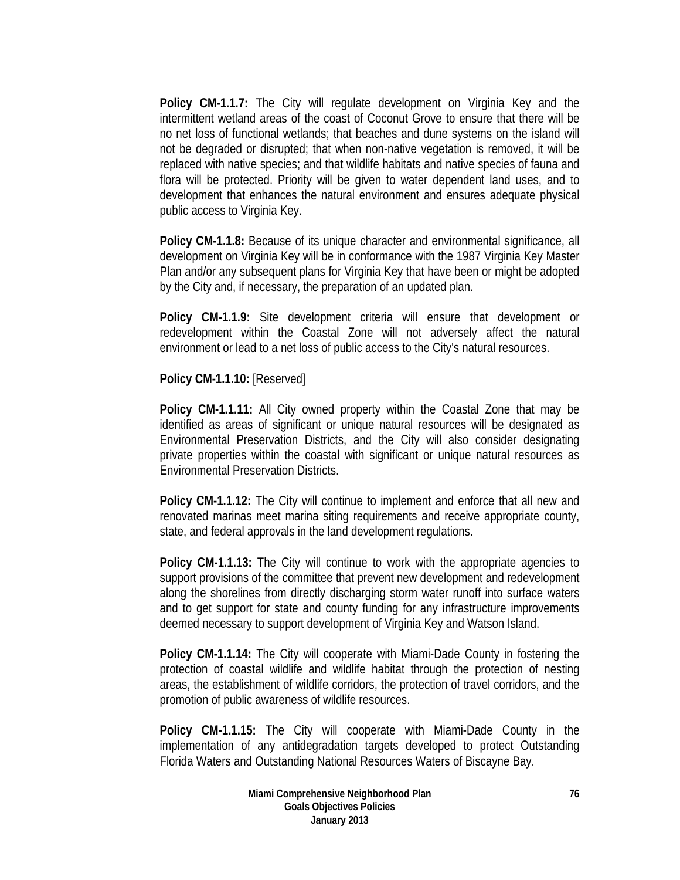**Policy CM-1.1.7:** The City will regulate development on Virginia Key and the intermittent wetland areas of the coast of Coconut Grove to ensure that there will be no net loss of functional wetlands; that beaches and dune systems on the island will not be degraded or disrupted; that when non-native vegetation is removed, it will be replaced with native species; and that wildlife habitats and native species of fauna and flora will be protected. Priority will be given to water dependent land uses, and to development that enhances the natural environment and ensures adequate physical public access to Virginia Key.

**Policy CM-1.1.8:** Because of its unique character and environmental significance, all development on Virginia Key will be in conformance with the 1987 Virginia Key Master Plan and/or any subsequent plans for Virginia Key that have been or might be adopted by the City and, if necessary, the preparation of an updated plan.

**Policy CM-1.1.9:** Site development criteria will ensure that development or redevelopment within the Coastal Zone will not adversely affect the natural environment or lead to a net loss of public access to the City's natural resources.

**Policy CM-1.1.10:** [Reserved]

**Policy CM-1.1.11:** All City owned property within the Coastal Zone that may be identified as areas of significant or unique natural resources will be designated as Environmental Preservation Districts, and the City will also consider designating private properties within the coastal with significant or unique natural resources as Environmental Preservation Districts.

**Policy CM-1.1.12:** The City will continue to implement and enforce that all new and renovated marinas meet marina siting requirements and receive appropriate county, state, and federal approvals in the land development regulations.

**Policy CM-1.1.13:** The City will continue to work with the appropriate agencies to support provisions of the committee that prevent new development and redevelopment along the shorelines from directly discharging storm water runoff into surface waters and to get support for state and county funding for any infrastructure improvements deemed necessary to support development of Virginia Key and Watson Island.

**Policy CM-1.1.14:** The City will cooperate with Miami-Dade County in fostering the protection of coastal wildlife and wildlife habitat through the protection of nesting areas, the establishment of wildlife corridors, the protection of travel corridors, and the promotion of public awareness of wildlife resources.

**Policy CM-1.1.15:** The City will cooperate with Miami-Dade County in the implementation of any antidegradation targets developed to protect Outstanding Florida Waters and Outstanding National Resources Waters of Biscayne Bay.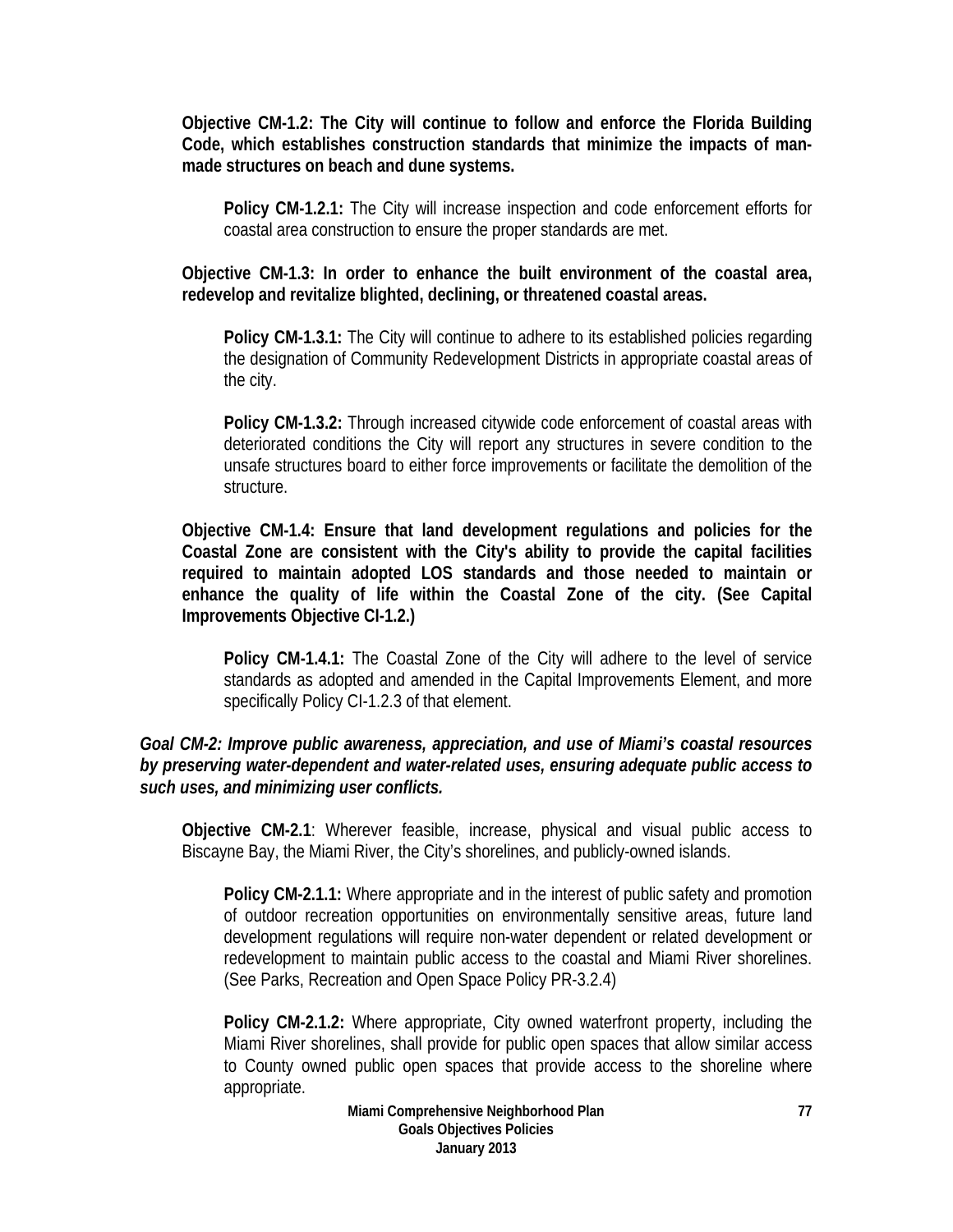**Objective CM-1.2: The City will continue to follow and enforce the Florida Building Code, which establishes construction standards that minimize the impacts of man-made structures on beach and dune systems.**

**Policy CM-1.2.1:** The City will increase inspection and code enforcement efforts for coastal area construction to ensure the proper standards are met.

**Objective CM-1.3: In order to enhance the built environment of the coastal area, redevelop and revitalize blighted, declining, or threatened coastal areas.**

**Policy CM-1.3.1:** The City will continue to adhere to its established policies regarding the designation of Community Redevelopment Districts in appropriate coastal areas of the city.

**Policy CM-1.3.2:** Through increased citywide code enforcement of coastal areas with deteriorated conditions the City will report any structures in severe condition to the unsafe structures board to either force improvements or facilitate the demolition of the structure.

**Objective CM-1.4: Ensure that land development regulations and policies for the Coastal Zone are consistent with the City's ability to provide the capital facilities required to maintain adopted LOS standards and those needed to maintain or enhance the quality of life within the Coastal Zone of the city. (See Capital Improvements Objective CI-1.2.)**

**Policy CM-1.4.1:** The Coastal Zone of the City will adhere to the level of service standards as adopted and amended in the Capital Improvements Element, and more specifically Policy CI-1.2.3 of that element.

***Goal CM-2: Improve public awareness, appreciation, and use of Miami's coastal resources by preserving water-dependent and water-related uses, ensuring adequate public access to such uses, and minimizing user conflicts.***

**Objective CM-2.1**: Wherever feasible, increase, physical and visual public access to Biscayne Bay, the Miami River, the City's shorelines, and publicly-owned islands.

**Policy CM-2.1.1:** Where appropriate and in the interest of public safety and promotion of outdoor recreation opportunities on environmentally sensitive areas, future land development regulations will require non-water dependent or related development or redevelopment to maintain public access to the coastal and Miami River shorelines. (See Parks, Recreation and Open Space Policy PR-3.2.4)

**Policy CM-2.1.2:** Where appropriate, City owned waterfront property, including the Miami River shorelines, shall provide for public open spaces that allow similar access to County owned public open spaces that provide access to the shoreline where appropriate.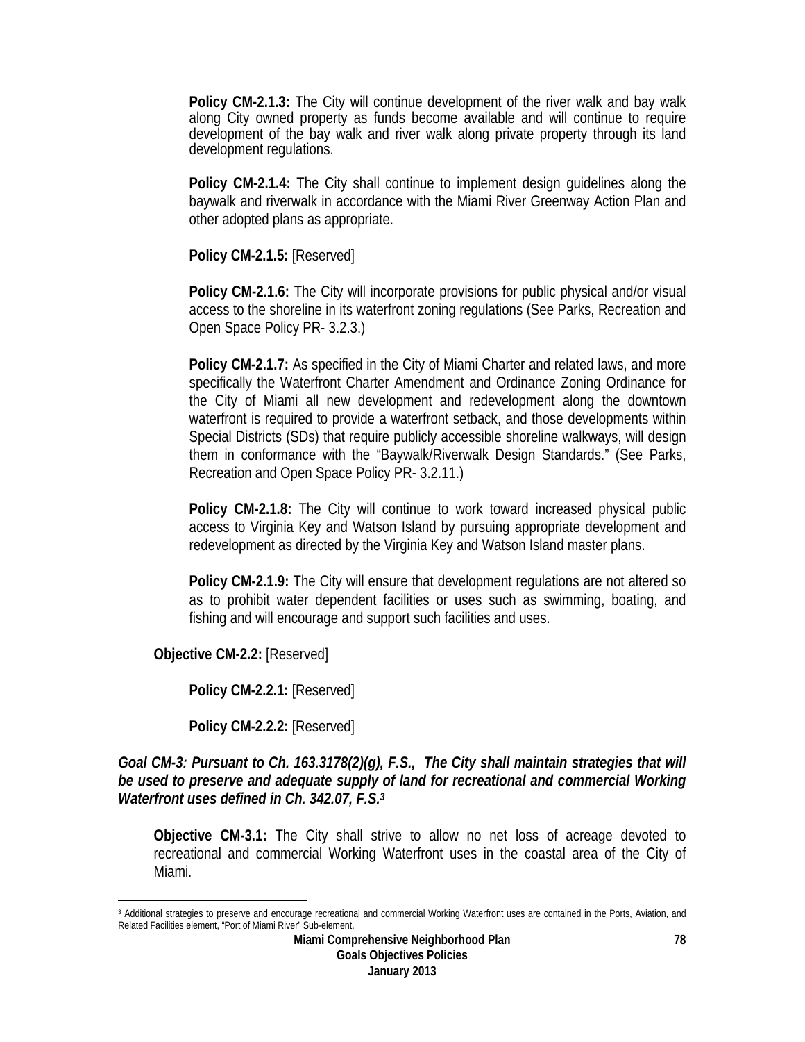**Policy CM-2.1.3:** The City will continue development of the river walk and bay walk along City owned property as funds become available and will continue to require development of the bay walk and river walk along private property through its land development regulations.

**Policy CM-2.1.4:** The City shall continue to implement design guidelines along the baywalk and riverwalk in accordance with the Miami River Greenway Action Plan and other adopted plans as appropriate.

**Policy CM-2.1.5:** [Reserved]

**Policy CM-2.1.6:** The City will incorporate provisions for public physical and/or visual access to the shoreline in its waterfront zoning regulations (See Parks, Recreation and Open Space Policy PR- 3.2.3.)

**Policy CM-2.1.7:** As specified in the City of Miami Charter and related laws, and more specifically the Waterfront Charter Amendment and Ordinance Zoning Ordinance for the City of Miami all new development and redevelopment along the downtown waterfront is required to provide a waterfront setback, and those developments within Special Districts (SDs) that require publicly accessible shoreline walkways, will design them in conformance with the "Baywalk/Riverwalk Design Standards." (See Parks, Recreation and Open Space Policy PR- 3.2.11.)

**Policy CM-2.1.8:** The City will continue to work toward increased physical public access to Virginia Key and Watson Island by pursuing appropriate development and redevelopment as directed by the Virginia Key and Watson Island master plans.

**Policy CM-2.1.9:** The City will ensure that development regulations are not altered so as to prohibit water dependent facilities or uses such as swimming, boating, and fishing and will encourage and support such facilities and uses.

**Objective CM-2.2:** [Reserved]

**Policy CM-2.2.1:** [Reserved]

**Policy CM-2.2.2:** [Reserved]

***Goal CM-3: Pursuant to Ch. 163.3178(2)(g), F.S., The City shall maintain strategies that will be used to preserve and adequate supply of land for recreational and commercial Working Waterfront uses defined in Ch. 342.07, F.S.[3]***

**Objective CM-3.1:** The City shall strive to allow no net loss of acreage devoted to recreational and commercial Working Waterfront uses in the coastal area of the City of Miami.

[3] Additional strategies to preserve and encourage recreational and commercial Working Waterfront uses are contained in the Ports, Aviation, and Related Facilities element, "Port of Miami River" Sub-element.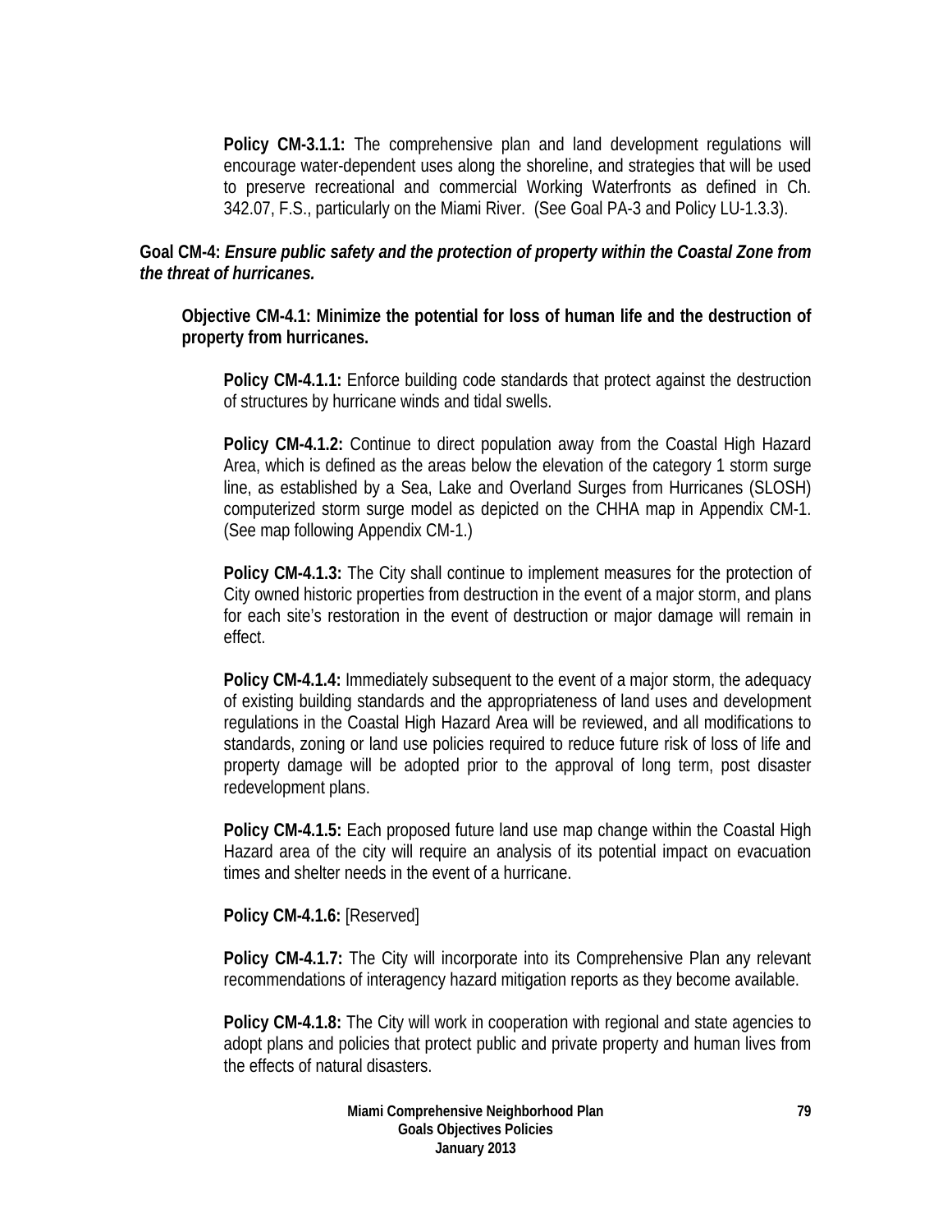**Policy CM-3.1.1:** The comprehensive plan and land development regulations will encourage water-dependent uses along the shoreline, and strategies that will be used to preserve recreational and commercial Working Waterfronts as defined in Ch. 342.07, F.S., particularly on the Miami River. (See Goal PA-3 and Policy LU-1.3.3).

**Goal CM-4:** ***Ensure public safety and the protection of property within the Coastal Zone from the threat of hurricanes.***

**Objective CM-4.1: Minimize the potential for loss of human life and the destruction of property from hurricanes.**

**Policy CM-4.1.1:** Enforce building code standards that protect against the destruction of structures by hurricane winds and tidal swells.

**Policy CM-4.1.2:** Continue to direct population away from the Coastal High Hazard Area, which is defined as the areas below the elevation of the category 1 storm surge line, as established by a Sea, Lake and Overland Surges from Hurricanes (SLOSH) computerized storm surge model as depicted on the CHHA map in Appendix CM-1. (See map following Appendix CM-1.)

**Policy CM-4.1.3:** The City shall continue to implement measures for the protection of City owned historic properties from destruction in the event of a major storm, and plans for each site's restoration in the event of destruction or major damage will remain in effect.

**Policy CM-4.1.4:** Immediately subsequent to the event of a major storm, the adequacy of existing building standards and the appropriateness of land uses and development regulations in the Coastal High Hazard Area will be reviewed, and all modifications to standards, zoning or land use policies required to reduce future risk of loss of life and property damage will be adopted prior to the approval of long term, post disaster redevelopment plans.

**Policy CM-4.1.5:** Each proposed future land use map change within the Coastal High Hazard area of the city will require an analysis of its potential impact on evacuation times and shelter needs in the event of a hurricane.

**Policy CM-4.1.6:** [Reserved]

**Policy CM-4.1.7:** The City will incorporate into its Comprehensive Plan any relevant recommendations of interagency hazard mitigation reports as they become available.

**Policy CM-4.1.8:** The City will work in cooperation with regional and state agencies to adopt plans and policies that protect public and private property and human lives from the effects of natural disasters.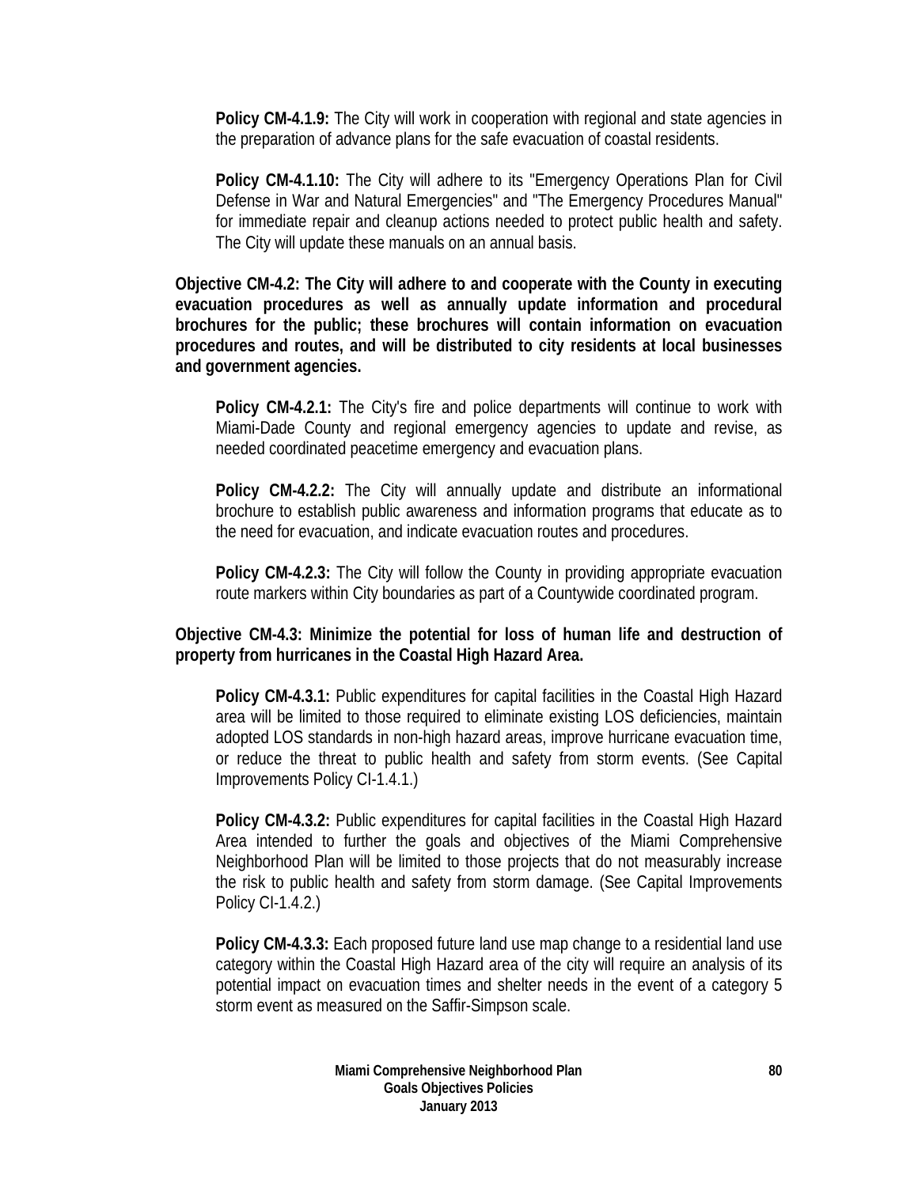**Policy CM-4.1.9:** The City will work in cooperation with regional and state agencies in the preparation of advance plans for the safe evacuation of coastal residents.

**Policy CM-4.1.10:** The City will adhere to its "Emergency Operations Plan for Civil Defense in War and Natural Emergencies" and "The Emergency Procedures Manual" for immediate repair and cleanup actions needed to protect public health and safety. The City will update these manuals on an annual basis.

**Objective CM-4.2: The City will adhere to and cooperate with the County in executing evacuation procedures as well as annually update information and procedural brochures for the public; these brochures will contain information on evacuation procedures and routes, and will be distributed to city residents at local businesses and government agencies.**

**Policy CM-4.2.1:** The City's fire and police departments will continue to work with Miami-Dade County and regional emergency agencies to update and revise, as needed coordinated peacetime emergency and evacuation plans.

**Policy CM-4.2.2:** The City will annually update and distribute an informational brochure to establish public awareness and information programs that educate as to the need for evacuation, and indicate evacuation routes and procedures.

**Policy CM-4.2.3:** The City will follow the County in providing appropriate evacuation route markers within City boundaries as part of a Countywide coordinated program.

**Objective CM-4.3: Minimize the potential for loss of human life and destruction of property from hurricanes in the Coastal High Hazard Area.**

**Policy CM-4.3.1:** Public expenditures for capital facilities in the Coastal High Hazard area will be limited to those required to eliminate existing LOS deficiencies, maintain adopted LOS standards in non-high hazard areas, improve hurricane evacuation time, or reduce the threat to public health and safety from storm events. (See Capital Improvements Policy CI-1.4.1.)

**Policy CM-4.3.2:** Public expenditures for capital facilities in the Coastal High Hazard Area intended to further the goals and objectives of the Miami Comprehensive Neighborhood Plan will be limited to those projects that do not measurably increase the risk to public health and safety from storm damage. (See Capital Improvements Policy CI-1.4.2.)

**Policy CM-4.3.3:** Each proposed future land use map change to a residential land use category within the Coastal High Hazard area of the city will require an analysis of its potential impact on evacuation times and shelter needs in the event of a category 5 storm event as measured on the Saffir-Simpson scale.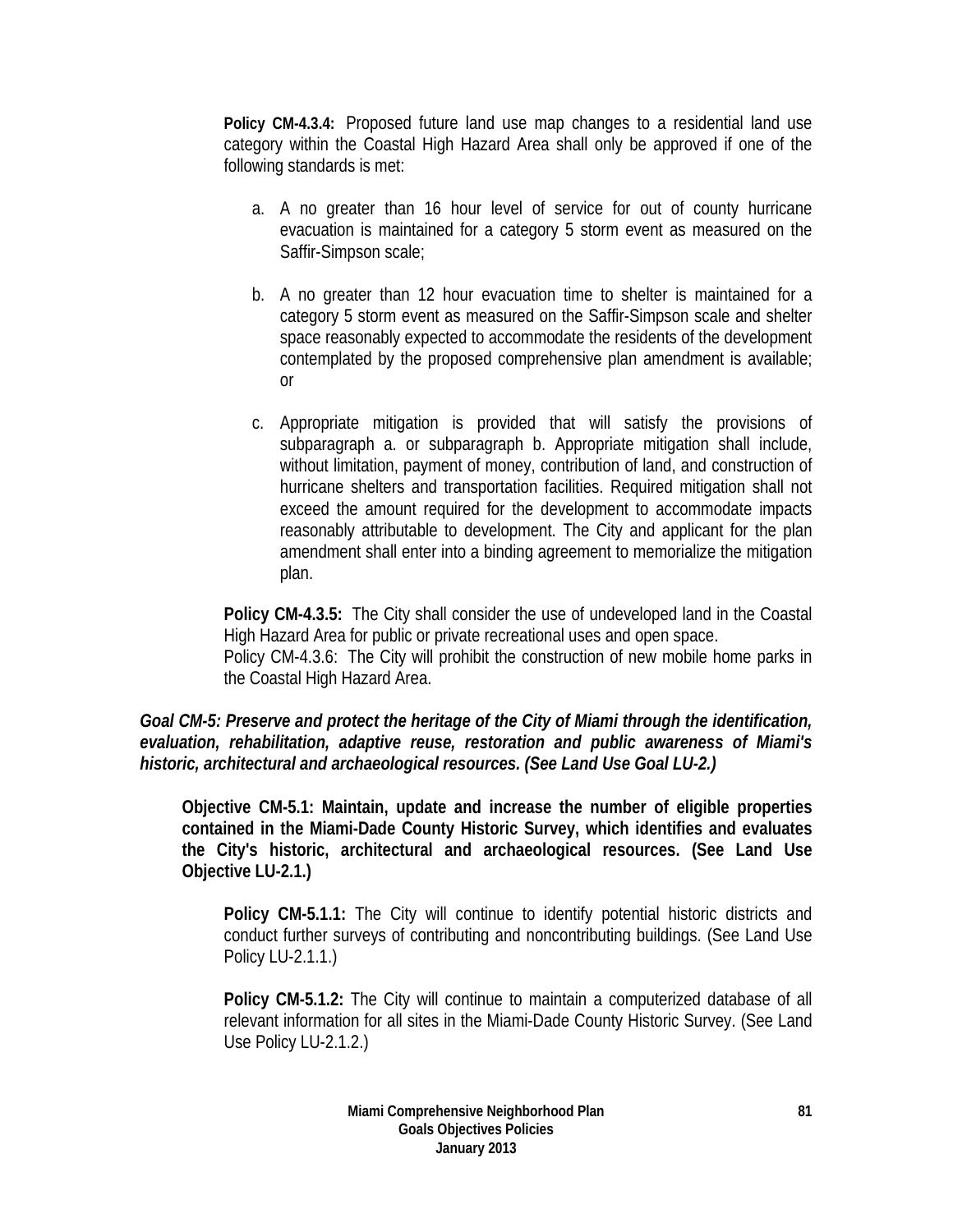**Policy CM-4.3.4:** Proposed future land use map changes to a residential land use category within the Coastal High Hazard Area shall only be approved if one of the following standards is met:

a. A no greater than 16 hour level of service for out of county hurricane evacuation is maintained for a category 5 storm event as measured on the Saffir-Simpson scale;

b. A no greater than 12 hour evacuation time to shelter is maintained for a category 5 storm event as measured on the Saffir-Simpson scale and shelter space reasonably expected to accommodate the residents of the development contemplated by the proposed comprehensive plan amendment is available; or

c. Appropriate mitigation is provided that will satisfy the provisions of subparagraph a. or subparagraph b. Appropriate mitigation shall include, without limitation, payment of money, contribution of land, and construction of hurricane shelters and transportation facilities. Required mitigation shall not exceed the amount required for the development to accommodate impacts reasonably attributable to development. The City and applicant for the plan amendment shall enter into a binding agreement to memorialize the mitigation plan.

**Policy CM-4.3.5:** The City shall consider the use of undeveloped land in the Coastal High Hazard Area for public or private recreational uses and open space.
Policy CM-4.3.6: The City will prohibit the construction of new mobile home parks in the Coastal High Hazard Area.

***Goal CM-5: Preserve and protect the heritage of the City of Miami through the identification, evaluation, rehabilitation, adaptive reuse, restoration and public awareness of Miami's historic, architectural and archaeological resources. (See Land Use Goal LU-2.)***

**Objective CM-5.1: Maintain, update and increase the number of eligible properties contained in the Miami-Dade County Historic Survey, which identifies and evaluates the City's historic, architectural and archaeological resources. (See Land Use Objective LU-2.1.)**

**Policy CM-5.1.1:** The City will continue to identify potential historic districts and conduct further surveys of contributing and noncontributing buildings. (See Land Use Policy LU-2.1.1.)

**Policy CM-5.1.2:** The City will continue to maintain a computerized database of all relevant information for all sites in the Miami-Dade County Historic Survey. (See Land Use Policy LU-2.1.2.)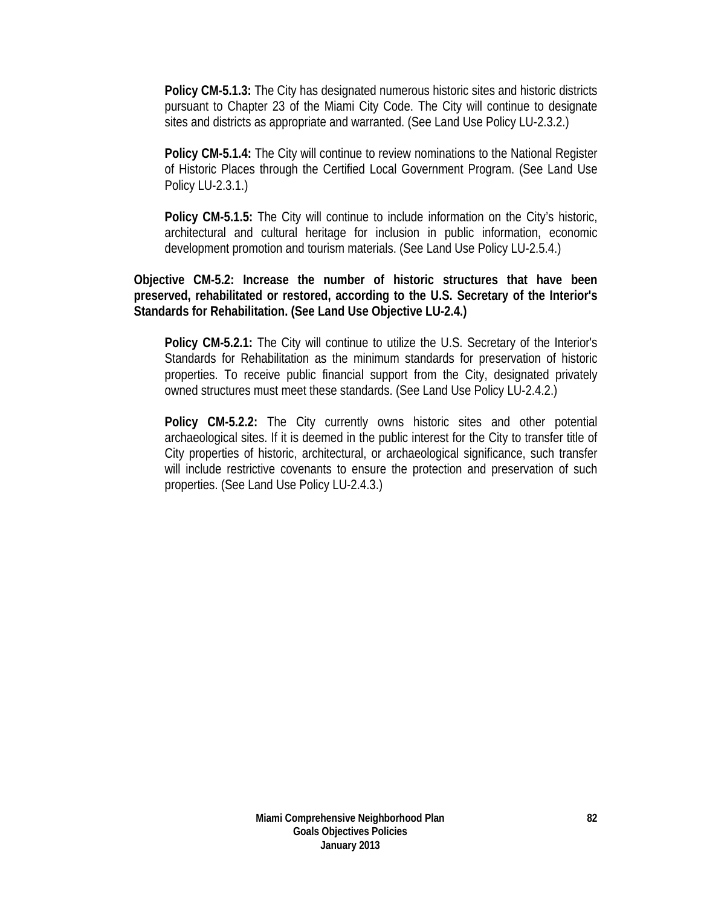**Policy CM-5.1.3:** The City has designated numerous historic sites and historic districts pursuant to Chapter 23 of the Miami City Code. The City will continue to designate sites and districts as appropriate and warranted. (See Land Use Policy LU-2.3.2.)

**Policy CM-5.1.4:** The City will continue to review nominations to the National Register of Historic Places through the Certified Local Government Program. (See Land Use Policy LU-2.3.1.)

**Policy CM-5.1.5:** The City will continue to include information on the City's historic, architectural and cultural heritage for inclusion in public information, economic development promotion and tourism materials. (See Land Use Policy LU-2.5.4.)

**Objective CM-5.2: Increase the number of historic structures that have been preserved, rehabilitated or restored, according to the U.S. Secretary of the Interior's Standards for Rehabilitation. (See Land Use Objective LU-2.4.)**

**Policy CM-5.2.1:** The City will continue to utilize the U.S. Secretary of the Interior's Standards for Rehabilitation as the minimum standards for preservation of historic properties. To receive public financial support from the City, designated privately owned structures must meet these standards. (See Land Use Policy LU-2.4.2.)

**Policy CM-5.2.2:** The City currently owns historic sites and other potential archaeological sites. If it is deemed in the public interest for the City to transfer title of City properties of historic, architectural, or archaeological significance, such transfer will include restrictive covenants to ensure the protection and preservation of such properties. (See Land Use Policy LU-2.4.3.)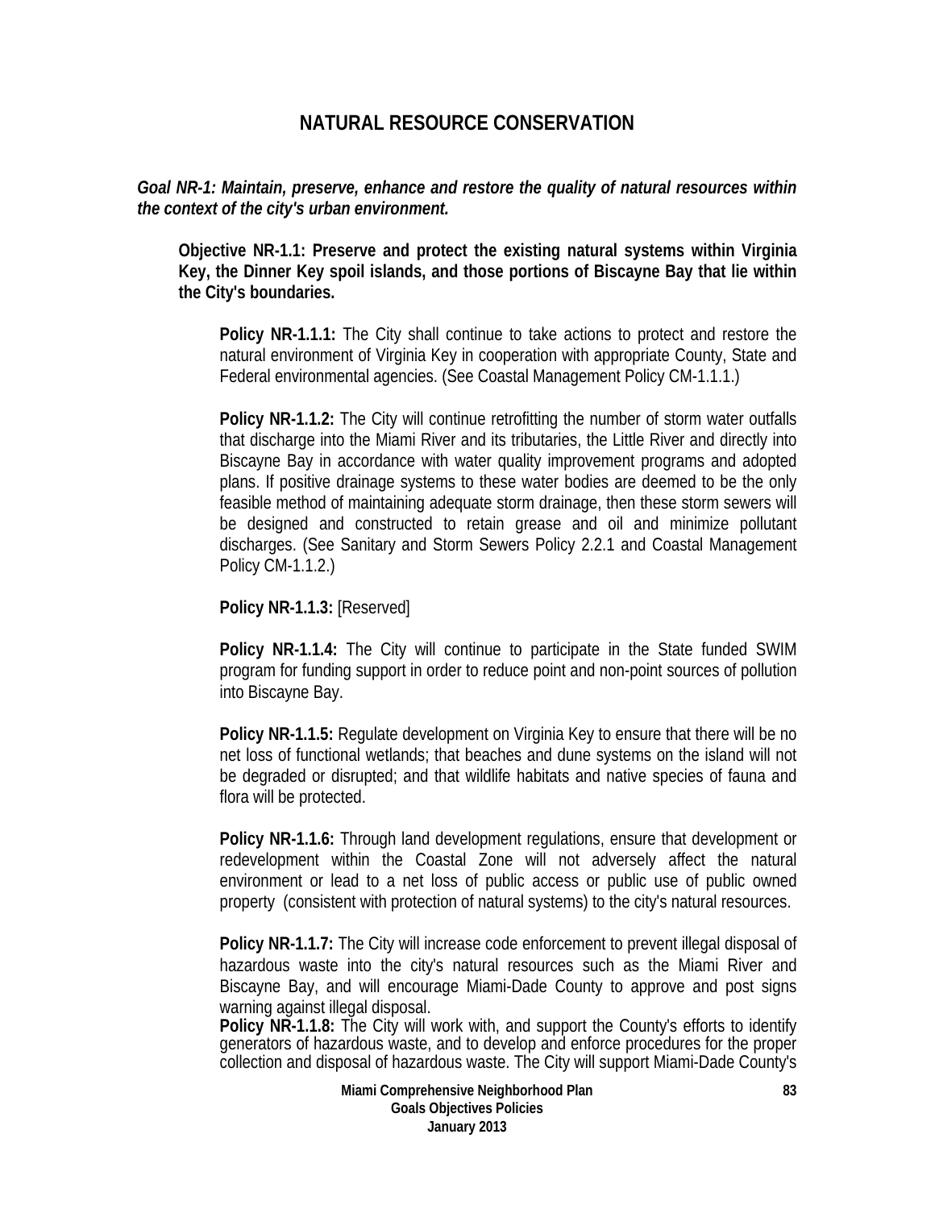# NATURAL RESOURCE CONSERVATION

***Goal NR-1: Maintain, preserve, enhance and restore the quality of natural resources within the context of the city's urban environment.***

**Objective NR-1.1: Preserve and protect the existing natural systems within Virginia Key, the Dinner Key spoil islands, and those portions of Biscayne Bay that lie within the City's boundaries.**

**Policy NR-1.1.1:** The City shall continue to take actions to protect and restore the natural environment of Virginia Key in cooperation with appropriate County, State and Federal environmental agencies. (See Coastal Management Policy CM-1.1.1.)

**Policy NR-1.1.2:** The City will continue retrofitting the number of storm water outfalls that discharge into the Miami River and its tributaries, the Little River and directly into Biscayne Bay in accordance with water quality improvement programs and adopted plans. If positive drainage systems to these water bodies are deemed to be the only feasible method of maintaining adequate storm drainage, then these storm sewers will be designed and constructed to retain grease and oil and minimize pollutant discharges. (See Sanitary and Storm Sewers Policy 2.2.1 and Coastal Management Policy CM-1.1.2.)

**Policy NR-1.1.3:** [Reserved]

**Policy NR-1.1.4:** The City will continue to participate in the State funded SWIM program for funding support in order to reduce point and non-point sources of pollution into Biscayne Bay.

**Policy NR-1.1.5:** Regulate development on Virginia Key to ensure that there will be no net loss of functional wetlands; that beaches and dune systems on the island will not be degraded or disrupted; and that wildlife habitats and native species of fauna and flora will be protected.

**Policy NR-1.1.6:** Through land development regulations, ensure that development or redevelopment within the Coastal Zone will not adversely affect the natural environment or lead to a net loss of public access or public use of public owned property (consistent with protection of natural systems) to the city's natural resources.

**Policy NR-1.1.7:** The City will increase code enforcement to prevent illegal disposal of hazardous waste into the city's natural resources such as the Miami River and Biscayne Bay, and will encourage Miami-Dade County to approve and post signs warning against illegal disposal.

**Policy NR-1.1.8:** The City will work with, and support the County's efforts to identify generators of hazardous waste, and to develop and enforce procedures for the proper collection and disposal of hazardous waste. The City will support Miami-Dade County's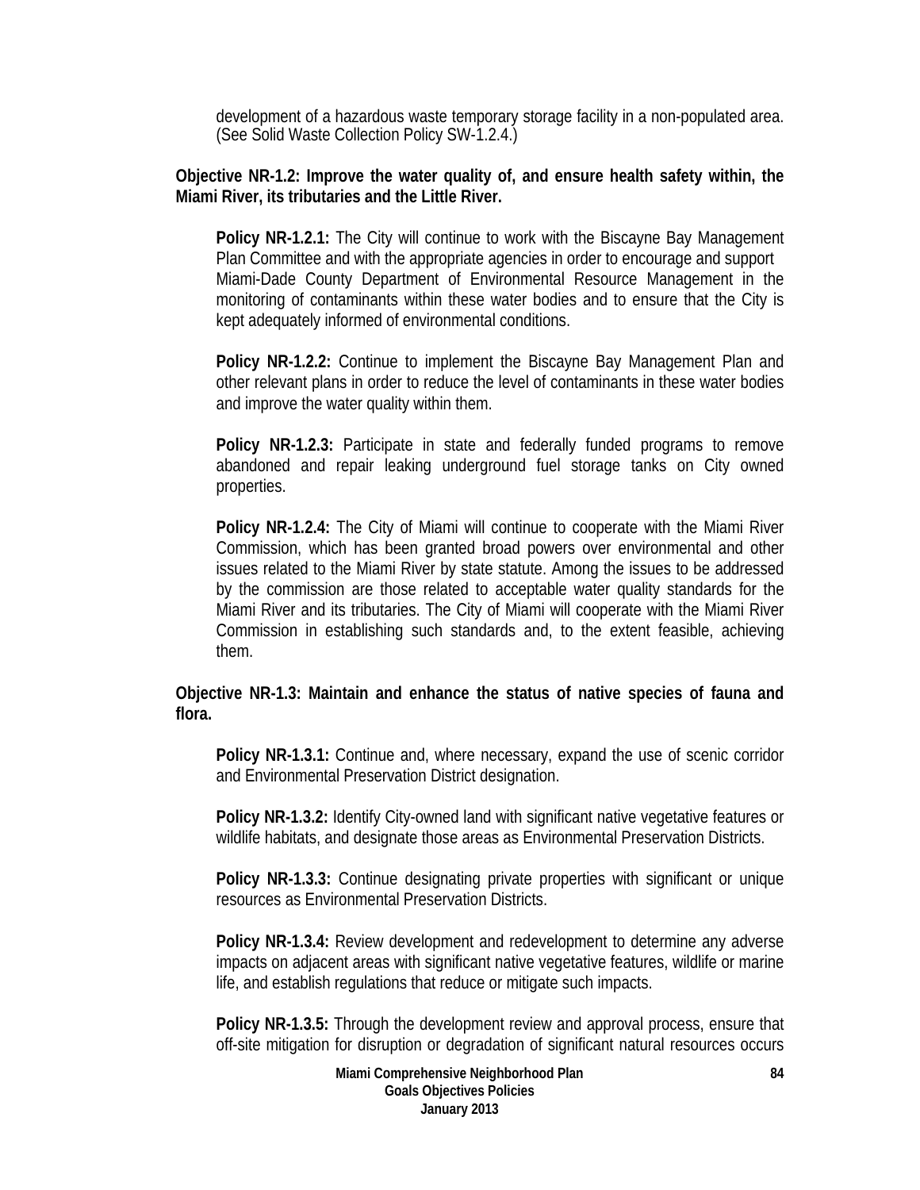development of a hazardous waste temporary storage facility in a non-populated area. (See Solid Waste Collection Policy SW-1.2.4.)

**Objective NR-1.2: Improve the water quality of, and ensure health safety within, the Miami River, its tributaries and the Little River.**

**Policy NR-1.2.1:** The City will continue to work with the Biscayne Bay Management Plan Committee and with the appropriate agencies in order to encourage and support Miami-Dade County Department of Environmental Resource Management in the monitoring of contaminants within these water bodies and to ensure that the City is kept adequately informed of environmental conditions.

**Policy NR-1.2.2:** Continue to implement the Biscayne Bay Management Plan and other relevant plans in order to reduce the level of contaminants in these water bodies and improve the water quality within them.

**Policy NR-1.2.3:** Participate in state and federally funded programs to remove abandoned and repair leaking underground fuel storage tanks on City owned properties.

**Policy NR-1.2.4:** The City of Miami will continue to cooperate with the Miami River Commission, which has been granted broad powers over environmental and other issues related to the Miami River by state statute. Among the issues to be addressed by the commission are those related to acceptable water quality standards for the Miami River and its tributaries. The City of Miami will cooperate with the Miami River Commission in establishing such standards and, to the extent feasible, achieving them.

**Objective NR-1.3: Maintain and enhance the status of native species of fauna and flora.**

**Policy NR-1.3.1:** Continue and, where necessary, expand the use of scenic corridor and Environmental Preservation District designation.

**Policy NR-1.3.2:** Identify City-owned land with significant native vegetative features or wildlife habitats, and designate those areas as Environmental Preservation Districts.

**Policy NR-1.3.3:** Continue designating private properties with significant or unique resources as Environmental Preservation Districts.

**Policy NR-1.3.4:** Review development and redevelopment to determine any adverse impacts on adjacent areas with significant native vegetative features, wildlife or marine life, and establish regulations that reduce or mitigate such impacts.

**Policy NR-1.3.5:** Through the development review and approval process, ensure that off-site mitigation for disruption or degradation of significant natural resources occurs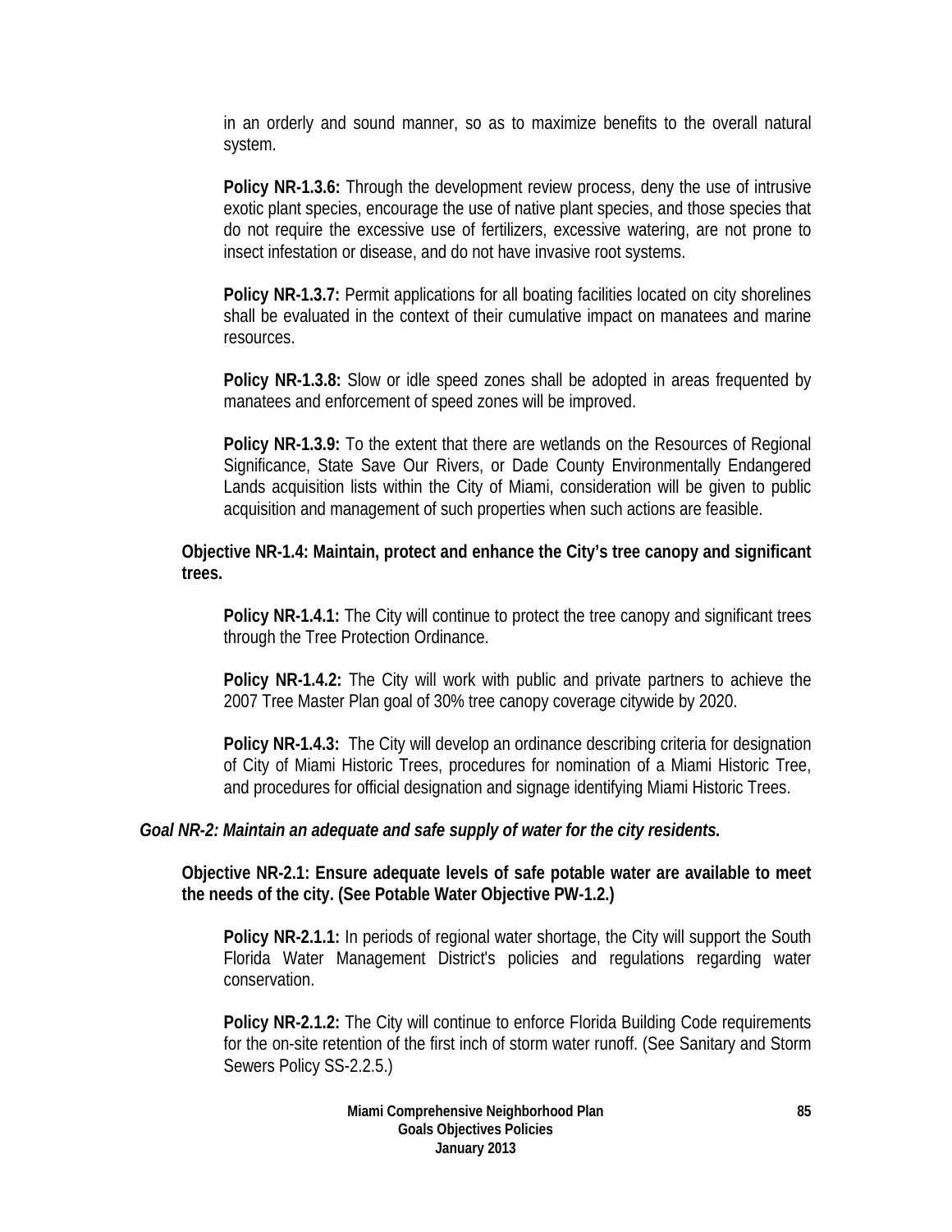in an orderly and sound manner, so as to maximize benefits to the overall natural system.

**Policy NR-1.3.6:** Through the development review process, deny the use of intrusive exotic plant species, encourage the use of native plant species, and those species that do not require the excessive use of fertilizers, excessive watering, are not prone to insect infestation or disease, and do not have invasive root systems.

**Policy NR-1.3.7:** Permit applications for all boating facilities located on city shorelines shall be evaluated in the context of their cumulative impact on manatees and marine resources.

**Policy NR-1.3.8:** Slow or idle speed zones shall be adopted in areas frequented by manatees and enforcement of speed zones will be improved.

**Policy NR-1.3.9:** To the extent that there are wetlands on the Resources of Regional Significance, State Save Our Rivers, or Dade County Environmentally Endangered Lands acquisition lists within the City of Miami, consideration will be given to public acquisition and management of such properties when such actions are feasible.

**Objective NR-1.4: Maintain, protect and enhance the City's tree canopy and significant trees.**

**Policy NR-1.4.1:** The City will continue to protect the tree canopy and significant trees through the Tree Protection Ordinance.

**Policy NR-1.4.2:** The City will work with public and private partners to achieve the 2007 Tree Master Plan goal of 30% tree canopy coverage citywide by 2020.

**Policy NR-1.4.3:** The City will develop an ordinance describing criteria for designation of City of Miami Historic Trees, procedures for nomination of a Miami Historic Tree, and procedures for official designation and signage identifying Miami Historic Trees.

***Goal NR-2: Maintain an adequate and safe supply of water for the city residents.***

**Objective NR-2.1: Ensure adequate levels of safe potable water are available to meet the needs of the city. (See Potable Water Objective PW-1.2.)**

**Policy NR-2.1.1:** In periods of regional water shortage, the City will support the South Florida Water Management District's policies and regulations regarding water conservation.

**Policy NR-2.1.2:** The City will continue to enforce Florida Building Code requirements for the on-site retention of the first inch of storm water runoff. (See Sanitary and Storm Sewers Policy SS-2.2.5.)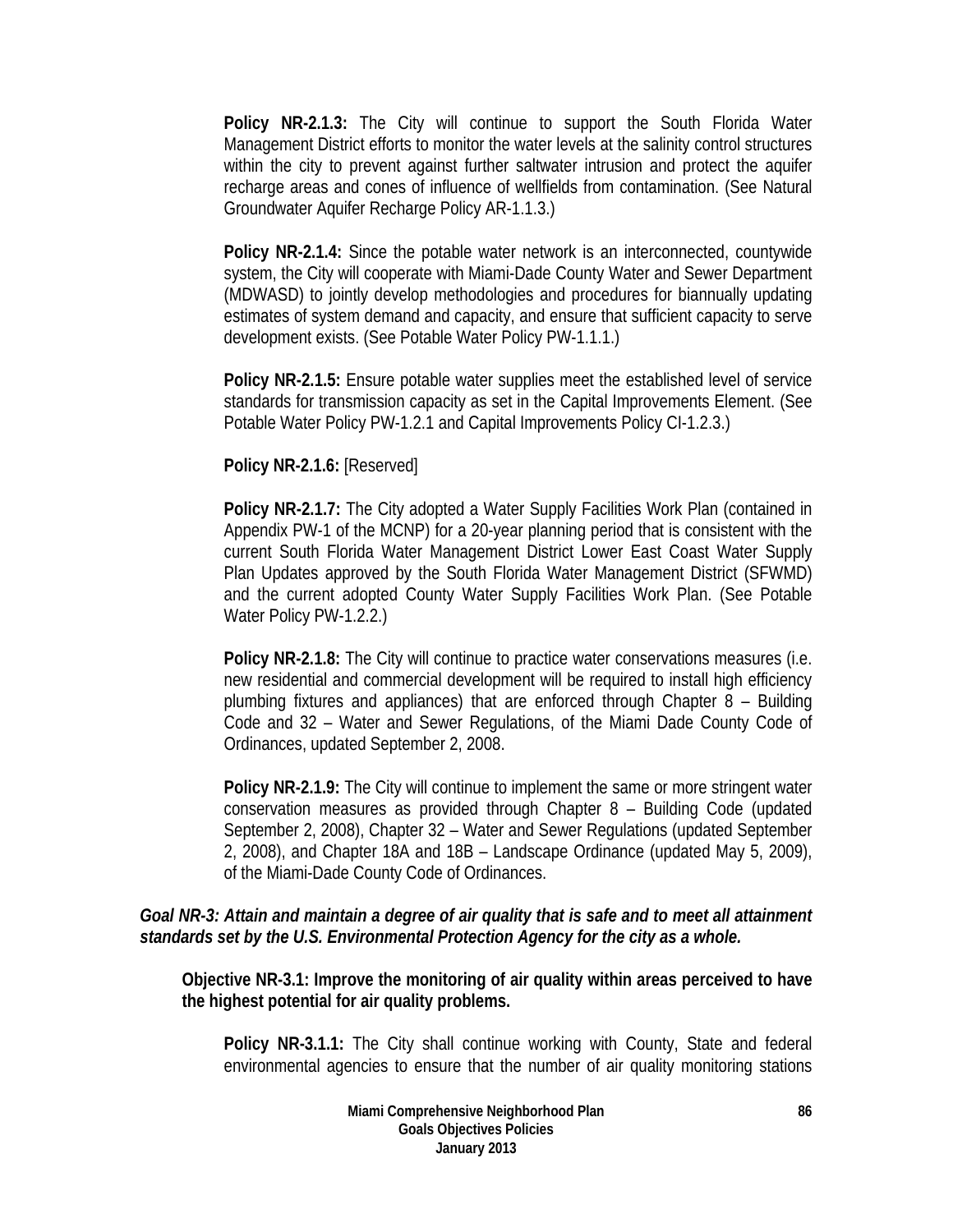**Policy NR-2.1.3:** The City will continue to support the South Florida Water Management District efforts to monitor the water levels at the salinity control structures within the city to prevent against further saltwater intrusion and protect the aquifer recharge areas and cones of influence of wellfields from contamination. (See Natural Groundwater Aquifer Recharge Policy AR-1.1.3.)

**Policy NR-2.1.4:** Since the potable water network is an interconnected, countywide system, the City will cooperate with Miami-Dade County Water and Sewer Department (MDWASD) to jointly develop methodologies and procedures for biannually updating estimates of system demand and capacity, and ensure that sufficient capacity to serve development exists. (See Potable Water Policy PW-1.1.1.)

**Policy NR-2.1.5:** Ensure potable water supplies meet the established level of service standards for transmission capacity as set in the Capital Improvements Element. (See Potable Water Policy PW-1.2.1 and Capital Improvements Policy CI-1.2.3.)

**Policy NR-2.1.6:** [Reserved]

**Policy NR-2.1.7:** The City adopted a Water Supply Facilities Work Plan (contained in Appendix PW-1 of the MCNP) for a 20-year planning period that is consistent with the current South Florida Water Management District Lower East Coast Water Supply Plan Updates approved by the South Florida Water Management District (SFWMD) and the current adopted County Water Supply Facilities Work Plan. (See Potable Water Policy PW-1.2.2.)

**Policy NR-2.1.8:** The City will continue to practice water conservations measures (i.e. new residential and commercial development will be required to install high efficiency plumbing fixtures and appliances) that are enforced through Chapter 8 – Building Code and 32 – Water and Sewer Regulations, of the Miami Dade County Code of Ordinances, updated September 2, 2008.

**Policy NR-2.1.9:** The City will continue to implement the same or more stringent water conservation measures as provided through Chapter 8 – Building Code (updated September 2, 2008), Chapter 32 – Water and Sewer Regulations (updated September 2, 2008), and Chapter 18A and 18B – Landscape Ordinance (updated May 5, 2009), of the Miami-Dade County Code of Ordinances.

***Goal NR-3: Attain and maintain a degree of air quality that is safe and to meet all attainment standards set by the U.S. Environmental Protection Agency for the city as a whole.***

**Objective NR-3.1: Improve the monitoring of air quality within areas perceived to have the highest potential for air quality problems.**

**Policy NR-3.1.1:** The City shall continue working with County, State and federal environmental agencies to ensure that the number of air quality monitoring stations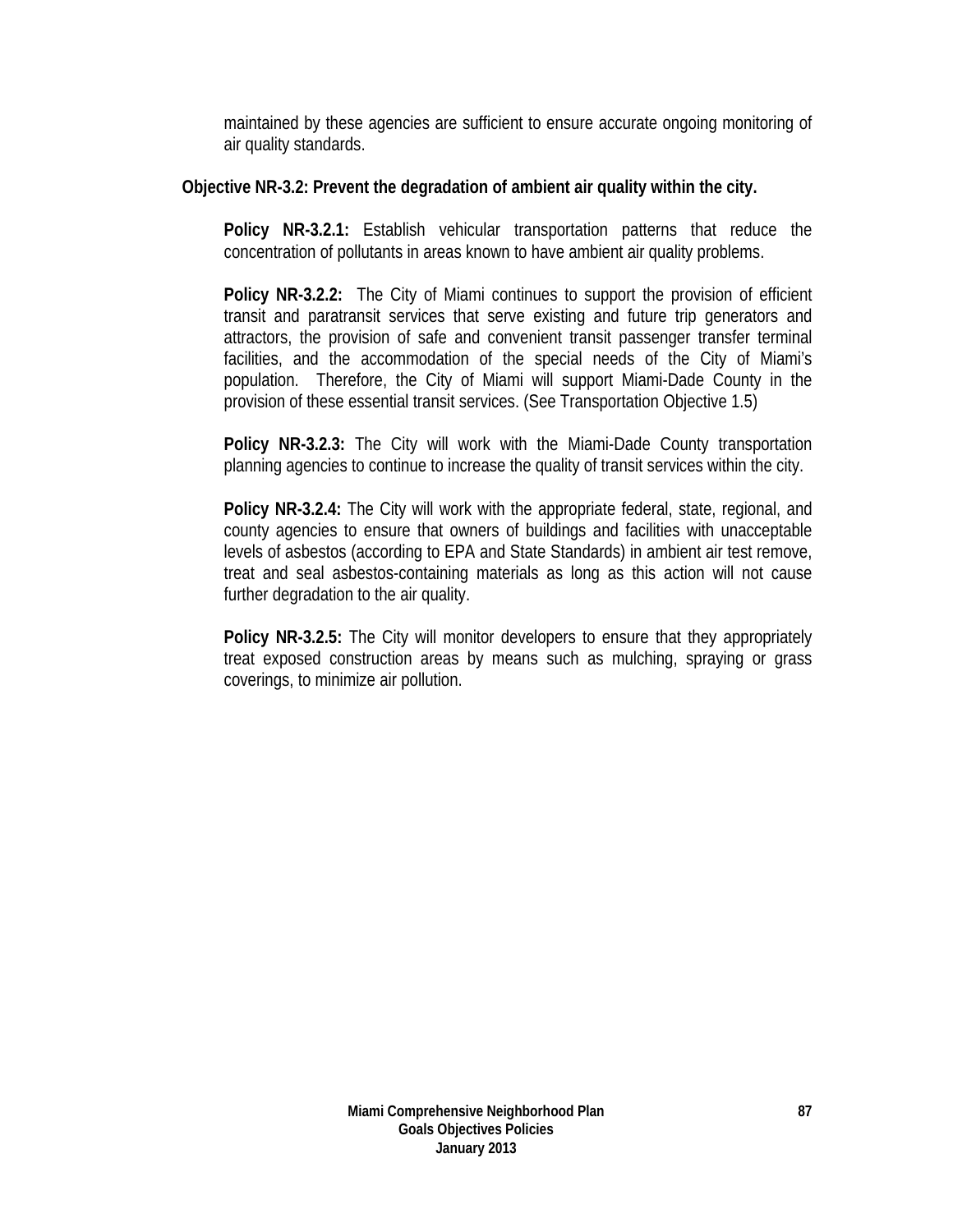maintained by these agencies are sufficient to ensure accurate ongoing monitoring of air quality standards.

**Objective NR-3.2: Prevent the degradation of ambient air quality within the city.**

**Policy NR-3.2.1:** Establish vehicular transportation patterns that reduce the concentration of pollutants in areas known to have ambient air quality problems.

**Policy NR-3.2.2:** The City of Miami continues to support the provision of efficient transit and paratransit services that serve existing and future trip generators and attractors, the provision of safe and convenient transit passenger transfer terminal facilities, and the accommodation of the special needs of the City of Miami's population. Therefore, the City of Miami will support Miami-Dade County in the provision of these essential transit services. (See Transportation Objective 1.5)

**Policy NR-3.2.3:** The City will work with the Miami-Dade County transportation planning agencies to continue to increase the quality of transit services within the city.

**Policy NR-3.2.4:** The City will work with the appropriate federal, state, regional, and county agencies to ensure that owners of buildings and facilities with unacceptable levels of asbestos (according to EPA and State Standards) in ambient air test remove, treat and seal asbestos-containing materials as long as this action will not cause further degradation to the air quality.

**Policy NR-3.2.5:** The City will monitor developers to ensure that they appropriately treat exposed construction areas by means such as mulching, spraying or grass coverings, to minimize air pollution.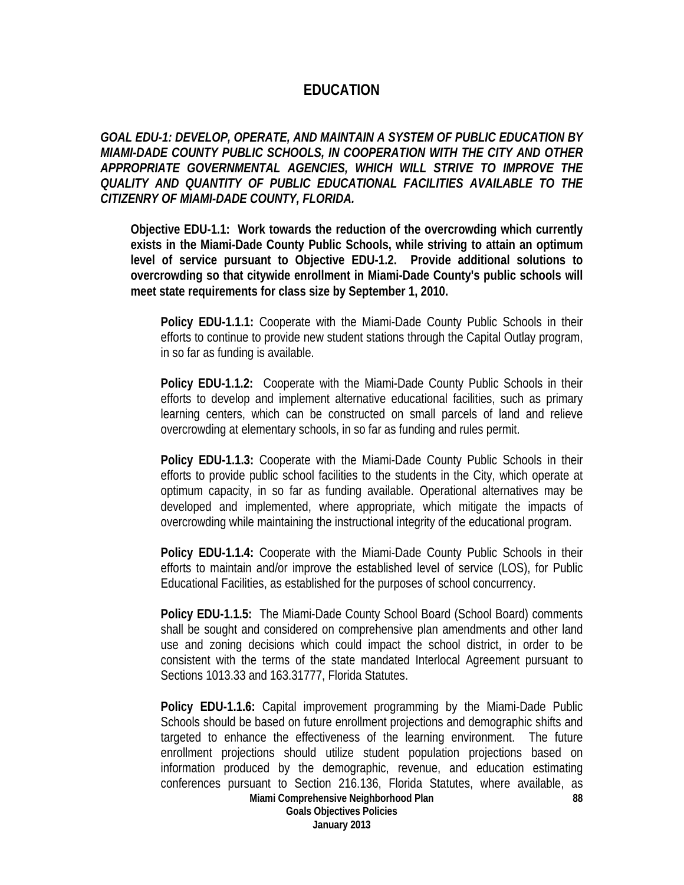# EDUCATION

***GOAL EDU-1: DEVELOP, OPERATE, AND MAINTAIN A SYSTEM OF PUBLIC EDUCATION BY MIAMI-DADE COUNTY PUBLIC SCHOOLS, IN COOPERATION WITH THE CITY AND OTHER APPROPRIATE GOVERNMENTAL AGENCIES, WHICH WILL STRIVE TO IMPROVE THE QUALITY AND QUANTITY OF PUBLIC EDUCATIONAL FACILITIES AVAILABLE TO THE CITIZENRY OF MIAMI-DADE COUNTY, FLORIDA.***

**Objective EDU-1.1: Work towards the reduction of the overcrowding which currently exists in the Miami-Dade County Public Schools, while striving to attain an optimum level of service pursuant to Objective EDU-1.2. Provide additional solutions to overcrowding so that citywide enrollment in Miami-Dade County's public schools will meet state requirements for class size by September 1, 2010.**

**Policy EDU-1.1.1:** Cooperate with the Miami-Dade County Public Schools in their efforts to continue to provide new student stations through the Capital Outlay program, in so far as funding is available.

**Policy EDU-1.1.2:** Cooperate with the Miami-Dade County Public Schools in their efforts to develop and implement alternative educational facilities, such as primary learning centers, which can be constructed on small parcels of land and relieve overcrowding at elementary schools, in so far as funding and rules permit.

**Policy EDU-1.1.3:** Cooperate with the Miami-Dade County Public Schools in their efforts to provide public school facilities to the students in the City, which operate at optimum capacity, in so far as funding available. Operational alternatives may be developed and implemented, where appropriate, which mitigate the impacts of overcrowding while maintaining the instructional integrity of the educational program.

**Policy EDU-1.1.4:** Cooperate with the Miami-Dade County Public Schools in their efforts to maintain and/or improve the established level of service (LOS), for Public Educational Facilities, as established for the purposes of school concurrency.

**Policy EDU-1.1.5:** The Miami-Dade County School Board (School Board) comments shall be sought and considered on comprehensive plan amendments and other land use and zoning decisions which could impact the school district, in order to be consistent with the terms of the state mandated Interlocal Agreement pursuant to Sections 1013.33 and 163.31777, Florida Statutes.

**Policy EDU-1.1.6:** Capital improvement programming by the Miami-Dade Public Schools should be based on future enrollment projections and demographic shifts and targeted to enhance the effectiveness of the learning environment. The future enrollment projections should utilize student population projections based on information produced by the demographic, revenue, and education estimating conferences pursuant to Section 216.136, Florida Statutes, where available, as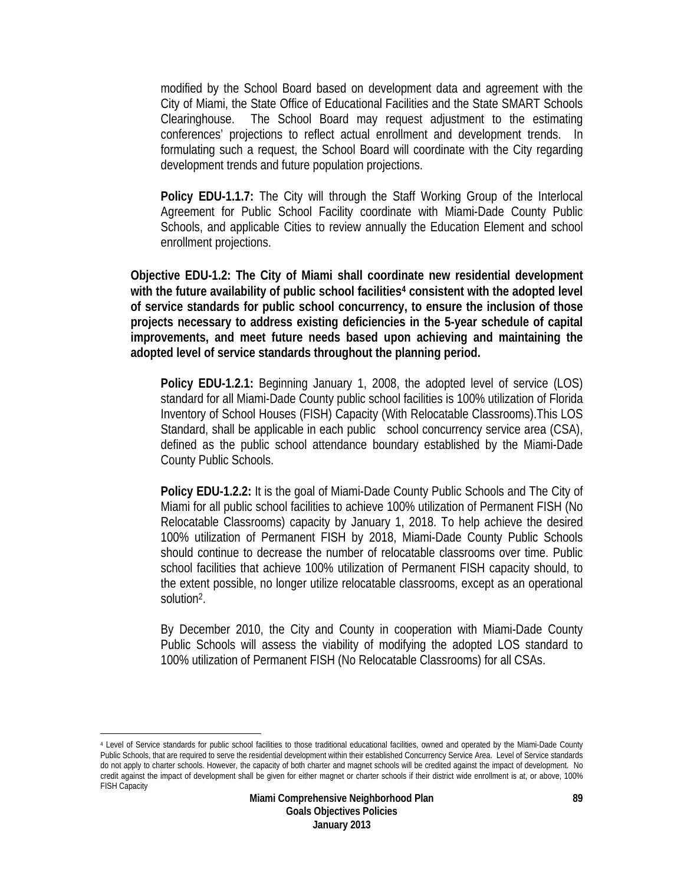modified by the School Board based on development data and agreement with the City of Miami, the State Office of Educational Facilities and the State SMART Schools Clearinghouse. The School Board may request adjustment to the estimating conferences' projections to reflect actual enrollment and development trends. In formulating such a request, the School Board will coordinate with the City regarding development trends and future population projections.

**Policy EDU-1.1.7:** The City will through the Staff Working Group of the Interlocal Agreement for Public School Facility coordinate with Miami-Dade County Public Schools, and applicable Cities to review annually the Education Element and school enrollment projections.

**Objective EDU-1.2: The City of Miami shall coordinate new residential development with the future availability of public school facilities[4] consistent with the adopted level of service standards for public school concurrency, to ensure the inclusion of those projects necessary to address existing deficiencies in the 5-year schedule of capital improvements, and meet future needs based upon achieving and maintaining the adopted level of service standards throughout the planning period.**

**Policy EDU-1.2.1:** Beginning January 1, 2008, the adopted level of service (LOS) standard for all Miami-Dade County public school facilities is 100% utilization of Florida Inventory of School Houses (FISH) Capacity (With Relocatable Classrooms).This LOS Standard, shall be applicable in each public school concurrency service area (CSA), defined as the public school attendance boundary established by the Miami-Dade County Public Schools.

**Policy EDU-1.2.2:** It is the goal of Miami-Dade County Public Schools and The City of Miami for all public school facilities to achieve 100% utilization of Permanent FISH (No Relocatable Classrooms) capacity by January 1, 2018. To help achieve the desired 100% utilization of Permanent FISH by 2018, Miami-Dade County Public Schools should continue to decrease the number of relocatable classrooms over time. Public school facilities that achieve 100% utilization of Permanent FISH capacity should, to the extent possible, no longer utilize relocatable classrooms, except as an operational solution[2].

By December 2010, the City and County in cooperation with Miami-Dade County Public Schools will assess the viability of modifying the adopted LOS standard to 100% utilization of Permanent FISH (No Relocatable Classrooms) for all CSAs.

---

[4] Level of Service standards for public school facilities to those traditional educational facilities, owned and operated by the Miami-Dade County Public Schools, that are required to serve the residential development within their established Concurrency Service Area. Level of Service standards do not apply to charter schools. However, the capacity of both charter and magnet schools will be credited against the impact of development. No credit against the impact of development shall be given for either magnet or charter schools if their district wide enrollment is at, or above, 100% FISH Capacity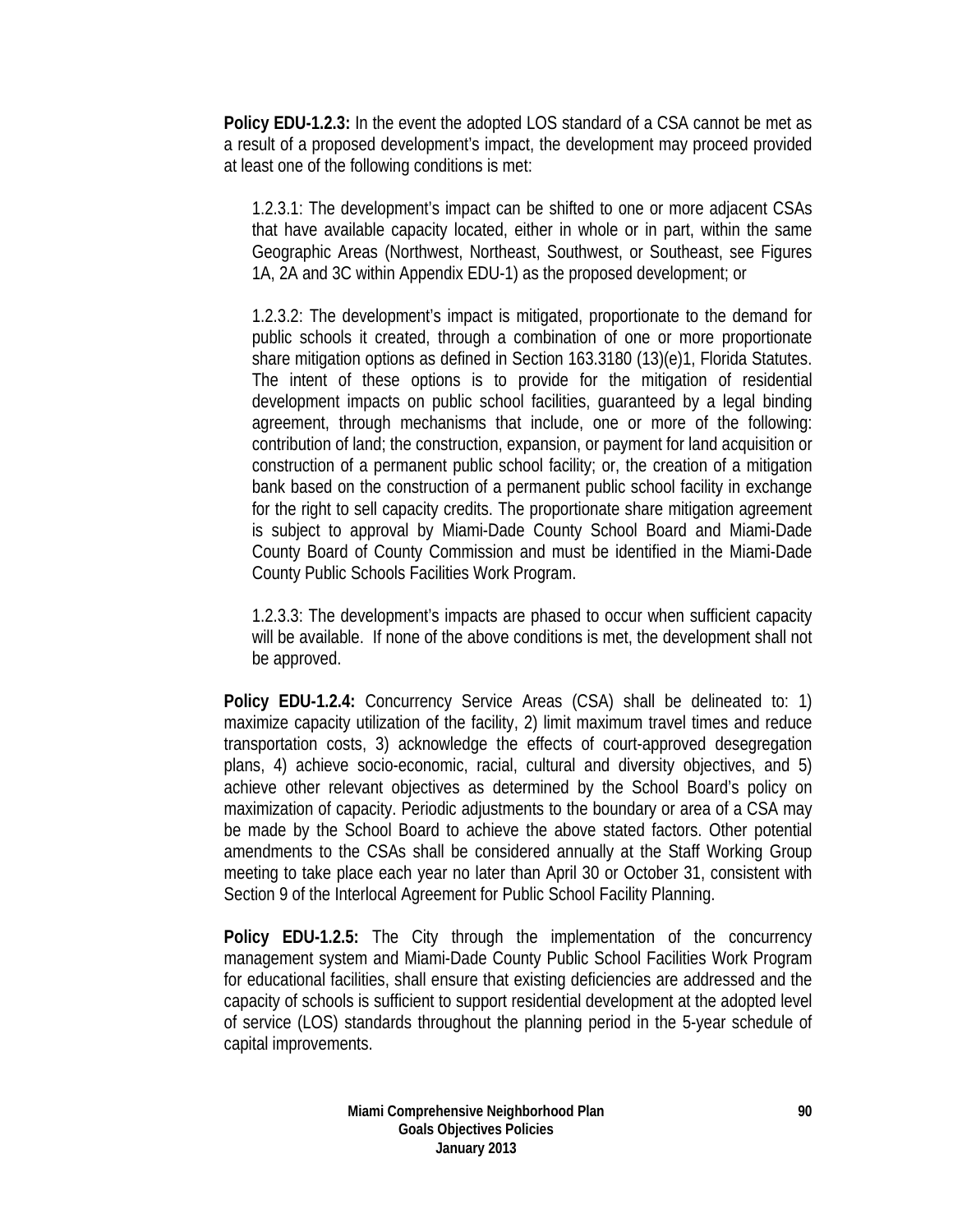**Policy EDU-1.2.3:** In the event the adopted LOS standard of a CSA cannot be met as a result of a proposed development's impact, the development may proceed provided at least one of the following conditions is met:

1.2.3.1: The development's impact can be shifted to one or more adjacent CSAs that have available capacity located, either in whole or in part, within the same Geographic Areas (Northwest, Northeast, Southwest, or Southeast, see Figures 1A, 2A and 3C within Appendix EDU-1) as the proposed development; or

1.2.3.2: The development's impact is mitigated, proportionate to the demand for public schools it created, through a combination of one or more proportionate share mitigation options as defined in Section 163.3180 (13)(e)1, Florida Statutes. The intent of these options is to provide for the mitigation of residential development impacts on public school facilities, guaranteed by a legal binding agreement, through mechanisms that include, one or more of the following: contribution of land; the construction, expansion, or payment for land acquisition or construction of a permanent public school facility; or, the creation of a mitigation bank based on the construction of a permanent public school facility in exchange for the right to sell capacity credits. The proportionate share mitigation agreement is subject to approval by Miami-Dade County School Board and Miami-Dade County Board of County Commission and must be identified in the Miami-Dade County Public Schools Facilities Work Program.

1.2.3.3: The development's impacts are phased to occur when sufficient capacity will be available. If none of the above conditions is met, the development shall not be approved.

**Policy EDU-1.2.4:** Concurrency Service Areas (CSA) shall be delineated to: 1) maximize capacity utilization of the facility, 2) limit maximum travel times and reduce transportation costs, 3) acknowledge the effects of court-approved desegregation plans, 4) achieve socio-economic, racial, cultural and diversity objectives, and 5) achieve other relevant objectives as determined by the School Board's policy on maximization of capacity. Periodic adjustments to the boundary or area of a CSA may be made by the School Board to achieve the above stated factors. Other potential amendments to the CSAs shall be considered annually at the Staff Working Group meeting to take place each year no later than April 30 or October 31, consistent with Section 9 of the Interlocal Agreement for Public School Facility Planning.

**Policy EDU-1.2.5:** The City through the implementation of the concurrency management system and Miami-Dade County Public School Facilities Work Program for educational facilities, shall ensure that existing deficiencies are addressed and the capacity of schools is sufficient to support residential development at the adopted level of service (LOS) standards throughout the planning period in the 5-year schedule of capital improvements.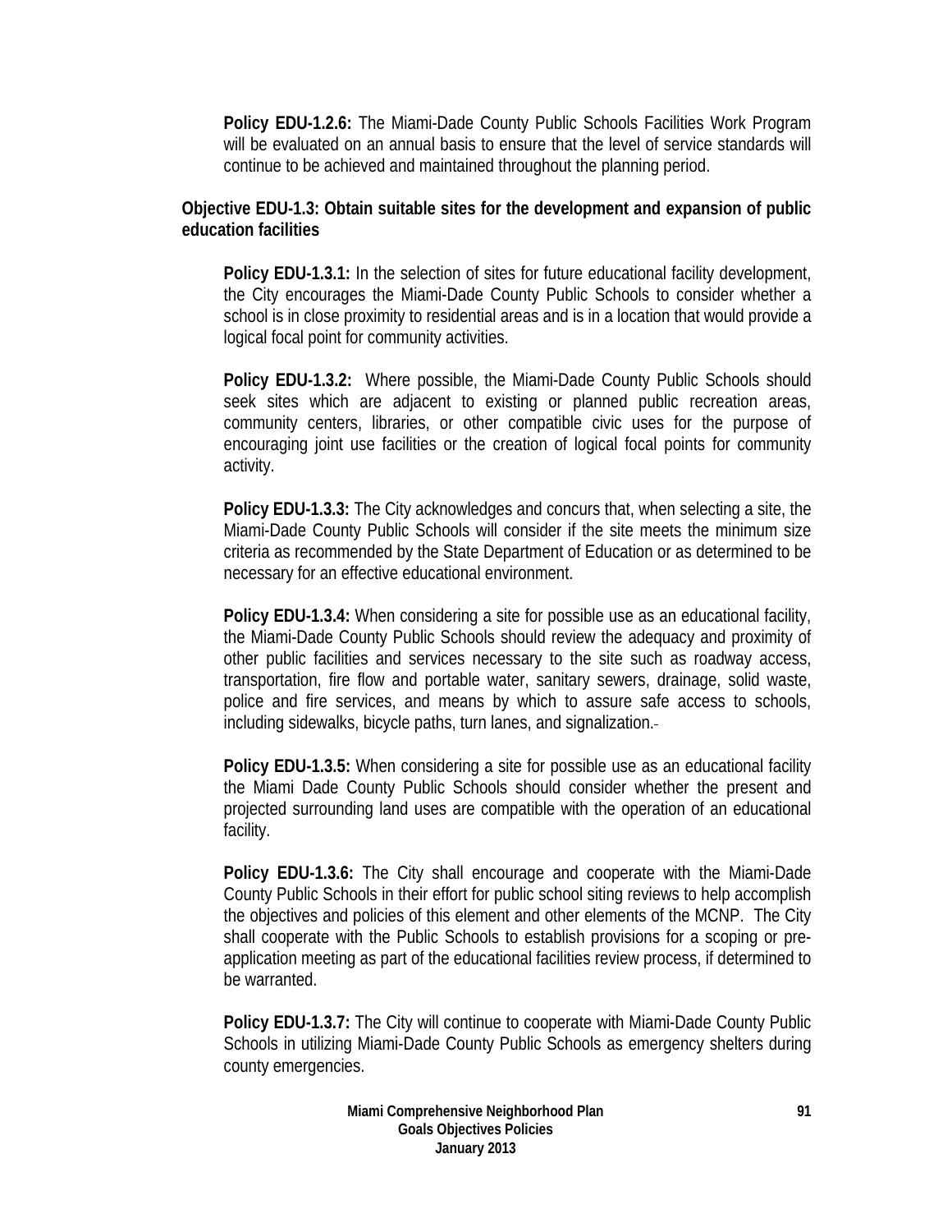**Policy EDU-1.2.6:** The Miami-Dade County Public Schools Facilities Work Program will be evaluated on an annual basis to ensure that the level of service standards will continue to be achieved and maintained throughout the planning period.

**Objective EDU-1.3: Obtain suitable sites for the development and expansion of public education facilities**

**Policy EDU-1.3.1:** In the selection of sites for future educational facility development, the City encourages the Miami-Dade County Public Schools to consider whether a school is in close proximity to residential areas and is in a location that would provide a logical focal point for community activities.

**Policy EDU-1.3.2:** Where possible, the Miami-Dade County Public Schools should seek sites which are adjacent to existing or planned public recreation areas, community centers, libraries, or other compatible civic uses for the purpose of encouraging joint use facilities or the creation of logical focal points for community activity.

**Policy EDU-1.3.3:** The City acknowledges and concurs that, when selecting a site, the Miami-Dade County Public Schools will consider if the site meets the minimum size criteria as recommended by the State Department of Education or as determined to be necessary for an effective educational environment.

**Policy EDU-1.3.4:** When considering a site for possible use as an educational facility, the Miami-Dade County Public Schools should review the adequacy and proximity of other public facilities and services necessary to the site such as roadway access, transportation, fire flow and portable water, sanitary sewers, drainage, solid waste, police and fire services, and means by which to assure safe access to schools, including sidewalks, bicycle paths, turn lanes, and signalization.

**Policy EDU-1.3.5:** When considering a site for possible use as an educational facility the Miami Dade County Public Schools should consider whether the present and projected surrounding land uses are compatible with the operation of an educational facility.

**Policy EDU-1.3.6:** The City shall encourage and cooperate with the Miami-Dade County Public Schools in their effort for public school siting reviews to help accomplish the objectives and policies of this element and other elements of the MCNP. The City shall cooperate with the Public Schools to establish provisions for a scoping or pre-application meeting as part of the educational facilities review process, if determined to be warranted.

**Policy EDU-1.3.7:** The City will continue to cooperate with Miami-Dade County Public Schools in utilizing Miami-Dade County Public Schools as emergency shelters during county emergencies.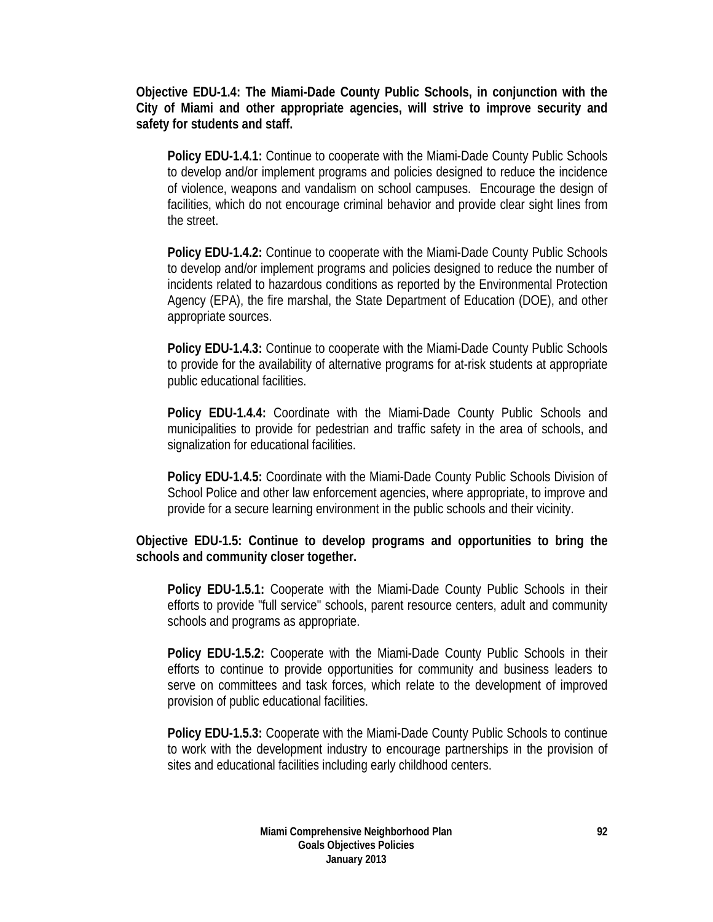**Objective EDU-1.4: The Miami-Dade County Public Schools, in conjunction with the City of Miami and other appropriate agencies, will strive to improve security and safety for students and staff.**

**Policy EDU-1.4.1:** Continue to cooperate with the Miami-Dade County Public Schools to develop and/or implement programs and policies designed to reduce the incidence of violence, weapons and vandalism on school campuses. Encourage the design of facilities, which do not encourage criminal behavior and provide clear sight lines from the street.

**Policy EDU-1.4.2:** Continue to cooperate with the Miami-Dade County Public Schools to develop and/or implement programs and policies designed to reduce the number of incidents related to hazardous conditions as reported by the Environmental Protection Agency (EPA), the fire marshal, the State Department of Education (DOE), and other appropriate sources.

**Policy EDU-1.4.3:** Continue to cooperate with the Miami-Dade County Public Schools to provide for the availability of alternative programs for at-risk students at appropriate public educational facilities.

**Policy EDU-1.4.4:** Coordinate with the Miami-Dade County Public Schools and municipalities to provide for pedestrian and traffic safety in the area of schools, and signalization for educational facilities.

**Policy EDU-1.4.5:** Coordinate with the Miami-Dade County Public Schools Division of School Police and other law enforcement agencies, where appropriate, to improve and provide for a secure learning environment in the public schools and their vicinity.

**Objective EDU-1.5: Continue to develop programs and opportunities to bring the schools and community closer together.**

**Policy EDU-1.5.1:** Cooperate with the Miami-Dade County Public Schools in their efforts to provide "full service" schools, parent resource centers, adult and community schools and programs as appropriate.

**Policy EDU-1.5.2:** Cooperate with the Miami-Dade County Public Schools in their efforts to continue to provide opportunities for community and business leaders to serve on committees and task forces, which relate to the development of improved provision of public educational facilities.

**Policy EDU-1.5.3:** Cooperate with the Miami-Dade County Public Schools to continue to work with the development industry to encourage partnerships in the provision of sites and educational facilities including early childhood centers.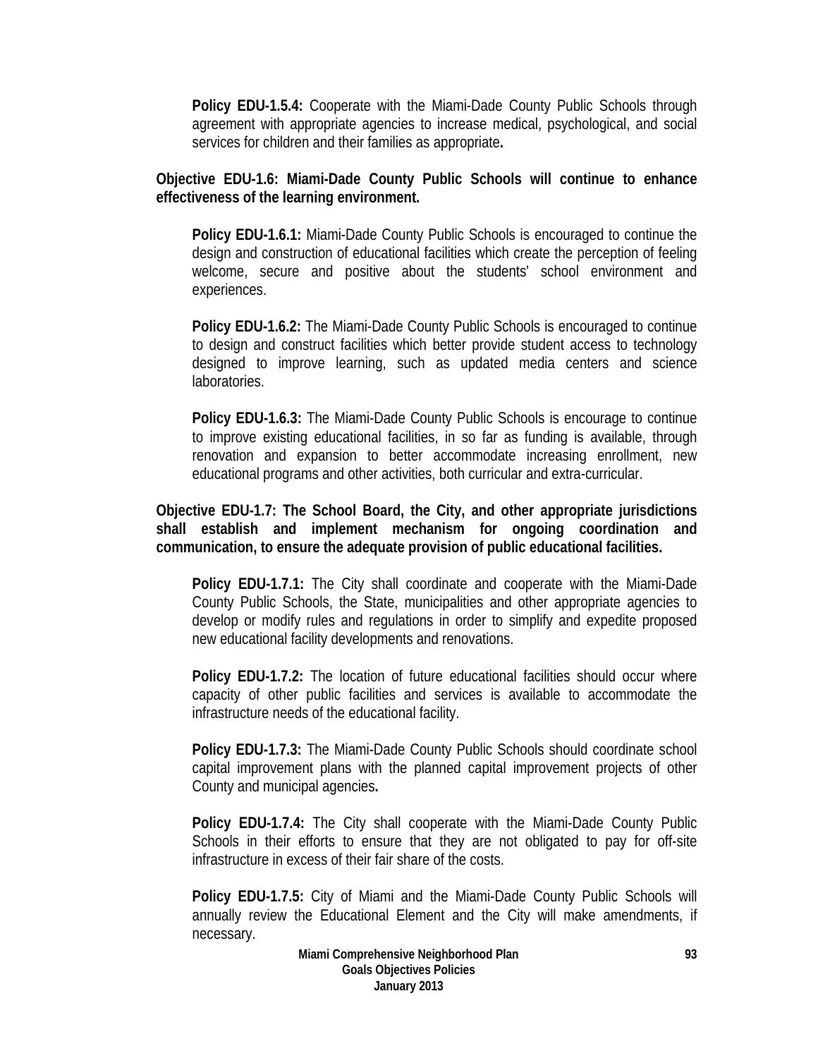**Policy EDU-1.5.4:** Cooperate with the Miami-Dade County Public Schools through agreement with appropriate agencies to increase medical, psychological, and social services for children and their families as appropriate**.**

**Objective EDU-1.6: Miami-Dade County Public Schools will continue to enhance effectiveness of the learning environment.**

**Policy EDU-1.6.1:** Miami-Dade County Public Schools is encouraged to continue the design and construction of educational facilities which create the perception of feeling welcome, secure and positive about the students' school environment and experiences.

**Policy EDU-1.6.2:** The Miami-Dade County Public Schools is encouraged to continue to design and construct facilities which better provide student access to technology designed to improve learning, such as updated media centers and science laboratories.

**Policy EDU-1.6.3:** The Miami-Dade County Public Schools is encourage to continue to improve existing educational facilities, in so far as funding is available, through renovation and expansion to better accommodate increasing enrollment, new educational programs and other activities, both curricular and extra-curricular.

**Objective EDU-1.7: The School Board, the City, and other appropriate jurisdictions shall establish and implement mechanism for ongoing coordination and communication, to ensure the adequate provision of public educational facilities.**

**Policy EDU-1.7.1:** The City shall coordinate and cooperate with the Miami-Dade County Public Schools, the State, municipalities and other appropriate agencies to develop or modify rules and regulations in order to simplify and expedite proposed new educational facility developments and renovations.

**Policy EDU-1.7.2:** The location of future educational facilities should occur where capacity of other public facilities and services is available to accommodate the infrastructure needs of the educational facility.

**Policy EDU-1.7.3:** The Miami-Dade County Public Schools should coordinate school capital improvement plans with the planned capital improvement projects of other County and municipal agencies**.**

**Policy EDU-1.7.4:** The City shall cooperate with the Miami-Dade County Public Schools in their efforts to ensure that they are not obligated to pay for off-site infrastructure in excess of their fair share of the costs.

**Policy EDU-1.7.5:** City of Miami and the Miami-Dade County Public Schools will annually review the Educational Element and the City will make amendments, if necessary.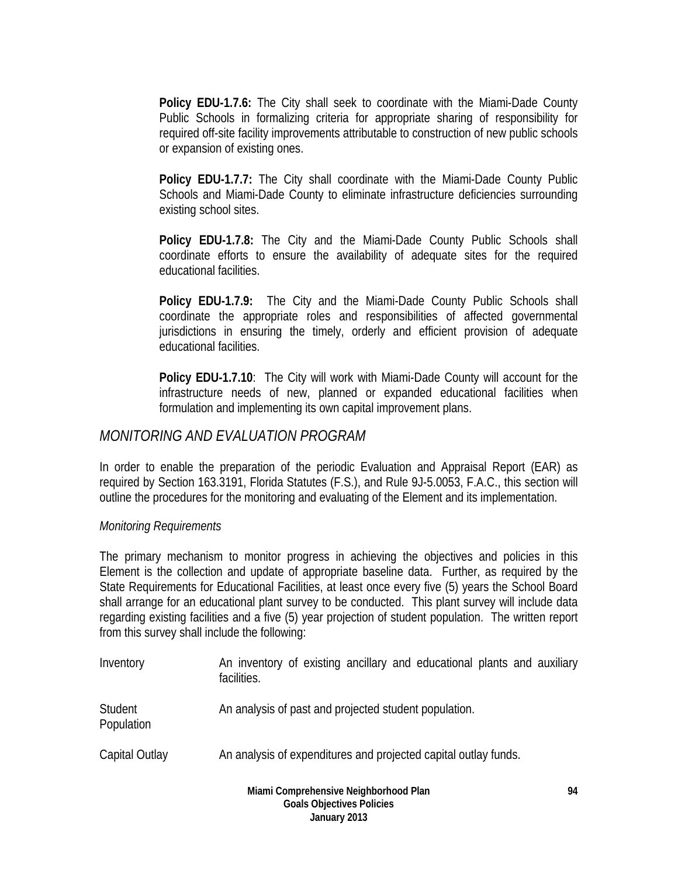**Policy EDU-1.7.6:** The City shall seek to coordinate with the Miami-Dade County Public Schools in formalizing criteria for appropriate sharing of responsibility for required off-site facility improvements attributable to construction of new public schools or expansion of existing ones.

**Policy EDU-1.7.7:** The City shall coordinate with the Miami-Dade County Public Schools and Miami-Dade County to eliminate infrastructure deficiencies surrounding existing school sites.

**Policy EDU-1.7.8:** The City and the Miami-Dade County Public Schools shall coordinate efforts to ensure the availability of adequate sites for the required educational facilities.

**Policy EDU-1.7.9:** The City and the Miami-Dade County Public Schools shall coordinate the appropriate roles and responsibilities of affected governmental jurisdictions in ensuring the timely, orderly and efficient provision of adequate educational facilities.

**Policy EDU-1.7.10**: The City will work with Miami-Dade County will account for the infrastructure needs of new, planned or expanded educational facilities when formulation and implementing its own capital improvement plans.

## *MONITORING AND EVALUATION PROGRAM*

In order to enable the preparation of the periodic Evaluation and Appraisal Report (EAR) as required by Section 163.3191, Florida Statutes (F.S.), and Rule 9J-5.0053, F.A.C., this section will outline the procedures for the monitoring and evaluating of the Element and its implementation.

*Monitoring Requirements*

The primary mechanism to monitor progress in achieving the objectives and policies in this Element is the collection and update of appropriate baseline data. Further, as required by the State Requirements for Educational Facilities, at least once every five (5) years the School Board shall arrange for an educational plant survey to be conducted. This plant survey will include data regarding existing facilities and a five (5) year projection of student population. The written report from this survey shall include the following:

| | |
|---|---|
| Inventory | An inventory of existing ancillary and educational plants and auxiliary facilities. |
| Student Population | An analysis of past and projected student population. |
| Capital Outlay | An analysis of expenditures and projected capital outlay funds. |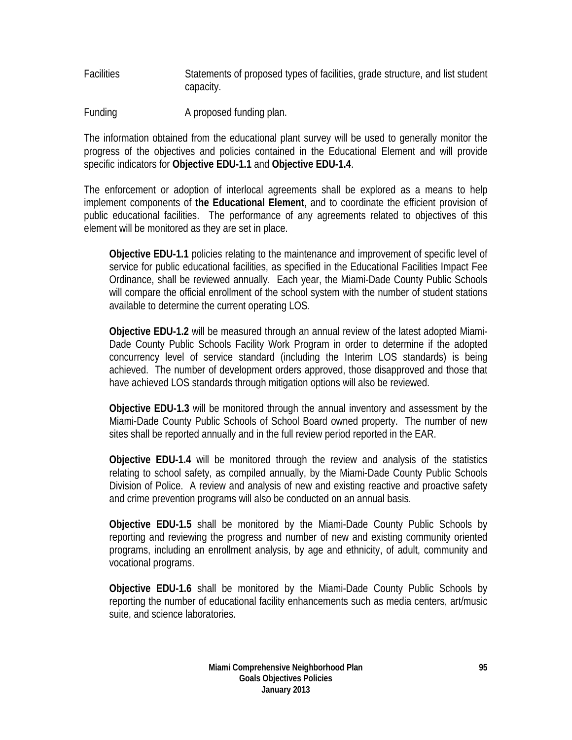| | |
|---|---|
| Facilities | Statements of proposed types of facilities, grade structure, and list student capacity. |
| Funding | A proposed funding plan. |

The information obtained from the educational plant survey will be used to generally monitor the progress of the objectives and policies contained in the Educational Element and will provide specific indicators for **Objective EDU-1.1** and **Objective EDU-1.4**.

The enforcement or adoption of interlocal agreements shall be explored as a means to help implement components of **the Educational Element**, and to coordinate the efficient provision of public educational facilities. The performance of any agreements related to objectives of this element will be monitored as they are set in place.

> **Objective EDU-1.1** policies relating to the maintenance and improvement of specific level of service for public educational facilities, as specified in the Educational Facilities Impact Fee Ordinance, shall be reviewed annually. Each year, the Miami-Dade County Public Schools will compare the official enrollment of the school system with the number of student stations available to determine the current operating LOS.
>
> **Objective EDU-1.2** will be measured through an annual review of the latest adopted Miami-Dade County Public Schools Facility Work Program in order to determine if the adopted concurrency level of service standard (including the Interim LOS standards) is being achieved. The number of development orders approved, those disapproved and those that have achieved LOS standards through mitigation options will also be reviewed.
>
> **Objective EDU-1.3** will be monitored through the annual inventory and assessment by the Miami-Dade County Public Schools of School Board owned property. The number of new sites shall be reported annually and in the full review period reported in the EAR.
>
> **Objective EDU-1.4** will be monitored through the review and analysis of the statistics relating to school safety, as compiled annually, by the Miami-Dade County Public Schools Division of Police. A review and analysis of new and existing reactive and proactive safety and crime prevention programs will also be conducted on an annual basis.
>
> **Objective EDU-1.5** shall be monitored by the Miami-Dade County Public Schools by reporting and reviewing the progress and number of new and existing community oriented programs, including an enrollment analysis, by age and ethnicity, of adult, community and vocational programs.
>
> **Objective EDU-1.6** shall be monitored by the Miami-Dade County Public Schools by reporting the number of educational facility enhancements such as media centers, art/music suite, and science laboratories.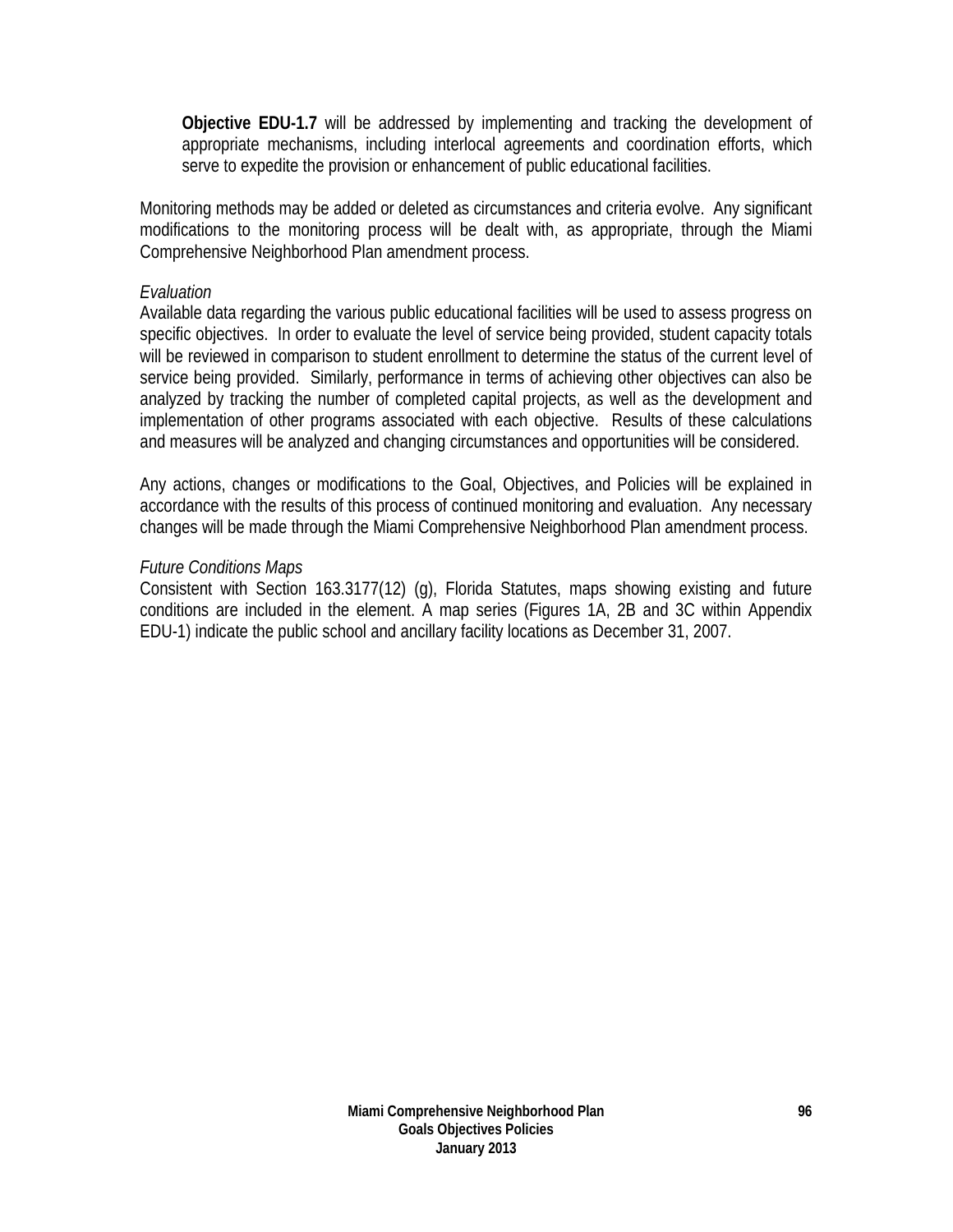**Objective EDU-1.7** will be addressed by implementing and tracking the development of appropriate mechanisms, including interlocal agreements and coordination efforts, which serve to expedite the provision or enhancement of public educational facilities.

Monitoring methods may be added or deleted as circumstances and criteria evolve. Any significant modifications to the monitoring process will be dealt with, as appropriate, through the Miami Comprehensive Neighborhood Plan amendment process.

*Evaluation*

Available data regarding the various public educational facilities will be used to assess progress on specific objectives. In order to evaluate the level of service being provided, student capacity totals will be reviewed in comparison to student enrollment to determine the status of the current level of service being provided. Similarly, performance in terms of achieving other objectives can also be analyzed by tracking the number of completed capital projects, as well as the development and implementation of other programs associated with each objective. Results of these calculations and measures will be analyzed and changing circumstances and opportunities will be considered.

Any actions, changes or modifications to the Goal, Objectives, and Policies will be explained in accordance with the results of this process of continued monitoring and evaluation. Any necessary changes will be made through the Miami Comprehensive Neighborhood Plan amendment process.

*Future Conditions Maps*

Consistent with Section 163.3177(12) (g), Florida Statutes, maps showing existing and future conditions are included in the element. A map series (Figures 1A, 2B and 3C within Appendix EDU-1) indicate the public school and ancillary facility locations as December 31, 2007.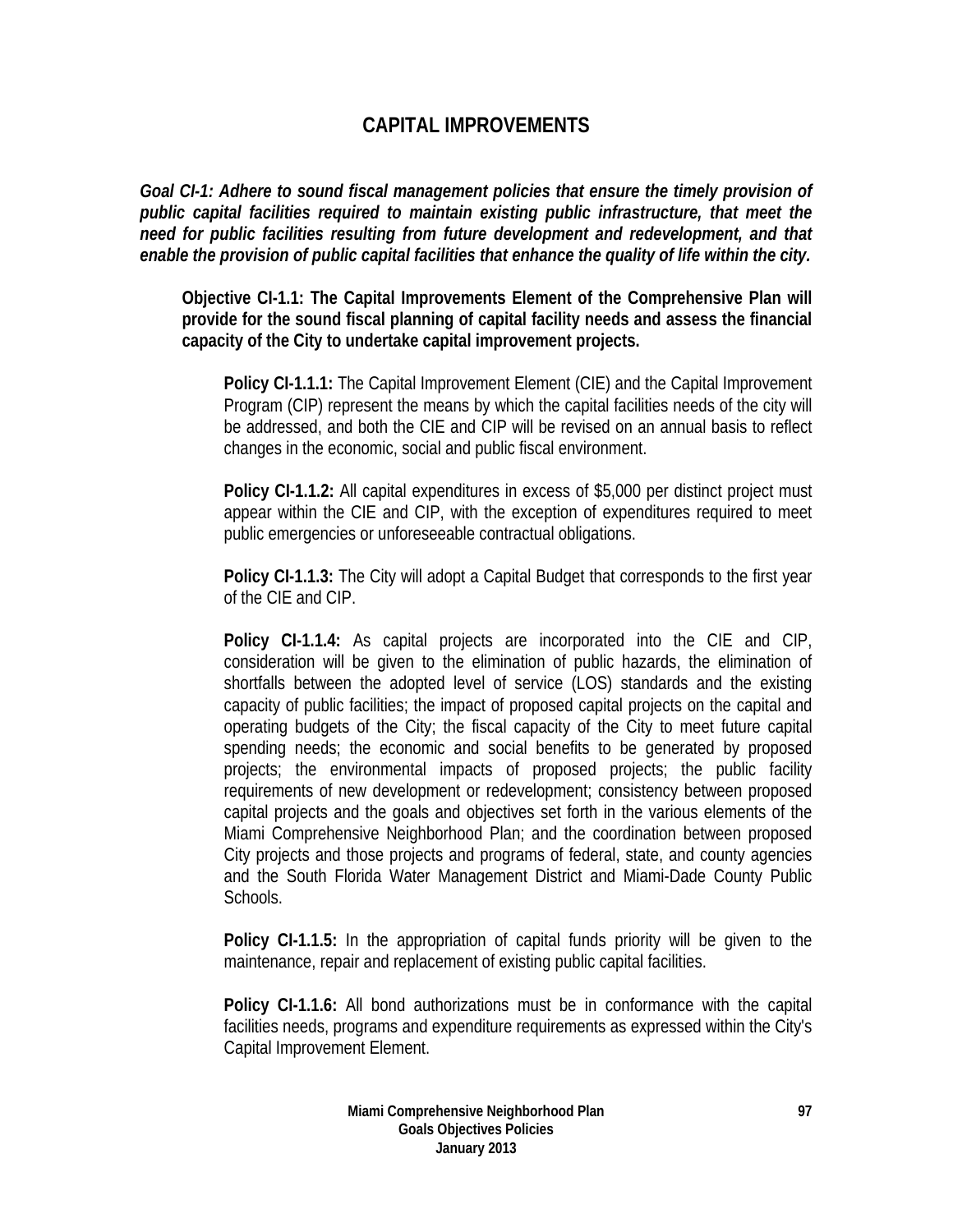# CAPITAL IMPROVEMENTS

***Goal CI-1: Adhere to sound fiscal management policies that ensure the timely provision of public capital facilities required to maintain existing public infrastructure, that meet the need for public facilities resulting from future development and redevelopment, and that enable the provision of public capital facilities that enhance the quality of life within the city.***

**Objective CI-1.1: The Capital Improvements Element of the Comprehensive Plan will provide for the sound fiscal planning of capital facility needs and assess the financial capacity of the City to undertake capital improvement projects.**

**Policy CI-1.1.1:** The Capital Improvement Element (CIE) and the Capital Improvement Program (CIP) represent the means by which the capital facilities needs of the city will be addressed, and both the CIE and CIP will be revised on an annual basis to reflect changes in the economic, social and public fiscal environment.

**Policy CI-1.1.2:** All capital expenditures in excess of $5,000 per distinct project must appear within the CIE and CIP, with the exception of expenditures required to meet public emergencies or unforeseeable contractual obligations.

**Policy CI-1.1.3:** The City will adopt a Capital Budget that corresponds to the first year of the CIE and CIP.

**Policy CI-1.1.4:** As capital projects are incorporated into the CIE and CIP, consideration will be given to the elimination of public hazards, the elimination of shortfalls between the adopted level of service (LOS) standards and the existing capacity of public facilities; the impact of proposed capital projects on the capital and operating budgets of the City; the fiscal capacity of the City to meet future capital spending needs; the economic and social benefits to be generated by proposed projects; the environmental impacts of proposed projects; the public facility requirements of new development or redevelopment; consistency between proposed capital projects and the goals and objectives set forth in the various elements of the Miami Comprehensive Neighborhood Plan; and the coordination between proposed City projects and those projects and programs of federal, state, and county agencies and the South Florida Water Management District and Miami-Dade County Public Schools.

**Policy CI-1.1.5:** In the appropriation of capital funds priority will be given to the maintenance, repair and replacement of existing public capital facilities.

**Policy CI-1.1.6:** All bond authorizations must be in conformance with the capital facilities needs, programs and expenditure requirements as expressed within the City's Capital Improvement Element.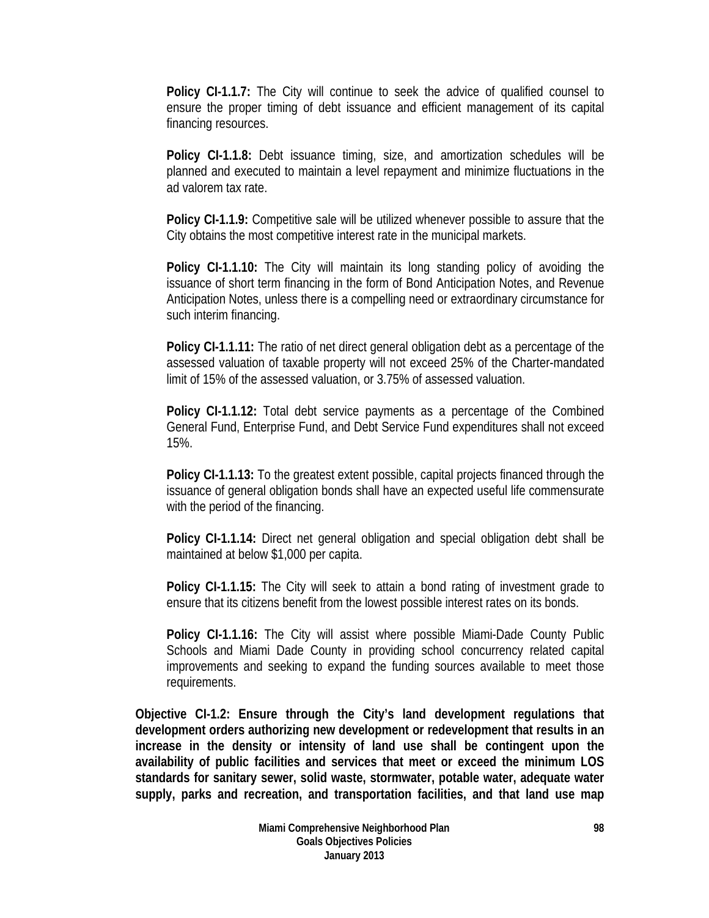**Policy CI-1.1.7:** The City will continue to seek the advice of qualified counsel to ensure the proper timing of debt issuance and efficient management of its capital financing resources.

**Policy CI-1.1.8:** Debt issuance timing, size, and amortization schedules will be planned and executed to maintain a level repayment and minimize fluctuations in the ad valorem tax rate.

**Policy CI-1.1.9:** Competitive sale will be utilized whenever possible to assure that the City obtains the most competitive interest rate in the municipal markets.

**Policy CI-1.1.10:** The City will maintain its long standing policy of avoiding the issuance of short term financing in the form of Bond Anticipation Notes, and Revenue Anticipation Notes, unless there is a compelling need or extraordinary circumstance for such interim financing.

**Policy CI-1.1.11:** The ratio of net direct general obligation debt as a percentage of the assessed valuation of taxable property will not exceed 25% of the Charter-mandated limit of 15% of the assessed valuation, or 3.75% of assessed valuation.

**Policy CI-1.1.12:** Total debt service payments as a percentage of the Combined General Fund, Enterprise Fund, and Debt Service Fund expenditures shall not exceed 15%.

**Policy CI-1.1.13:** To the greatest extent possible, capital projects financed through the issuance of general obligation bonds shall have an expected useful life commensurate with the period of the financing.

**Policy CI-1.1.14:** Direct net general obligation and special obligation debt shall be maintained at below $1,000 per capita.

**Policy CI-1.1.15:** The City will seek to attain a bond rating of investment grade to ensure that its citizens benefit from the lowest possible interest rates on its bonds.

**Policy CI-1.1.16:** The City will assist where possible Miami-Dade County Public Schools and Miami Dade County in providing school concurrency related capital improvements and seeking to expand the funding sources available to meet those requirements.

**Objective CI-1.2: Ensure through the City's land development regulations that development orders authorizing new development or redevelopment that results in an increase in the density or intensity of land use shall be contingent upon the availability of public facilities and services that meet or exceed the minimum LOS standards for sanitary sewer, solid waste, stormwater, potable water, adequate water supply, parks and recreation, and transportation facilities, and that land use map**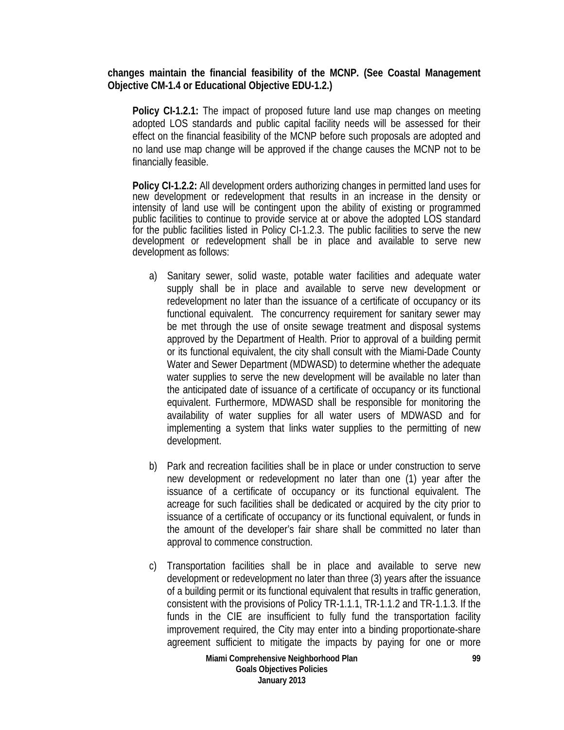**changes maintain the financial feasibility of the MCNP. (See Coastal Management Objective CM-1.4 or Educational Objective EDU-1.2.)**

**Policy CI-1.2.1:** The impact of proposed future land use map changes on meeting adopted LOS standards and public capital facility needs will be assessed for their effect on the financial feasibility of the MCNP before such proposals are adopted and no land use map change will be approved if the change causes the MCNP not to be financially feasible.

**Policy CI-1.2.2:** All development orders authorizing changes in permitted land uses for new development or redevelopment that results in an increase in the density or intensity of land use will be contingent upon the ability of existing or programmed public facilities to continue to provide service at or above the adopted LOS standard for the public facilities listed in Policy CI-1.2.3. The public facilities to serve the new development or redevelopment shall be in place and available to serve new development as follows:

a) Sanitary sewer, solid waste, potable water facilities and adequate water supply shall be in place and available to serve new development or redevelopment no later than the issuance of a certificate of occupancy or its functional equivalent. The concurrency requirement for sanitary sewer may be met through the use of onsite sewage treatment and disposal systems approved by the Department of Health. Prior to approval of a building permit or its functional equivalent, the city shall consult with the Miami-Dade County Water and Sewer Department (MDWASD) to determine whether the adequate water supplies to serve the new development will be available no later than the anticipated date of issuance of a certificate of occupancy or its functional equivalent. Furthermore, MDWASD shall be responsible for monitoring the availability of water supplies for all water users of MDWASD and for implementing a system that links water supplies to the permitting of new development.

b) Park and recreation facilities shall be in place or under construction to serve new development or redevelopment no later than one (1) year after the issuance of a certificate of occupancy or its functional equivalent. The acreage for such facilities shall be dedicated or acquired by the city prior to issuance of a certificate of occupancy or its functional equivalent, or funds in the amount of the developer's fair share shall be committed no later than approval to commence construction.

c) Transportation facilities shall be in place and available to serve new development or redevelopment no later than three (3) years after the issuance of a building permit or its functional equivalent that results in traffic generation, consistent with the provisions of Policy TR-1.1.1, TR-1.1.2 and TR-1.1.3. If the funds in the CIE are insufficient to fully fund the transportation facility improvement required, the City may enter into a binding proportionate-share agreement sufficient to mitigate the impacts by paying for one or more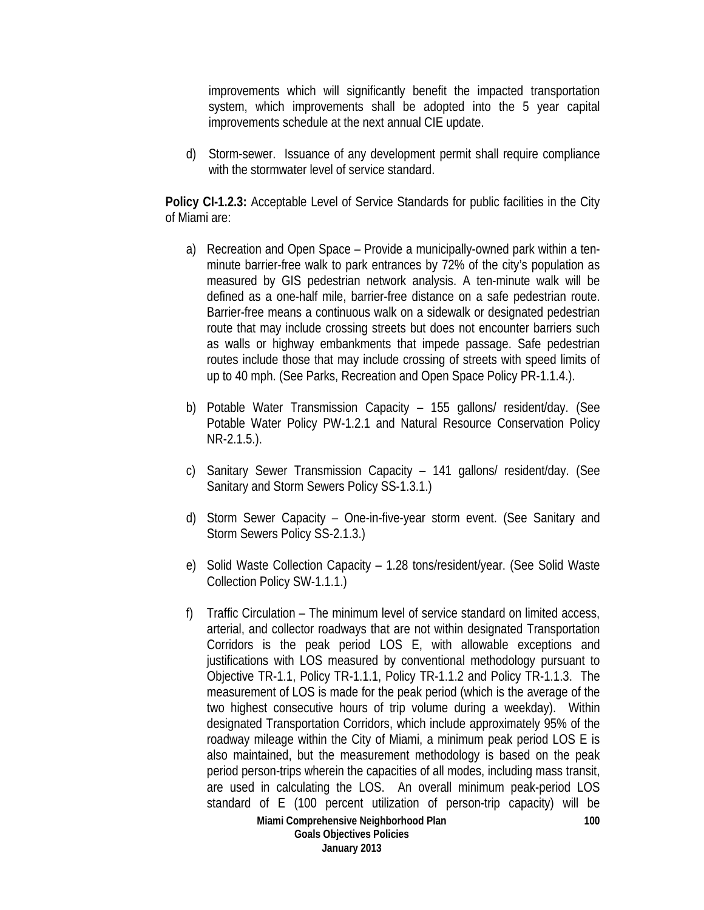improvements which will significantly benefit the impacted transportation system, which improvements shall be adopted into the 5 year capital improvements schedule at the next annual CIE update.

d) Storm-sewer. Issuance of any development permit shall require compliance with the stormwater level of service standard.

**Policy CI-1.2.3:** Acceptable Level of Service Standards for public facilities in the City of Miami are:

a) Recreation and Open Space – Provide a municipally-owned park within a ten-minute barrier-free walk to park entrances by 72% of the city's population as measured by GIS pedestrian network analysis. A ten-minute walk will be defined as a one-half mile, barrier-free distance on a safe pedestrian route. Barrier-free means a continuous walk on a sidewalk or designated pedestrian route that may include crossing streets but does not encounter barriers such as walls or highway embankments that impede passage. Safe pedestrian routes include those that may include crossing of streets with speed limits of up to 40 mph. (See Parks, Recreation and Open Space Policy PR-1.1.4.).

b) Potable Water Transmission Capacity – 155 gallons/ resident/day. (See Potable Water Policy PW-1.2.1 and Natural Resource Conservation Policy NR-2.1.5.).

c) Sanitary Sewer Transmission Capacity – 141 gallons/ resident/day. (See Sanitary and Storm Sewers Policy SS-1.3.1.)

d) Storm Sewer Capacity – One-in-five-year storm event. (See Sanitary and Storm Sewers Policy SS-2.1.3.)

e) Solid Waste Collection Capacity – 1.28 tons/resident/year. (See Solid Waste Collection Policy SW-1.1.1.)

f) Traffic Circulation – The minimum level of service standard on limited access, arterial, and collector roadways that are not within designated Transportation Corridors is the peak period LOS E, with allowable exceptions and justifications with LOS measured by conventional methodology pursuant to Objective TR-1.1, Policy TR-1.1.1, Policy TR-1.1.2 and Policy TR-1.1.3. The measurement of LOS is made for the peak period (which is the average of the two highest consecutive hours of trip volume during a weekday). Within designated Transportation Corridors, which include approximately 95% of the roadway mileage within the City of Miami, a minimum peak period LOS E is also maintained, but the measurement methodology is based on the peak period person-trips wherein the capacities of all modes, including mass transit, are used in calculating the LOS. An overall minimum peak-period LOS standard of E (100 percent utilization of person-trip capacity) will be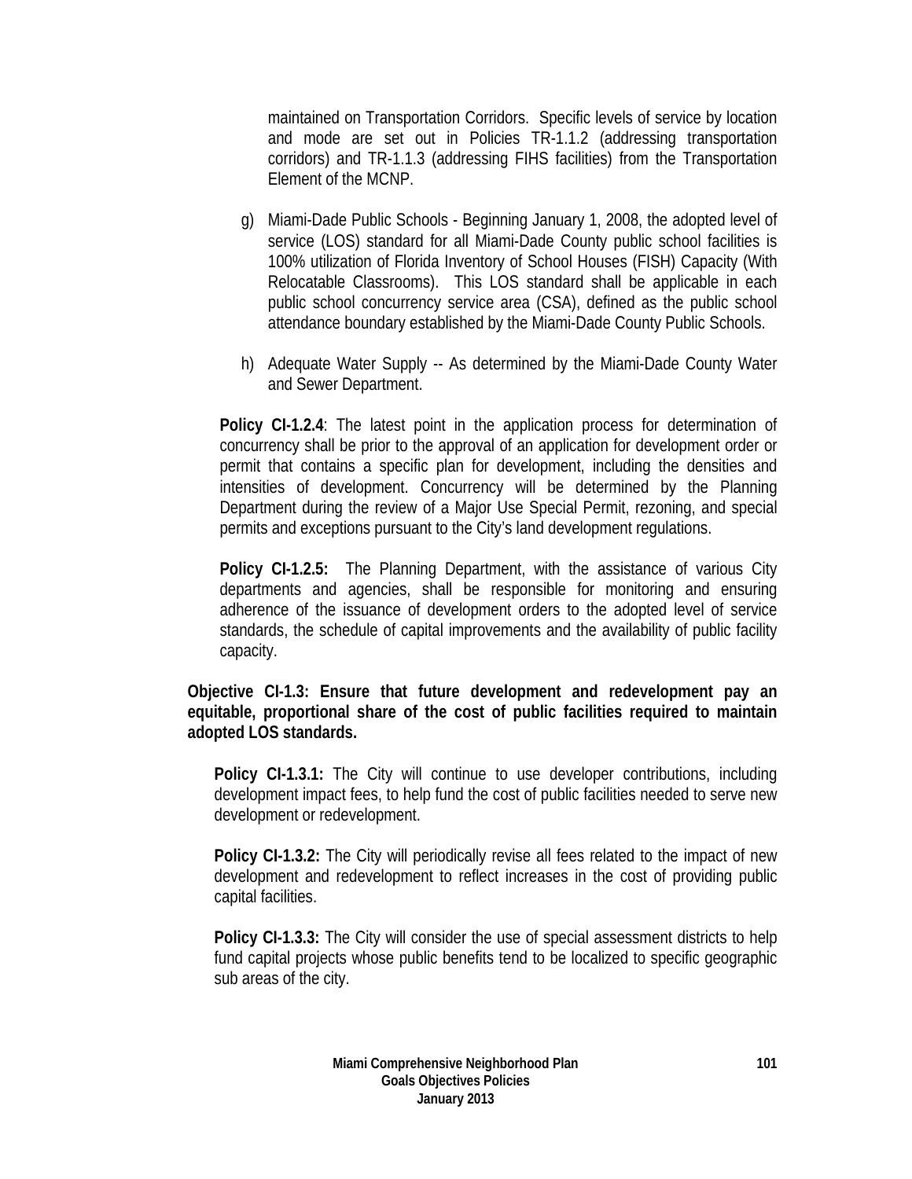maintained on Transportation Corridors. Specific levels of service by location and mode are set out in Policies TR-1.1.2 (addressing transportation corridors) and TR-1.1.3 (addressing FIHS facilities) from the Transportation Element of the MCNP.

g) Miami-Dade Public Schools - Beginning January 1, 2008, the adopted level of service (LOS) standard for all Miami-Dade County public school facilities is 100% utilization of Florida Inventory of School Houses (FISH) Capacity (With Relocatable Classrooms). This LOS standard shall be applicable in each public school concurrency service area (CSA), defined as the public school attendance boundary established by the Miami-Dade County Public Schools.

h) Adequate Water Supply -- As determined by the Miami-Dade County Water and Sewer Department.

**Policy CI-1.2.4**: The latest point in the application process for determination of concurrency shall be prior to the approval of an application for development order or permit that contains a specific plan for development, including the densities and intensities of development. Concurrency will be determined by the Planning Department during the review of a Major Use Special Permit, rezoning, and special permits and exceptions pursuant to the City's land development regulations.

**Policy CI-1.2.5:** The Planning Department, with the assistance of various City departments and agencies, shall be responsible for monitoring and ensuring adherence of the issuance of development orders to the adopted level of service standards, the schedule of capital improvements and the availability of public facility capacity.

**Objective CI-1.3: Ensure that future development and redevelopment pay an equitable, proportional share of the cost of public facilities required to maintain adopted LOS standards.**

**Policy CI-1.3.1:** The City will continue to use developer contributions, including development impact fees, to help fund the cost of public facilities needed to serve new development or redevelopment.

**Policy CI-1.3.2:** The City will periodically revise all fees related to the impact of new development and redevelopment to reflect increases in the cost of providing public capital facilities.

**Policy CI-1.3.3:** The City will consider the use of special assessment districts to help fund capital projects whose public benefits tend to be localized to specific geographic sub areas of the city.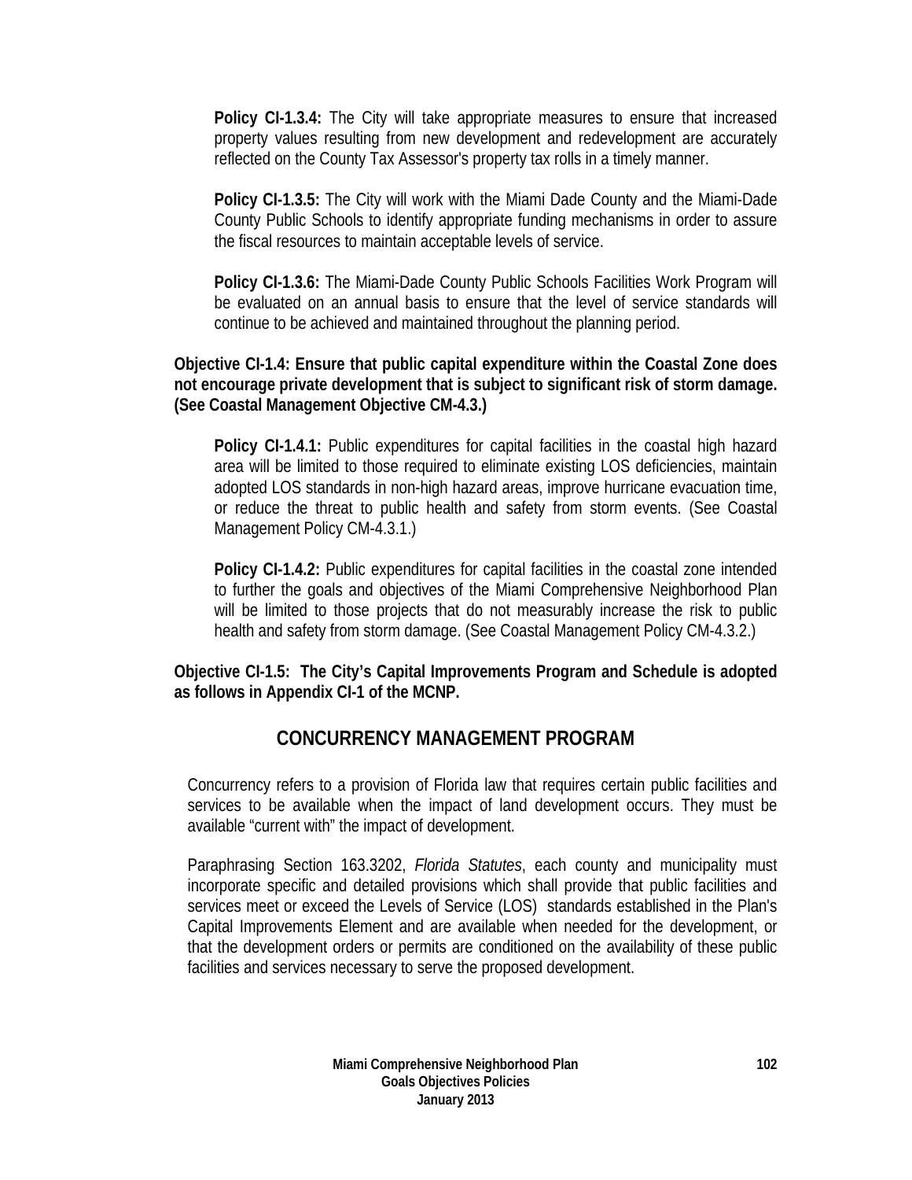**Policy CI-1.3.4:** The City will take appropriate measures to ensure that increased property values resulting from new development and redevelopment are accurately reflected on the County Tax Assessor's property tax rolls in a timely manner.

**Policy CI-1.3.5:** The City will work with the Miami Dade County and the Miami-Dade County Public Schools to identify appropriate funding mechanisms in order to assure the fiscal resources to maintain acceptable levels of service.

**Policy CI-1.3.6:** The Miami-Dade County Public Schools Facilities Work Program will be evaluated on an annual basis to ensure that the level of service standards will continue to be achieved and maintained throughout the planning period.

**Objective CI-1.4: Ensure that public capital expenditure within the Coastal Zone does not encourage private development that is subject to significant risk of storm damage. (See Coastal Management Objective CM-4.3.)**

**Policy CI-1.4.1:** Public expenditures for capital facilities in the coastal high hazard area will be limited to those required to eliminate existing LOS deficiencies, maintain adopted LOS standards in non-high hazard areas, improve hurricane evacuation time, or reduce the threat to public health and safety from storm events. (See Coastal Management Policy CM-4.3.1.)

**Policy CI-1.4.2:** Public expenditures for capital facilities in the coastal zone intended to further the goals and objectives of the Miami Comprehensive Neighborhood Plan will be limited to those projects that do not measurably increase the risk to public health and safety from storm damage. (See Coastal Management Policy CM-4.3.2.)

**Objective CI-1.5: The City's Capital Improvements Program and Schedule is adopted as follows in Appendix CI-1 of the MCNP.**

## CONCURRENCY MANAGEMENT PROGRAM

Concurrency refers to a provision of Florida law that requires certain public facilities and services to be available when the impact of land development occurs. They must be available "current with" the impact of development.

Paraphrasing Section 163.3202, *Florida Statutes*, each county and municipality must incorporate specific and detailed provisions which shall provide that public facilities and services meet or exceed the Levels of Service (LOS) standards established in the Plan's Capital Improvements Element and are available when needed for the development, or that the development orders or permits are conditioned on the availability of these public facilities and services necessary to serve the proposed development.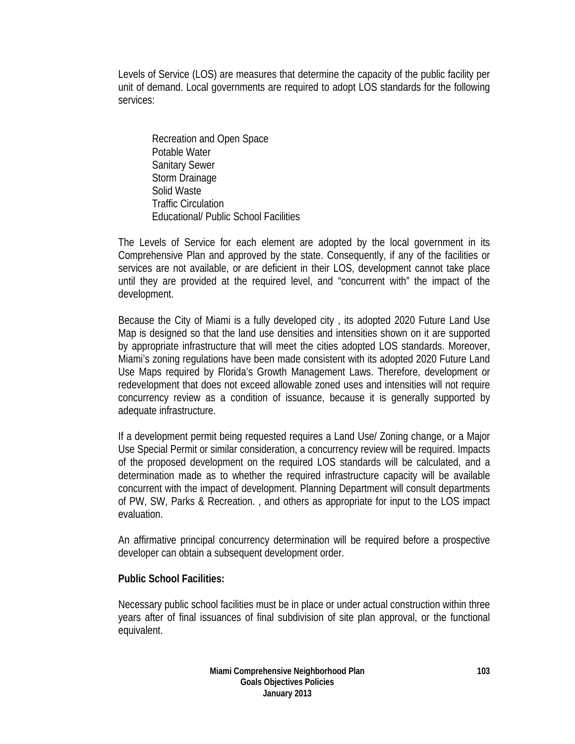Levels of Service (LOS) are measures that determine the capacity of the public facility per unit of demand. Local governments are required to adopt LOS standards for the following services:

Recreation and Open Space
Potable Water
Sanitary Sewer
Storm Drainage
Solid Waste
Traffic Circulation
Educational/ Public School Facilities

The Levels of Service for each element are adopted by the local government in its Comprehensive Plan and approved by the state. Consequently, if any of the facilities or services are not available, or are deficient in their LOS, development cannot take place until they are provided at the required level, and "concurrent with" the impact of the development.

Because the City of Miami is a fully developed city , its adopted 2020 Future Land Use Map is designed so that the land use densities and intensities shown on it are supported by appropriate infrastructure that will meet the cities adopted LOS standards. Moreover, Miami's zoning regulations have been made consistent with its adopted 2020 Future Land Use Maps required by Florida's Growth Management Laws. Therefore, development or redevelopment that does not exceed allowable zoned uses and intensities will not require concurrency review as a condition of issuance, because it is generally supported by adequate infrastructure.

If a development permit being requested requires a Land Use/ Zoning change, or a Major Use Special Permit or similar consideration, a concurrency review will be required. Impacts of the proposed development on the required LOS standards will be calculated, and a determination made as to whether the required infrastructure capacity will be available concurrent with the impact of development. Planning Department will consult departments of PW, SW, Parks & Recreation. , and others as appropriate for input to the LOS impact evaluation.

An affirmative principal concurrency determination will be required before a prospective developer can obtain a subsequent development order.

**Public School Facilities:**

Necessary public school facilities must be in place or under actual construction within three years after of final issuances of final subdivision of site plan approval, or the functional equivalent.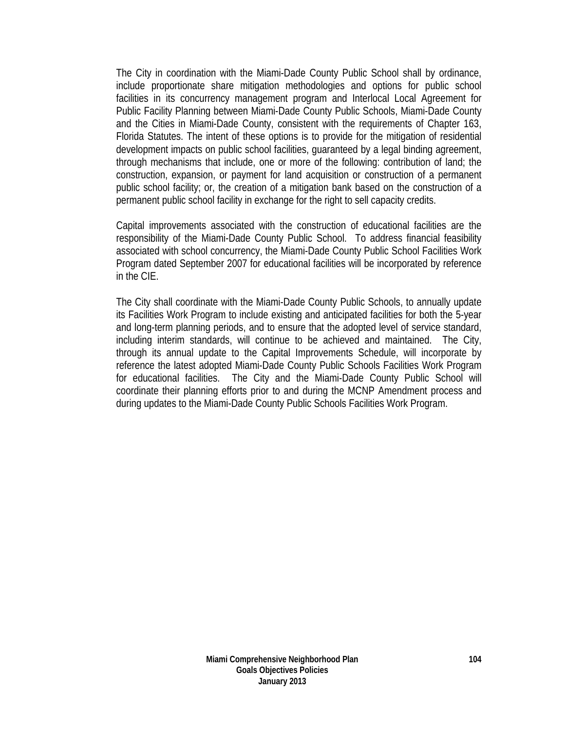The City in coordination with the Miami-Dade County Public School shall by ordinance, include proportionate share mitigation methodologies and options for public school facilities in its concurrency management program and Interlocal Agreement for Public Facility Planning between Miami-Dade County Public Schools, Miami-Dade County and the Cities in Miami-Dade County, consistent with the requirements of Chapter 163, Florida Statutes. The intent of these options is to provide for the mitigation of residential development impacts on public school facilities, guaranteed by a legal binding agreement, through mechanisms that include, one or more of the following: contribution of land; the construction, expansion, or payment for land acquisition or construction of a permanent public school facility; or, the creation of a mitigation bank based on the construction of a permanent public school facility in exchange for the right to sell capacity credits.

Capital improvements associated with the construction of educational facilities are the responsibility of the Miami-Dade County Public School. To address financial feasibility associated with school concurrency, the Miami-Dade County Public School Facilities Work Program dated September 2007 for educational facilities will be incorporated by reference in the CIE.

The City shall coordinate with the Miami-Dade County Public Schools, to annually update its Facilities Work Program to include existing and anticipated facilities for both the 5-year and long-term planning periods, and to ensure that the adopted level of service standard, including interim standards, will continue to be achieved and maintained. The City, through its annual update to the Capital Improvements Schedule, will incorporate by reference the latest adopted Miami-Dade County Public Schools Facilities Work Program for educational facilities. The City and the Miami-Dade County Public School will coordinate their planning efforts prior to and during the MCNP Amendment process and during updates to the Miami-Dade County Public Schools Facilities Work Program.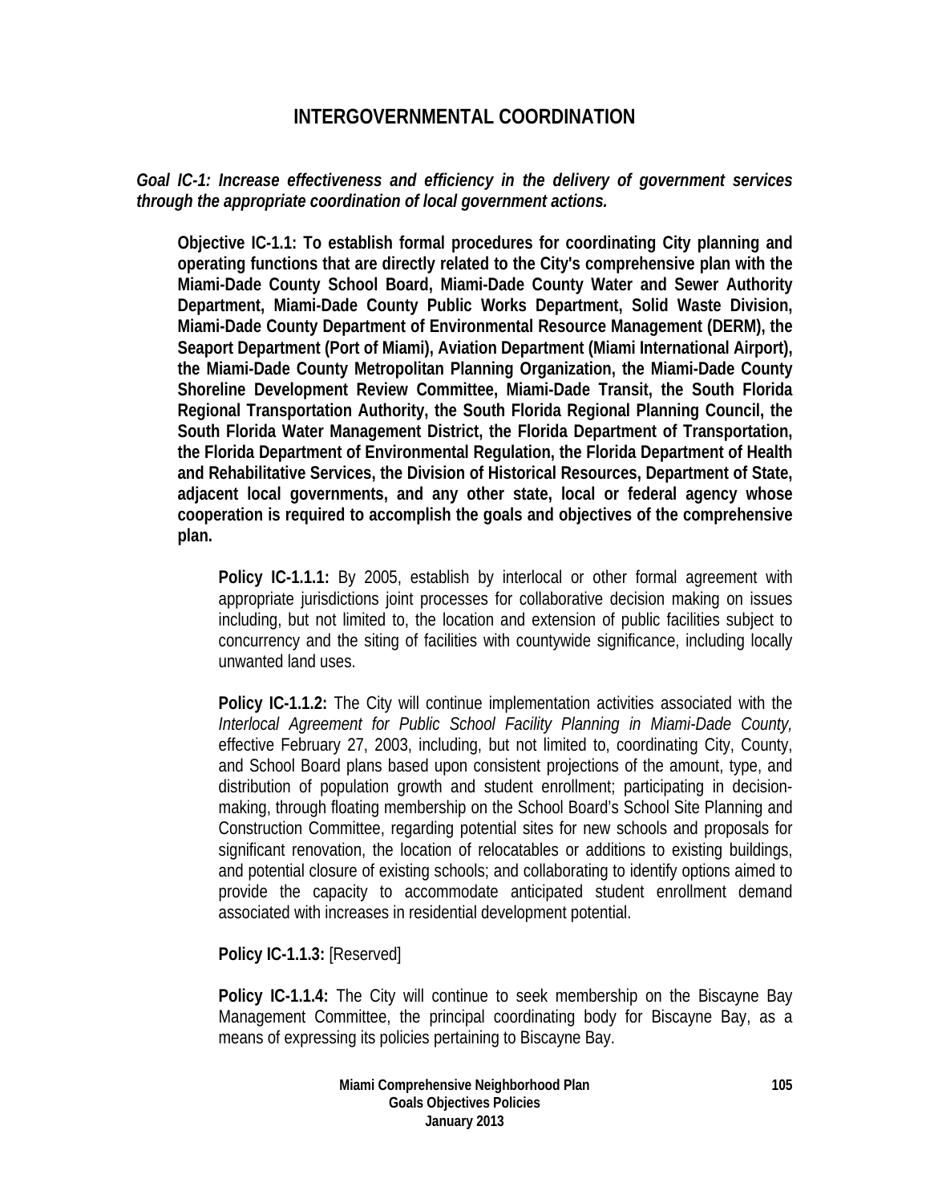# INTERGOVERNMENTAL COORDINATION

***Goal IC-1: Increase effectiveness and efficiency in the delivery of government services through the appropriate coordination of local government actions.***

**Objective IC-1.1: To establish formal procedures for coordinating City planning and operating functions that are directly related to the City's comprehensive plan with the Miami-Dade County School Board, Miami-Dade County Water and Sewer Authority Department, Miami-Dade County Public Works Department, Solid Waste Division, Miami-Dade County Department of Environmental Resource Management (DERM), the Seaport Department (Port of Miami), Aviation Department (Miami International Airport), the Miami-Dade County Metropolitan Planning Organization, the Miami-Dade County Shoreline Development Review Committee, Miami-Dade Transit, the South Florida Regional Transportation Authority, the South Florida Regional Planning Council, the South Florida Water Management District, the Florida Department of Transportation, the Florida Department of Environmental Regulation, the Florida Department of Health and Rehabilitative Services, the Division of Historical Resources, Department of State, adjacent local governments, and any other state, local or federal agency whose cooperation is required to accomplish the goals and objectives of the comprehensive plan.**

**Policy IC-1.1.1:** By 2005, establish by interlocal or other formal agreement with appropriate jurisdictions joint processes for collaborative decision making on issues including, but not limited to, the location and extension of public facilities subject to concurrency and the siting of facilities with countywide significance, including locally unwanted land uses.

**Policy IC-1.1.2:** The City will continue implementation activities associated with the *Interlocal Agreement for Public School Facility Planning in Miami-Dade County,* effective February 27, 2003, including, but not limited to, coordinating City, County, and School Board plans based upon consistent projections of the amount, type, and distribution of population growth and student enrollment; participating in decision-making, through floating membership on the School Board's School Site Planning and Construction Committee, regarding potential sites for new schools and proposals for significant renovation, the location of relocatables or additions to existing buildings, and potential closure of existing schools; and collaborating to identify options aimed to provide the capacity to accommodate anticipated student enrollment demand associated with increases in residential development potential.

**Policy IC-1.1.3:** [Reserved]

**Policy IC-1.1.4:** The City will continue to seek membership on the Biscayne Bay Management Committee, the principal coordinating body for Biscayne Bay, as a means of expressing its policies pertaining to Biscayne Bay.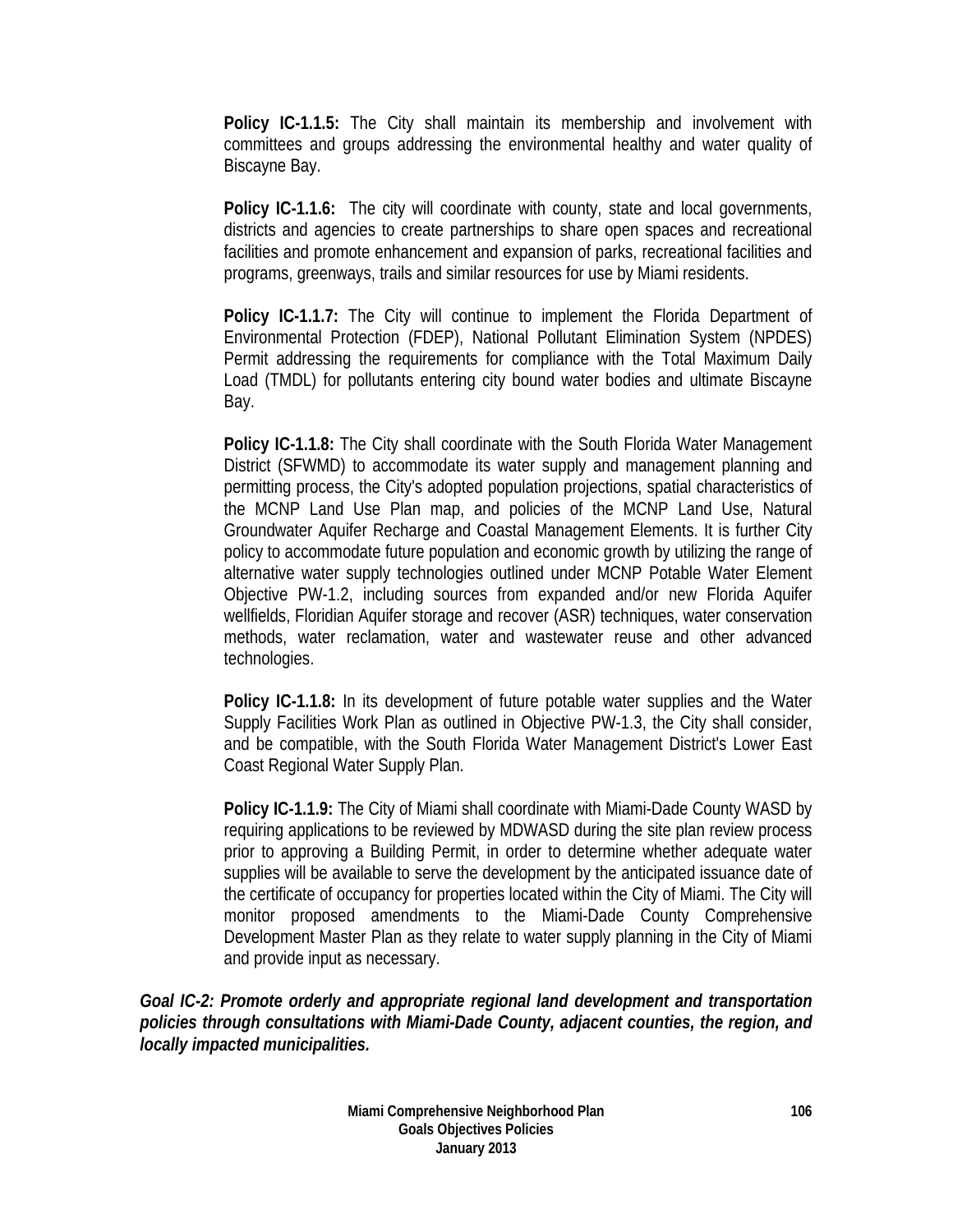**Policy IC-1.1.5:** The City shall maintain its membership and involvement with committees and groups addressing the environmental healthy and water quality of Biscayne Bay.

**Policy IC-1.1.6:** The city will coordinate with county, state and local governments, districts and agencies to create partnerships to share open spaces and recreational facilities and promote enhancement and expansion of parks, recreational facilities and programs, greenways, trails and similar resources for use by Miami residents.

**Policy IC-1.1.7:** The City will continue to implement the Florida Department of Environmental Protection (FDEP), National Pollutant Elimination System (NPDES) Permit addressing the requirements for compliance with the Total Maximum Daily Load (TMDL) for pollutants entering city bound water bodies and ultimate Biscayne Bay.

**Policy IC-1.1.8:** The City shall coordinate with the South Florida Water Management District (SFWMD) to accommodate its water supply and management planning and permitting process, the City's adopted population projections, spatial characteristics of the MCNP Land Use Plan map, and policies of the MCNP Land Use, Natural Groundwater Aquifer Recharge and Coastal Management Elements. It is further City policy to accommodate future population and economic growth by utilizing the range of alternative water supply technologies outlined under MCNP Potable Water Element Objective PW-1.2, including sources from expanded and/or new Florida Aquifer wellfields, Floridian Aquifer storage and recover (ASR) techniques, water conservation methods, water reclamation, water and wastewater reuse and other advanced technologies.

**Policy IC-1.1.8:** In its development of future potable water supplies and the Water Supply Facilities Work Plan as outlined in Objective PW-1.3, the City shall consider, and be compatible, with the South Florida Water Management District's Lower East Coast Regional Water Supply Plan.

**Policy IC-1.1.9:** The City of Miami shall coordinate with Miami-Dade County WASD by requiring applications to be reviewed by MDWASD during the site plan review process prior to approving a Building Permit, in order to determine whether adequate water supplies will be available to serve the development by the anticipated issuance date of the certificate of occupancy for properties located within the City of Miami. The City will monitor proposed amendments to the Miami-Dade County Comprehensive Development Master Plan as they relate to water supply planning in the City of Miami and provide input as necessary.

***Goal IC-2: Promote orderly and appropriate regional land development and transportation policies through consultations with Miami-Dade County, adjacent counties, the region, and locally impacted municipalities.***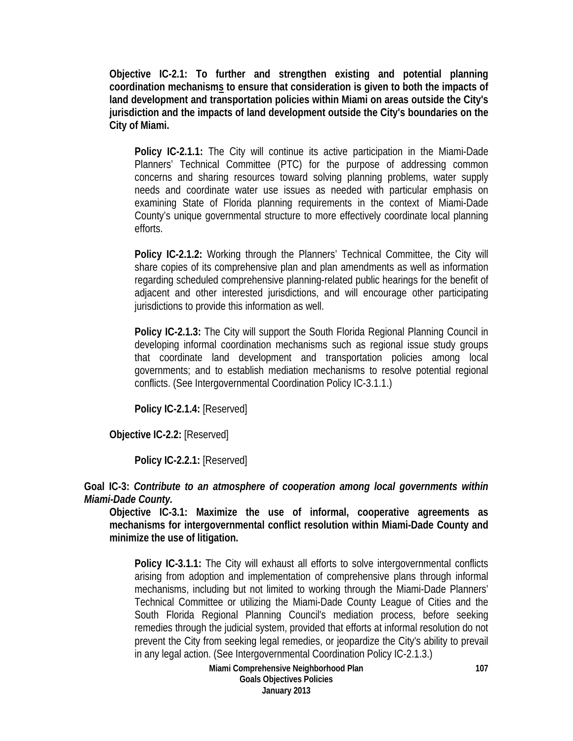**Objective IC-2.1: To further and strengthen existing and potential planning coordination mechanisms to ensure that consideration is given to both the impacts of land development and transportation policies within Miami on areas outside the City's jurisdiction and the impacts of land development outside the City's boundaries on the City of Miami.**

**Policy IC-2.1.1:** The City will continue its active participation in the Miami-Dade Planners' Technical Committee (PTC) for the purpose of addressing common concerns and sharing resources toward solving planning problems, water supply needs and coordinate water use issues as needed with particular emphasis on examining State of Florida planning requirements in the context of Miami-Dade County's unique governmental structure to more effectively coordinate local planning efforts.

**Policy IC-2.1.2:** Working through the Planners' Technical Committee, the City will share copies of its comprehensive plan and plan amendments as well as information regarding scheduled comprehensive planning-related public hearings for the benefit of adjacent and other interested jurisdictions, and will encourage other participating jurisdictions to provide this information as well.

**Policy IC-2.1.3:** The City will support the South Florida Regional Planning Council in developing informal coordination mechanisms such as regional issue study groups that coordinate land development and transportation policies among local governments; and to establish mediation mechanisms to resolve potential regional conflicts. (See Intergovernmental Coordination Policy IC-3.1.1.)

**Policy IC-2.1.4:** [Reserved]

**Objective IC-2.2:** [Reserved]

**Policy IC-2.2.1:** [Reserved]

**Goal IC-3:** ***Contribute to an atmosphere of cooperation among local governments within Miami-Dade County.***

**Objective IC-3.1: Maximize the use of informal, cooperative agreements as mechanisms for intergovernmental conflict resolution within Miami-Dade County and minimize the use of litigation.**

**Policy IC-3.1.1:** The City will exhaust all efforts to solve intergovernmental conflicts arising from adoption and implementation of comprehensive plans through informal mechanisms, including but not limited to working through the Miami-Dade Planners' Technical Committee or utilizing the Miami-Dade County League of Cities and the South Florida Regional Planning Council's mediation process, before seeking remedies through the judicial system, provided that efforts at informal resolution do not prevent the City from seeking legal remedies, or jeopardize the City's ability to prevail in any legal action. (See Intergovernmental Coordination Policy IC-2.1.3.)